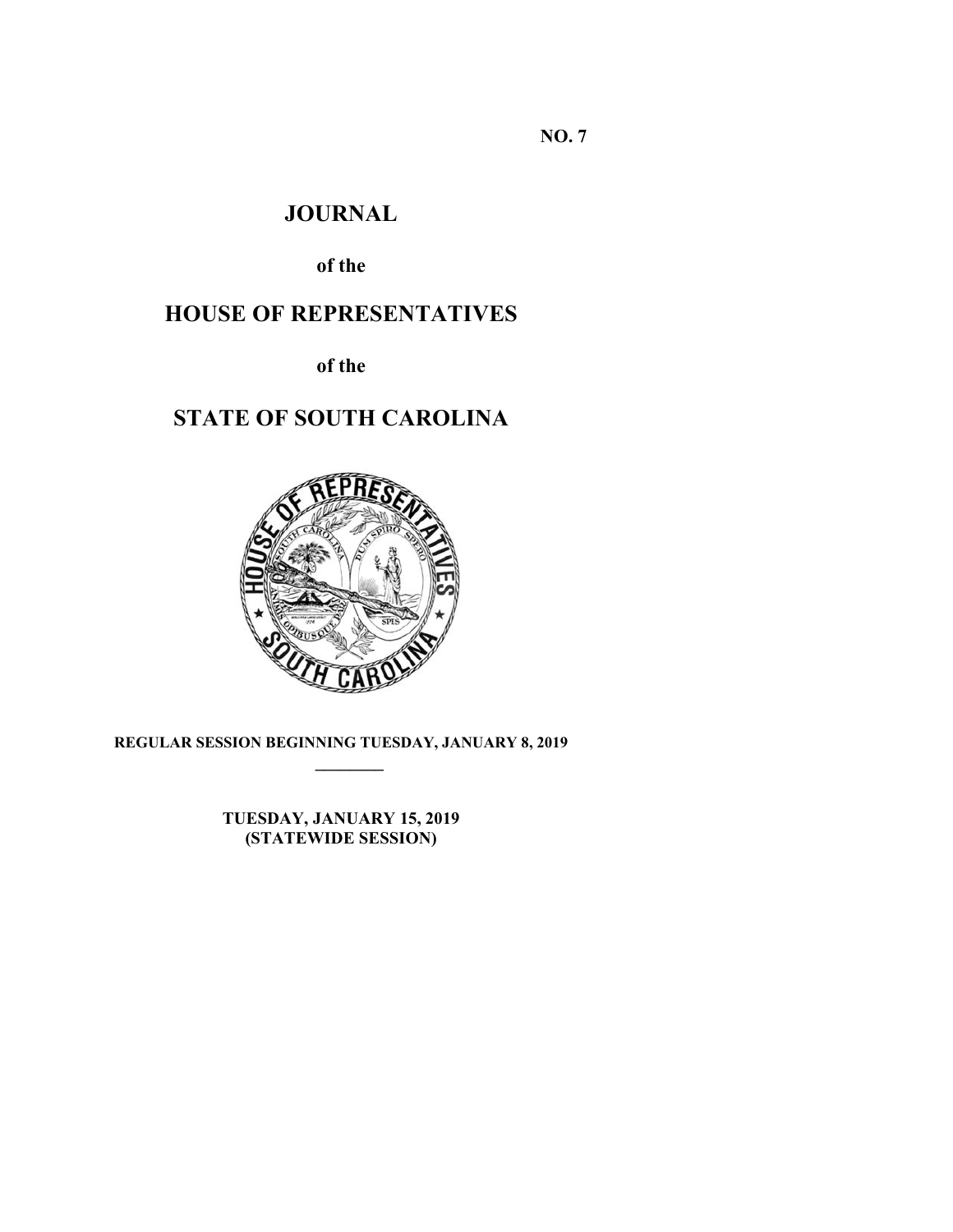**NO. 7**

# JOURNAL

**of the**

# HOUSE OF REPRESENTATIVES

**of the**

# STATE OF SOUTH CAROLINA

**REGULAR SESSION BEGINNING TUESDAY, JANUARY 8, 2019**

\_\_\_\_\_\_\_\_

**TUESDAY, JANUARY 15, 2019**
**(STATEWIDE SESSION)**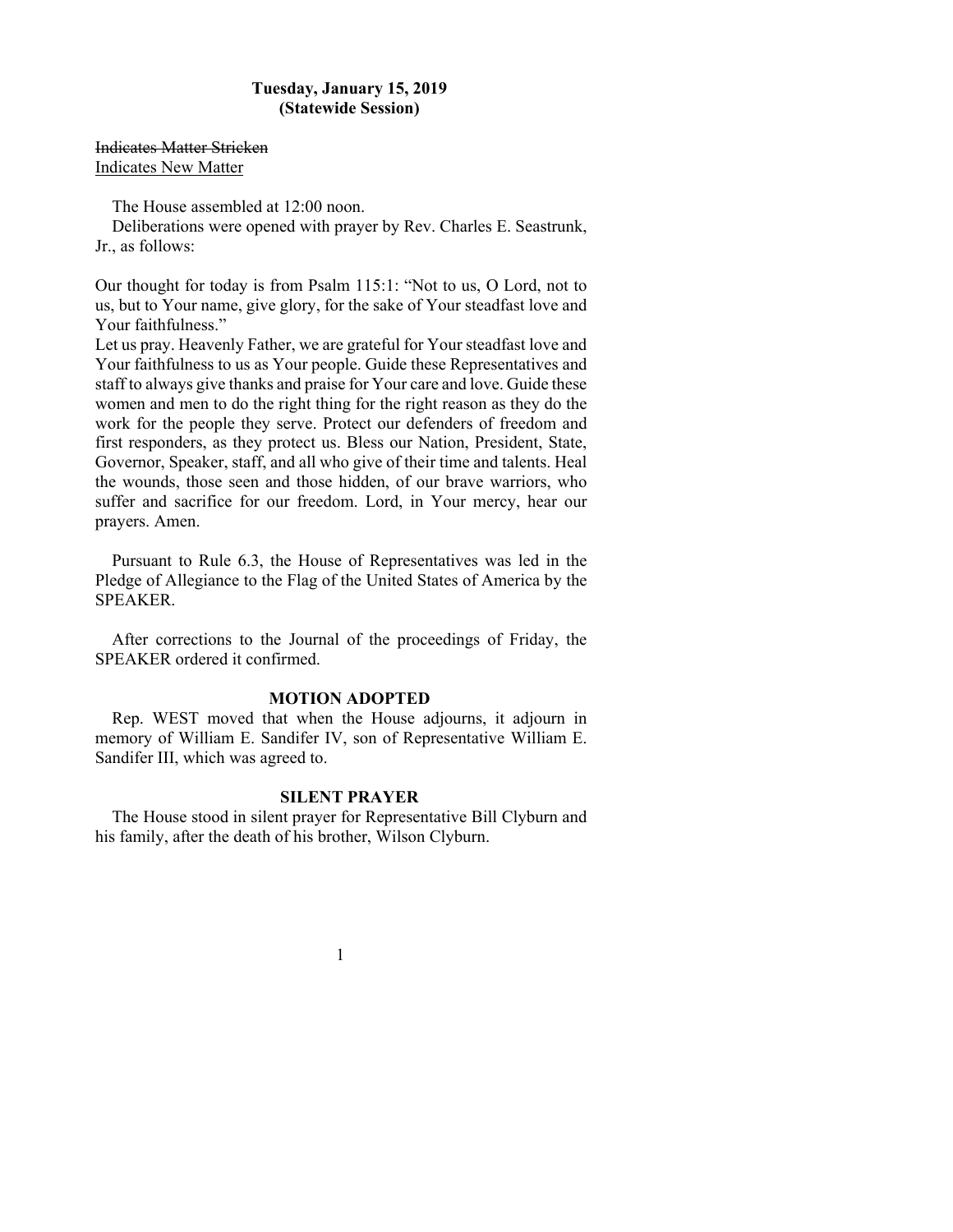**Tuesday, January 15, 2019**
**(Statewide Session)**

~~Indicates Matter Stricken~~
<u>Indicates New Matter</u>

The House assembled at 12:00 noon.

Deliberations were opened with prayer by Rev. Charles E. Seastrunk, Jr., as follows:

Our thought for today is from Psalm 115:1: "Not to us, O Lord, not to us, but to Your name, give glory, for the sake of Your steadfast love and Your faithfulness."
Let us pray. Heavenly Father, we are grateful for Your steadfast love and Your faithfulness to us as Your people. Guide these Representatives and staff to always give thanks and praise for Your care and love. Guide these women and men to do the right thing for the right reason as they do the work for the people they serve. Protect our defenders of freedom and first responders, as they protect us. Bless our Nation, President, State, Governor, Speaker, staff, and all who give of their time and talents. Heal the wounds, those seen and those hidden, of our brave warriors, who suffer and sacrifice for our freedom. Lord, in Your mercy, hear our prayers. Amen.

Pursuant to Rule 6.3, the House of Representatives was led in the Pledge of Allegiance to the Flag of the United States of America by the SPEAKER.

After corrections to the Journal of the proceedings of Friday, the SPEAKER ordered it confirmed.

## MOTION ADOPTED

Rep. WEST moved that when the House adjourns, it adjourn in memory of William E. Sandifer IV, son of Representative William E. Sandifer III, which was agreed to.

## SILENT PRAYER

The House stood in silent prayer for Representative Bill Clyburn and his family, after the death of his brother, Wilson Clyburn.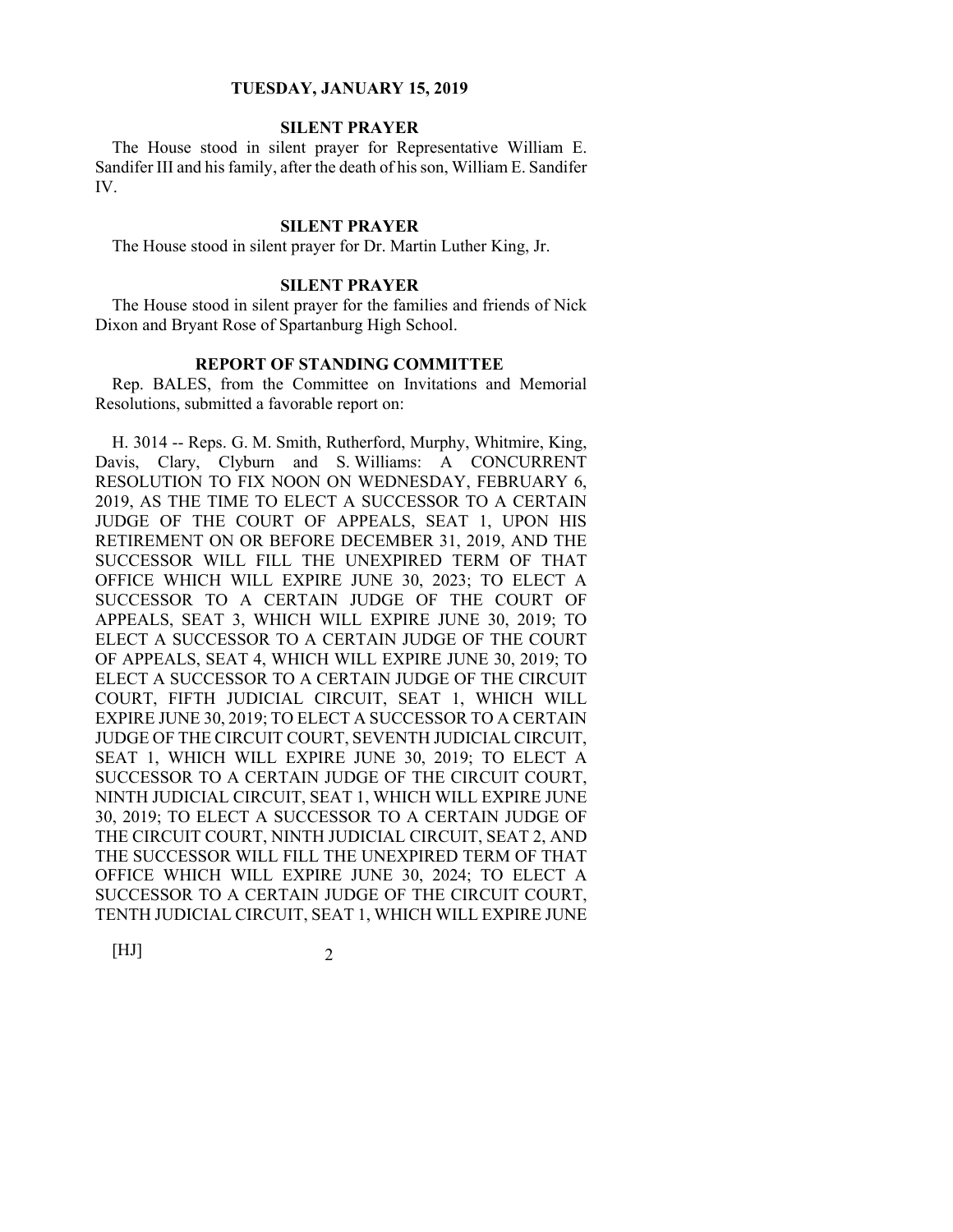**TUESDAY, JANUARY 15, 2019**

**SILENT PRAYER**

The House stood in silent prayer for Representative William E. Sandifer III and his family, after the death of his son, William E. Sandifer IV.

**SILENT PRAYER**

The House stood in silent prayer for Dr. Martin Luther King, Jr.

**SILENT PRAYER**

The House stood in silent prayer for the families and friends of Nick Dixon and Bryant Rose of Spartanburg High School.

**REPORT OF STANDING COMMITTEE**

Rep. BALES, from the Committee on Invitations and Memorial Resolutions, submitted a favorable report on:

H. 3014 -- Reps. G. M. Smith, Rutherford, Murphy, Whitmire, King, Davis, Clary, Clyburn and S. Williams: A CONCURRENT RESOLUTION TO FIX NOON ON WEDNESDAY, FEBRUARY 6, 2019, AS THE TIME TO ELECT A SUCCESSOR TO A CERTAIN JUDGE OF THE COURT OF APPEALS, SEAT 1, UPON HIS RETIREMENT ON OR BEFORE DECEMBER 31, 2019, AND THE SUCCESSOR WILL FILL THE UNEXPIRED TERM OF THAT OFFICE WHICH WILL EXPIRE JUNE 30, 2023; TO ELECT A SUCCESSOR TO A CERTAIN JUDGE OF THE COURT OF APPEALS, SEAT 3, WHICH WILL EXPIRE JUNE 30, 2019; TO ELECT A SUCCESSOR TO A CERTAIN JUDGE OF THE COURT OF APPEALS, SEAT 4, WHICH WILL EXPIRE JUNE 30, 2019; TO ELECT A SUCCESSOR TO A CERTAIN JUDGE OF THE CIRCUIT COURT, FIFTH JUDICIAL CIRCUIT, SEAT 1, WHICH WILL EXPIRE JUNE 30, 2019; TO ELECT A SUCCESSOR TO A CERTAIN JUDGE OF THE CIRCUIT COURT, SEVENTH JUDICIAL CIRCUIT, SEAT 1, WHICH WILL EXPIRE JUNE 30, 2019; TO ELECT A SUCCESSOR TO A CERTAIN JUDGE OF THE CIRCUIT COURT, NINTH JUDICIAL CIRCUIT, SEAT 1, WHICH WILL EXPIRE JUNE 30, 2019; TO ELECT A SUCCESSOR TO A CERTAIN JUDGE OF THE CIRCUIT COURT, NINTH JUDICIAL CIRCUIT, SEAT 2, AND THE SUCCESSOR WILL FILL THE UNEXPIRED TERM OF THAT OFFICE WHICH WILL EXPIRE JUNE 30, 2024; TO ELECT A SUCCESSOR TO A CERTAIN JUDGE OF THE CIRCUIT COURT, TENTH JUDICIAL CIRCUIT, SEAT 1, WHICH WILL EXPIRE JUNE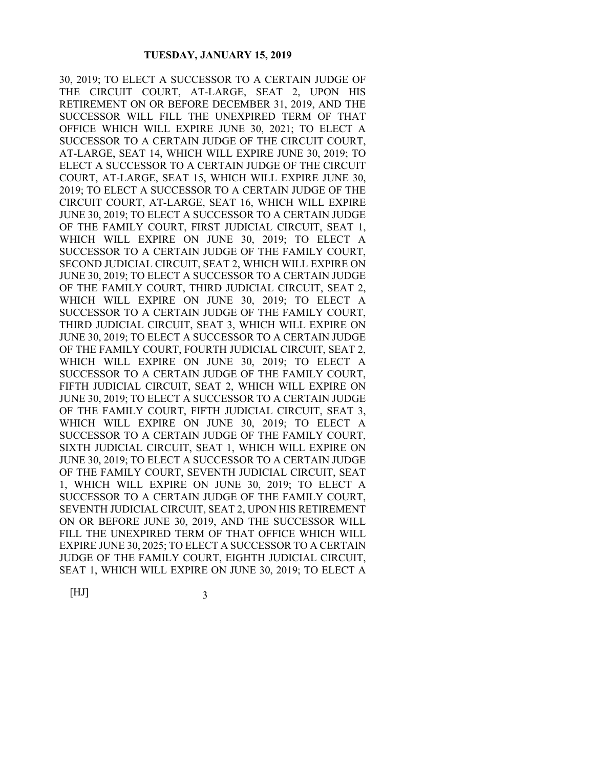30, 2019; TO ELECT A SUCCESSOR TO A CERTAIN JUDGE OF THE CIRCUIT COURT, AT-LARGE, SEAT 2, UPON HIS RETIREMENT ON OR BEFORE DECEMBER 31, 2019, AND THE SUCCESSOR WILL FILL THE UNEXPIRED TERM OF THAT OFFICE WHICH WILL EXPIRE JUNE 30, 2021; TO ELECT A SUCCESSOR TO A CERTAIN JUDGE OF THE CIRCUIT COURT, AT-LARGE, SEAT 14, WHICH WILL EXPIRE JUNE 30, 2019; TO ELECT A SUCCESSOR TO A CERTAIN JUDGE OF THE CIRCUIT COURT, AT-LARGE, SEAT 15, WHICH WILL EXPIRE JUNE 30, 2019; TO ELECT A SUCCESSOR TO A CERTAIN JUDGE OF THE CIRCUIT COURT, AT-LARGE, SEAT 16, WHICH WILL EXPIRE JUNE 30, 2019; TO ELECT A SUCCESSOR TO A CERTAIN JUDGE OF THE FAMILY COURT, FIRST JUDICIAL CIRCUIT, SEAT 1, WHICH WILL EXPIRE ON JUNE 30, 2019; TO ELECT A SUCCESSOR TO A CERTAIN JUDGE OF THE FAMILY COURT, SECOND JUDICIAL CIRCUIT, SEAT 2, WHICH WILL EXPIRE ON JUNE 30, 2019; TO ELECT A SUCCESSOR TO A CERTAIN JUDGE OF THE FAMILY COURT, THIRD JUDICIAL CIRCUIT, SEAT 2, WHICH WILL EXPIRE ON JUNE 30, 2019; TO ELECT A SUCCESSOR TO A CERTAIN JUDGE OF THE FAMILY COURT, THIRD JUDICIAL CIRCUIT, SEAT 3, WHICH WILL EXPIRE ON JUNE 30, 2019; TO ELECT A SUCCESSOR TO A CERTAIN JUDGE OF THE FAMILY COURT, FOURTH JUDICIAL CIRCUIT, SEAT 2, WHICH WILL EXPIRE ON JUNE 30, 2019; TO ELECT A SUCCESSOR TO A CERTAIN JUDGE OF THE FAMILY COURT, FIFTH JUDICIAL CIRCUIT, SEAT 2, WHICH WILL EXPIRE ON JUNE 30, 2019; TO ELECT A SUCCESSOR TO A CERTAIN JUDGE OF THE FAMILY COURT, FIFTH JUDICIAL CIRCUIT, SEAT 3, WHICH WILL EXPIRE ON JUNE 30, 2019; TO ELECT A SUCCESSOR TO A CERTAIN JUDGE OF THE FAMILY COURT, SIXTH JUDICIAL CIRCUIT, SEAT 1, WHICH WILL EXPIRE ON JUNE 30, 2019; TO ELECT A SUCCESSOR TO A CERTAIN JUDGE OF THE FAMILY COURT, SEVENTH JUDICIAL CIRCUIT, SEAT 1, WHICH WILL EXPIRE ON JUNE 30, 2019; TO ELECT A SUCCESSOR TO A CERTAIN JUDGE OF THE FAMILY COURT, SEVENTH JUDICIAL CIRCUIT, SEAT 2, UPON HIS RETIREMENT ON OR BEFORE JUNE 30, 2019, AND THE SUCCESSOR WILL FILL THE UNEXPIRED TERM OF THAT OFFICE WHICH WILL EXPIRE JUNE 30, 2025; TO ELECT A SUCCESSOR TO A CERTAIN JUDGE OF THE FAMILY COURT, EIGHTH JUDICIAL CIRCUIT, SEAT 1, WHICH WILL EXPIRE ON JUNE 30, 2019; TO ELECT A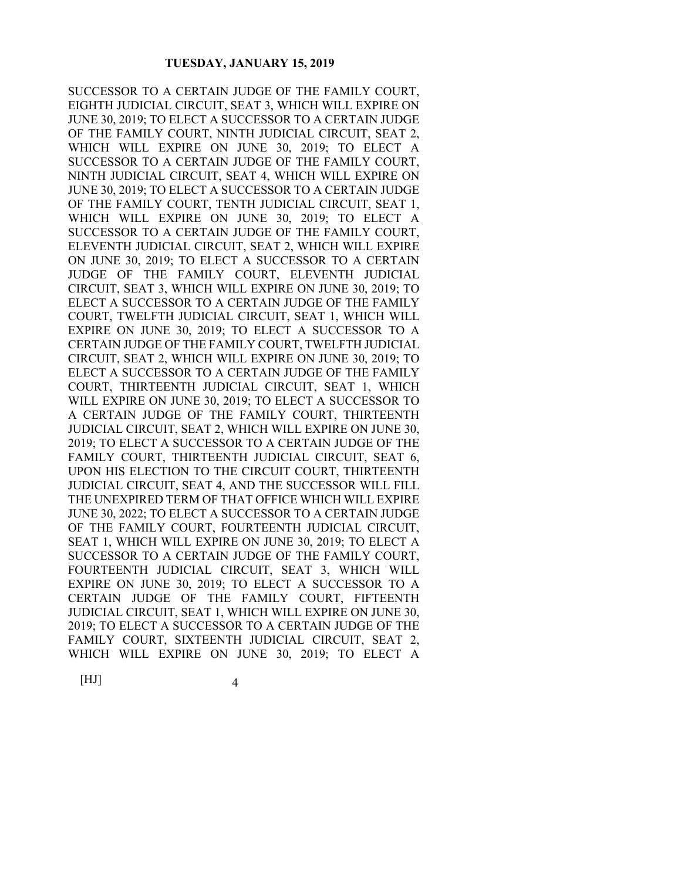SUCCESSOR TO A CERTAIN JUDGE OF THE FAMILY COURT, EIGHTH JUDICIAL CIRCUIT, SEAT 3, WHICH WILL EXPIRE ON JUNE 30, 2019; TO ELECT A SUCCESSOR TO A CERTAIN JUDGE OF THE FAMILY COURT, NINTH JUDICIAL CIRCUIT, SEAT 2, WHICH WILL EXPIRE ON JUNE 30, 2019; TO ELECT A SUCCESSOR TO A CERTAIN JUDGE OF THE FAMILY COURT, NINTH JUDICIAL CIRCUIT, SEAT 4, WHICH WILL EXPIRE ON JUNE 30, 2019; TO ELECT A SUCCESSOR TO A CERTAIN JUDGE OF THE FAMILY COURT, TENTH JUDICIAL CIRCUIT, SEAT 1, WHICH WILL EXPIRE ON JUNE 30, 2019; TO ELECT A SUCCESSOR TO A CERTAIN JUDGE OF THE FAMILY COURT, ELEVENTH JUDICIAL CIRCUIT, SEAT 2, WHICH WILL EXPIRE ON JUNE 30, 2019; TO ELECT A SUCCESSOR TO A CERTAIN JUDGE OF THE FAMILY COURT, ELEVENTH JUDICIAL CIRCUIT, SEAT 3, WHICH WILL EXPIRE ON JUNE 30, 2019; TO ELECT A SUCCESSOR TO A CERTAIN JUDGE OF THE FAMILY COURT, TWELFTH JUDICIAL CIRCUIT, SEAT 1, WHICH WILL EXPIRE ON JUNE 30, 2019; TO ELECT A SUCCESSOR TO A CERTAIN JUDGE OF THE FAMILY COURT, TWELFTH JUDICIAL CIRCUIT, SEAT 2, WHICH WILL EXPIRE ON JUNE 30, 2019; TO ELECT A SUCCESSOR TO A CERTAIN JUDGE OF THE FAMILY COURT, THIRTEENTH JUDICIAL CIRCUIT, SEAT 1, WHICH WILL EXPIRE ON JUNE 30, 2019; TO ELECT A SUCCESSOR TO A CERTAIN JUDGE OF THE FAMILY COURT, THIRTEENTH JUDICIAL CIRCUIT, SEAT 2, WHICH WILL EXPIRE ON JUNE 30, 2019; TO ELECT A SUCCESSOR TO A CERTAIN JUDGE OF THE FAMILY COURT, THIRTEENTH JUDICIAL CIRCUIT, SEAT 6, UPON HIS ELECTION TO THE CIRCUIT COURT, THIRTEENTH JUDICIAL CIRCUIT, SEAT 4, AND THE SUCCESSOR WILL FILL THE UNEXPIRED TERM OF THAT OFFICE WHICH WILL EXPIRE JUNE 30, 2022; TO ELECT A SUCCESSOR TO A CERTAIN JUDGE OF THE FAMILY COURT, FOURTEENTH JUDICIAL CIRCUIT, SEAT 1, WHICH WILL EXPIRE ON JUNE 30, 2019; TO ELECT A SUCCESSOR TO A CERTAIN JUDGE OF THE FAMILY COURT, FOURTEENTH JUDICIAL CIRCUIT, SEAT 3, WHICH WILL EXPIRE ON JUNE 30, 2019; TO ELECT A SUCCESSOR TO A CERTAIN JUDGE OF THE FAMILY COURT, FIFTEENTH JUDICIAL CIRCUIT, SEAT 1, WHICH WILL EXPIRE ON JUNE 30, 2019; TO ELECT A SUCCESSOR TO A CERTAIN JUDGE OF THE FAMILY COURT, SIXTEENTH JUDICIAL CIRCUIT, SEAT 2, WHICH WILL EXPIRE ON JUNE 30, 2019; TO ELECT A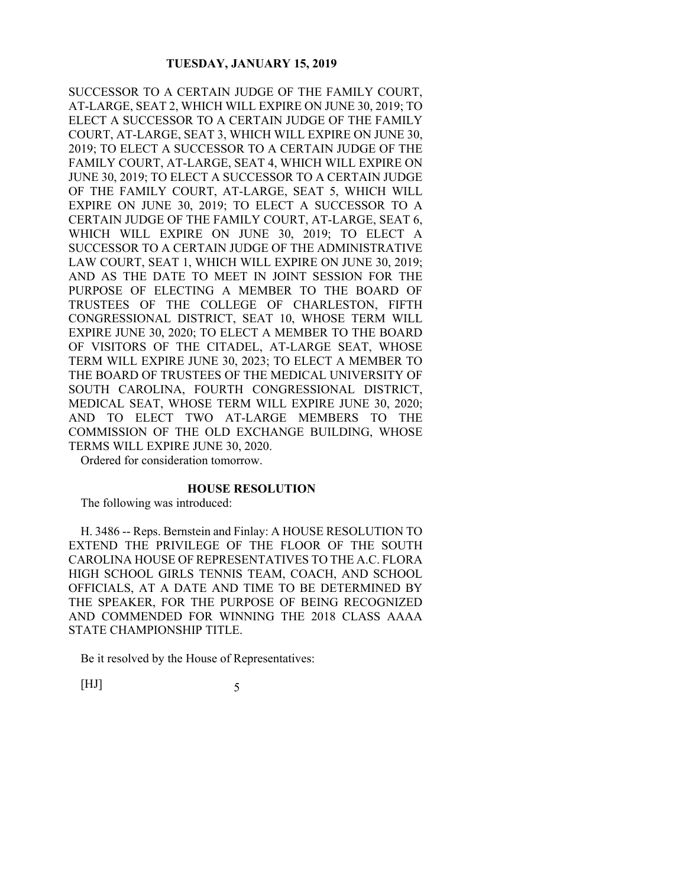SUCCESSOR TO A CERTAIN JUDGE OF THE FAMILY COURT, AT-LARGE, SEAT 2, WHICH WILL EXPIRE ON JUNE 30, 2019; TO ELECT A SUCCESSOR TO A CERTAIN JUDGE OF THE FAMILY COURT, AT-LARGE, SEAT 3, WHICH WILL EXPIRE ON JUNE 30, 2019; TO ELECT A SUCCESSOR TO A CERTAIN JUDGE OF THE FAMILY COURT, AT-LARGE, SEAT 4, WHICH WILL EXPIRE ON JUNE 30, 2019; TO ELECT A SUCCESSOR TO A CERTAIN JUDGE OF THE FAMILY COURT, AT-LARGE, SEAT 5, WHICH WILL EXPIRE ON JUNE 30, 2019; TO ELECT A SUCCESSOR TO A CERTAIN JUDGE OF THE FAMILY COURT, AT-LARGE, SEAT 6, WHICH WILL EXPIRE ON JUNE 30, 2019; TO ELECT A SUCCESSOR TO A CERTAIN JUDGE OF THE ADMINISTRATIVE LAW COURT, SEAT 1, WHICH WILL EXPIRE ON JUNE 30, 2019; AND AS THE DATE TO MEET IN JOINT SESSION FOR THE PURPOSE OF ELECTING A MEMBER TO THE BOARD OF TRUSTEES OF THE COLLEGE OF CHARLESTON, FIFTH CONGRESSIONAL DISTRICT, SEAT 10, WHOSE TERM WILL EXPIRE JUNE 30, 2020; TO ELECT A MEMBER TO THE BOARD OF VISITORS OF THE CITADEL, AT-LARGE SEAT, WHOSE TERM WILL EXPIRE JUNE 30, 2023; TO ELECT A MEMBER TO THE BOARD OF TRUSTEES OF THE MEDICAL UNIVERSITY OF SOUTH CAROLINA, FOURTH CONGRESSIONAL DISTRICT, MEDICAL SEAT, WHOSE TERM WILL EXPIRE JUNE 30, 2020; AND TO ELECT TWO AT-LARGE MEMBERS TO THE COMMISSION OF THE OLD EXCHANGE BUILDING, WHOSE TERMS WILL EXPIRE JUNE 30, 2020.

Ordered for consideration tomorrow.

**HOUSE RESOLUTION**

The following was introduced:

H. 3486 -- Reps. Bernstein and Finlay: A HOUSE RESOLUTION TO EXTEND THE PRIVILEGE OF THE FLOOR OF THE SOUTH CAROLINA HOUSE OF REPRESENTATIVES TO THE A.C. FLORA HIGH SCHOOL GIRLS TENNIS TEAM, COACH, AND SCHOOL OFFICIALS, AT A DATE AND TIME TO BE DETERMINED BY THE SPEAKER, FOR THE PURPOSE OF BEING RECOGNIZED AND COMMENDED FOR WINNING THE 2018 CLASS AAAA STATE CHAMPIONSHIP TITLE.

Be it resolved by the House of Representatives: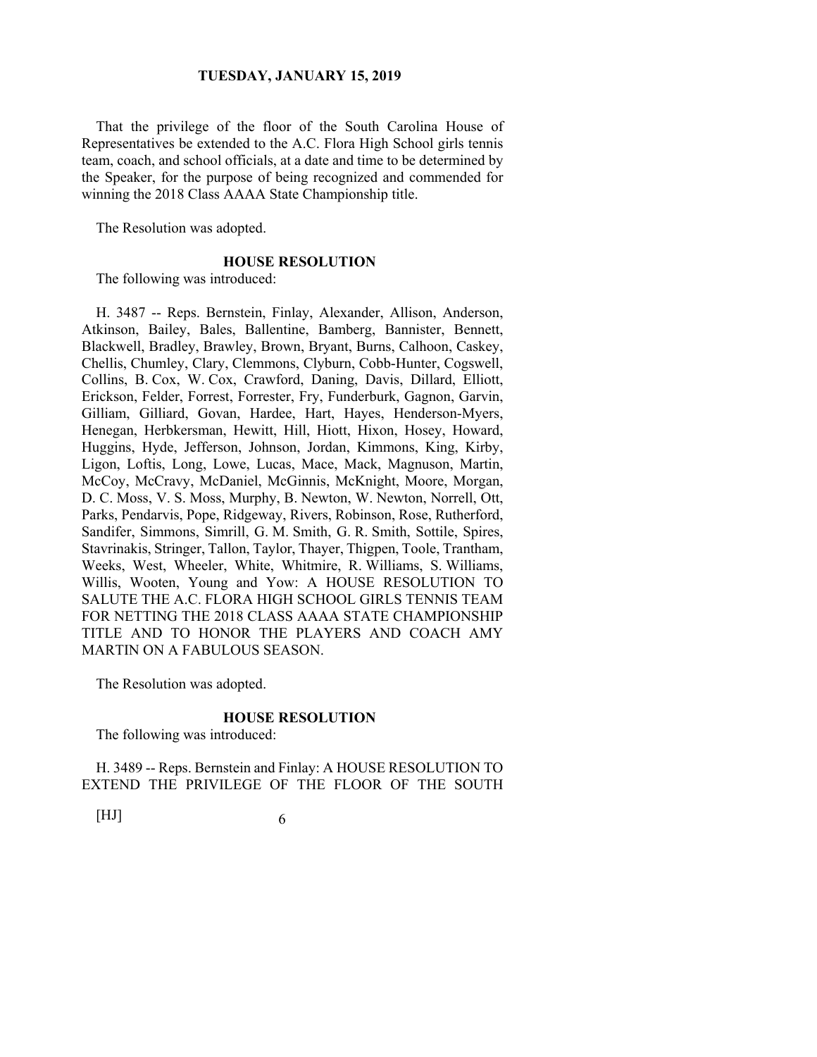That the privilege of the floor of the South Carolina House of Representatives be extended to the A.C. Flora High School girls tennis team, coach, and school officials, at a date and time to be determined by the Speaker, for the purpose of being recognized and commended for winning the 2018 Class AAAA State Championship title.

The Resolution was adopted.

**HOUSE RESOLUTION**

The following was introduced:

H. 3487 -- Reps. Bernstein, Finlay, Alexander, Allison, Anderson, Atkinson, Bailey, Bales, Ballentine, Bamberg, Bannister, Bennett, Blackwell, Bradley, Brawley, Brown, Bryant, Burns, Calhoon, Caskey, Chellis, Chumley, Clary, Clemmons, Clyburn, Cobb-Hunter, Cogswell, Collins, B. Cox, W. Cox, Crawford, Daning, Davis, Dillard, Elliott, Erickson, Felder, Forrest, Forrester, Fry, Funderburk, Gagnon, Garvin, Gilliam, Gilliard, Govan, Hardee, Hart, Hayes, Henderson-Myers, Henegan, Herbkersman, Hewitt, Hill, Hiott, Hixon, Hosey, Howard, Huggins, Hyde, Jefferson, Johnson, Jordan, Kimmons, King, Kirby, Ligon, Loftis, Long, Lowe, Lucas, Mace, Mack, Magnuson, Martin, McCoy, McCravy, McDaniel, McGinnis, McKnight, Moore, Morgan, D. C. Moss, V. S. Moss, Murphy, B. Newton, W. Newton, Norrell, Ott, Parks, Pendarvis, Pope, Ridgeway, Rivers, Robinson, Rose, Rutherford, Sandifer, Simmons, Simrill, G. M. Smith, G. R. Smith, Sottile, Spires, Stavrinakis, Stringer, Tallon, Taylor, Thayer, Thigpen, Toole, Trantham, Weeks, West, Wheeler, White, Whitmire, R. Williams, S. Williams, Willis, Wooten, Young and Yow: A HOUSE RESOLUTION TO SALUTE THE A.C. FLORA HIGH SCHOOL GIRLS TENNIS TEAM FOR NETTING THE 2018 CLASS AAAA STATE CHAMPIONSHIP TITLE AND TO HONOR THE PLAYERS AND COACH AMY MARTIN ON A FABULOUS SEASON.

The Resolution was adopted.

**HOUSE RESOLUTION**

The following was introduced:

H. 3489 -- Reps. Bernstein and Finlay: A HOUSE RESOLUTION TO EXTEND THE PRIVILEGE OF THE FLOOR OF THE SOUTH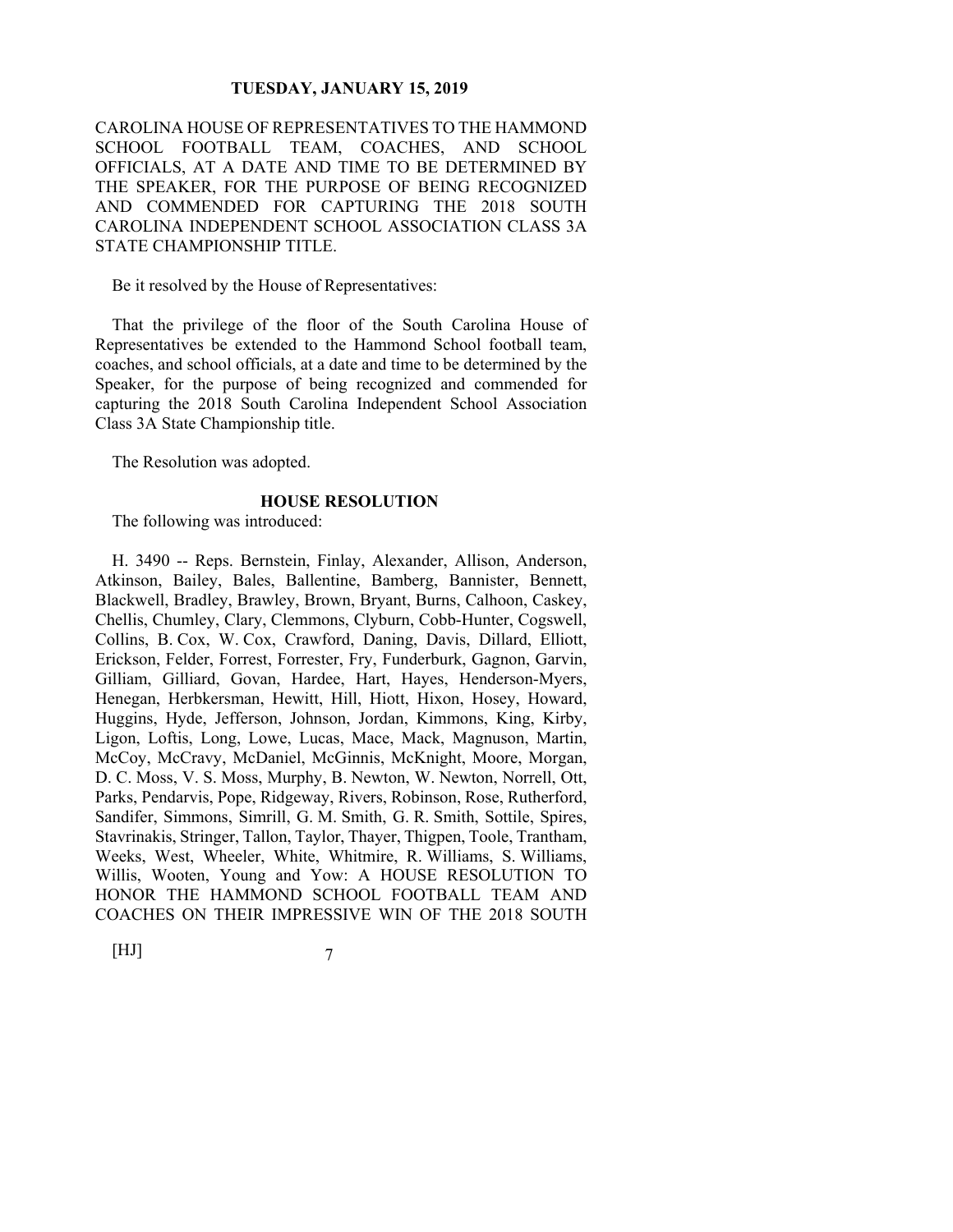CAROLINA HOUSE OF REPRESENTATIVES TO THE HAMMOND SCHOOL FOOTBALL TEAM, COACHES, AND SCHOOL OFFICIALS, AT A DATE AND TIME TO BE DETERMINED BY THE SPEAKER, FOR THE PURPOSE OF BEING RECOGNIZED AND COMMENDED FOR CAPTURING THE 2018 SOUTH CAROLINA INDEPENDENT SCHOOL ASSOCIATION CLASS 3A STATE CHAMPIONSHIP TITLE.

Be it resolved by the House of Representatives:

That the privilege of the floor of the South Carolina House of Representatives be extended to the Hammond School football team, coaches, and school officials, at a date and time to be determined by the Speaker, for the purpose of being recognized and commended for capturing the 2018 South Carolina Independent School Association Class 3A State Championship title.

The Resolution was adopted.

**HOUSE RESOLUTION**

The following was introduced:

H. 3490 -- Reps. Bernstein, Finlay, Alexander, Allison, Anderson, Atkinson, Bailey, Bales, Ballentine, Bamberg, Bannister, Bennett, Blackwell, Bradley, Brawley, Brown, Bryant, Burns, Calhoon, Caskey, Chellis, Chumley, Clary, Clemmons, Clyburn, Cobb-Hunter, Cogswell, Collins, B. Cox, W. Cox, Crawford, Daning, Davis, Dillard, Elliott, Erickson, Felder, Forrest, Forrester, Fry, Funderburk, Gagnon, Garvin, Gilliam, Gilliard, Govan, Hardee, Hart, Hayes, Henderson-Myers, Henegan, Herbkersman, Hewitt, Hill, Hiott, Hixon, Hosey, Howard, Huggins, Hyde, Jefferson, Johnson, Jordan, Kimmons, King, Kirby, Ligon, Loftis, Long, Lowe, Lucas, Mace, Mack, Magnuson, Martin, McCoy, McCravy, McDaniel, McGinnis, McKnight, Moore, Morgan, D. C. Moss, V. S. Moss, Murphy, B. Newton, W. Newton, Norrell, Ott, Parks, Pendarvis, Pope, Ridgeway, Rivers, Robinson, Rose, Rutherford, Sandifer, Simmons, Simrill, G. M. Smith, G. R. Smith, Sottile, Spires, Stavrinakis, Stringer, Tallon, Taylor, Thayer, Thigpen, Toole, Trantham, Weeks, West, Wheeler, White, Whitmire, R. Williams, S. Williams, Willis, Wooten, Young and Yow: A HOUSE RESOLUTION TO HONOR THE HAMMOND SCHOOL FOOTBALL TEAM AND COACHES ON THEIR IMPRESSIVE WIN OF THE 2018 SOUTH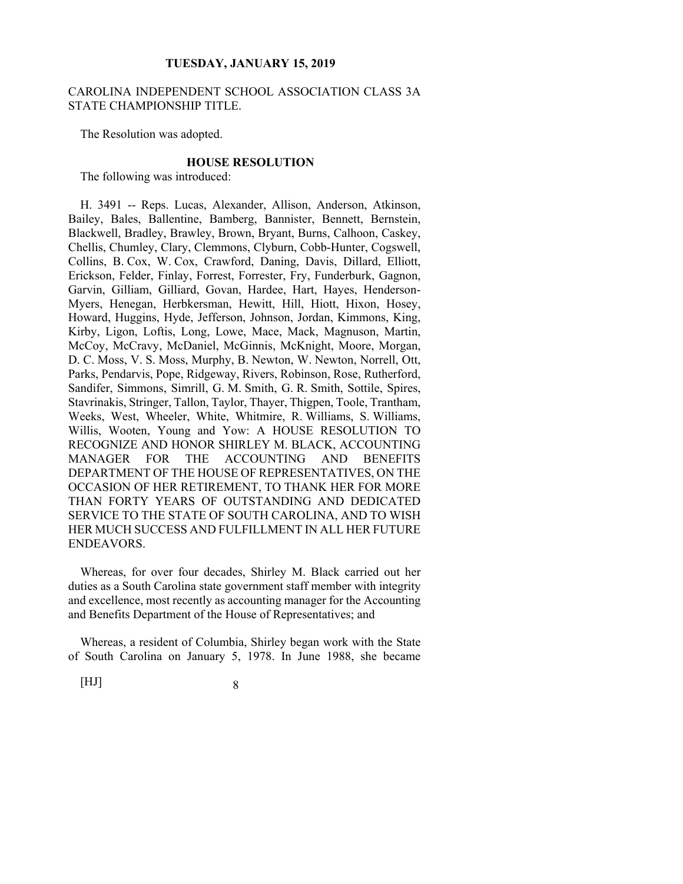CAROLINA INDEPENDENT SCHOOL ASSOCIATION CLASS 3A STATE CHAMPIONSHIP TITLE.

The Resolution was adopted.

**HOUSE RESOLUTION**

The following was introduced:

H. 3491 -- Reps. Lucas, Alexander, Allison, Anderson, Atkinson, Bailey, Bales, Ballentine, Bamberg, Bannister, Bennett, Bernstein, Blackwell, Bradley, Brawley, Brown, Bryant, Burns, Calhoon, Caskey, Chellis, Chumley, Clary, Clemmons, Clyburn, Cobb-Hunter, Cogswell, Collins, B. Cox, W. Cox, Crawford, Daning, Davis, Dillard, Elliott, Erickson, Felder, Finlay, Forrest, Forrester, Fry, Funderburk, Gagnon, Garvin, Gilliam, Gilliard, Govan, Hardee, Hart, Hayes, Henderson-Myers, Henegan, Herbkersman, Hewitt, Hill, Hiott, Hixon, Hosey, Howard, Huggins, Hyde, Jefferson, Johnson, Jordan, Kimmons, King, Kirby, Ligon, Loftis, Long, Lowe, Mace, Mack, Magnuson, Martin, McCoy, McCravy, McDaniel, McGinnis, McKnight, Moore, Morgan, D. C. Moss, V. S. Moss, Murphy, B. Newton, W. Newton, Norrell, Ott, Parks, Pendarvis, Pope, Ridgeway, Rivers, Robinson, Rose, Rutherford, Sandifer, Simmons, Simrill, G. M. Smith, G. R. Smith, Sottile, Spires, Stavrinakis, Stringer, Tallon, Taylor, Thayer, Thigpen, Toole, Trantham, Weeks, West, Wheeler, White, Whitmire, R. Williams, S. Williams, Willis, Wooten, Young and Yow: A HOUSE RESOLUTION TO RECOGNIZE AND HONOR SHIRLEY M. BLACK, ACCOUNTING MANAGER FOR THE ACCOUNTING AND BENEFITS DEPARTMENT OF THE HOUSE OF REPRESENTATIVES, ON THE OCCASION OF HER RETIREMENT, TO THANK HER FOR MORE THAN FORTY YEARS OF OUTSTANDING AND DEDICATED SERVICE TO THE STATE OF SOUTH CAROLINA, AND TO WISH HER MUCH SUCCESS AND FULFILLMENT IN ALL HER FUTURE ENDEAVORS.

Whereas, for over four decades, Shirley M. Black carried out her duties as a South Carolina state government staff member with integrity and excellence, most recently as accounting manager for the Accounting and Benefits Department of the House of Representatives; and

Whereas, a resident of Columbia, Shirley began work with the State of South Carolina on January 5, 1978. In June 1988, she became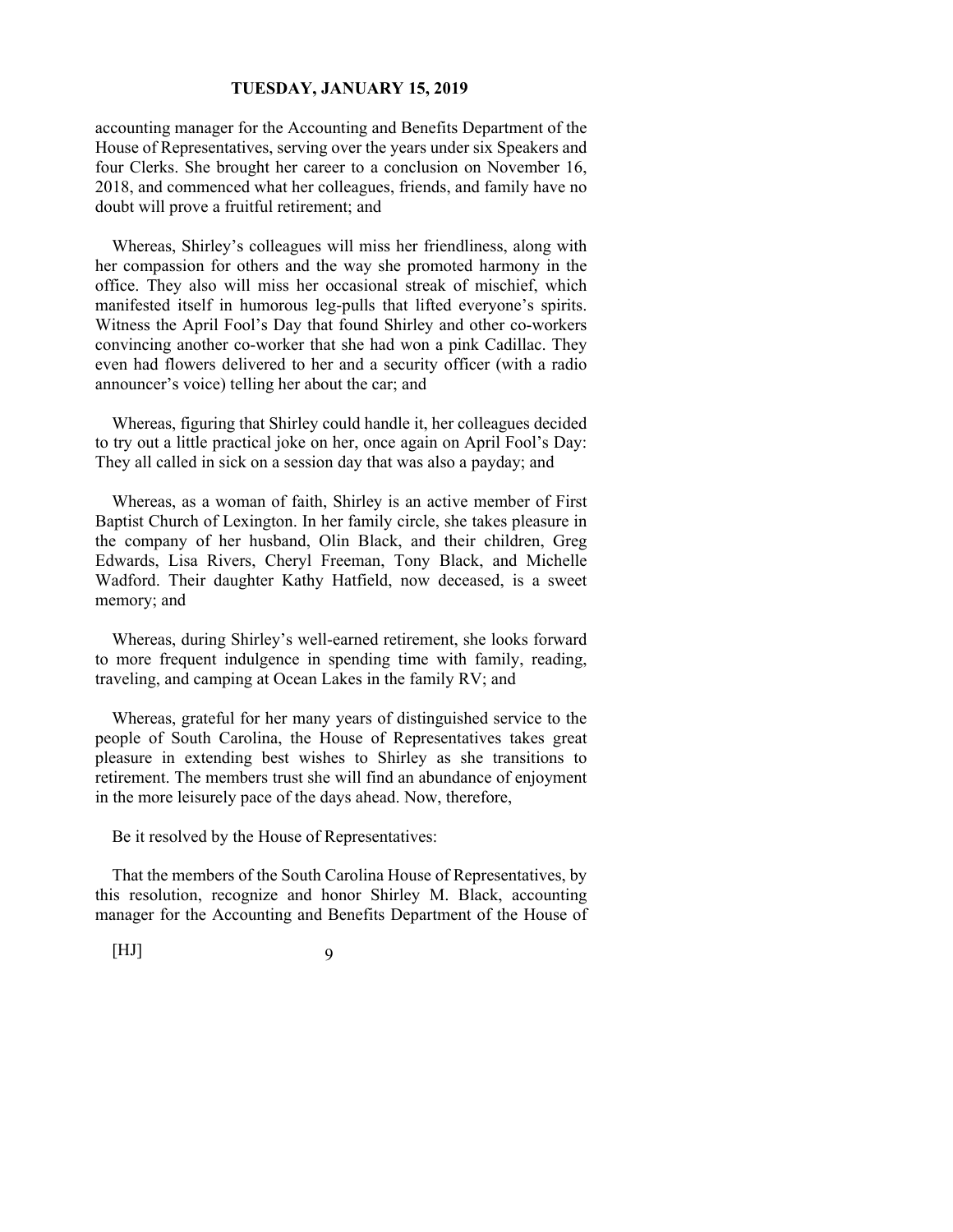accounting manager for the Accounting and Benefits Department of the House of Representatives, serving over the years under six Speakers and four Clerks. She brought her career to a conclusion on November 16, 2018, and commenced what her colleagues, friends, and family have no doubt will prove a fruitful retirement; and

Whereas, Shirley's colleagues will miss her friendliness, along with her compassion for others and the way she promoted harmony in the office. They also will miss her occasional streak of mischief, which manifested itself in humorous leg-pulls that lifted everyone's spirits. Witness the April Fool's Day that found Shirley and other co-workers convincing another co-worker that she had won a pink Cadillac. They even had flowers delivered to her and a security officer (with a radio announcer's voice) telling her about the car; and

Whereas, figuring that Shirley could handle it, her colleagues decided to try out a little practical joke on her, once again on April Fool's Day: They all called in sick on a session day that was also a payday; and

Whereas, as a woman of faith, Shirley is an active member of First Baptist Church of Lexington. In her family circle, she takes pleasure in the company of her husband, Olin Black, and their children, Greg Edwards, Lisa Rivers, Cheryl Freeman, Tony Black, and Michelle Wadford. Their daughter Kathy Hatfield, now deceased, is a sweet memory; and

Whereas, during Shirley's well-earned retirement, she looks forward to more frequent indulgence in spending time with family, reading, traveling, and camping at Ocean Lakes in the family RV; and

Whereas, grateful for her many years of distinguished service to the people of South Carolina, the House of Representatives takes great pleasure in extending best wishes to Shirley as she transitions to retirement. The members trust she will find an abundance of enjoyment in the more leisurely pace of the days ahead. Now, therefore,

Be it resolved by the House of Representatives:

That the members of the South Carolina House of Representatives, by this resolution, recognize and honor Shirley M. Black, accounting manager for the Accounting and Benefits Department of the House of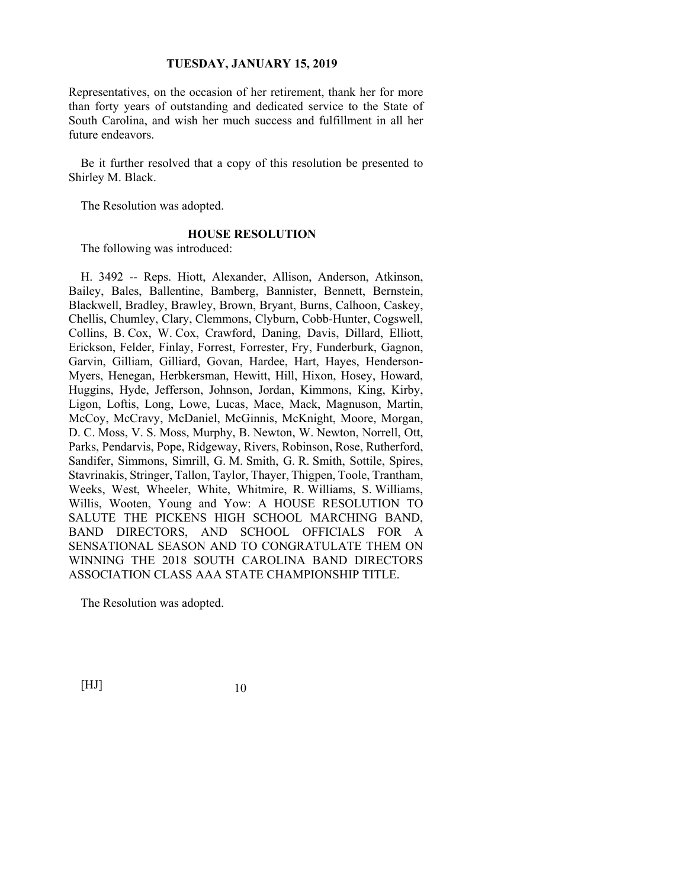Representatives, on the occasion of her retirement, thank her for more than forty years of outstanding and dedicated service to the State of South Carolina, and wish her much success and fulfillment in all her future endeavors.

Be it further resolved that a copy of this resolution be presented to Shirley M. Black.

The Resolution was adopted.

**HOUSE RESOLUTION**

The following was introduced:

H. 3492 -- Reps. Hiott, Alexander, Allison, Anderson, Atkinson, Bailey, Bales, Ballentine, Bamberg, Bannister, Bennett, Bernstein, Blackwell, Bradley, Brawley, Brown, Bryant, Burns, Calhoon, Caskey, Chellis, Chumley, Clary, Clemmons, Clyburn, Cobb-Hunter, Cogswell, Collins, B. Cox, W. Cox, Crawford, Daning, Davis, Dillard, Elliott, Erickson, Felder, Finlay, Forrest, Forrester, Fry, Funderburk, Gagnon, Garvin, Gilliam, Gilliard, Govan, Hardee, Hart, Hayes, Henderson-Myers, Henegan, Herbkersman, Hewitt, Hill, Hixon, Hosey, Howard, Huggins, Hyde, Jefferson, Johnson, Jordan, Kimmons, King, Kirby, Ligon, Loftis, Long, Lowe, Lucas, Mace, Mack, Magnuson, Martin, McCoy, McCravy, McDaniel, McGinnis, McKnight, Moore, Morgan, D. C. Moss, V. S. Moss, Murphy, B. Newton, W. Newton, Norrell, Ott, Parks, Pendarvis, Pope, Ridgeway, Rivers, Robinson, Rose, Rutherford, Sandifer, Simmons, Simrill, G. M. Smith, G. R. Smith, Sottile, Spires, Stavrinakis, Stringer, Tallon, Taylor, Thayer, Thigpen, Toole, Trantham, Weeks, West, Wheeler, White, Whitmire, R. Williams, S. Williams, Willis, Wooten, Young and Yow: A HOUSE RESOLUTION TO SALUTE THE PICKENS HIGH SCHOOL MARCHING BAND, BAND DIRECTORS, AND SCHOOL OFFICIALS FOR A SENSATIONAL SEASON AND TO CONGRATULATE THEM ON WINNING THE 2018 SOUTH CAROLINA BAND DIRECTORS ASSOCIATION CLASS AAA STATE CHAMPIONSHIP TITLE.

The Resolution was adopted.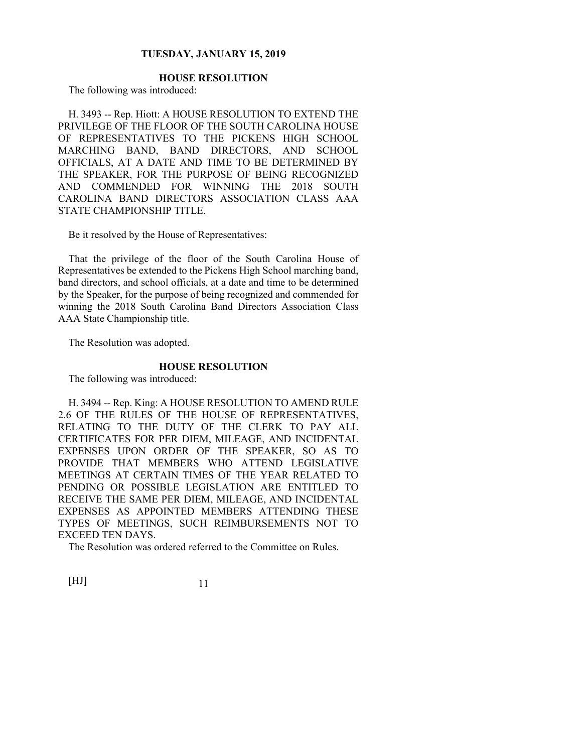## HOUSE RESOLUTION

The following was introduced:

H. 3493 -- Rep. Hiott: A HOUSE RESOLUTION TO EXTEND THE PRIVILEGE OF THE FLOOR OF THE SOUTH CAROLINA HOUSE OF REPRESENTATIVES TO THE PICKENS HIGH SCHOOL MARCHING BAND, BAND DIRECTORS, AND SCHOOL OFFICIALS, AT A DATE AND TIME TO BE DETERMINED BY THE SPEAKER, FOR THE PURPOSE OF BEING RECOGNIZED AND COMMENDED FOR WINNING THE 2018 SOUTH CAROLINA BAND DIRECTORS ASSOCIATION CLASS AAA STATE CHAMPIONSHIP TITLE.

Be it resolved by the House of Representatives:

That the privilege of the floor of the South Carolina House of Representatives be extended to the Pickens High School marching band, band directors, and school officials, at a date and time to be determined by the Speaker, for the purpose of being recognized and commended for winning the 2018 South Carolina Band Directors Association Class AAA State Championship title.

The Resolution was adopted.

## HOUSE RESOLUTION

The following was introduced:

H. 3494 -- Rep. King: A HOUSE RESOLUTION TO AMEND RULE 2.6 OF THE RULES OF THE HOUSE OF REPRESENTATIVES, RELATING TO THE DUTY OF THE CLERK TO PAY ALL CERTIFICATES FOR PER DIEM, MILEAGE, AND INCIDENTAL EXPENSES UPON ORDER OF THE SPEAKER, SO AS TO PROVIDE THAT MEMBERS WHO ATTEND LEGISLATIVE MEETINGS AT CERTAIN TIMES OF THE YEAR RELATED TO PENDING OR POSSIBLE LEGISLATION ARE ENTITLED TO RECEIVE THE SAME PER DIEM, MILEAGE, AND INCIDENTAL EXPENSES AS APPOINTED MEMBERS ATTENDING THESE TYPES OF MEETINGS, SUCH REIMBURSEMENTS NOT TO EXCEED TEN DAYS.

The Resolution was ordered referred to the Committee on Rules.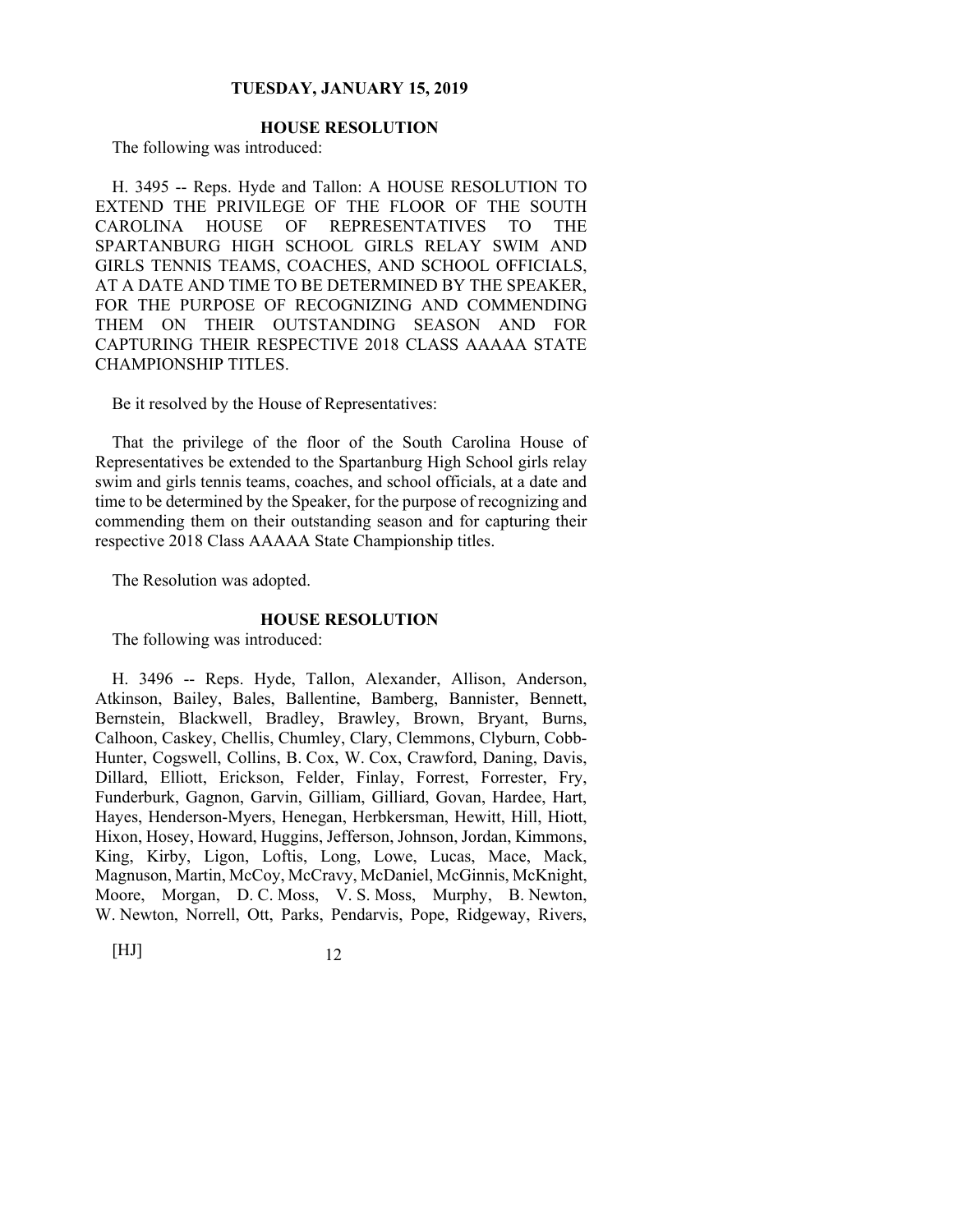## HOUSE RESOLUTION

The following was introduced:

H. 3495 -- Reps. Hyde and Tallon: A HOUSE RESOLUTION TO EXTEND THE PRIVILEGE OF THE FLOOR OF THE SOUTH CAROLINA HOUSE OF REPRESENTATIVES TO THE SPARTANBURG HIGH SCHOOL GIRLS RELAY SWIM AND GIRLS TENNIS TEAMS, COACHES, AND SCHOOL OFFICIALS, AT A DATE AND TIME TO BE DETERMINED BY THE SPEAKER, FOR THE PURPOSE OF RECOGNIZING AND COMMENDING THEM ON THEIR OUTSTANDING SEASON AND FOR CAPTURING THEIR RESPECTIVE 2018 CLASS AAAAA STATE CHAMPIONSHIP TITLES.

Be it resolved by the House of Representatives:

That the privilege of the floor of the South Carolina House of Representatives be extended to the Spartanburg High School girls relay swim and girls tennis teams, coaches, and school officials, at a date and time to be determined by the Speaker, for the purpose of recognizing and commending them on their outstanding season and for capturing their respective 2018 Class AAAAA State Championship titles.

The Resolution was adopted.

## HOUSE RESOLUTION

The following was introduced:

H. 3496 -- Reps. Hyde, Tallon, Alexander, Allison, Anderson, Atkinson, Bailey, Bales, Ballentine, Bamberg, Bannister, Bennett, Bernstein, Blackwell, Bradley, Brawley, Brown, Bryant, Burns, Calhoon, Caskey, Chellis, Chumley, Clary, Clemmons, Clyburn, Cobb-Hunter, Cogswell, Collins, B. Cox, W. Cox, Crawford, Daning, Davis, Dillard, Elliott, Erickson, Felder, Finlay, Forrest, Forrester, Fry, Funderburk, Gagnon, Garvin, Gilliam, Gilliard, Govan, Hardee, Hart, Hayes, Henderson-Myers, Henegan, Herbkersman, Hewitt, Hill, Hiott, Hixon, Hosey, Howard, Huggins, Jefferson, Johnson, Jordan, Kimmons, King, Kirby, Ligon, Loftis, Long, Lowe, Lucas, Mace, Mack, Magnuson, Martin, McCoy, McCravy, McDaniel, McGinnis, McKnight, Moore, Morgan, D. C. Moss, V. S. Moss, Murphy, B. Newton, W. Newton, Norrell, Ott, Parks, Pendarvis, Pope, Ridgeway, Rivers,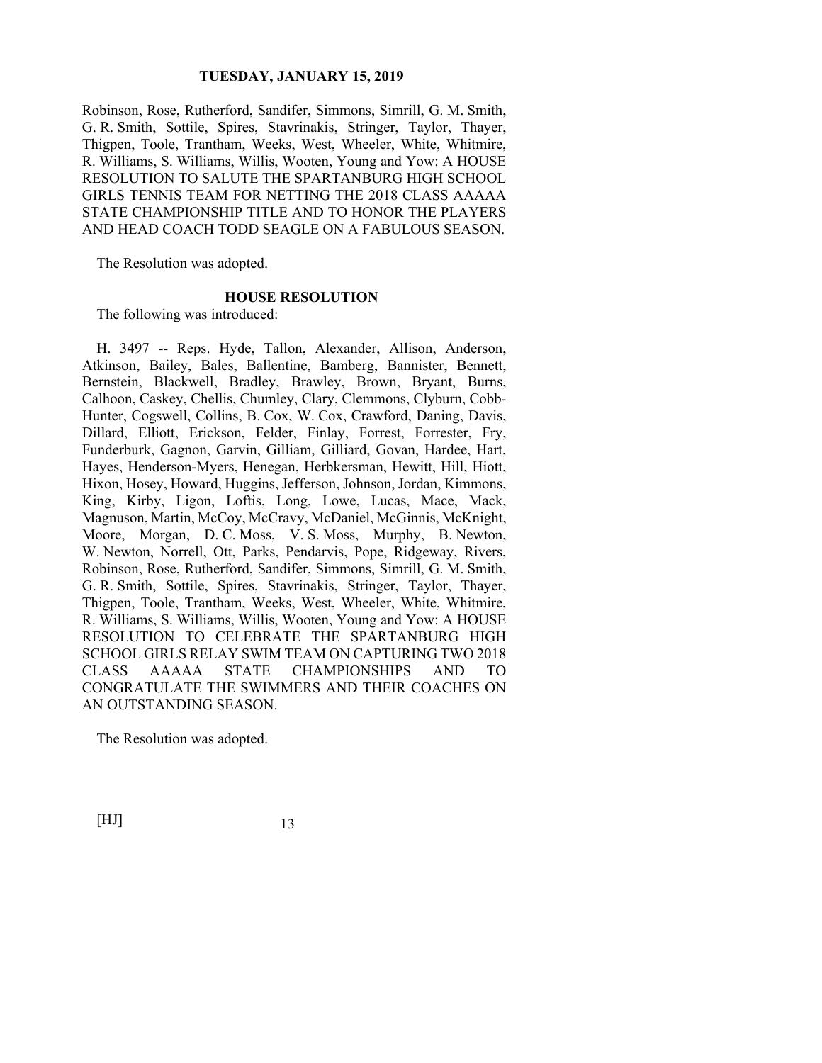Robinson, Rose, Rutherford, Sandifer, Simmons, Simrill, G. M. Smith, G. R. Smith, Sottile, Spires, Stavrinakis, Stringer, Taylor, Thayer, Thigpen, Toole, Trantham, Weeks, West, Wheeler, White, Whitmire, R. Williams, S. Williams, Willis, Wooten, Young and Yow: A HOUSE RESOLUTION TO SALUTE THE SPARTANBURG HIGH SCHOOL GIRLS TENNIS TEAM FOR NETTING THE 2018 CLASS AAAAA STATE CHAMPIONSHIP TITLE AND TO HONOR THE PLAYERS AND HEAD COACH TODD SEAGLE ON A FABULOUS SEASON.

The Resolution was adopted.

**HOUSE RESOLUTION**

The following was introduced:

H. 3497 -- Reps. Hyde, Tallon, Alexander, Allison, Anderson, Atkinson, Bailey, Bales, Ballentine, Bamberg, Bannister, Bennett, Bernstein, Blackwell, Bradley, Brawley, Brown, Bryant, Burns, Calhoon, Caskey, Chellis, Chumley, Clary, Clemmons, Clyburn, Cobb-Hunter, Cogswell, Collins, B. Cox, W. Cox, Crawford, Daning, Davis, Dillard, Elliott, Erickson, Felder, Finlay, Forrest, Forrester, Fry, Funderburk, Gagnon, Garvin, Gilliam, Gilliard, Govan, Hardee, Hart, Hayes, Henderson-Myers, Henegan, Herbkersman, Hewitt, Hill, Hiott, Hixon, Hosey, Howard, Huggins, Jefferson, Johnson, Jordan, Kimmons, King, Kirby, Ligon, Loftis, Long, Lowe, Lucas, Mace, Mack, Magnuson, Martin, McCoy, McCravy, McDaniel, McGinnis, McKnight, Moore, Morgan, D. C. Moss, V. S. Moss, Murphy, B. Newton, W. Newton, Norrell, Ott, Parks, Pendarvis, Pope, Ridgeway, Rivers, Robinson, Rose, Rutherford, Sandifer, Simmons, Simrill, G. M. Smith, G. R. Smith, Sottile, Spires, Stavrinakis, Stringer, Taylor, Thayer, Thigpen, Toole, Trantham, Weeks, West, Wheeler, White, Whitmire, R. Williams, S. Williams, Willis, Wooten, Young and Yow: A HOUSE RESOLUTION TO CELEBRATE THE SPARTANBURG HIGH SCHOOL GIRLS RELAY SWIM TEAM ON CAPTURING TWO 2018 CLASS AAAAA STATE CHAMPIONSHIPS AND TO CONGRATULATE THE SWIMMERS AND THEIR COACHES ON AN OUTSTANDING SEASON.

The Resolution was adopted.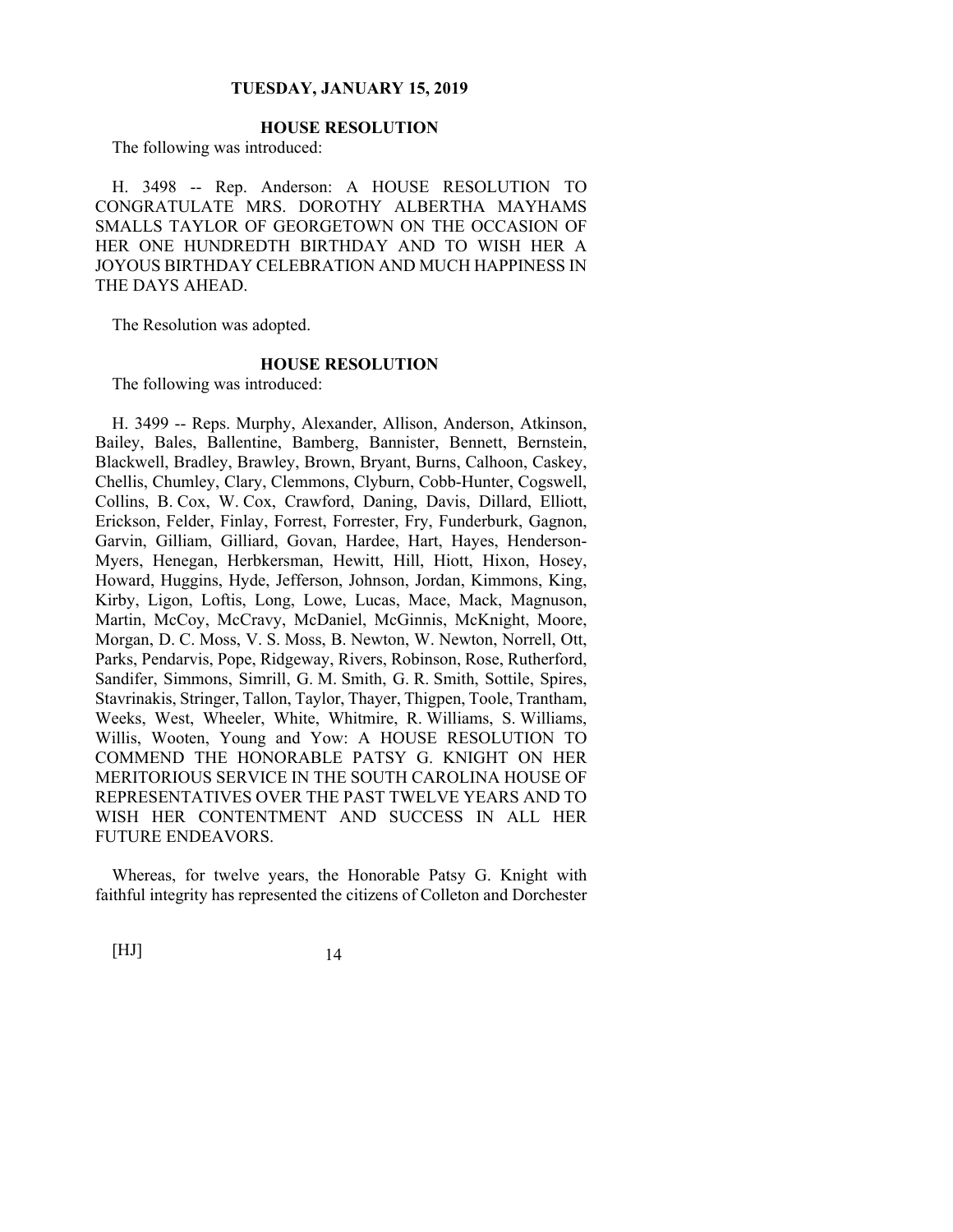**TUESDAY, JANUARY 15, 2019**

## HOUSE RESOLUTION

The following was introduced:

H. 3498 -- Rep. Anderson: A HOUSE RESOLUTION TO CONGRATULATE MRS. DOROTHY ALBERTHA MAYHAMS SMALLS TAYLOR OF GEORGETOWN ON THE OCCASION OF HER ONE HUNDREDTH BIRTHDAY AND TO WISH HER A JOYOUS BIRTHDAY CELEBRATION AND MUCH HAPPINESS IN THE DAYS AHEAD.

The Resolution was adopted.

## HOUSE RESOLUTION

The following was introduced:

H. 3499 -- Reps. Murphy, Alexander, Allison, Anderson, Atkinson, Bailey, Bales, Ballentine, Bamberg, Bannister, Bennett, Bernstein, Blackwell, Bradley, Brawley, Brown, Bryant, Burns, Calhoon, Caskey, Chellis, Chumley, Clary, Clemmons, Clyburn, Cobb-Hunter, Cogswell, Collins, B. Cox, W. Cox, Crawford, Daning, Davis, Dillard, Elliott, Erickson, Felder, Finlay, Forrest, Forrester, Fry, Funderburk, Gagnon, Garvin, Gilliam, Gilliard, Govan, Hardee, Hart, Hayes, Henderson-Myers, Henegan, Herbkersman, Hewitt, Hill, Hiott, Hixon, Hosey, Howard, Huggins, Hyde, Jefferson, Johnson, Jordan, Kimmons, King, Kirby, Ligon, Loftis, Long, Lowe, Lucas, Mace, Mack, Magnuson, Martin, McCoy, McCravy, McDaniel, McGinnis, McKnight, Moore, Morgan, D. C. Moss, V. S. Moss, B. Newton, W. Newton, Norrell, Ott, Parks, Pendarvis, Pope, Ridgeway, Rivers, Robinson, Rose, Rutherford, Sandifer, Simmons, Simrill, G. M. Smith, G. R. Smith, Sottile, Spires, Stavrinakis, Stringer, Tallon, Taylor, Thayer, Thigpen, Toole, Trantham, Weeks, West, Wheeler, White, Whitmire, R. Williams, S. Williams, Willis, Wooten, Young and Yow: A HOUSE RESOLUTION TO COMMEND THE HONORABLE PATSY G. KNIGHT ON HER MERITORIOUS SERVICE IN THE SOUTH CAROLINA HOUSE OF REPRESENTATIVES OVER THE PAST TWELVE YEARS AND TO WISH HER CONTENTMENT AND SUCCESS IN ALL HER FUTURE ENDEAVORS.

Whereas, for twelve years, the Honorable Patsy G. Knight with faithful integrity has represented the citizens of Colleton and Dorchester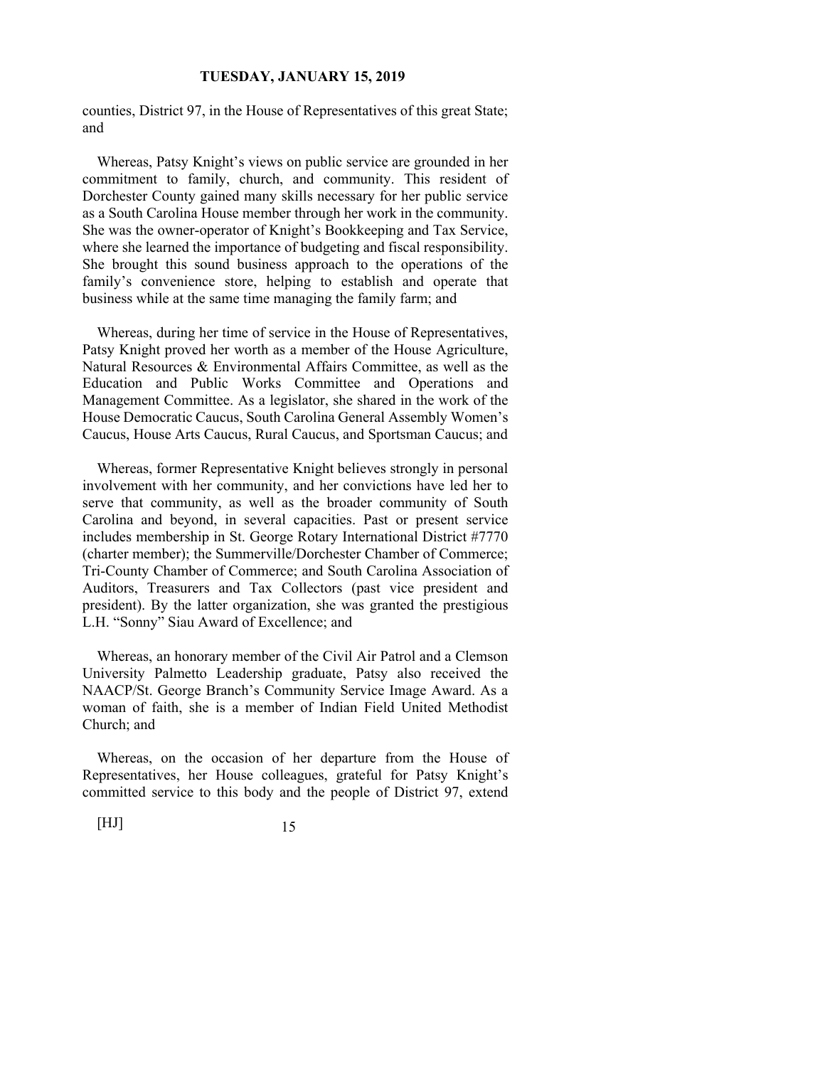counties, District 97, in the House of Representatives of this great State; and

Whereas, Patsy Knight's views on public service are grounded in her commitment to family, church, and community. This resident of Dorchester County gained many skills necessary for her public service as a South Carolina House member through her work in the community. She was the owner-operator of Knight's Bookkeeping and Tax Service, where she learned the importance of budgeting and fiscal responsibility. She brought this sound business approach to the operations of the family's convenience store, helping to establish and operate that business while at the same time managing the family farm; and

Whereas, during her time of service in the House of Representatives, Patsy Knight proved her worth as a member of the House Agriculture, Natural Resources & Environmental Affairs Committee, as well as the Education and Public Works Committee and Operations and Management Committee. As a legislator, she shared in the work of the House Democratic Caucus, South Carolina General Assembly Women's Caucus, House Arts Caucus, Rural Caucus, and Sportsman Caucus; and

Whereas, former Representative Knight believes strongly in personal involvement with her community, and her convictions have led her to serve that community, as well as the broader community of South Carolina and beyond, in several capacities. Past or present service includes membership in St. George Rotary International District #7770 (charter member); the Summerville/Dorchester Chamber of Commerce; Tri-County Chamber of Commerce; and South Carolina Association of Auditors, Treasurers and Tax Collectors (past vice president and president). By the latter organization, she was granted the prestigious L.H. "Sonny" Siau Award of Excellence; and

Whereas, an honorary member of the Civil Air Patrol and a Clemson University Palmetto Leadership graduate, Patsy also received the NAACP/St. George Branch's Community Service Image Award. As a woman of faith, she is a member of Indian Field United Methodist Church; and

Whereas, on the occasion of her departure from the House of Representatives, her House colleagues, grateful for Patsy Knight's committed service to this body and the people of District 97, extend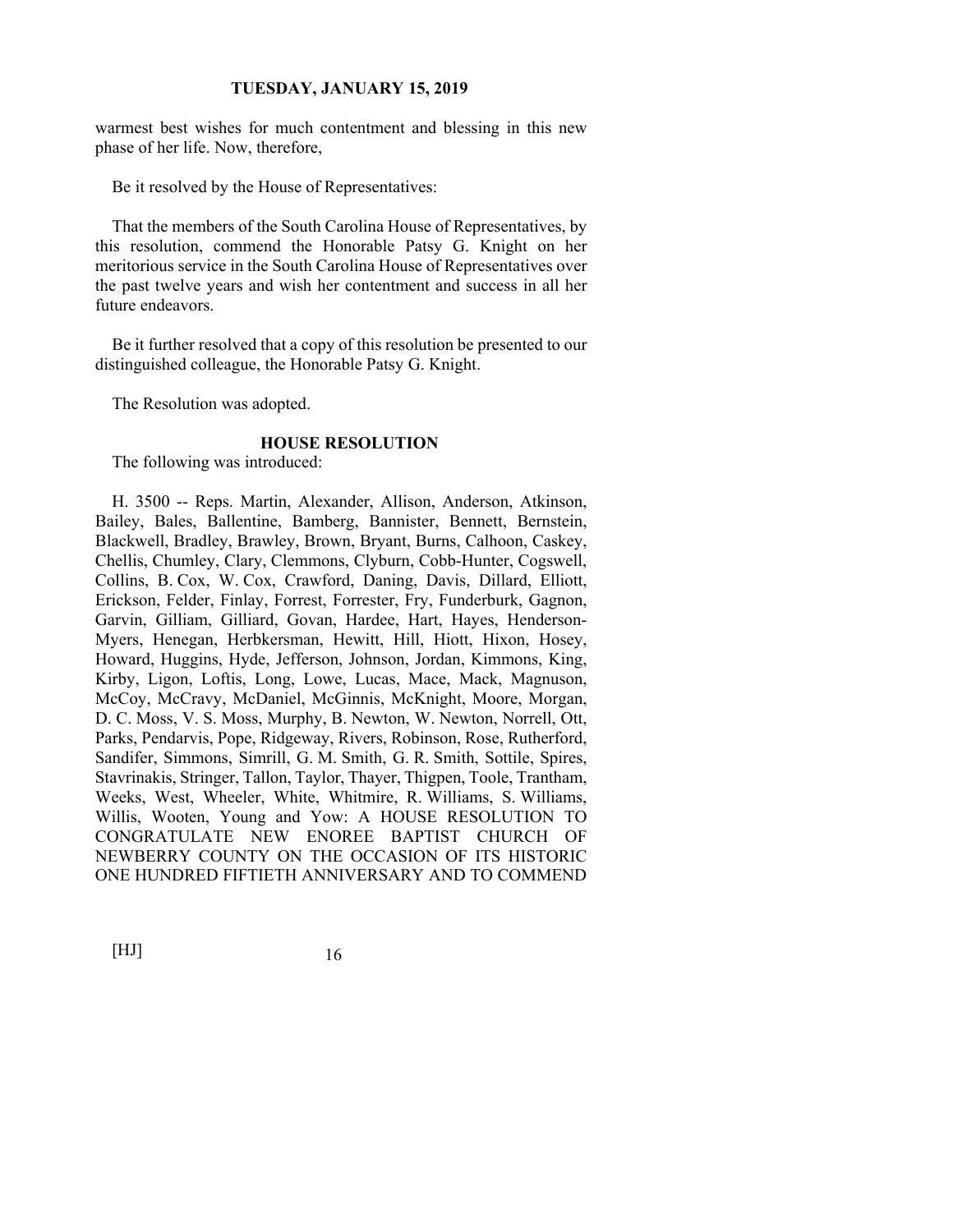warmest best wishes for much contentment and blessing in this new phase of her life. Now, therefore,

Be it resolved by the House of Representatives:

That the members of the South Carolina House of Representatives, by this resolution, commend the Honorable Patsy G. Knight on her meritorious service in the South Carolina House of Representatives over the past twelve years and wish her contentment and success in all her future endeavors.

Be it further resolved that a copy of this resolution be presented to our distinguished colleague, the Honorable Patsy G. Knight.

The Resolution was adopted.

**HOUSE RESOLUTION**

The following was introduced:

H. 3500 -- Reps. Martin, Alexander, Allison, Anderson, Atkinson, Bailey, Bales, Ballentine, Bamberg, Bannister, Bennett, Bernstein, Blackwell, Bradley, Brawley, Brown, Bryant, Burns, Calhoon, Caskey, Chellis, Chumley, Clary, Clemmons, Clyburn, Cobb-Hunter, Cogswell, Collins, B. Cox, W. Cox, Crawford, Daning, Davis, Dillard, Elliott, Erickson, Felder, Finlay, Forrest, Forrester, Fry, Funderburk, Gagnon, Garvin, Gilliam, Gilliard, Govan, Hardee, Hart, Hayes, Henderson-Myers, Henegan, Herbkersman, Hewitt, Hill, Hiott, Hixon, Hosey, Howard, Huggins, Hyde, Jefferson, Johnson, Jordan, Kimmons, King, Kirby, Ligon, Loftis, Long, Lowe, Lucas, Mace, Mack, Magnuson, McCoy, McCravy, McDaniel, McGinnis, McKnight, Moore, Morgan, D. C. Moss, V. S. Moss, Murphy, B. Newton, W. Newton, Norrell, Ott, Parks, Pendarvis, Pope, Ridgeway, Rivers, Robinson, Rose, Rutherford, Sandifer, Simmons, Simrill, G. M. Smith, G. R. Smith, Sottile, Spires, Stavrinakis, Stringer, Tallon, Taylor, Thayer, Thigpen, Toole, Trantham, Weeks, West, Wheeler, White, Whitmire, R. Williams, S. Williams, Willis, Wooten, Young and Yow: A HOUSE RESOLUTION TO CONGRATULATE NEW ENOREE BAPTIST CHURCH OF NEWBERRY COUNTY ON THE OCCASION OF ITS HISTORIC ONE HUNDRED FIFTIETH ANNIVERSARY AND TO COMMEND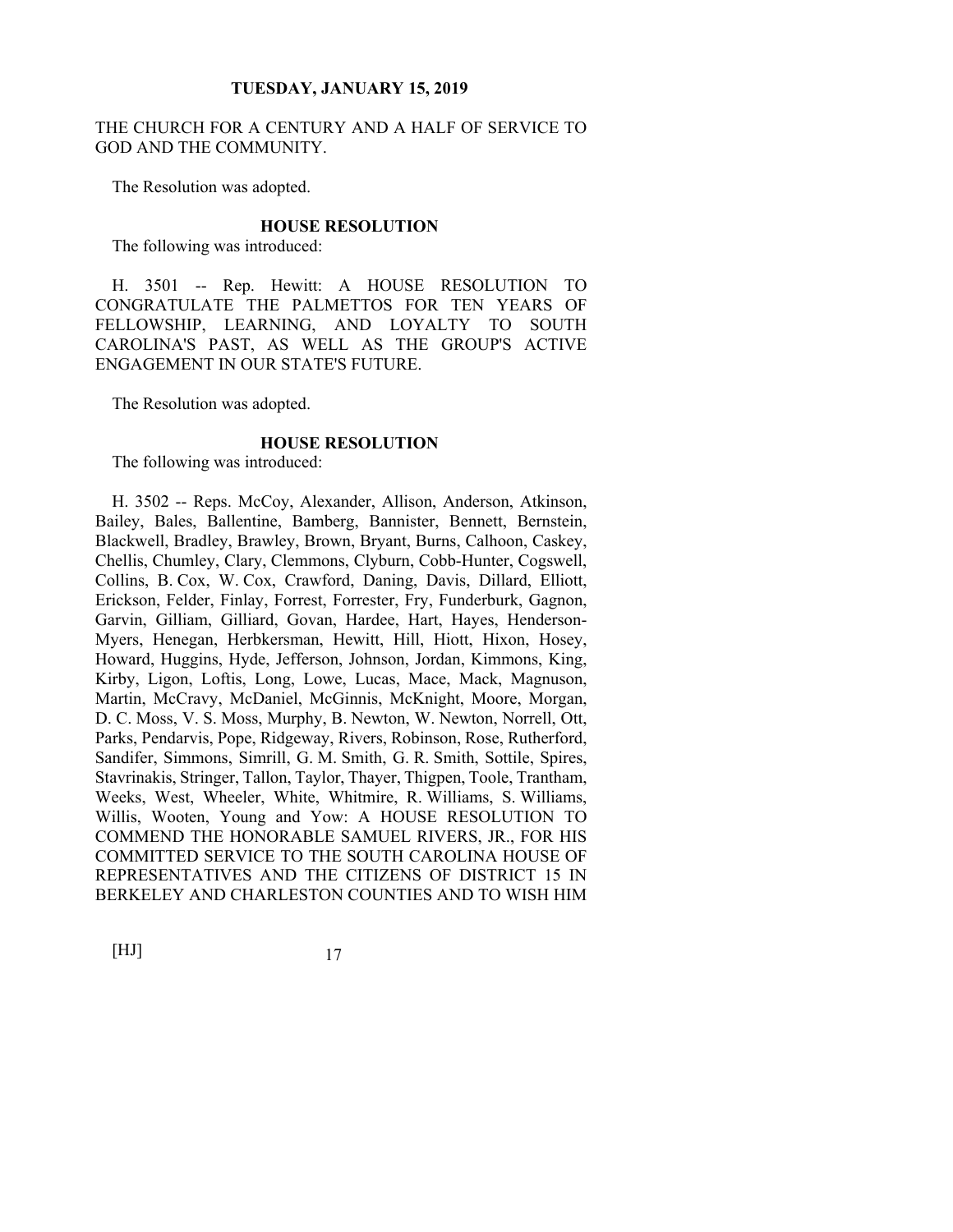THE CHURCH FOR A CENTURY AND A HALF OF SERVICE TO GOD AND THE COMMUNITY.

The Resolution was adopted.

**HOUSE RESOLUTION**

The following was introduced:

H. 3501 -- Rep. Hewitt: A HOUSE RESOLUTION TO CONGRATULATE THE PALMETTOS FOR TEN YEARS OF FELLOWSHIP, LEARNING, AND LOYALTY TO SOUTH CAROLINA'S PAST, AS WELL AS THE GROUP'S ACTIVE ENGAGEMENT IN OUR STATE'S FUTURE.

The Resolution was adopted.

**HOUSE RESOLUTION**

The following was introduced:

H. 3502 -- Reps. McCoy, Alexander, Allison, Anderson, Atkinson, Bailey, Bales, Ballentine, Bamberg, Bannister, Bennett, Bernstein, Blackwell, Bradley, Brawley, Brown, Bryant, Burns, Calhoon, Caskey, Chellis, Chumley, Clary, Clemmons, Clyburn, Cobb-Hunter, Cogswell, Collins, B. Cox, W. Cox, Crawford, Daning, Davis, Dillard, Elliott, Erickson, Felder, Finlay, Forrest, Forrester, Fry, Funderburk, Gagnon, Garvin, Gilliam, Gilliard, Govan, Hardee, Hart, Hayes, Henderson-Myers, Henegan, Herbkersman, Hewitt, Hill, Hiott, Hixon, Hosey, Howard, Huggins, Hyde, Jefferson, Johnson, Jordan, Kimmons, King, Kirby, Ligon, Loftis, Long, Lowe, Lucas, Mace, Mack, Magnuson, Martin, McCravy, McDaniel, McGinnis, McKnight, Moore, Morgan, D. C. Moss, V. S. Moss, Murphy, B. Newton, W. Newton, Norrell, Ott, Parks, Pendarvis, Pope, Ridgeway, Rivers, Robinson, Rose, Rutherford, Sandifer, Simmons, Simrill, G. M. Smith, G. R. Smith, Sottile, Spires, Stavrinakis, Stringer, Tallon, Taylor, Thayer, Thigpen, Toole, Trantham, Weeks, West, Wheeler, White, Whitmire, R. Williams, S. Williams, Willis, Wooten, Young and Yow: A HOUSE RESOLUTION TO COMMEND THE HONORABLE SAMUEL RIVERS, JR., FOR HIS COMMITTED SERVICE TO THE SOUTH CAROLINA HOUSE OF REPRESENTATIVES AND THE CITIZENS OF DISTRICT 15 IN BERKELEY AND CHARLESTON COUNTIES AND TO WISH HIM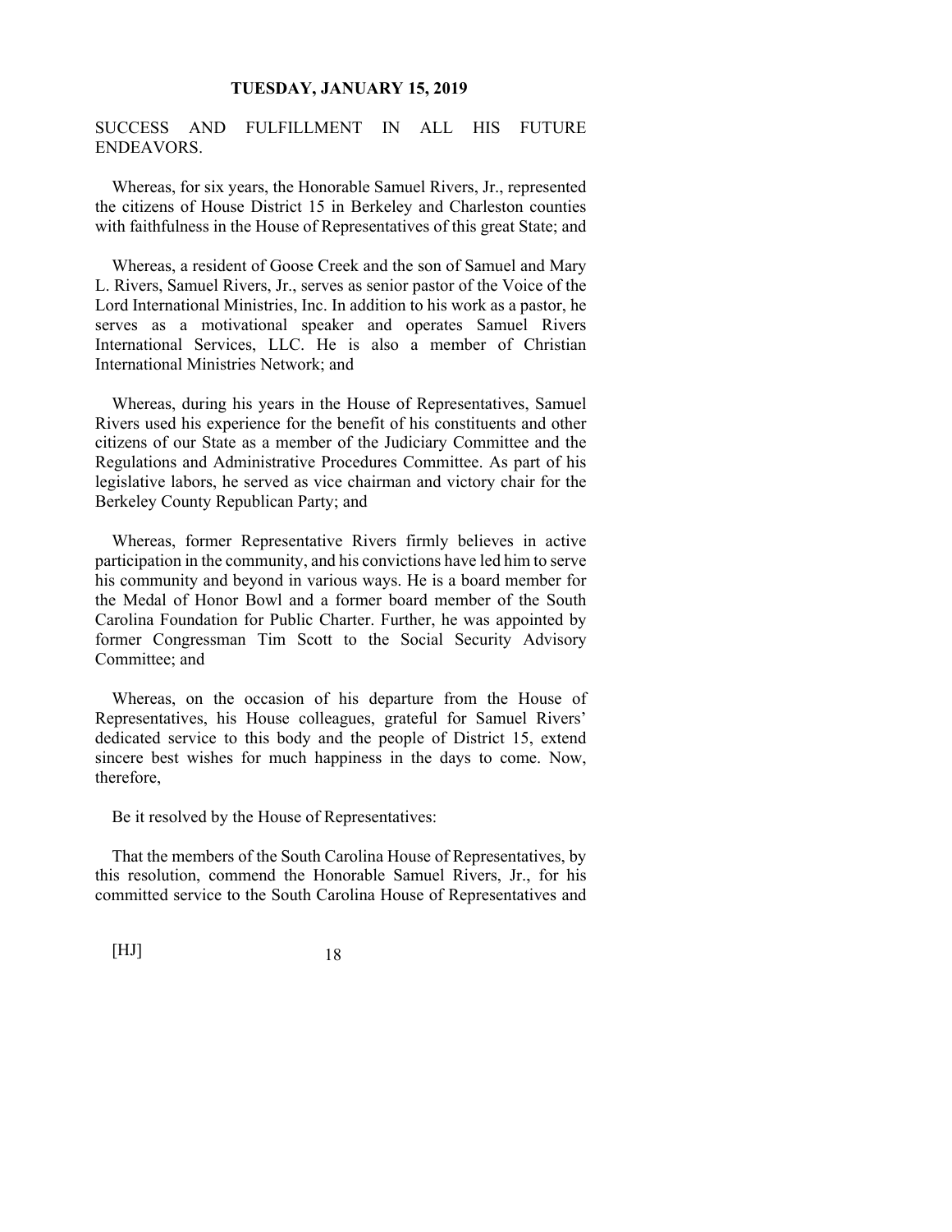SUCCESS AND FULFILLMENT IN ALL HIS FUTURE ENDEAVORS.

Whereas, for six years, the Honorable Samuel Rivers, Jr., represented the citizens of House District 15 in Berkeley and Charleston counties with faithfulness in the House of Representatives of this great State; and

Whereas, a resident of Goose Creek and the son of Samuel and Mary L. Rivers, Samuel Rivers, Jr., serves as senior pastor of the Voice of the Lord International Ministries, Inc. In addition to his work as a pastor, he serves as a motivational speaker and operates Samuel Rivers International Services, LLC. He is also a member of Christian International Ministries Network; and

Whereas, during his years in the House of Representatives, Samuel Rivers used his experience for the benefit of his constituents and other citizens of our State as a member of the Judiciary Committee and the Regulations and Administrative Procedures Committee. As part of his legislative labors, he served as vice chairman and victory chair for the Berkeley County Republican Party; and

Whereas, former Representative Rivers firmly believes in active participation in the community, and his convictions have led him to serve his community and beyond in various ways. He is a board member for the Medal of Honor Bowl and a former board member of the South Carolina Foundation for Public Charter. Further, he was appointed by former Congressman Tim Scott to the Social Security Advisory Committee; and

Whereas, on the occasion of his departure from the House of Representatives, his House colleagues, grateful for Samuel Rivers' dedicated service to this body and the people of District 15, extend sincere best wishes for much happiness in the days to come. Now, therefore,

Be it resolved by the House of Representatives:

That the members of the South Carolina House of Representatives, by this resolution, commend the Honorable Samuel Rivers, Jr., for his committed service to the South Carolina House of Representatives and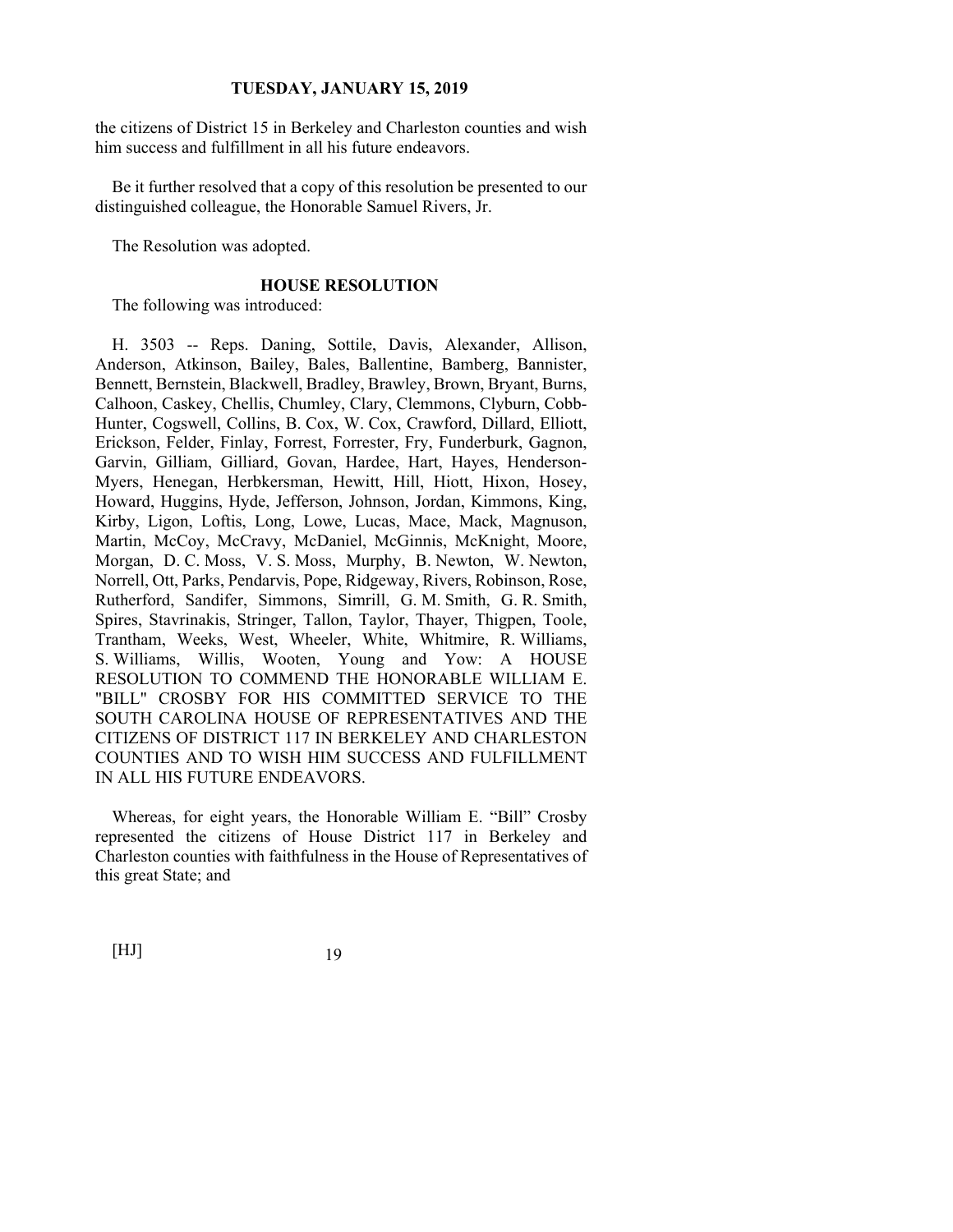the citizens of District 15 in Berkeley and Charleston counties and wish him success and fulfillment in all his future endeavors.

Be it further resolved that a copy of this resolution be presented to our distinguished colleague, the Honorable Samuel Rivers, Jr.

The Resolution was adopted.

## HOUSE RESOLUTION

The following was introduced:

H. 3503 -- Reps. Daning, Sottile, Davis, Alexander, Allison, Anderson, Atkinson, Bailey, Bales, Ballentine, Bamberg, Bannister, Bennett, Bernstein, Blackwell, Bradley, Brawley, Brown, Bryant, Burns, Calhoon, Caskey, Chellis, Chumley, Clary, Clemmons, Clyburn, Cobb-Hunter, Cogswell, Collins, B. Cox, W. Cox, Crawford, Dillard, Elliott, Erickson, Felder, Finlay, Forrest, Forrester, Fry, Funderburk, Gagnon, Garvin, Gilliam, Gilliard, Govan, Hardee, Hart, Hayes, Henderson-Myers, Henegan, Herbkersman, Hewitt, Hill, Hiott, Hixon, Hosey, Howard, Huggins, Hyde, Jefferson, Johnson, Jordan, Kimmons, King, Kirby, Ligon, Loftis, Long, Lowe, Lucas, Mace, Mack, Magnuson, Martin, McCoy, McCravy, McDaniel, McGinnis, McKnight, Moore, Morgan, D. C. Moss, V. S. Moss, Murphy, B. Newton, W. Newton, Norrell, Ott, Parks, Pendarvis, Pope, Ridgeway, Rivers, Robinson, Rose, Rutherford, Sandifer, Simmons, Simrill, G. M. Smith, G. R. Smith, Spires, Stavrinakis, Stringer, Tallon, Taylor, Thayer, Thigpen, Toole, Trantham, Weeks, West, Wheeler, White, Whitmire, R. Williams, S. Williams, Willis, Wooten, Young and Yow: A HOUSE RESOLUTION TO COMMEND THE HONORABLE WILLIAM E. "BILL" CROSBY FOR HIS COMMITTED SERVICE TO THE SOUTH CAROLINA HOUSE OF REPRESENTATIVES AND THE CITIZENS OF DISTRICT 117 IN BERKELEY AND CHARLESTON COUNTIES AND TO WISH HIM SUCCESS AND FULFILLMENT IN ALL HIS FUTURE ENDEAVORS.

Whereas, for eight years, the Honorable William E. "Bill" Crosby represented the citizens of House District 117 in Berkeley and Charleston counties with faithfulness in the House of Representatives of this great State; and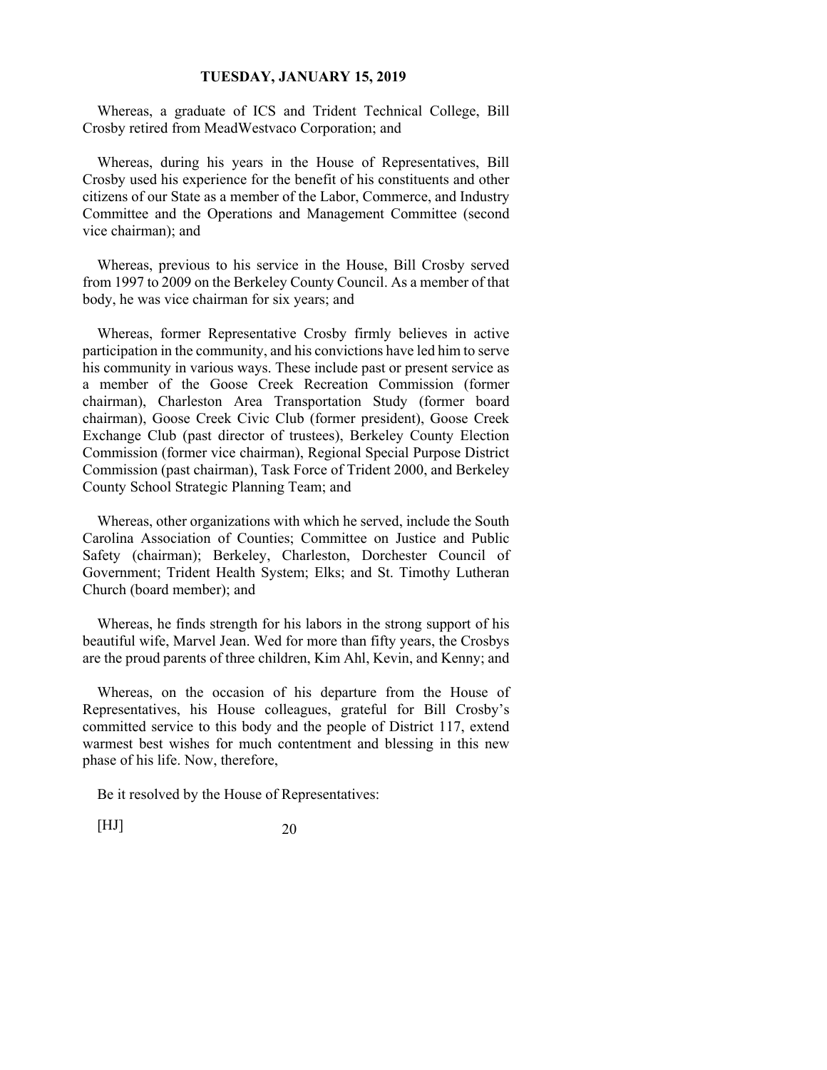Whereas, a graduate of ICS and Trident Technical College, Bill Crosby retired from MeadWestvaco Corporation; and

Whereas, during his years in the House of Representatives, Bill Crosby used his experience for the benefit of his constituents and other citizens of our State as a member of the Labor, Commerce, and Industry Committee and the Operations and Management Committee (second vice chairman); and

Whereas, previous to his service in the House, Bill Crosby served from 1997 to 2009 on the Berkeley County Council. As a member of that body, he was vice chairman for six years; and

Whereas, former Representative Crosby firmly believes in active participation in the community, and his convictions have led him to serve his community in various ways. These include past or present service as a member of the Goose Creek Recreation Commission (former chairman), Charleston Area Transportation Study (former board chairman), Goose Creek Civic Club (former president), Goose Creek Exchange Club (past director of trustees), Berkeley County Election Commission (former vice chairman), Regional Special Purpose District Commission (past chairman), Task Force of Trident 2000, and Berkeley County School Strategic Planning Team; and

Whereas, other organizations with which he served, include the South Carolina Association of Counties; Committee on Justice and Public Safety (chairman); Berkeley, Charleston, Dorchester Council of Government; Trident Health System; Elks; and St. Timothy Lutheran Church (board member); and

Whereas, he finds strength for his labors in the strong support of his beautiful wife, Marvel Jean. Wed for more than fifty years, the Crosbys are the proud parents of three children, Kim Ahl, Kevin, and Kenny; and

Whereas, on the occasion of his departure from the House of Representatives, his House colleagues, grateful for Bill Crosby's committed service to this body and the people of District 117, extend warmest best wishes for much contentment and blessing in this new phase of his life. Now, therefore,

Be it resolved by the House of Representatives: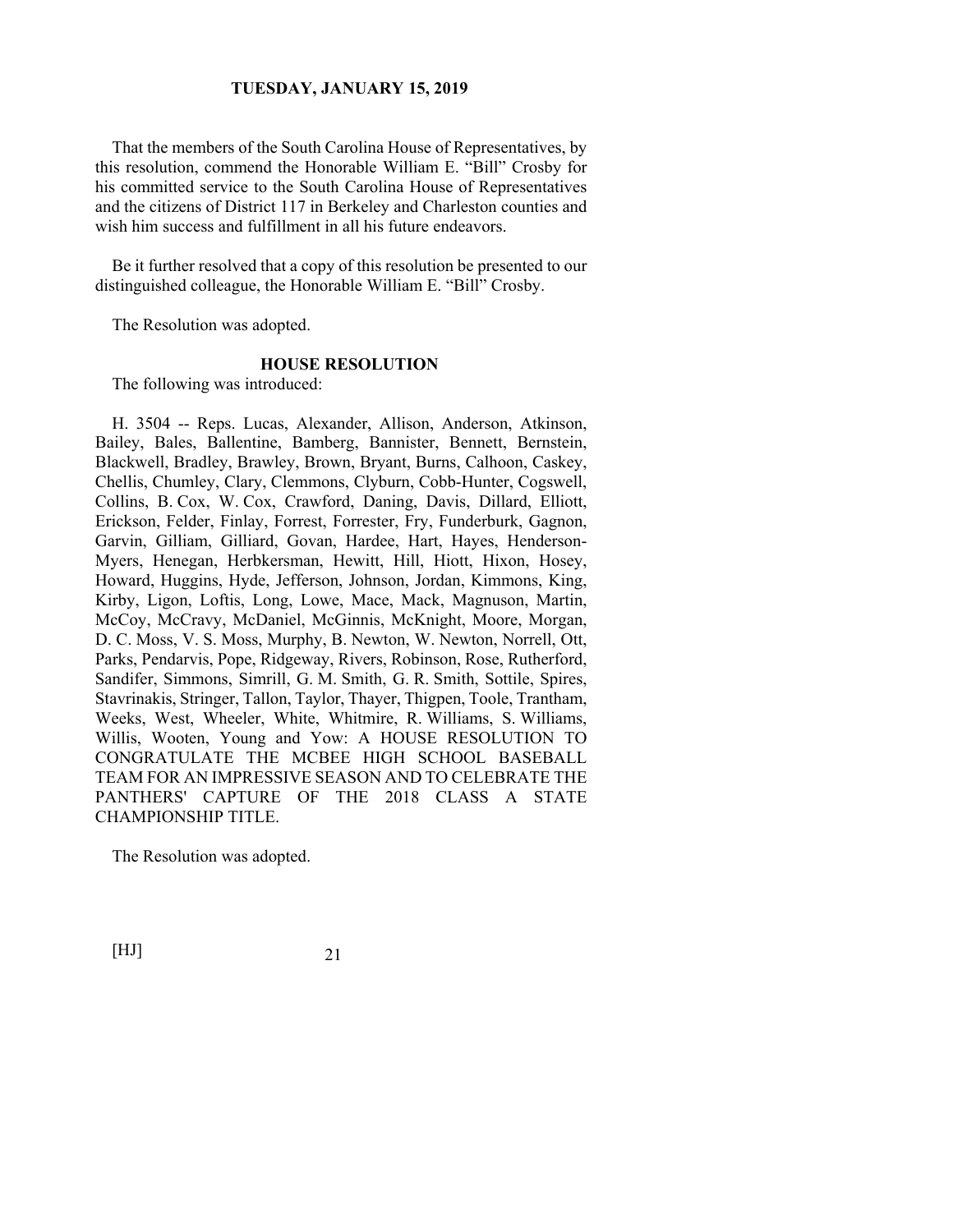That the members of the South Carolina House of Representatives, by this resolution, commend the Honorable William E. "Bill" Crosby for his committed service to the South Carolina House of Representatives and the citizens of District 117 in Berkeley and Charleston counties and wish him success and fulfillment in all his future endeavors.

Be it further resolved that a copy of this resolution be presented to our distinguished colleague, the Honorable William E. "Bill" Crosby.

The Resolution was adopted.

**HOUSE RESOLUTION**

The following was introduced:

H. 3504 -- Reps. Lucas, Alexander, Allison, Anderson, Atkinson, Bailey, Bales, Ballentine, Bamberg, Bannister, Bennett, Bernstein, Blackwell, Bradley, Brawley, Brown, Bryant, Burns, Calhoon, Caskey, Chellis, Chumley, Clary, Clemmons, Clyburn, Cobb-Hunter, Cogswell, Collins, B. Cox, W. Cox, Crawford, Daning, Davis, Dillard, Elliott, Erickson, Felder, Finlay, Forrest, Forrester, Fry, Funderburk, Gagnon, Garvin, Gilliam, Gilliard, Govan, Hardee, Hart, Hayes, Henderson-Myers, Henegan, Herbkersman, Hewitt, Hill, Hiott, Hixon, Hosey, Howard, Huggins, Hyde, Jefferson, Johnson, Jordan, Kimmons, King, Kirby, Ligon, Loftis, Long, Lowe, Mace, Mack, Magnuson, Martin, McCoy, McCravy, McDaniel, McGinnis, McKnight, Moore, Morgan, D. C. Moss, V. S. Moss, Murphy, B. Newton, W. Newton, Norrell, Ott, Parks, Pendarvis, Pope, Ridgeway, Rivers, Robinson, Rose, Rutherford, Sandifer, Simmons, Simrill, G. M. Smith, G. R. Smith, Sottile, Spires, Stavrinakis, Stringer, Tallon, Taylor, Thayer, Thigpen, Toole, Trantham, Weeks, West, Wheeler, White, Whitmire, R. Williams, S. Williams, Willis, Wooten, Young and Yow: A HOUSE RESOLUTION TO CONGRATULATE THE MCBEE HIGH SCHOOL BASEBALL TEAM FOR AN IMPRESSIVE SEASON AND TO CELEBRATE THE PANTHERS' CAPTURE OF THE 2018 CLASS A STATE CHAMPIONSHIP TITLE.

The Resolution was adopted.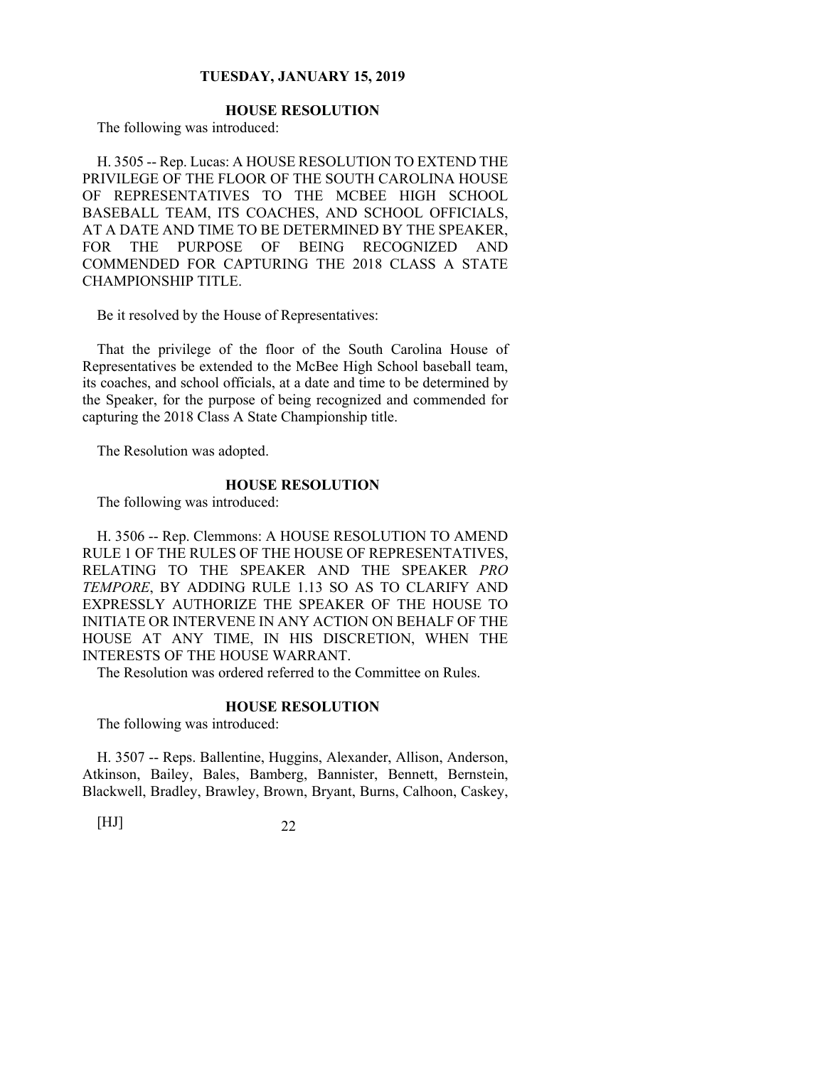**TUESDAY, JANUARY 15, 2019**

## HOUSE RESOLUTION

The following was introduced:

H. 3505 -- Rep. Lucas: A HOUSE RESOLUTION TO EXTEND THE PRIVILEGE OF THE FLOOR OF THE SOUTH CAROLINA HOUSE OF REPRESENTATIVES TO THE MCBEE HIGH SCHOOL BASEBALL TEAM, ITS COACHES, AND SCHOOL OFFICIALS, AT A DATE AND TIME TO BE DETERMINED BY THE SPEAKER, FOR THE PURPOSE OF BEING RECOGNIZED AND COMMENDED FOR CAPTURING THE 2018 CLASS A STATE CHAMPIONSHIP TITLE.

Be it resolved by the House of Representatives:

That the privilege of the floor of the South Carolina House of Representatives be extended to the McBee High School baseball team, its coaches, and school officials, at a date and time to be determined by the Speaker, for the purpose of being recognized and commended for capturing the 2018 Class A State Championship title.

The Resolution was adopted.

## HOUSE RESOLUTION

The following was introduced:

H. 3506 -- Rep. Clemmons: A HOUSE RESOLUTION TO AMEND RULE 1 OF THE RULES OF THE HOUSE OF REPRESENTATIVES, RELATING TO THE SPEAKER AND THE SPEAKER *PRO TEMPORE*, BY ADDING RULE 1.13 SO AS TO CLARIFY AND EXPRESSLY AUTHORIZE THE SPEAKER OF THE HOUSE TO INITIATE OR INTERVENE IN ANY ACTION ON BEHALF OF THE HOUSE AT ANY TIME, IN HIS DISCRETION, WHEN THE INTERESTS OF THE HOUSE WARRANT.

The Resolution was ordered referred to the Committee on Rules.

## HOUSE RESOLUTION

The following was introduced:

H. 3507 -- Reps. Ballentine, Huggins, Alexander, Allison, Anderson, Atkinson, Bailey, Bales, Bamberg, Bannister, Bennett, Bernstein, Blackwell, Bradley, Brawley, Brown, Bryant, Burns, Calhoon, Caskey,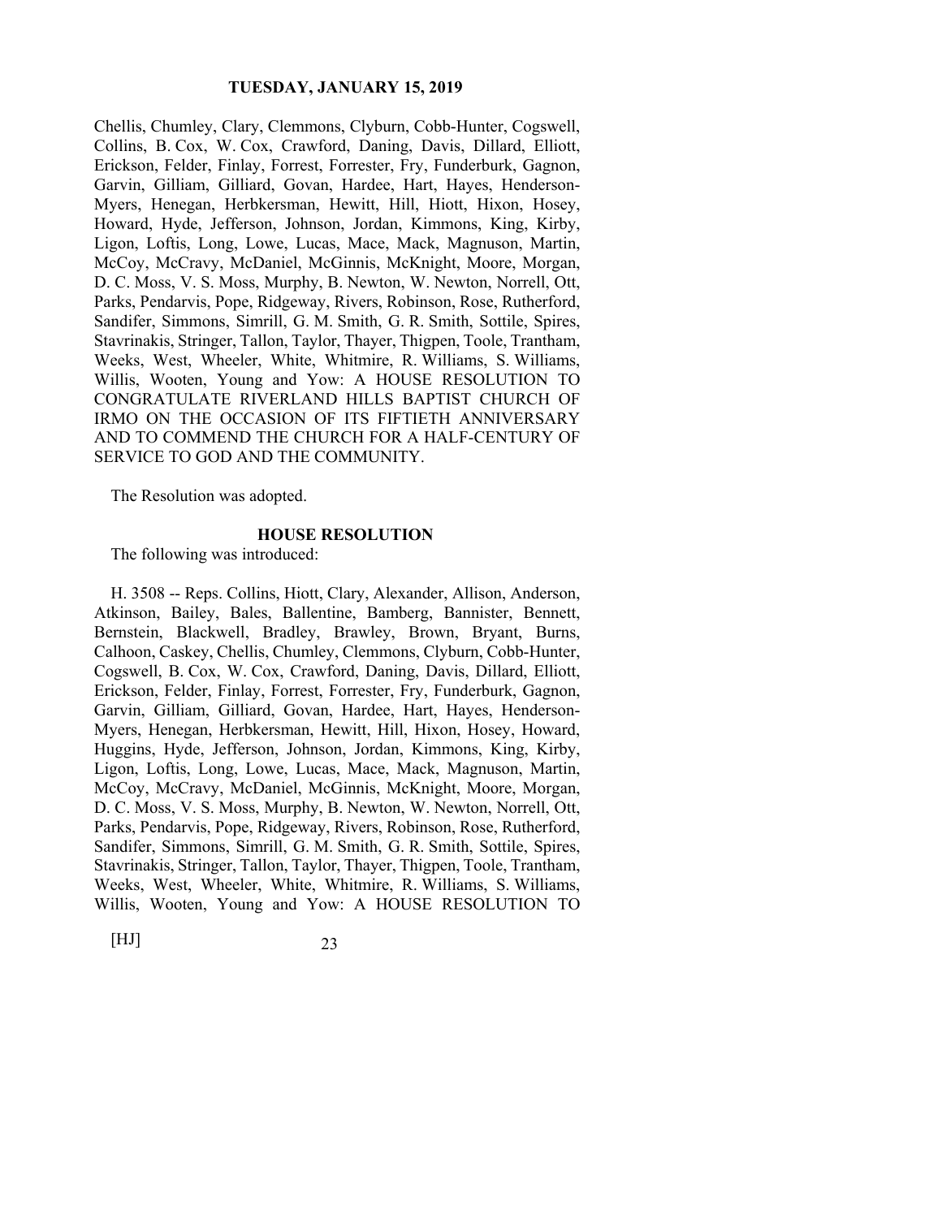Chellis, Chumley, Clary, Clemmons, Clyburn, Cobb-Hunter, Cogswell, Collins, B. Cox, W. Cox, Crawford, Daning, Davis, Dillard, Elliott, Erickson, Felder, Finlay, Forrest, Forrester, Fry, Funderburk, Gagnon, Garvin, Gilliam, Gilliard, Govan, Hardee, Hart, Hayes, Henderson-Myers, Henegan, Herbkersman, Hewitt, Hill, Hiott, Hixon, Hosey, Howard, Hyde, Jefferson, Johnson, Jordan, Kimmons, King, Kirby, Ligon, Loftis, Long, Lowe, Lucas, Mace, Mack, Magnuson, Martin, McCoy, McCravy, McDaniel, McGinnis, McKnight, Moore, Morgan, D. C. Moss, V. S. Moss, Murphy, B. Newton, W. Newton, Norrell, Ott, Parks, Pendarvis, Pope, Ridgeway, Rivers, Robinson, Rose, Rutherford, Sandifer, Simmons, Simrill, G. M. Smith, G. R. Smith, Sottile, Spires, Stavrinakis, Stringer, Tallon, Taylor, Thayer, Thigpen, Toole, Trantham, Weeks, West, Wheeler, White, Whitmire, R. Williams, S. Williams, Willis, Wooten, Young and Yow: A HOUSE RESOLUTION TO CONGRATULATE RIVERLAND HILLS BAPTIST CHURCH OF IRMO ON THE OCCASION OF ITS FIFTIETH ANNIVERSARY AND TO COMMEND THE CHURCH FOR A HALF-CENTURY OF SERVICE TO GOD AND THE COMMUNITY.

The Resolution was adopted.

### HOUSE RESOLUTION

The following was introduced:

H. 3508 -- Reps. Collins, Hiott, Clary, Alexander, Allison, Anderson, Atkinson, Bailey, Bales, Ballentine, Bamberg, Bannister, Bennett, Bernstein, Blackwell, Bradley, Brawley, Brown, Bryant, Burns, Calhoon, Caskey, Chellis, Chumley, Clemmons, Clyburn, Cobb-Hunter, Cogswell, B. Cox, W. Cox, Crawford, Daning, Davis, Dillard, Elliott, Erickson, Felder, Finlay, Forrest, Forrester, Fry, Funderburk, Gagnon, Garvin, Gilliam, Gilliard, Govan, Hardee, Hart, Hayes, Henderson-Myers, Henegan, Herbkersman, Hewitt, Hill, Hixon, Hosey, Howard, Huggins, Hyde, Jefferson, Johnson, Jordan, Kimmons, King, Kirby, Ligon, Loftis, Long, Lowe, Lucas, Mace, Mack, Magnuson, Martin, McCoy, McCravy, McDaniel, McGinnis, McKnight, Moore, Morgan, D. C. Moss, V. S. Moss, Murphy, B. Newton, W. Newton, Norrell, Ott, Parks, Pendarvis, Pope, Ridgeway, Rivers, Robinson, Rose, Rutherford, Sandifer, Simmons, Simrill, G. M. Smith, G. R. Smith, Sottile, Spires, Stavrinakis, Stringer, Tallon, Taylor, Thayer, Thigpen, Toole, Trantham, Weeks, West, Wheeler, White, Whitmire, R. Williams, S. Williams, Willis, Wooten, Young and Yow: A HOUSE RESOLUTION TO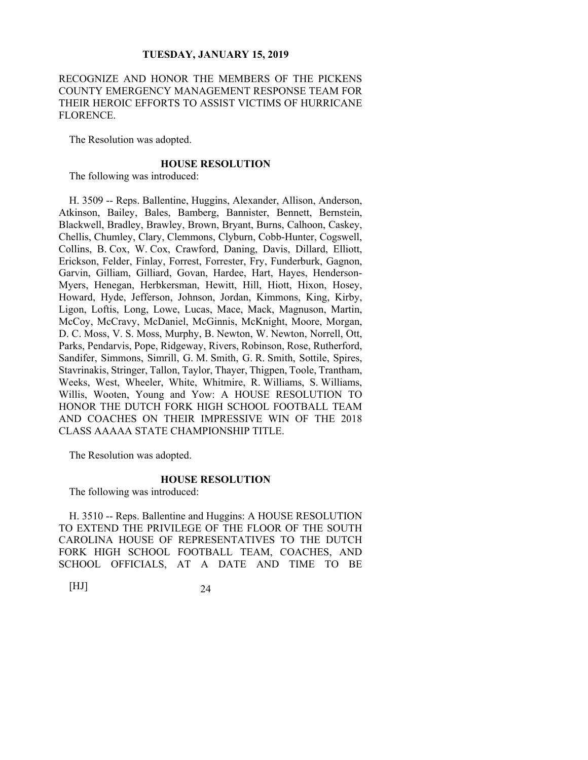RECOGNIZE AND HONOR THE MEMBERS OF THE PICKENS COUNTY EMERGENCY MANAGEMENT RESPONSE TEAM FOR THEIR HEROIC EFFORTS TO ASSIST VICTIMS OF HURRICANE FLORENCE.

The Resolution was adopted.

**HOUSE RESOLUTION**

The following was introduced:

H. 3509 -- Reps. Ballentine, Huggins, Alexander, Allison, Anderson, Atkinson, Bailey, Bales, Bamberg, Bannister, Bennett, Bernstein, Blackwell, Bradley, Brawley, Brown, Bryant, Burns, Calhoon, Caskey, Chellis, Chumley, Clary, Clemmons, Clyburn, Cobb-Hunter, Cogswell, Collins, B. Cox, W. Cox, Crawford, Daning, Davis, Dillard, Elliott, Erickson, Felder, Finlay, Forrest, Forrester, Fry, Funderburk, Gagnon, Garvin, Gilliam, Gilliard, Govan, Hardee, Hart, Hayes, Henderson-Myers, Henegan, Herbkersman, Hewitt, Hill, Hiott, Hixon, Hosey, Howard, Hyde, Jefferson, Johnson, Jordan, Kimmons, King, Kirby, Ligon, Loftis, Long, Lowe, Lucas, Mace, Mack, Magnuson, Martin, McCoy, McCravy, McDaniel, McGinnis, McKnight, Moore, Morgan, D. C. Moss, V. S. Moss, Murphy, B. Newton, W. Newton, Norrell, Ott, Parks, Pendarvis, Pope, Ridgeway, Rivers, Robinson, Rose, Rutherford, Sandifer, Simmons, Simrill, G. M. Smith, G. R. Smith, Sottile, Spires, Stavrinakis, Stringer, Tallon, Taylor, Thayer, Thigpen, Toole, Trantham, Weeks, West, Wheeler, White, Whitmire, R. Williams, S. Williams, Willis, Wooten, Young and Yow: A HOUSE RESOLUTION TO HONOR THE DUTCH FORK HIGH SCHOOL FOOTBALL TEAM AND COACHES ON THEIR IMPRESSIVE WIN OF THE 2018 CLASS AAAAA STATE CHAMPIONSHIP TITLE.

The Resolution was adopted.

**HOUSE RESOLUTION**

The following was introduced:

H. 3510 -- Reps. Ballentine and Huggins: A HOUSE RESOLUTION TO EXTEND THE PRIVILEGE OF THE FLOOR OF THE SOUTH CAROLINA HOUSE OF REPRESENTATIVES TO THE DUTCH FORK HIGH SCHOOL FOOTBALL TEAM, COACHES, AND SCHOOL OFFICIALS, AT A DATE AND TIME TO BE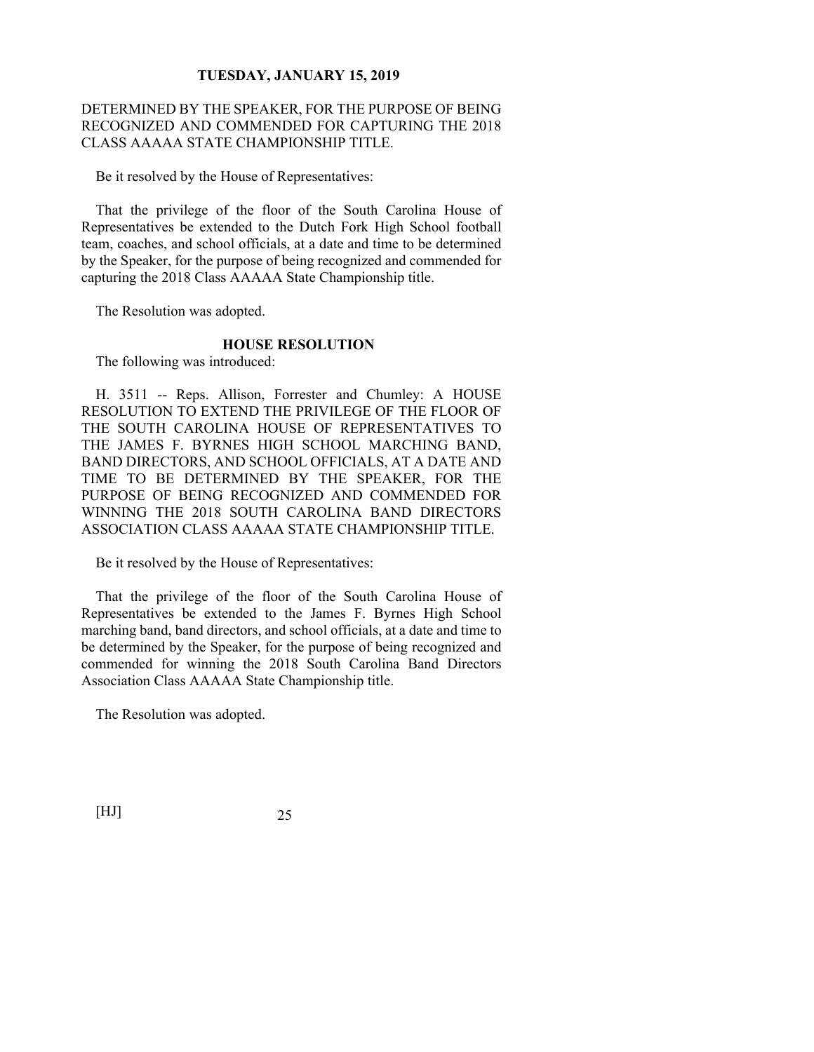DETERMINED BY THE SPEAKER, FOR THE PURPOSE OF BEING RECOGNIZED AND COMMENDED FOR CAPTURING THE 2018 CLASS AAAAA STATE CHAMPIONSHIP TITLE.

Be it resolved by the House of Representatives:

That the privilege of the floor of the South Carolina House of Representatives be extended to the Dutch Fork High School football team, coaches, and school officials, at a date and time to be determined by the Speaker, for the purpose of being recognized and commended for capturing the 2018 Class AAAAA State Championship title.

The Resolution was adopted.

**HOUSE RESOLUTION**

The following was introduced:

H. 3511 -- Reps. Allison, Forrester and Chumley: A HOUSE RESOLUTION TO EXTEND THE PRIVILEGE OF THE FLOOR OF THE SOUTH CAROLINA HOUSE OF REPRESENTATIVES TO THE JAMES F. BYRNES HIGH SCHOOL MARCHING BAND, BAND DIRECTORS, AND SCHOOL OFFICIALS, AT A DATE AND TIME TO BE DETERMINED BY THE SPEAKER, FOR THE PURPOSE OF BEING RECOGNIZED AND COMMENDED FOR WINNING THE 2018 SOUTH CAROLINA BAND DIRECTORS ASSOCIATION CLASS AAAAA STATE CHAMPIONSHIP TITLE.

Be it resolved by the House of Representatives:

That the privilege of the floor of the South Carolina House of Representatives be extended to the James F. Byrnes High School marching band, band directors, and school officials, at a date and time to be determined by the Speaker, for the purpose of being recognized and commended for winning the 2018 South Carolina Band Directors Association Class AAAAA State Championship title.

The Resolution was adopted.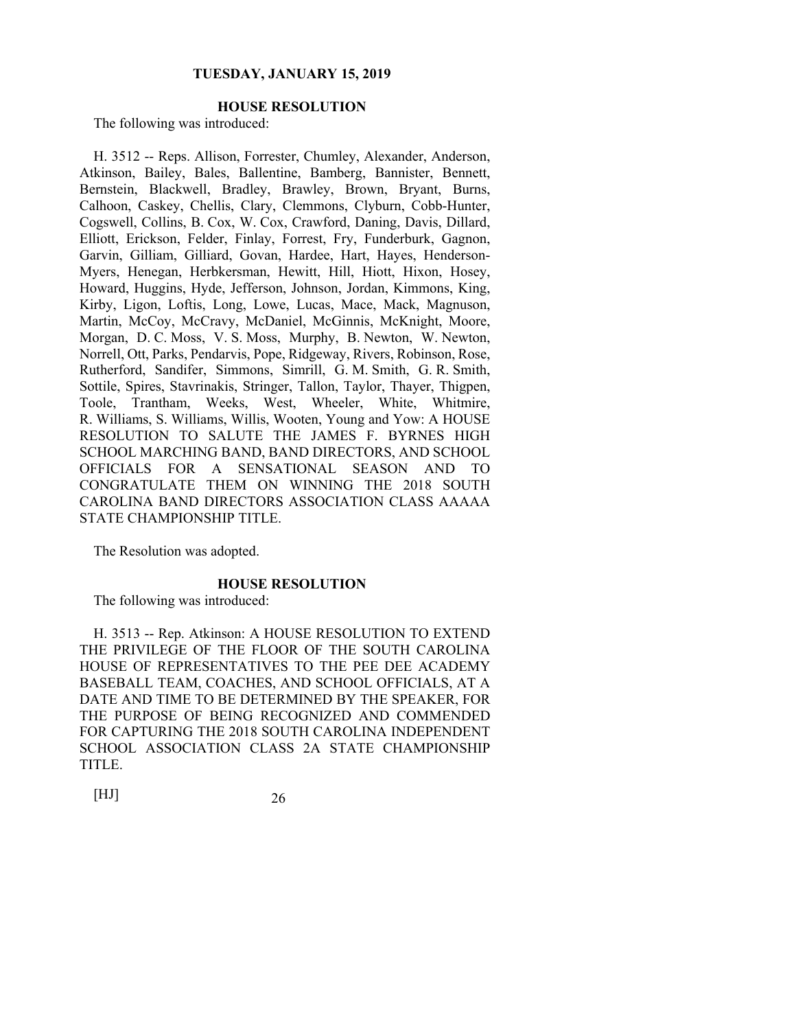**TUESDAY, JANUARY 15, 2019**

## HOUSE RESOLUTION

The following was introduced:

H. 3512 -- Reps. Allison, Forrester, Chumley, Alexander, Anderson, Atkinson, Bailey, Bales, Ballentine, Bamberg, Bannister, Bennett, Bernstein, Blackwell, Bradley, Brawley, Brown, Bryant, Burns, Calhoon, Caskey, Chellis, Clary, Clemmons, Clyburn, Cobb-Hunter, Cogswell, Collins, B. Cox, W. Cox, Crawford, Daning, Davis, Dillard, Elliott, Erickson, Felder, Finlay, Forrest, Fry, Funderburk, Gagnon, Garvin, Gilliam, Gilliard, Govan, Hardee, Hart, Hayes, Henderson-Myers, Henegan, Herbkersman, Hewitt, Hill, Hiott, Hixon, Hosey, Howard, Huggins, Hyde, Jefferson, Johnson, Jordan, Kimmons, King, Kirby, Ligon, Loftis, Long, Lowe, Lucas, Mace, Mack, Magnuson, Martin, McCoy, McCravy, McDaniel, McGinnis, McKnight, Moore, Morgan, D. C. Moss, V. S. Moss, Murphy, B. Newton, W. Newton, Norrell, Ott, Parks, Pendarvis, Pope, Ridgeway, Rivers, Robinson, Rose, Rutherford, Sandifer, Simmons, Simrill, G. M. Smith, G. R. Smith, Sottile, Spires, Stavrinakis, Stringer, Tallon, Taylor, Thayer, Thigpen, Toole, Trantham, Weeks, West, Wheeler, White, Whitmire, R. Williams, S. Williams, Willis, Wooten, Young and Yow: A HOUSE RESOLUTION TO SALUTE THE JAMES F. BYRNES HIGH SCHOOL MARCHING BAND, BAND DIRECTORS, AND SCHOOL OFFICIALS FOR A SENSATIONAL SEASON AND TO CONGRATULATE THEM ON WINNING THE 2018 SOUTH CAROLINA BAND DIRECTORS ASSOCIATION CLASS AAAAA STATE CHAMPIONSHIP TITLE.

The Resolution was adopted.

## HOUSE RESOLUTION

The following was introduced:

H. 3513 -- Rep. Atkinson: A HOUSE RESOLUTION TO EXTEND THE PRIVILEGE OF THE FLOOR OF THE SOUTH CAROLINA HOUSE OF REPRESENTATIVES TO THE PEE DEE ACADEMY BASEBALL TEAM, COACHES, AND SCHOOL OFFICIALS, AT A DATE AND TIME TO BE DETERMINED BY THE SPEAKER, FOR THE PURPOSE OF BEING RECOGNIZED AND COMMENDED FOR CAPTURING THE 2018 SOUTH CAROLINA INDEPENDENT SCHOOL ASSOCIATION CLASS 2A STATE CHAMPIONSHIP TITLE.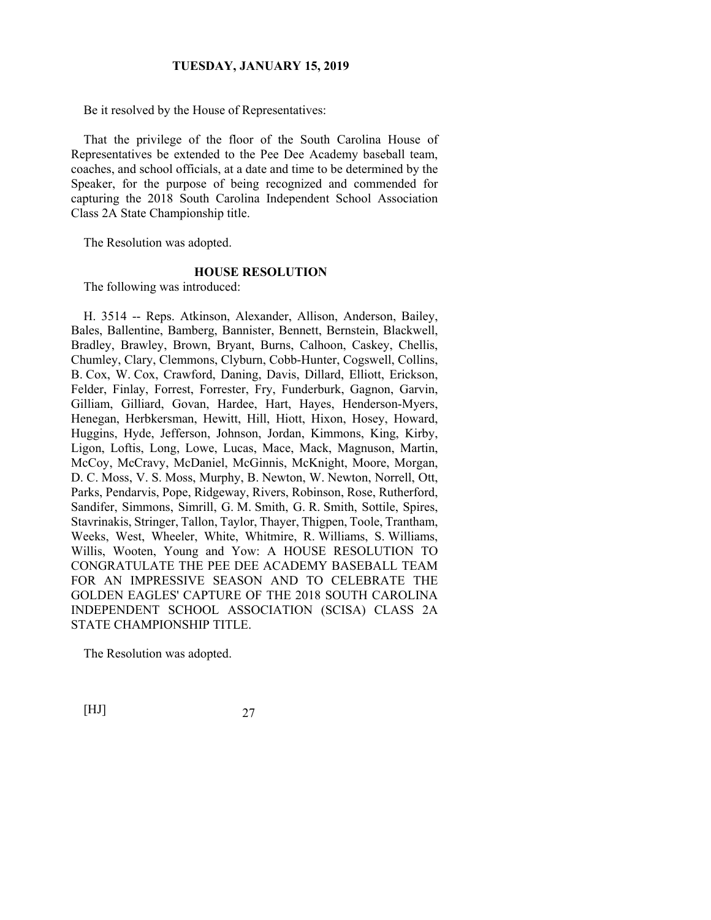Be it resolved by the House of Representatives:

That the privilege of the floor of the South Carolina House of Representatives be extended to the Pee Dee Academy baseball team, coaches, and school officials, at a date and time to be determined by the Speaker, for the purpose of being recognized and commended for capturing the 2018 South Carolina Independent School Association Class 2A State Championship title.

The Resolution was adopted.

### HOUSE RESOLUTION

The following was introduced:

H. 3514 -- Reps. Atkinson, Alexander, Allison, Anderson, Bailey, Bales, Ballentine, Bamberg, Bannister, Bennett, Bernstein, Blackwell, Bradley, Brawley, Brown, Bryant, Burns, Calhoon, Caskey, Chellis, Chumley, Clary, Clemmons, Clyburn, Cobb-Hunter, Cogswell, Collins, B. Cox, W. Cox, Crawford, Daning, Davis, Dillard, Elliott, Erickson, Felder, Finlay, Forrest, Forrester, Fry, Funderburk, Gagnon, Garvin, Gilliam, Gilliard, Govan, Hardee, Hart, Hayes, Henderson-Myers, Henegan, Herbkersman, Hewitt, Hill, Hiott, Hixon, Hosey, Howard, Huggins, Hyde, Jefferson, Johnson, Jordan, Kimmons, King, Kirby, Ligon, Loftis, Long, Lowe, Lucas, Mace, Mack, Magnuson, Martin, McCoy, McCravy, McDaniel, McGinnis, McKnight, Moore, Morgan, D. C. Moss, V. S. Moss, Murphy, B. Newton, W. Newton, Norrell, Ott, Parks, Pendarvis, Pope, Ridgeway, Rivers, Robinson, Rose, Rutherford, Sandifer, Simmons, Simrill, G. M. Smith, G. R. Smith, Sottile, Spires, Stavrinakis, Stringer, Tallon, Taylor, Thayer, Thigpen, Toole, Trantham, Weeks, West, Wheeler, White, Whitmire, R. Williams, S. Williams, Willis, Wooten, Young and Yow: A HOUSE RESOLUTION TO CONGRATULATE THE PEE DEE ACADEMY BASEBALL TEAM FOR AN IMPRESSIVE SEASON AND TO CELEBRATE THE GOLDEN EAGLES' CAPTURE OF THE 2018 SOUTH CAROLINA INDEPENDENT SCHOOL ASSOCIATION (SCISA) CLASS 2A STATE CHAMPIONSHIP TITLE.

The Resolution was adopted.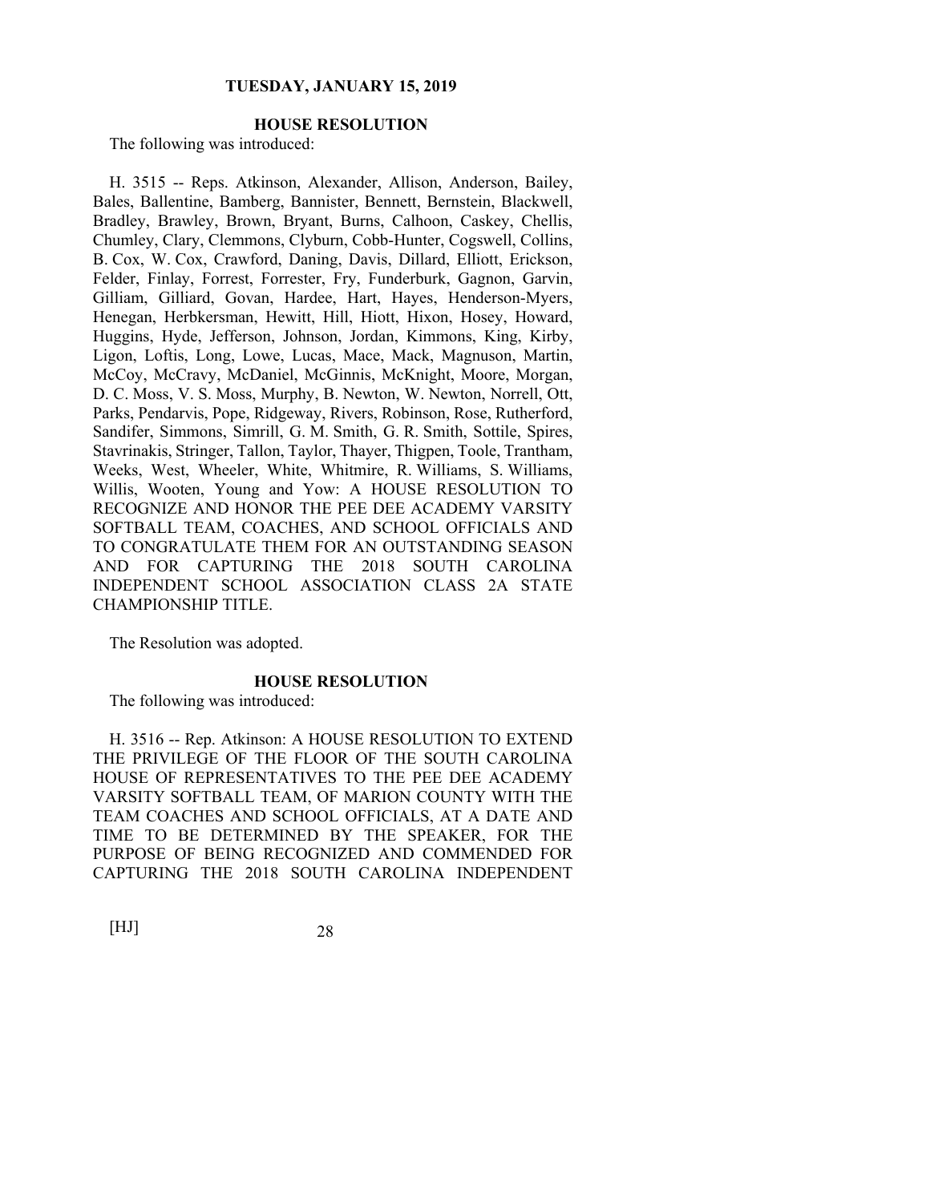**TUESDAY, JANUARY 15, 2019**

## HOUSE RESOLUTION

The following was introduced:

H. 3515 -- Reps. Atkinson, Alexander, Allison, Anderson, Bailey, Bales, Ballentine, Bamberg, Bannister, Bennett, Bernstein, Blackwell, Bradley, Brawley, Brown, Bryant, Burns, Calhoon, Caskey, Chellis, Chumley, Clary, Clemmons, Clyburn, Cobb-Hunter, Cogswell, Collins, B. Cox, W. Cox, Crawford, Daning, Davis, Dillard, Elliott, Erickson, Felder, Finlay, Forrest, Forrester, Fry, Funderburk, Gagnon, Garvin, Gilliam, Gilliard, Govan, Hardee, Hart, Hayes, Henderson-Myers, Henegan, Herbkersman, Hewitt, Hill, Hiott, Hixon, Hosey, Howard, Huggins, Hyde, Jefferson, Johnson, Jordan, Kimmons, King, Kirby, Ligon, Loftis, Long, Lowe, Lucas, Mace, Mack, Magnuson, Martin, McCoy, McCravy, McDaniel, McGinnis, McKnight, Moore, Morgan, D. C. Moss, V. S. Moss, Murphy, B. Newton, W. Newton, Norrell, Ott, Parks, Pendarvis, Pope, Ridgeway, Rivers, Robinson, Rose, Rutherford, Sandifer, Simmons, Simrill, G. M. Smith, G. R. Smith, Sottile, Spires, Stavrinakis, Stringer, Tallon, Taylor, Thayer, Thigpen, Toole, Trantham, Weeks, West, Wheeler, White, Whitmire, R. Williams, S. Williams, Willis, Wooten, Young and Yow: A HOUSE RESOLUTION TO RECOGNIZE AND HONOR THE PEE DEE ACADEMY VARSITY SOFTBALL TEAM, COACHES, AND SCHOOL OFFICIALS AND TO CONGRATULATE THEM FOR AN OUTSTANDING SEASON AND FOR CAPTURING THE 2018 SOUTH CAROLINA INDEPENDENT SCHOOL ASSOCIATION CLASS 2A STATE CHAMPIONSHIP TITLE.

The Resolution was adopted.

## HOUSE RESOLUTION

The following was introduced:

H. 3516 -- Rep. Atkinson: A HOUSE RESOLUTION TO EXTEND THE PRIVILEGE OF THE FLOOR OF THE SOUTH CAROLINA HOUSE OF REPRESENTATIVES TO THE PEE DEE ACADEMY VARSITY SOFTBALL TEAM, OF MARION COUNTY WITH THE TEAM COACHES AND SCHOOL OFFICIALS, AT A DATE AND TIME TO BE DETERMINED BY THE SPEAKER, FOR THE PURPOSE OF BEING RECOGNIZED AND COMMENDED FOR CAPTURING THE 2018 SOUTH CAROLINA INDEPENDENT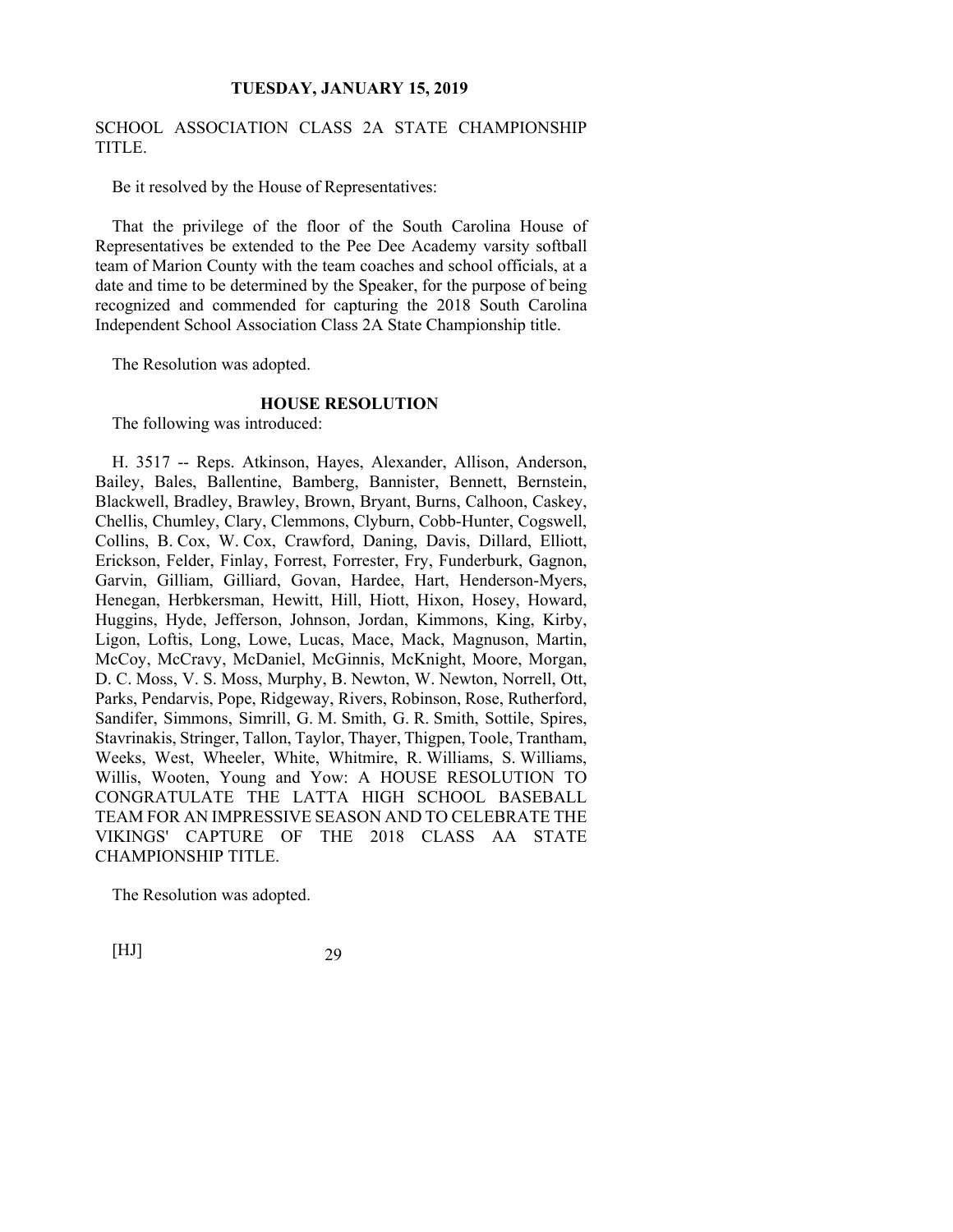SCHOOL ASSOCIATION CLASS 2A STATE CHAMPIONSHIP TITLE.

Be it resolved by the House of Representatives:

That the privilege of the floor of the South Carolina House of Representatives be extended to the Pee Dee Academy varsity softball team of Marion County with the team coaches and school officials, at a date and time to be determined by the Speaker, for the purpose of being recognized and commended for capturing the 2018 South Carolina Independent School Association Class 2A State Championship title.

The Resolution was adopted.

### HOUSE RESOLUTION

The following was introduced:

H. 3517 -- Reps. Atkinson, Hayes, Alexander, Allison, Anderson, Bailey, Bales, Ballentine, Bamberg, Bannister, Bennett, Bernstein, Blackwell, Bradley, Brawley, Brown, Bryant, Burns, Calhoon, Caskey, Chellis, Chumley, Clary, Clemmons, Clyburn, Cobb-Hunter, Cogswell, Collins, B. Cox, W. Cox, Crawford, Daning, Davis, Dillard, Elliott, Erickson, Felder, Finlay, Forrest, Forrester, Fry, Funderburk, Gagnon, Garvin, Gilliam, Gilliard, Govan, Hardee, Hart, Henderson-Myers, Henegan, Herbkersman, Hewitt, Hill, Hiott, Hixon, Hosey, Howard, Huggins, Hyde, Jefferson, Johnson, Jordan, Kimmons, King, Kirby, Ligon, Loftis, Long, Lowe, Lucas, Mace, Mack, Magnuson, Martin, McCoy, McCravy, McDaniel, McGinnis, McKnight, Moore, Morgan, D. C. Moss, V. S. Moss, Murphy, B. Newton, W. Newton, Norrell, Ott, Parks, Pendarvis, Pope, Ridgeway, Rivers, Robinson, Rose, Rutherford, Sandifer, Simmons, Simrill, G. M. Smith, G. R. Smith, Sottile, Spires, Stavrinakis, Stringer, Tallon, Taylor, Thayer, Thigpen, Toole, Trantham, Weeks, West, Wheeler, White, Whitmire, R. Williams, S. Williams, Willis, Wooten, Young and Yow: A HOUSE RESOLUTION TO CONGRATULATE THE LATTA HIGH SCHOOL BASEBALL TEAM FOR AN IMPRESSIVE SEASON AND TO CELEBRATE THE VIKINGS' CAPTURE OF THE 2018 CLASS AA STATE CHAMPIONSHIP TITLE.

The Resolution was adopted.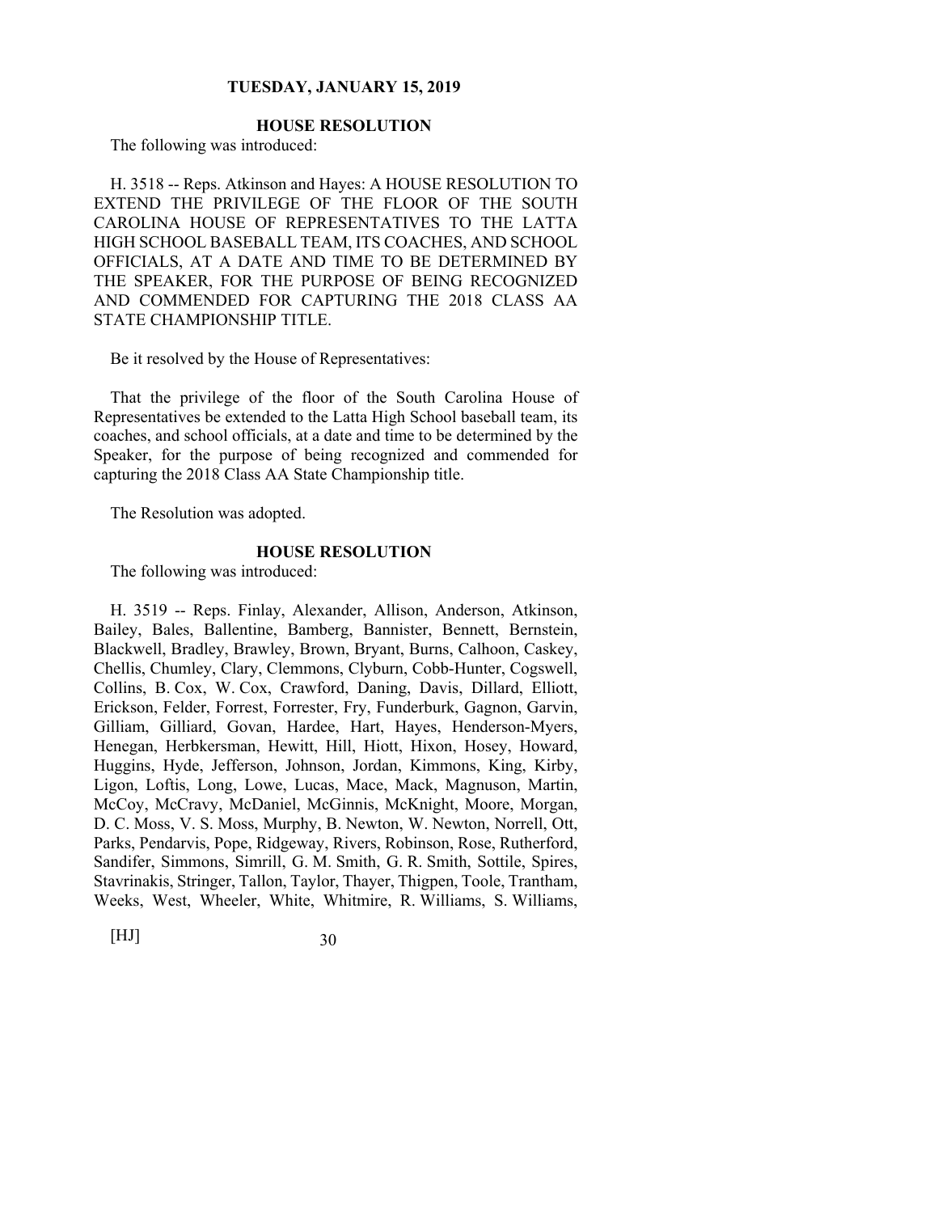**TUESDAY, JANUARY 15, 2019**

## HOUSE RESOLUTION

The following was introduced:

H. 3518 -- Reps. Atkinson and Hayes: A HOUSE RESOLUTION TO EXTEND THE PRIVILEGE OF THE FLOOR OF THE SOUTH CAROLINA HOUSE OF REPRESENTATIVES TO THE LATTA HIGH SCHOOL BASEBALL TEAM, ITS COACHES, AND SCHOOL OFFICIALS, AT A DATE AND TIME TO BE DETERMINED BY THE SPEAKER, FOR THE PURPOSE OF BEING RECOGNIZED AND COMMENDED FOR CAPTURING THE 2018 CLASS AA STATE CHAMPIONSHIP TITLE.

Be it resolved by the House of Representatives:

That the privilege of the floor of the South Carolina House of Representatives be extended to the Latta High School baseball team, its coaches, and school officials, at a date and time to be determined by the Speaker, for the purpose of being recognized and commended for capturing the 2018 Class AA State Championship title.

The Resolution was adopted.

## HOUSE RESOLUTION

The following was introduced:

H. 3519 -- Reps. Finlay, Alexander, Allison, Anderson, Atkinson, Bailey, Bales, Ballentine, Bamberg, Bannister, Bennett, Bernstein, Blackwell, Bradley, Brawley, Brown, Bryant, Burns, Calhoon, Caskey, Chellis, Chumley, Clary, Clemmons, Clyburn, Cobb-Hunter, Cogswell, Collins, B. Cox, W. Cox, Crawford, Daning, Davis, Dillard, Elliott, Erickson, Felder, Forrest, Forrester, Fry, Funderburk, Gagnon, Garvin, Gilliam, Gilliard, Govan, Hardee, Hart, Hayes, Henderson-Myers, Henegan, Herbkersman, Hewitt, Hill, Hiott, Hixon, Hosey, Howard, Huggins, Hyde, Jefferson, Johnson, Jordan, Kimmons, King, Kirby, Ligon, Loftis, Long, Lowe, Lucas, Mace, Mack, Magnuson, Martin, McCoy, McCravy, McDaniel, McGinnis, McKnight, Moore, Morgan, D. C. Moss, V. S. Moss, Murphy, B. Newton, W. Newton, Norrell, Ott, Parks, Pendarvis, Pope, Ridgeway, Rivers, Robinson, Rose, Rutherford, Sandifer, Simmons, Simrill, G. M. Smith, G. R. Smith, Sottile, Spires, Stavrinakis, Stringer, Tallon, Taylor, Thayer, Thigpen, Toole, Trantham, Weeks, West, Wheeler, White, Whitmire, R. Williams, S. Williams,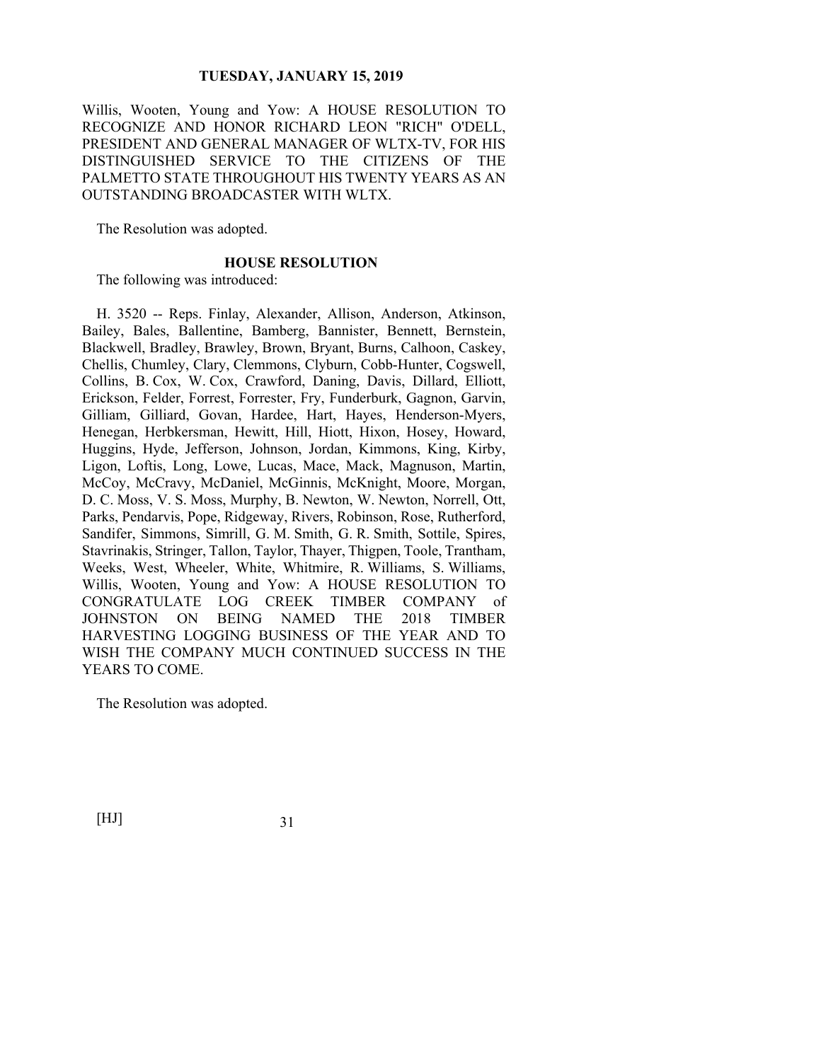Willis, Wooten, Young and Yow: A HOUSE RESOLUTION TO RECOGNIZE AND HONOR RICHARD LEON "RICH" O'DELL, PRESIDENT AND GENERAL MANAGER OF WLTX-TV, FOR HIS DISTINGUISHED SERVICE TO THE CITIZENS OF THE PALMETTO STATE THROUGHOUT HIS TWENTY YEARS AS AN OUTSTANDING BROADCASTER WITH WLTX.

The Resolution was adopted.

**HOUSE RESOLUTION**

The following was introduced:

H. 3520 -- Reps. Finlay, Alexander, Allison, Anderson, Atkinson, Bailey, Bales, Ballentine, Bamberg, Bannister, Bennett, Bernstein, Blackwell, Bradley, Brawley, Brown, Bryant, Burns, Calhoon, Caskey, Chellis, Chumley, Clary, Clemmons, Clyburn, Cobb-Hunter, Cogswell, Collins, B. Cox, W. Cox, Crawford, Daning, Davis, Dillard, Elliott, Erickson, Felder, Forrest, Forrester, Fry, Funderburk, Gagnon, Garvin, Gilliam, Gilliard, Govan, Hardee, Hart, Hayes, Henderson-Myers, Henegan, Herbkersman, Hewitt, Hill, Hiott, Hixon, Hosey, Howard, Huggins, Hyde, Jefferson, Johnson, Jordan, Kimmons, King, Kirby, Ligon, Loftis, Long, Lowe, Lucas, Mace, Mack, Magnuson, Martin, McCoy, McCravy, McDaniel, McGinnis, McKnight, Moore, Morgan, D. C. Moss, V. S. Moss, Murphy, B. Newton, W. Newton, Norrell, Ott, Parks, Pendarvis, Pope, Ridgeway, Rivers, Robinson, Rose, Rutherford, Sandifer, Simmons, Simrill, G. M. Smith, G. R. Smith, Sottile, Spires, Stavrinakis, Stringer, Tallon, Taylor, Thayer, Thigpen, Toole, Trantham, Weeks, West, Wheeler, White, Whitmire, R. Williams, S. Williams, Willis, Wooten, Young and Yow: A HOUSE RESOLUTION TO CONGRATULATE LOG CREEK TIMBER COMPANY of JOHNSTON ON BEING NAMED THE 2018 TIMBER HARVESTING LOGGING BUSINESS OF THE YEAR AND TO WISH THE COMPANY MUCH CONTINUED SUCCESS IN THE YEARS TO COME.

The Resolution was adopted.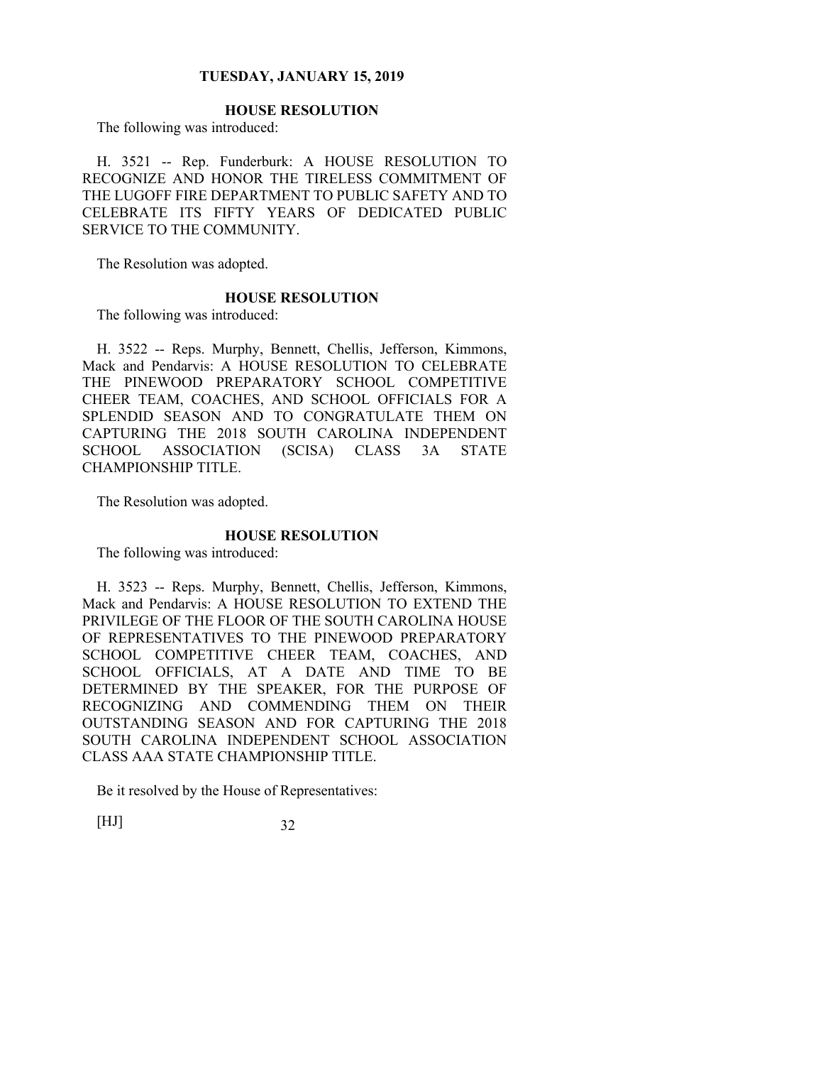## HOUSE RESOLUTION

The following was introduced:

H. 3521 -- Rep. Funderburk: A HOUSE RESOLUTION TO RECOGNIZE AND HONOR THE TIRELESS COMMITMENT OF THE LUGOFF FIRE DEPARTMENT TO PUBLIC SAFETY AND TO CELEBRATE ITS FIFTY YEARS OF DEDICATED PUBLIC SERVICE TO THE COMMUNITY.

The Resolution was adopted.

## HOUSE RESOLUTION

The following was introduced:

H. 3522 -- Reps. Murphy, Bennett, Chellis, Jefferson, Kimmons, Mack and Pendarvis: A HOUSE RESOLUTION TO CELEBRATE THE PINEWOOD PREPARATORY SCHOOL COMPETITIVE CHEER TEAM, COACHES, AND SCHOOL OFFICIALS FOR A SPLENDID SEASON AND TO CONGRATULATE THEM ON CAPTURING THE 2018 SOUTH CAROLINA INDEPENDENT SCHOOL ASSOCIATION (SCISA) CLASS 3A STATE CHAMPIONSHIP TITLE.

The Resolution was adopted.

## HOUSE RESOLUTION

The following was introduced:

H. 3523 -- Reps. Murphy, Bennett, Chellis, Jefferson, Kimmons, Mack and Pendarvis: A HOUSE RESOLUTION TO EXTEND THE PRIVILEGE OF THE FLOOR OF THE SOUTH CAROLINA HOUSE OF REPRESENTATIVES TO THE PINEWOOD PREPARATORY SCHOOL COMPETITIVE CHEER TEAM, COACHES, AND SCHOOL OFFICIALS, AT A DATE AND TIME TO BE DETERMINED BY THE SPEAKER, FOR THE PURPOSE OF RECOGNIZING AND COMMENDING THEM ON THEIR OUTSTANDING SEASON AND FOR CAPTURING THE 2018 SOUTH CAROLINA INDEPENDENT SCHOOL ASSOCIATION CLASS AAA STATE CHAMPIONSHIP TITLE.

Be it resolved by the House of Representatives: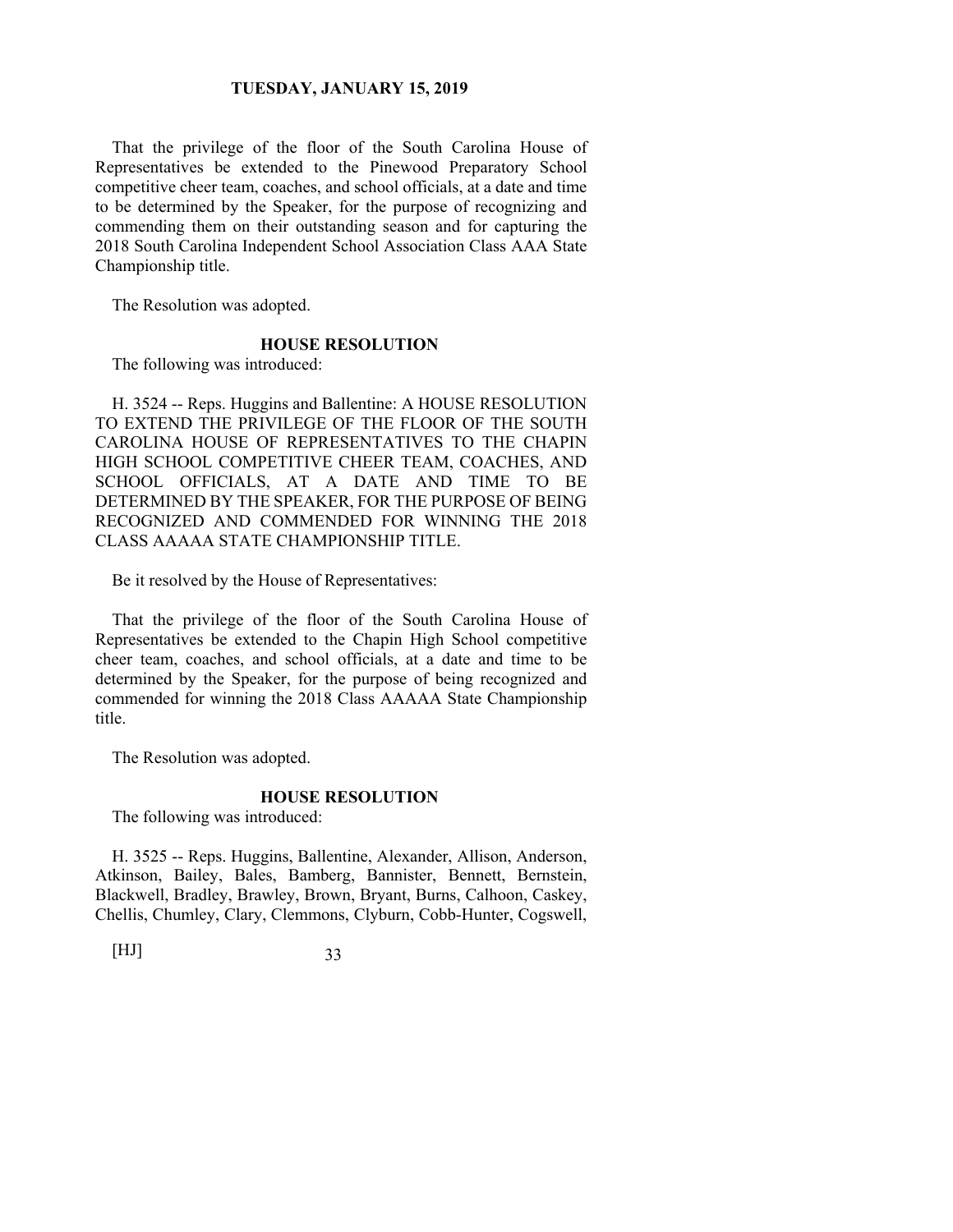That the privilege of the floor of the South Carolina House of Representatives be extended to the Pinewood Preparatory School competitive cheer team, coaches, and school officials, at a date and time to be determined by the Speaker, for the purpose of recognizing and commending them on their outstanding season and for capturing the 2018 South Carolina Independent School Association Class AAA State Championship title.

The Resolution was adopted.

### HOUSE RESOLUTION

The following was introduced:

H. 3524 -- Reps. Huggins and Ballentine: A HOUSE RESOLUTION TO EXTEND THE PRIVILEGE OF THE FLOOR OF THE SOUTH CAROLINA HOUSE OF REPRESENTATIVES TO THE CHAPIN HIGH SCHOOL COMPETITIVE CHEER TEAM, COACHES, AND SCHOOL OFFICIALS, AT A DATE AND TIME TO BE DETERMINED BY THE SPEAKER, FOR THE PURPOSE OF BEING RECOGNIZED AND COMMENDED FOR WINNING THE 2018 CLASS AAAAA STATE CHAMPIONSHIP TITLE.

Be it resolved by the House of Representatives:

That the privilege of the floor of the South Carolina House of Representatives be extended to the Chapin High School competitive cheer team, coaches, and school officials, at a date and time to be determined by the Speaker, for the purpose of being recognized and commended for winning the 2018 Class AAAAA State Championship title.

The Resolution was adopted.

### HOUSE RESOLUTION

The following was introduced:

H. 3525 -- Reps. Huggins, Ballentine, Alexander, Allison, Anderson, Atkinson, Bailey, Bales, Bamberg, Bannister, Bennett, Bernstein, Blackwell, Bradley, Brawley, Brown, Bryant, Burns, Calhoon, Caskey, Chellis, Chumley, Clary, Clemmons, Clyburn, Cobb-Hunter, Cogswell,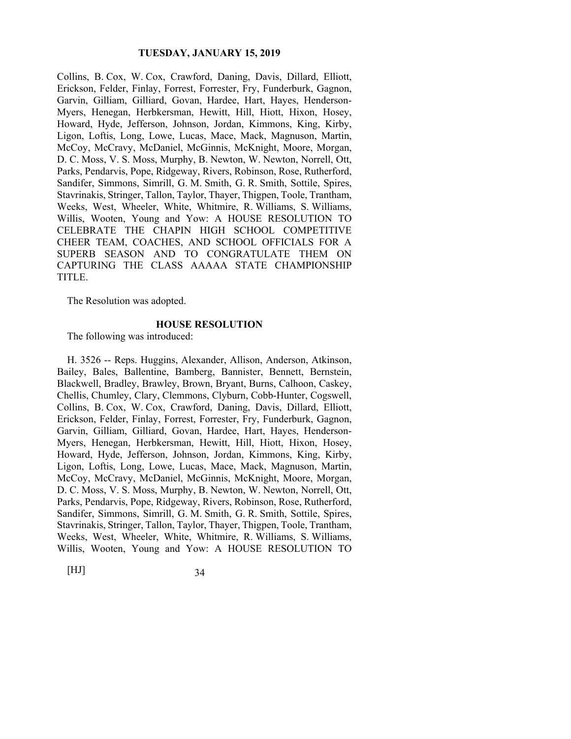Collins, B. Cox, W. Cox, Crawford, Daning, Davis, Dillard, Elliott, Erickson, Felder, Finlay, Forrest, Forrester, Fry, Funderburk, Gagnon, Garvin, Gilliam, Gilliard, Govan, Hardee, Hart, Hayes, Henderson-Myers, Henegan, Herbkersman, Hewitt, Hill, Hiott, Hixon, Hosey, Howard, Hyde, Jefferson, Johnson, Jordan, Kimmons, King, Kirby, Ligon, Loftis, Long, Lowe, Lucas, Mace, Mack, Magnuson, Martin, McCoy, McCravy, McDaniel, McGinnis, McKnight, Moore, Morgan, D. C. Moss, V. S. Moss, Murphy, B. Newton, W. Newton, Norrell, Ott, Parks, Pendarvis, Pope, Ridgeway, Rivers, Robinson, Rose, Rutherford, Sandifer, Simmons, Simrill, G. M. Smith, G. R. Smith, Sottile, Spires, Stavrinakis, Stringer, Tallon, Taylor, Thayer, Thigpen, Toole, Trantham, Weeks, West, Wheeler, White, Whitmire, R. Williams, S. Williams, Willis, Wooten, Young and Yow: A HOUSE RESOLUTION TO CELEBRATE THE CHAPIN HIGH SCHOOL COMPETITIVE CHEER TEAM, COACHES, AND SCHOOL OFFICIALS FOR A SUPERB SEASON AND TO CONGRATULATE THEM ON CAPTURING THE CLASS AAAAA STATE CHAMPIONSHIP TITLE.

The Resolution was adopted.

## HOUSE RESOLUTION

The following was introduced:

H. 3526 -- Reps. Huggins, Alexander, Allison, Anderson, Atkinson, Bailey, Bales, Ballentine, Bamberg, Bannister, Bennett, Bernstein, Blackwell, Bradley, Brawley, Brown, Bryant, Burns, Calhoon, Caskey, Chellis, Chumley, Clary, Clemmons, Clyburn, Cobb-Hunter, Cogswell, Collins, B. Cox, W. Cox, Crawford, Daning, Davis, Dillard, Elliott, Erickson, Felder, Finlay, Forrest, Forrester, Fry, Funderburk, Gagnon, Garvin, Gilliam, Gilliard, Govan, Hardee, Hart, Hayes, Henderson-Myers, Henegan, Herbkersman, Hewitt, Hill, Hiott, Hixon, Hosey, Howard, Hyde, Jefferson, Johnson, Jordan, Kimmons, King, Kirby, Ligon, Loftis, Long, Lowe, Lucas, Mace, Mack, Magnuson, Martin, McCoy, McCravy, McDaniel, McGinnis, McKnight, Moore, Morgan, D. C. Moss, V. S. Moss, Murphy, B. Newton, W. Newton, Norrell, Ott, Parks, Pendarvis, Pope, Ridgeway, Rivers, Robinson, Rose, Rutherford, Sandifer, Simmons, Simrill, G. M. Smith, G. R. Smith, Sottile, Spires, Stavrinakis, Stringer, Tallon, Taylor, Thayer, Thigpen, Toole, Trantham, Weeks, West, Wheeler, White, Whitmire, R. Williams, S. Williams, Willis, Wooten, Young and Yow: A HOUSE RESOLUTION TO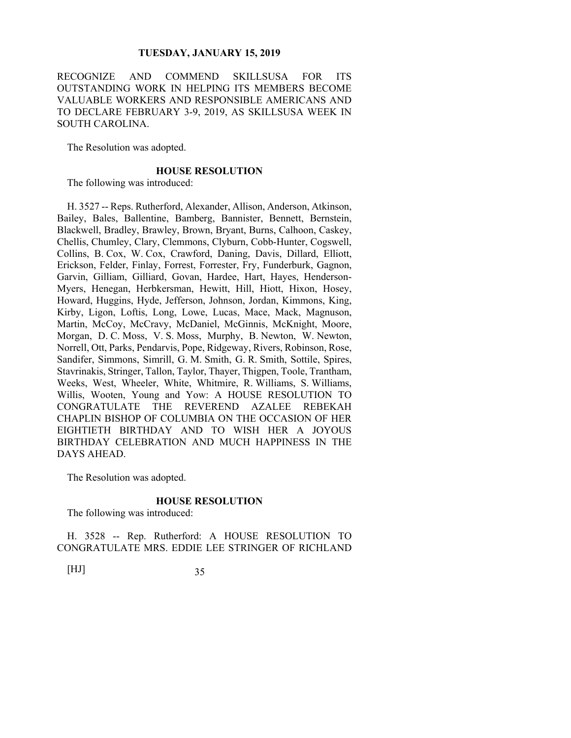RECOGNIZE AND COMMEND SKILLSUSA FOR ITS OUTSTANDING WORK IN HELPING ITS MEMBERS BECOME VALUABLE WORKERS AND RESPONSIBLE AMERICANS AND TO DECLARE FEBRUARY 3-9, 2019, AS SKILLSUSA WEEK IN SOUTH CAROLINA.

The Resolution was adopted.

**HOUSE RESOLUTION**

The following was introduced:

H. 3527 -- Reps. Rutherford, Alexander, Allison, Anderson, Atkinson, Bailey, Bales, Ballentine, Bamberg, Bannister, Bennett, Bernstein, Blackwell, Bradley, Brawley, Brown, Bryant, Burns, Calhoon, Caskey, Chellis, Chumley, Clary, Clemmons, Clyburn, Cobb-Hunter, Cogswell, Collins, B. Cox, W. Cox, Crawford, Daning, Davis, Dillard, Elliott, Erickson, Felder, Finlay, Forrest, Forrester, Fry, Funderburk, Gagnon, Garvin, Gilliam, Gilliard, Govan, Hardee, Hart, Hayes, Henderson-Myers, Henegan, Herbkersman, Hewitt, Hill, Hiott, Hixon, Hosey, Howard, Huggins, Hyde, Jefferson, Johnson, Jordan, Kimmons, King, Kirby, Ligon, Loftis, Long, Lowe, Lucas, Mace, Mack, Magnuson, Martin, McCoy, McCravy, McDaniel, McGinnis, McKnight, Moore, Morgan, D. C. Moss, V. S. Moss, Murphy, B. Newton, W. Newton, Norrell, Ott, Parks, Pendarvis, Pope, Ridgeway, Rivers, Robinson, Rose, Sandifer, Simmons, Simrill, G. M. Smith, G. R. Smith, Sottile, Spires, Stavrinakis, Stringer, Tallon, Taylor, Thayer, Thigpen, Toole, Trantham, Weeks, West, Wheeler, White, Whitmire, R. Williams, S. Williams, Willis, Wooten, Young and Yow: A HOUSE RESOLUTION TO CONGRATULATE THE REVEREND AZALEE REBEKAH CHAPLIN BISHOP OF COLUMBIA ON THE OCCASION OF HER EIGHTIETH BIRTHDAY AND TO WISH HER A JOYOUS BIRTHDAY CELEBRATION AND MUCH HAPPINESS IN THE DAYS AHEAD.

The Resolution was adopted.

**HOUSE RESOLUTION**

The following was introduced:

H. 3528 -- Rep. Rutherford: A HOUSE RESOLUTION TO CONGRATULATE MRS. EDDIE LEE STRINGER OF RICHLAND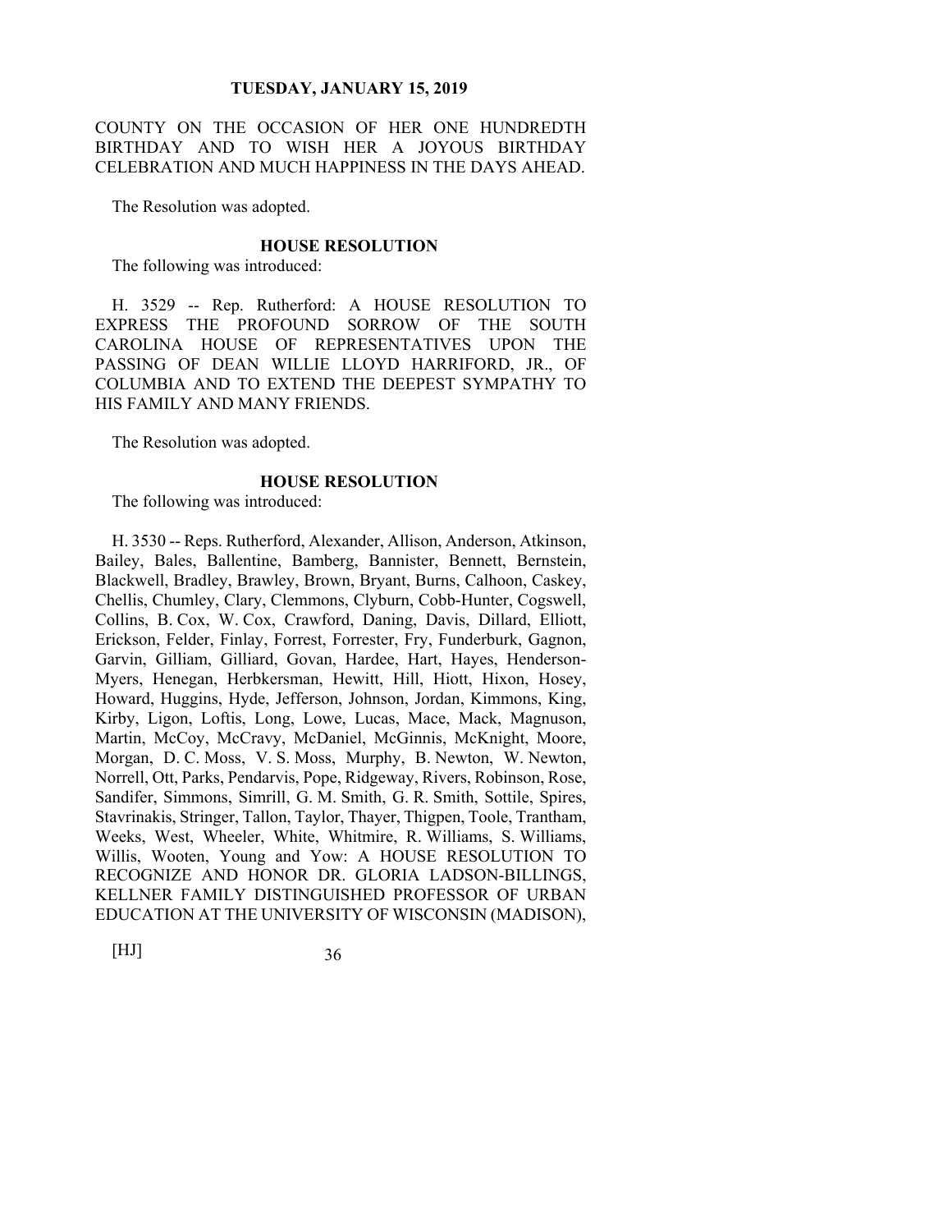COUNTY ON THE OCCASION OF HER ONE HUNDREDTH BIRTHDAY AND TO WISH HER A JOYOUS BIRTHDAY CELEBRATION AND MUCH HAPPINESS IN THE DAYS AHEAD.

The Resolution was adopted.

**HOUSE RESOLUTION**

The following was introduced:

H. 3529 -- Rep. Rutherford: A HOUSE RESOLUTION TO EXPRESS THE PROFOUND SORROW OF THE SOUTH CAROLINA HOUSE OF REPRESENTATIVES UPON THE PASSING OF DEAN WILLIE LLOYD HARRIFORD, JR., OF COLUMBIA AND TO EXTEND THE DEEPEST SYMPATHY TO HIS FAMILY AND MANY FRIENDS.

The Resolution was adopted.

**HOUSE RESOLUTION**

The following was introduced:

H. 3530 -- Reps. Rutherford, Alexander, Allison, Anderson, Atkinson, Bailey, Bales, Ballentine, Bamberg, Bannister, Bennett, Bernstein, Blackwell, Bradley, Brawley, Brown, Bryant, Burns, Calhoon, Caskey, Chellis, Chumley, Clary, Clemmons, Clyburn, Cobb-Hunter, Cogswell, Collins, B. Cox, W. Cox, Crawford, Daning, Davis, Dillard, Elliott, Erickson, Felder, Finlay, Forrest, Forrester, Fry, Funderburk, Gagnon, Garvin, Gilliam, Gilliard, Govan, Hardee, Hart, Hayes, Henderson-Myers, Henegan, Herbkersman, Hewitt, Hill, Hiott, Hixon, Hosey, Howard, Huggins, Hyde, Jefferson, Johnson, Jordan, Kimmons, King, Kirby, Ligon, Loftis, Long, Lowe, Lucas, Mace, Mack, Magnuson, Martin, McCoy, McCravy, McDaniel, McGinnis, McKnight, Moore, Morgan, D. C. Moss, V. S. Moss, Murphy, B. Newton, W. Newton, Norrell, Ott, Parks, Pendarvis, Pope, Ridgeway, Rivers, Robinson, Rose, Sandifer, Simmons, Simrill, G. M. Smith, G. R. Smith, Sottile, Spires, Stavrinakis, Stringer, Tallon, Taylor, Thayer, Thigpen, Toole, Trantham, Weeks, West, Wheeler, White, Whitmire, R. Williams, S. Williams, Willis, Wooten, Young and Yow: A HOUSE RESOLUTION TO RECOGNIZE AND HONOR DR. GLORIA LADSON-BILLINGS, KELLNER FAMILY DISTINGUISHED PROFESSOR OF URBAN EDUCATION AT THE UNIVERSITY OF WISCONSIN (MADISON),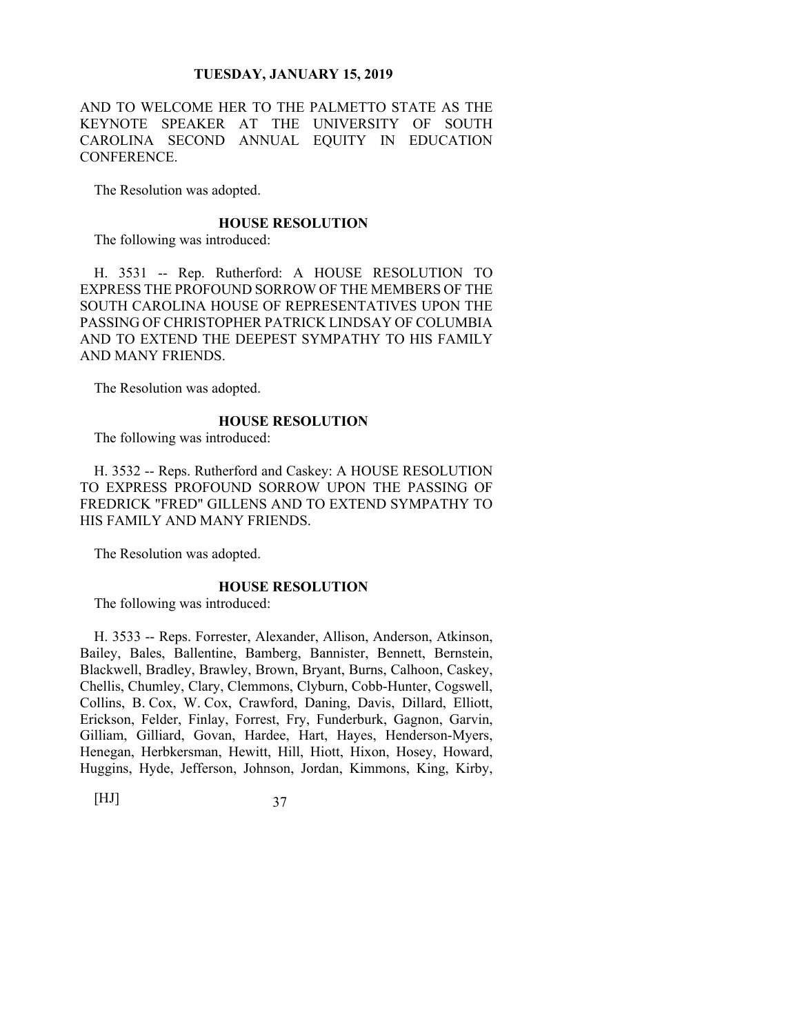AND TO WELCOME HER TO THE PALMETTO STATE AS THE KEYNOTE SPEAKER AT THE UNIVERSITY OF SOUTH CAROLINA SECOND ANNUAL EQUITY IN EDUCATION CONFERENCE.

The Resolution was adopted.

**HOUSE RESOLUTION**

The following was introduced:

H. 3531 -- Rep. Rutherford: A HOUSE RESOLUTION TO EXPRESS THE PROFOUND SORROW OF THE MEMBERS OF THE SOUTH CAROLINA HOUSE OF REPRESENTATIVES UPON THE PASSING OF CHRISTOPHER PATRICK LINDSAY OF COLUMBIA AND TO EXTEND THE DEEPEST SYMPATHY TO HIS FAMILY AND MANY FRIENDS.

The Resolution was adopted.

**HOUSE RESOLUTION**

The following was introduced:

H. 3532 -- Reps. Rutherford and Caskey: A HOUSE RESOLUTION TO EXPRESS PROFOUND SORROW UPON THE PASSING OF FREDRICK "FRED" GILLENS AND TO EXTEND SYMPATHY TO HIS FAMILY AND MANY FRIENDS.

The Resolution was adopted.

**HOUSE RESOLUTION**

The following was introduced:

H. 3533 -- Reps. Forrester, Alexander, Allison, Anderson, Atkinson, Bailey, Bales, Ballentine, Bamberg, Bannister, Bennett, Bernstein, Blackwell, Bradley, Brawley, Brown, Bryant, Burns, Calhoon, Caskey, Chellis, Chumley, Clary, Clemmons, Clyburn, Cobb-Hunter, Cogswell, Collins, B. Cox, W. Cox, Crawford, Daning, Davis, Dillard, Elliott, Erickson, Felder, Finlay, Forrest, Fry, Funderburk, Gagnon, Garvin, Gilliam, Gilliard, Govan, Hardee, Hart, Hayes, Henderson-Myers, Henegan, Herbkersman, Hewitt, Hill, Hiott, Hixon, Hosey, Howard, Huggins, Hyde, Jefferson, Johnson, Jordan, Kimmons, King, Kirby,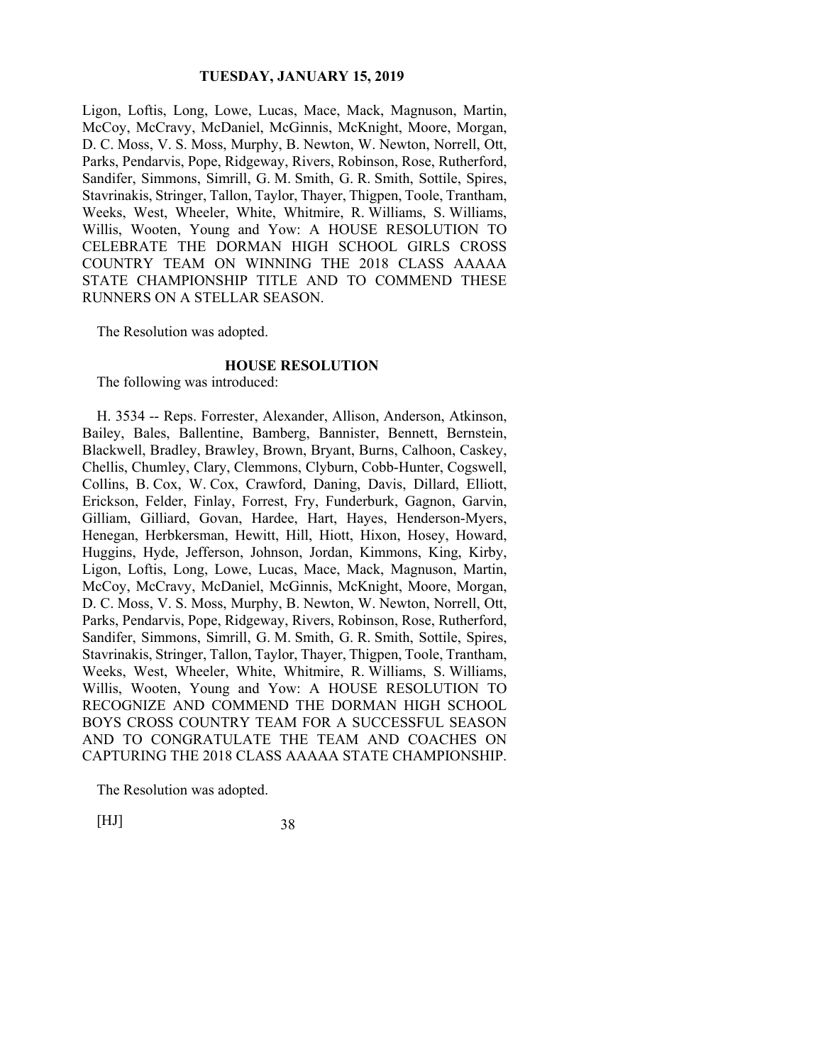Ligon, Loftis, Long, Lowe, Lucas, Mace, Mack, Magnuson, Martin, McCoy, McCravy, McDaniel, McGinnis, McKnight, Moore, Morgan, D. C. Moss, V. S. Moss, Murphy, B. Newton, W. Newton, Norrell, Ott, Parks, Pendarvis, Pope, Ridgeway, Rivers, Robinson, Rose, Rutherford, Sandifer, Simmons, Simrill, G. M. Smith, G. R. Smith, Sottile, Spires, Stavrinakis, Stringer, Tallon, Taylor, Thayer, Thigpen, Toole, Trantham, Weeks, West, Wheeler, White, Whitmire, R. Williams, S. Williams, Willis, Wooten, Young and Yow: A HOUSE RESOLUTION TO CELEBRATE THE DORMAN HIGH SCHOOL GIRLS CROSS COUNTRY TEAM ON WINNING THE 2018 CLASS AAAAA STATE CHAMPIONSHIP TITLE AND TO COMMEND THESE RUNNERS ON A STELLAR SEASON.

The Resolution was adopted.

### HOUSE RESOLUTION

The following was introduced:

H. 3534 -- Reps. Forrester, Alexander, Allison, Anderson, Atkinson, Bailey, Bales, Ballentine, Bamberg, Bannister, Bennett, Bernstein, Blackwell, Bradley, Brawley, Brown, Bryant, Burns, Calhoon, Caskey, Chellis, Chumley, Clary, Clemmons, Clyburn, Cobb-Hunter, Cogswell, Collins, B. Cox, W. Cox, Crawford, Daning, Davis, Dillard, Elliott, Erickson, Felder, Finlay, Forrest, Fry, Funderburk, Gagnon, Garvin, Gilliam, Gilliard, Govan, Hardee, Hart, Hayes, Henderson-Myers, Henegan, Herbkersman, Hewitt, Hill, Hiott, Hixon, Hosey, Howard, Huggins, Hyde, Jefferson, Johnson, Jordan, Kimmons, King, Kirby, Ligon, Loftis, Long, Lowe, Lucas, Mace, Mack, Magnuson, Martin, McCoy, McCravy, McDaniel, McGinnis, McKnight, Moore, Morgan, D. C. Moss, V. S. Moss, Murphy, B. Newton, W. Newton, Norrell, Ott, Parks, Pendarvis, Pope, Ridgeway, Rivers, Robinson, Rose, Rutherford, Sandifer, Simmons, Simrill, G. M. Smith, G. R. Smith, Sottile, Spires, Stavrinakis, Stringer, Tallon, Taylor, Thayer, Thigpen, Toole, Trantham, Weeks, West, Wheeler, White, Whitmire, R. Williams, S. Williams, Willis, Wooten, Young and Yow: A HOUSE RESOLUTION TO RECOGNIZE AND COMMEND THE DORMAN HIGH SCHOOL BOYS CROSS COUNTRY TEAM FOR A SUCCESSFUL SEASON AND TO CONGRATULATE THE TEAM AND COACHES ON CAPTURING THE 2018 CLASS AAAAA STATE CHAMPIONSHIP.

The Resolution was adopted.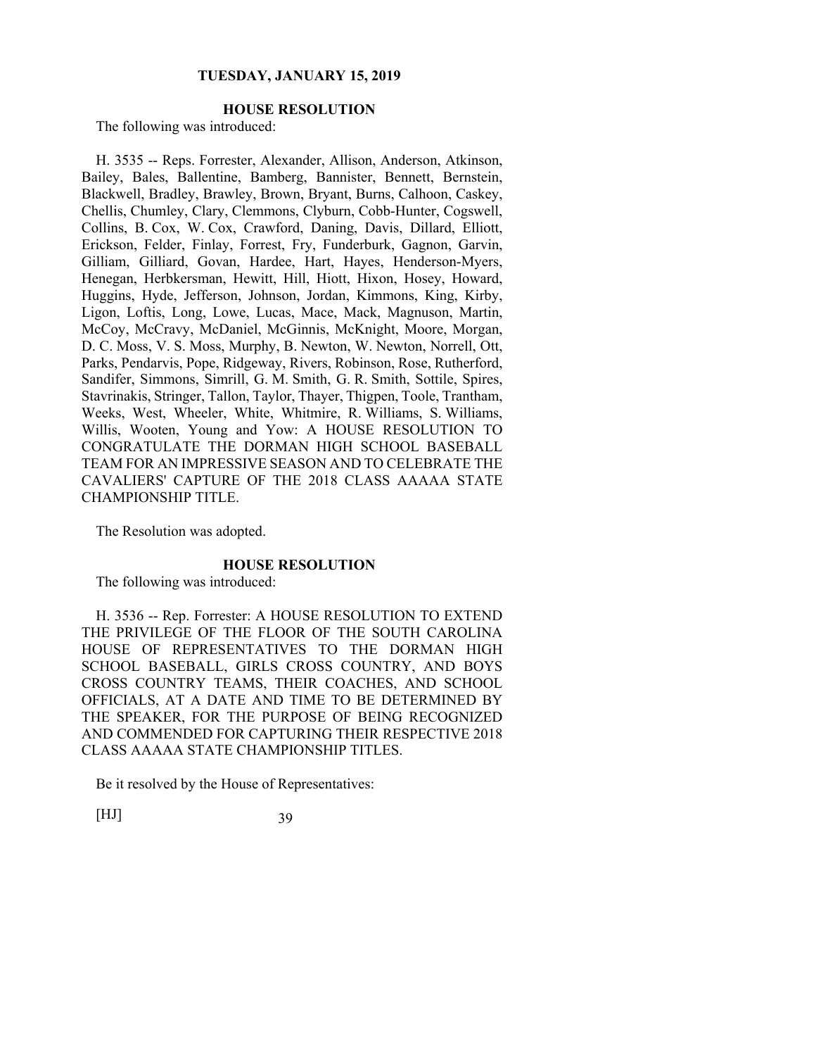**HOUSE RESOLUTION**

The following was introduced:

H. 3535 -- Reps. Forrester, Alexander, Allison, Anderson, Atkinson, Bailey, Bales, Ballentine, Bamberg, Bannister, Bennett, Bernstein, Blackwell, Bradley, Brawley, Brown, Bryant, Burns, Calhoon, Caskey, Chellis, Chumley, Clary, Clemmons, Clyburn, Cobb-Hunter, Cogswell, Collins, B. Cox, W. Cox, Crawford, Daning, Davis, Dillard, Elliott, Erickson, Felder, Finlay, Forrest, Fry, Funderburk, Gagnon, Garvin, Gilliam, Gilliard, Govan, Hardee, Hart, Hayes, Henderson-Myers, Henegan, Herbkersman, Hewitt, Hill, Hiott, Hixon, Hosey, Howard, Huggins, Hyde, Jefferson, Johnson, Jordan, Kimmons, King, Kirby, Ligon, Loftis, Long, Lowe, Lucas, Mace, Mack, Magnuson, Martin, McCoy, McCravy, McDaniel, McGinnis, McKnight, Moore, Morgan, D. C. Moss, V. S. Moss, Murphy, B. Newton, W. Newton, Norrell, Ott, Parks, Pendarvis, Pope, Ridgeway, Rivers, Robinson, Rose, Rutherford, Sandifer, Simmons, Simrill, G. M. Smith, G. R. Smith, Sottile, Spires, Stavrinakis, Stringer, Tallon, Taylor, Thayer, Thigpen, Toole, Trantham, Weeks, West, Wheeler, White, Whitmire, R. Williams, S. Williams, Willis, Wooten, Young and Yow: A HOUSE RESOLUTION TO CONGRATULATE THE DORMAN HIGH SCHOOL BASEBALL TEAM FOR AN IMPRESSIVE SEASON AND TO CELEBRATE THE CAVALIERS' CAPTURE OF THE 2018 CLASS AAAAA STATE CHAMPIONSHIP TITLE.

The Resolution was adopted.

**HOUSE RESOLUTION**

The following was introduced:

H. 3536 -- Rep. Forrester: A HOUSE RESOLUTION TO EXTEND THE PRIVILEGE OF THE FLOOR OF THE SOUTH CAROLINA HOUSE OF REPRESENTATIVES TO THE DORMAN HIGH SCHOOL BASEBALL, GIRLS CROSS COUNTRY, AND BOYS CROSS COUNTRY TEAMS, THEIR COACHES, AND SCHOOL OFFICIALS, AT A DATE AND TIME TO BE DETERMINED BY THE SPEAKER, FOR THE PURPOSE OF BEING RECOGNIZED AND COMMENDED FOR CAPTURING THEIR RESPECTIVE 2018 CLASS AAAAA STATE CHAMPIONSHIP TITLES.

Be it resolved by the House of Representatives: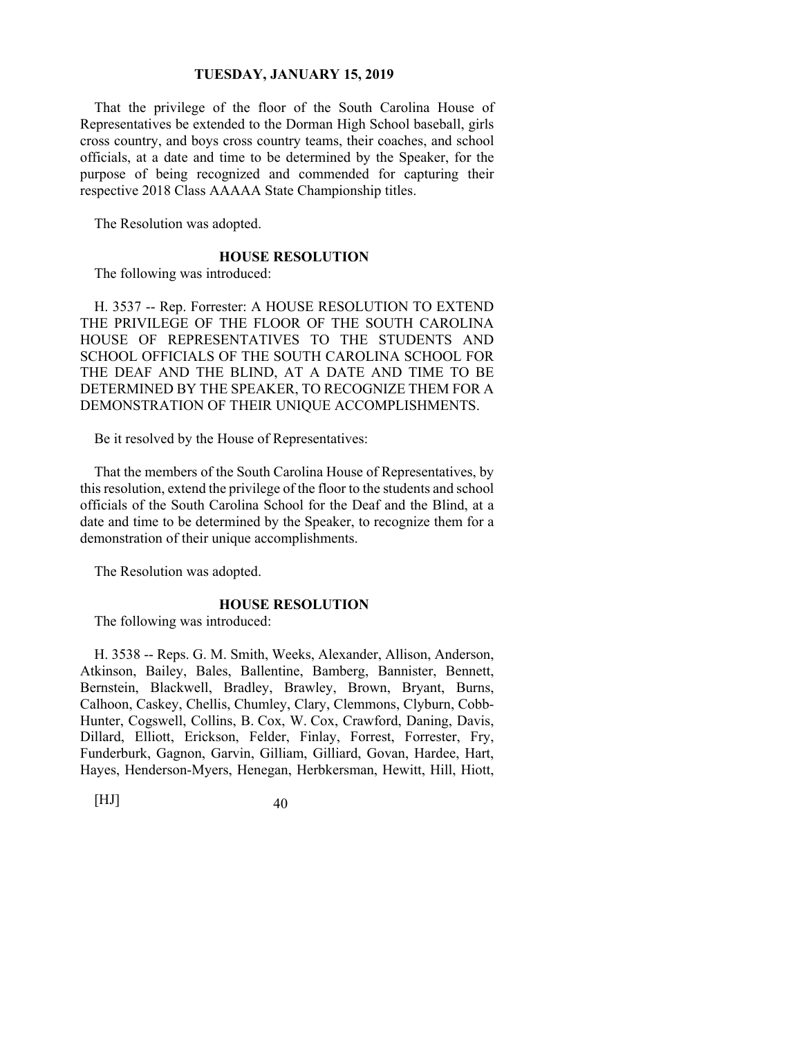That the privilege of the floor of the South Carolina House of Representatives be extended to the Dorman High School baseball, girls cross country, and boys cross country teams, their coaches, and school officials, at a date and time to be determined by the Speaker, for the purpose of being recognized and commended for capturing their respective 2018 Class AAAAA State Championship titles.

The Resolution was adopted.

## HOUSE RESOLUTION

The following was introduced:

H. 3537 -- Rep. Forrester: A HOUSE RESOLUTION TO EXTEND THE PRIVILEGE OF THE FLOOR OF THE SOUTH CAROLINA HOUSE OF REPRESENTATIVES TO THE STUDENTS AND SCHOOL OFFICIALS OF THE SOUTH CAROLINA SCHOOL FOR THE DEAF AND THE BLIND, AT A DATE AND TIME TO BE DETERMINED BY THE SPEAKER, TO RECOGNIZE THEM FOR A DEMONSTRATION OF THEIR UNIQUE ACCOMPLISHMENTS.

Be it resolved by the House of Representatives:

That the members of the South Carolina House of Representatives, by this resolution, extend the privilege of the floor to the students and school officials of the South Carolina School for the Deaf and the Blind, at a date and time to be determined by the Speaker, to recognize them for a demonstration of their unique accomplishments.

The Resolution was adopted.

## HOUSE RESOLUTION

The following was introduced:

H. 3538 -- Reps. G. M. Smith, Weeks, Alexander, Allison, Anderson, Atkinson, Bailey, Bales, Ballentine, Bamberg, Bannister, Bennett, Bernstein, Blackwell, Bradley, Brawley, Brown, Bryant, Burns, Calhoon, Caskey, Chellis, Chumley, Clary, Clemmons, Clyburn, Cobb-Hunter, Cogswell, Collins, B. Cox, W. Cox, Crawford, Daning, Davis, Dillard, Elliott, Erickson, Felder, Finlay, Forrest, Forrester, Fry, Funderburk, Gagnon, Garvin, Gilliam, Gilliard, Govan, Hardee, Hart, Hayes, Henderson-Myers, Henegan, Herbkersman, Hewitt, Hill, Hiott,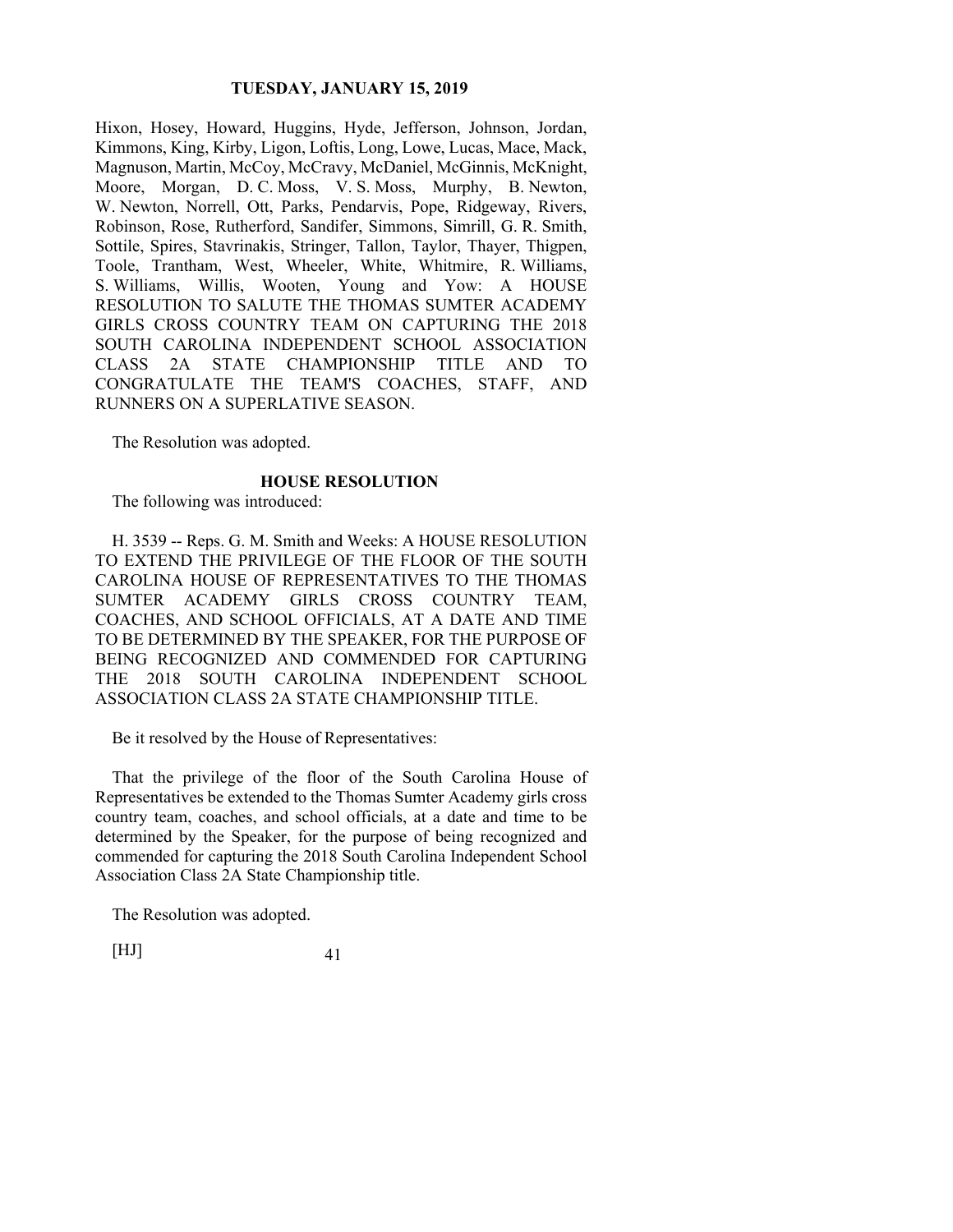Hixon, Hosey, Howard, Huggins, Hyde, Jefferson, Johnson, Jordan, Kimmons, King, Kirby, Ligon, Loftis, Long, Lowe, Lucas, Mace, Mack, Magnuson, Martin, McCoy, McCravy, McDaniel, McGinnis, McKnight, Moore, Morgan, D. C. Moss, V. S. Moss, Murphy, B. Newton, W. Newton, Norrell, Ott, Parks, Pendarvis, Pope, Ridgeway, Rivers, Robinson, Rose, Rutherford, Sandifer, Simmons, Simrill, G. R. Smith, Sottile, Spires, Stavrinakis, Stringer, Tallon, Taylor, Thayer, Thigpen, Toole, Trantham, West, Wheeler, White, Whitmire, R. Williams, S. Williams, Willis, Wooten, Young and Yow: A HOUSE RESOLUTION TO SALUTE THE THOMAS SUMTER ACADEMY GIRLS CROSS COUNTRY TEAM ON CAPTURING THE 2018 SOUTH CAROLINA INDEPENDENT SCHOOL ASSOCIATION CLASS 2A STATE CHAMPIONSHIP TITLE AND TO CONGRATULATE THE TEAM'S COACHES, STAFF, AND RUNNERS ON A SUPERLATIVE SEASON.

The Resolution was adopted.

**HOUSE RESOLUTION**

The following was introduced:

H. 3539 -- Reps. G. M. Smith and Weeks: A HOUSE RESOLUTION TO EXTEND THE PRIVILEGE OF THE FLOOR OF THE SOUTH CAROLINA HOUSE OF REPRESENTATIVES TO THE THOMAS SUMTER ACADEMY GIRLS CROSS COUNTRY TEAM, COACHES, AND SCHOOL OFFICIALS, AT A DATE AND TIME TO BE DETERMINED BY THE SPEAKER, FOR THE PURPOSE OF BEING RECOGNIZED AND COMMENDED FOR CAPTURING THE 2018 SOUTH CAROLINA INDEPENDENT SCHOOL ASSOCIATION CLASS 2A STATE CHAMPIONSHIP TITLE.

Be it resolved by the House of Representatives:

That the privilege of the floor of the South Carolina House of Representatives be extended to the Thomas Sumter Academy girls cross country team, coaches, and school officials, at a date and time to be determined by the Speaker, for the purpose of being recognized and commended for capturing the 2018 South Carolina Independent School Association Class 2A State Championship title.

The Resolution was adopted.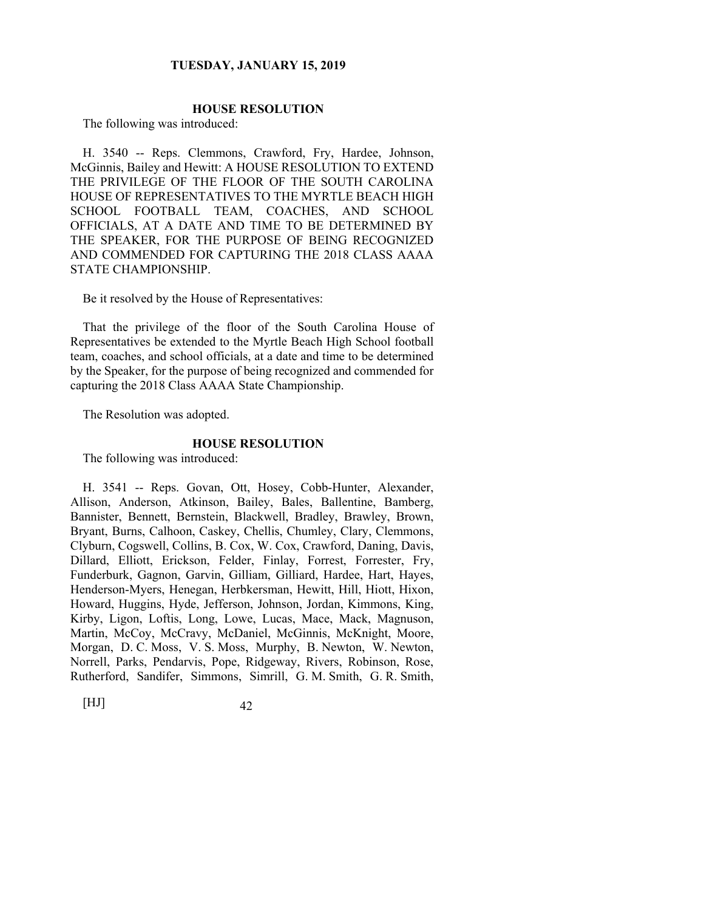### HOUSE RESOLUTION

The following was introduced:

H. 3540 -- Reps. Clemmons, Crawford, Fry, Hardee, Johnson, McGinnis, Bailey and Hewitt: A HOUSE RESOLUTION TO EXTEND THE PRIVILEGE OF THE FLOOR OF THE SOUTH CAROLINA HOUSE OF REPRESENTATIVES TO THE MYRTLE BEACH HIGH SCHOOL FOOTBALL TEAM, COACHES, AND SCHOOL OFFICIALS, AT A DATE AND TIME TO BE DETERMINED BY THE SPEAKER, FOR THE PURPOSE OF BEING RECOGNIZED AND COMMENDED FOR CAPTURING THE 2018 CLASS AAAA STATE CHAMPIONSHIP.

Be it resolved by the House of Representatives:

That the privilege of the floor of the South Carolina House of Representatives be extended to the Myrtle Beach High School football team, coaches, and school officials, at a date and time to be determined by the Speaker, for the purpose of being recognized and commended for capturing the 2018 Class AAAA State Championship.

The Resolution was adopted.

### HOUSE RESOLUTION

The following was introduced:

H. 3541 -- Reps. Govan, Ott, Hosey, Cobb-Hunter, Alexander, Allison, Anderson, Atkinson, Bailey, Bales, Ballentine, Bamberg, Bannister, Bennett, Bernstein, Blackwell, Bradley, Brawley, Brown, Bryant, Burns, Calhoon, Caskey, Chellis, Chumley, Clary, Clemmons, Clyburn, Cogswell, Collins, B. Cox, W. Cox, Crawford, Daning, Davis, Dillard, Elliott, Erickson, Felder, Finlay, Forrest, Forrester, Fry, Funderburk, Gagnon, Garvin, Gilliam, Gilliard, Hardee, Hart, Hayes, Henderson-Myers, Henegan, Herbkersman, Hewitt, Hill, Hiott, Hixon, Howard, Huggins, Hyde, Jefferson, Johnson, Jordan, Kimmons, King, Kirby, Ligon, Loftis, Long, Lowe, Lucas, Mace, Mack, Magnuson, Martin, McCoy, McCravy, McDaniel, McGinnis, McKnight, Moore, Morgan, D. C. Moss, V. S. Moss, Murphy, B. Newton, W. Newton, Norrell, Parks, Pendarvis, Pope, Ridgeway, Rivers, Robinson, Rose, Rutherford, Sandifer, Simmons, Simrill, G. M. Smith, G. R. Smith,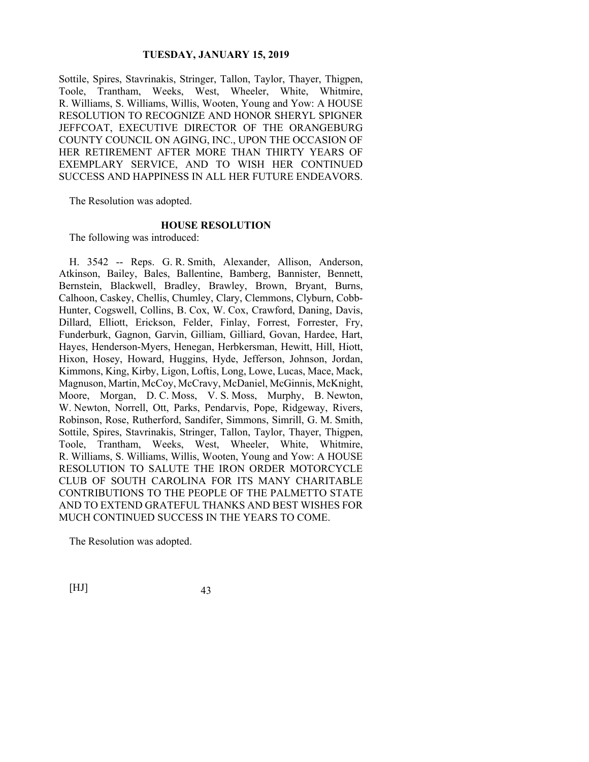Sottile, Spires, Stavrinakis, Stringer, Tallon, Taylor, Thayer, Thigpen, Toole, Trantham, Weeks, West, Wheeler, White, Whitmire, R. Williams, S. Williams, Willis, Wooten, Young and Yow: A HOUSE RESOLUTION TO RECOGNIZE AND HONOR SHERYL SPIGNER JEFFCOAT, EXECUTIVE DIRECTOR OF THE ORANGEBURG COUNTY COUNCIL ON AGING, INC., UPON THE OCCASION OF HER RETIREMENT AFTER MORE THAN THIRTY YEARS OF EXEMPLARY SERVICE, AND TO WISH HER CONTINUED SUCCESS AND HAPPINESS IN ALL HER FUTURE ENDEAVORS.

The Resolution was adopted.

**HOUSE RESOLUTION**

The following was introduced:

H. 3542 -- Reps. G. R. Smith, Alexander, Allison, Anderson, Atkinson, Bailey, Bales, Ballentine, Bamberg, Bannister, Bennett, Bernstein, Blackwell, Bradley, Brawley, Brown, Bryant, Burns, Calhoon, Caskey, Chellis, Chumley, Clary, Clemmons, Clyburn, Cobb-Hunter, Cogswell, Collins, B. Cox, W. Cox, Crawford, Daning, Davis, Dillard, Elliott, Erickson, Felder, Finlay, Forrest, Forrester, Fry, Funderburk, Gagnon, Garvin, Gilliam, Gilliard, Govan, Hardee, Hart, Hayes, Henderson-Myers, Henegan, Herbkersman, Hewitt, Hill, Hiott, Hixon, Hosey, Howard, Huggins, Hyde, Jefferson, Johnson, Jordan, Kimmons, King, Kirby, Ligon, Loftis, Long, Lowe, Lucas, Mace, Mack, Magnuson, Martin, McCoy, McCravy, McDaniel, McGinnis, McKnight, Moore, Morgan, D. C. Moss, V. S. Moss, Murphy, B. Newton, W. Newton, Norrell, Ott, Parks, Pendarvis, Pope, Ridgeway, Rivers, Robinson, Rose, Rutherford, Sandifer, Simmons, Simrill, G. M. Smith, Sottile, Spires, Stavrinakis, Stringer, Tallon, Taylor, Thayer, Thigpen, Toole, Trantham, Weeks, West, Wheeler, White, Whitmire, R. Williams, S. Williams, Willis, Wooten, Young and Yow: A HOUSE RESOLUTION TO SALUTE THE IRON ORDER MOTORCYCLE CLUB OF SOUTH CAROLINA FOR ITS MANY CHARITABLE CONTRIBUTIONS TO THE PEOPLE OF THE PALMETTO STATE AND TO EXTEND GRATEFUL THANKS AND BEST WISHES FOR MUCH CONTINUED SUCCESS IN THE YEARS TO COME.

The Resolution was adopted.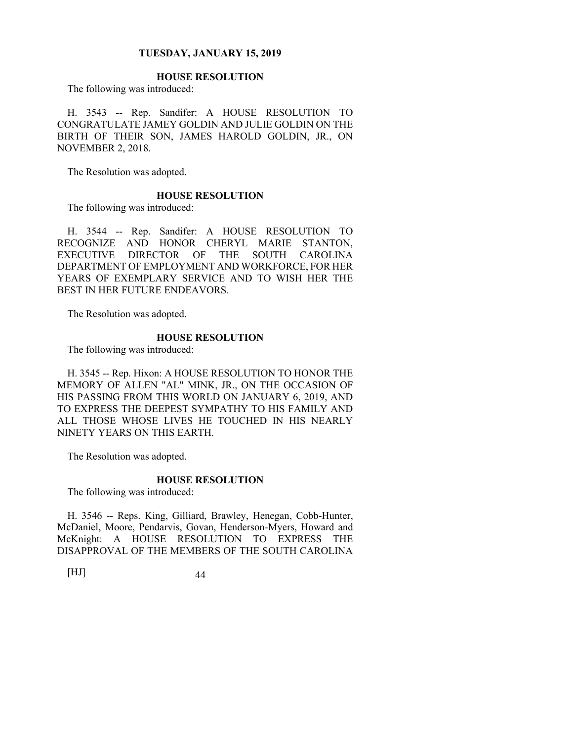### HOUSE RESOLUTION

The following was introduced:

H. 3543 -- Rep. Sandifer: A HOUSE RESOLUTION TO CONGRATULATE JAMEY GOLDIN AND JULIE GOLDIN ON THE BIRTH OF THEIR SON, JAMES HAROLD GOLDIN, JR., ON NOVEMBER 2, 2018.

The Resolution was adopted.

### HOUSE RESOLUTION

The following was introduced:

H. 3544 -- Rep. Sandifer: A HOUSE RESOLUTION TO RECOGNIZE AND HONOR CHERYL MARIE STANTON, EXECUTIVE DIRECTOR OF THE SOUTH CAROLINA DEPARTMENT OF EMPLOYMENT AND WORKFORCE, FOR HER YEARS OF EXEMPLARY SERVICE AND TO WISH HER THE BEST IN HER FUTURE ENDEAVORS.

The Resolution was adopted.

### HOUSE RESOLUTION

The following was introduced:

H. 3545 -- Rep. Hixon: A HOUSE RESOLUTION TO HONOR THE MEMORY OF ALLEN "AL" MINK, JR., ON THE OCCASION OF HIS PASSING FROM THIS WORLD ON JANUARY 6, 2019, AND TO EXPRESS THE DEEPEST SYMPATHY TO HIS FAMILY AND ALL THOSE WHOSE LIVES HE TOUCHED IN HIS NEARLY NINETY YEARS ON THIS EARTH.

The Resolution was adopted.

### HOUSE RESOLUTION

The following was introduced:

H. 3546 -- Reps. King, Gilliard, Brawley, Henegan, Cobb-Hunter, McDaniel, Moore, Pendarvis, Govan, Henderson-Myers, Howard and McKnight: A HOUSE RESOLUTION TO EXPRESS THE DISAPPROVAL OF THE MEMBERS OF THE SOUTH CAROLINA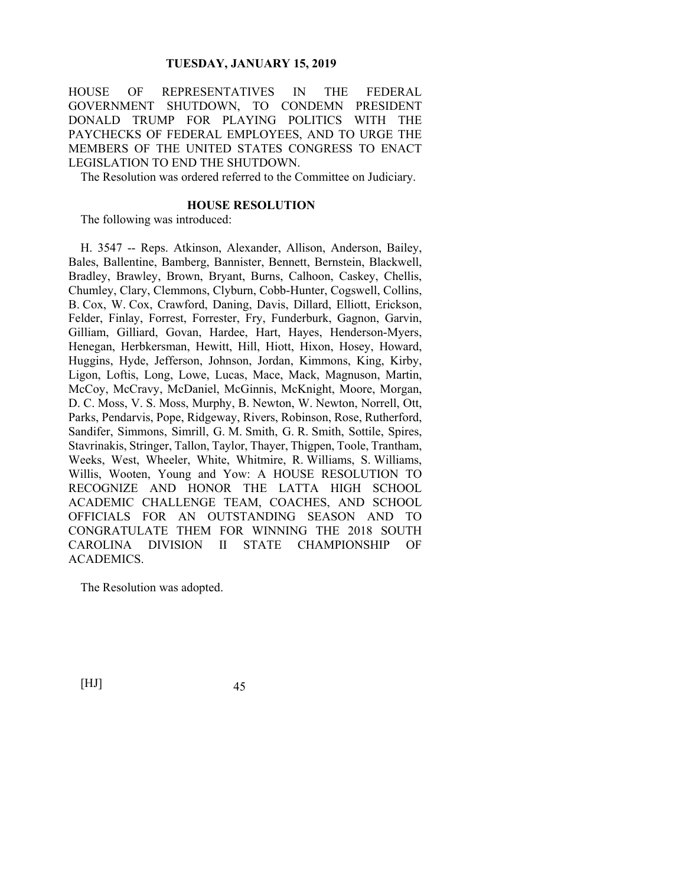HOUSE OF REPRESENTATIVES IN THE FEDERAL GOVERNMENT SHUTDOWN, TO CONDEMN PRESIDENT DONALD TRUMP FOR PLAYING POLITICS WITH THE PAYCHECKS OF FEDERAL EMPLOYEES, AND TO URGE THE MEMBERS OF THE UNITED STATES CONGRESS TO ENACT LEGISLATION TO END THE SHUTDOWN.

The Resolution was ordered referred to the Committee on Judiciary.

### HOUSE RESOLUTION

The following was introduced:

H. 3547 -- Reps. Atkinson, Alexander, Allison, Anderson, Bailey, Bales, Ballentine, Bamberg, Bannister, Bennett, Bernstein, Blackwell, Bradley, Brawley, Brown, Bryant, Burns, Calhoon, Caskey, Chellis, Chumley, Clary, Clemmons, Clyburn, Cobb-Hunter, Cogswell, Collins, B. Cox, W. Cox, Crawford, Daning, Davis, Dillard, Elliott, Erickson, Felder, Finlay, Forrest, Forrester, Fry, Funderburk, Gagnon, Garvin, Gilliam, Gilliard, Govan, Hardee, Hart, Hayes, Henderson-Myers, Henegan, Herbkersman, Hewitt, Hill, Hiott, Hixon, Hosey, Howard, Huggins, Hyde, Jefferson, Johnson, Jordan, Kimmons, King, Kirby, Ligon, Loftis, Long, Lowe, Lucas, Mace, Mack, Magnuson, Martin, McCoy, McCravy, McDaniel, McGinnis, McKnight, Moore, Morgan, D. C. Moss, V. S. Moss, Murphy, B. Newton, W. Newton, Norrell, Ott, Parks, Pendarvis, Pope, Ridgeway, Rivers, Robinson, Rose, Rutherford, Sandifer, Simmons, Simrill, G. M. Smith, G. R. Smith, Sottile, Spires, Stavrinakis, Stringer, Tallon, Taylor, Thayer, Thigpen, Toole, Trantham, Weeks, West, Wheeler, White, Whitmire, R. Williams, S. Williams, Willis, Wooten, Young and Yow: A HOUSE RESOLUTION TO RECOGNIZE AND HONOR THE LATTA HIGH SCHOOL ACADEMIC CHALLENGE TEAM, COACHES, AND SCHOOL OFFICIALS FOR AN OUTSTANDING SEASON AND TO CONGRATULATE THEM FOR WINNING THE 2018 SOUTH CAROLINA DIVISION II STATE CHAMPIONSHIP OF ACADEMICS.

The Resolution was adopted.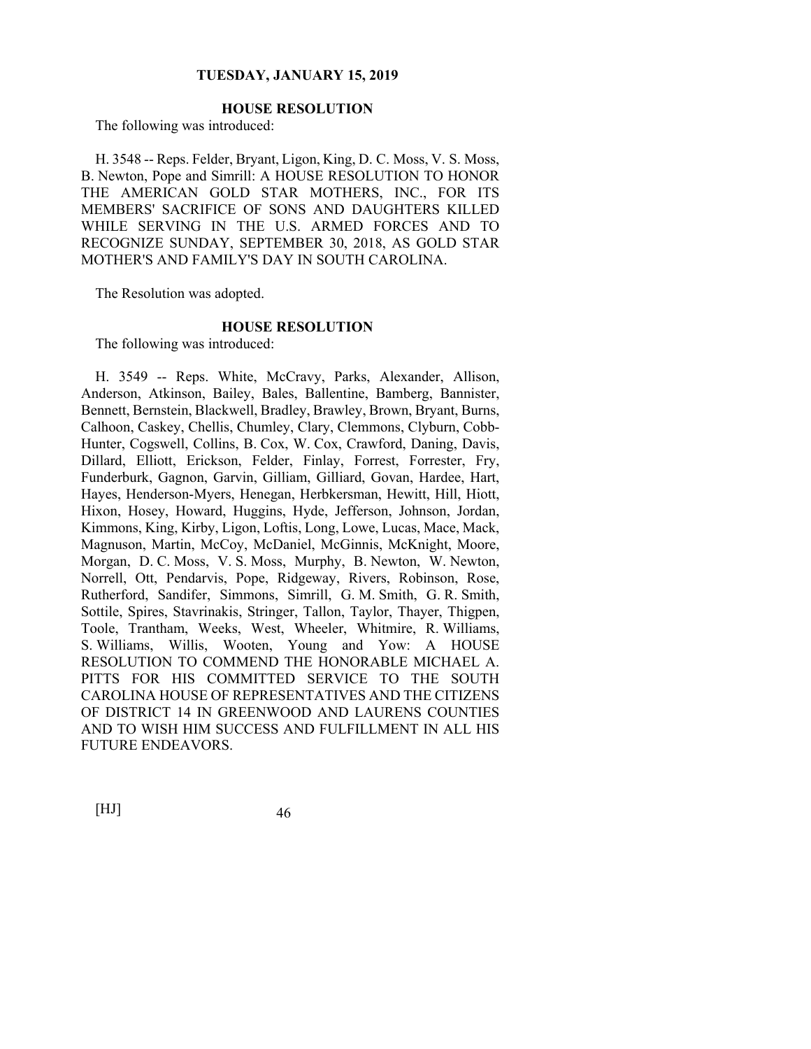**HOUSE RESOLUTION**

The following was introduced:

H. 3548 -- Reps. Felder, Bryant, Ligon, King, D. C. Moss, V. S. Moss, B. Newton, Pope and Simrill: A HOUSE RESOLUTION TO HONOR THE AMERICAN GOLD STAR MOTHERS, INC., FOR ITS MEMBERS' SACRIFICE OF SONS AND DAUGHTERS KILLED WHILE SERVING IN THE U.S. ARMED FORCES AND TO RECOGNIZE SUNDAY, SEPTEMBER 30, 2018, AS GOLD STAR MOTHER'S AND FAMILY'S DAY IN SOUTH CAROLINA.

The Resolution was adopted.

**HOUSE RESOLUTION**

The following was introduced:

H. 3549 -- Reps. White, McCravy, Parks, Alexander, Allison, Anderson, Atkinson, Bailey, Bales, Ballentine, Bamberg, Bannister, Bennett, Bernstein, Blackwell, Bradley, Brawley, Brown, Bryant, Burns, Calhoon, Caskey, Chellis, Chumley, Clary, Clemmons, Clyburn, Cobb-Hunter, Cogswell, Collins, B. Cox, W. Cox, Crawford, Daning, Davis, Dillard, Elliott, Erickson, Felder, Finlay, Forrest, Forrester, Fry, Funderburk, Gagnon, Garvin, Gilliam, Gilliard, Govan, Hardee, Hart, Hayes, Henderson-Myers, Henegan, Herbkersman, Hewitt, Hill, Hiott, Hixon, Hosey, Howard, Huggins, Hyde, Jefferson, Johnson, Jordan, Kimmons, King, Kirby, Ligon, Loftis, Long, Lowe, Lucas, Mace, Mack, Magnuson, Martin, McCoy, McDaniel, McGinnis, McKnight, Moore, Morgan, D. C. Moss, V. S. Moss, Murphy, B. Newton, W. Newton, Norrell, Ott, Pendarvis, Pope, Ridgeway, Rivers, Robinson, Rose, Rutherford, Sandifer, Simmons, Simrill, G. M. Smith, G. R. Smith, Sottile, Spires, Stavrinakis, Stringer, Tallon, Taylor, Thayer, Thigpen, Toole, Trantham, Weeks, West, Wheeler, Whitmire, R. Williams, S. Williams, Willis, Wooten, Young and Yow: A HOUSE RESOLUTION TO COMMEND THE HONORABLE MICHAEL A. PITTS FOR HIS COMMITTED SERVICE TO THE SOUTH CAROLINA HOUSE OF REPRESENTATIVES AND THE CITIZENS OF DISTRICT 14 IN GREENWOOD AND LAURENS COUNTIES AND TO WISH HIM SUCCESS AND FULFILLMENT IN ALL HIS FUTURE ENDEAVORS.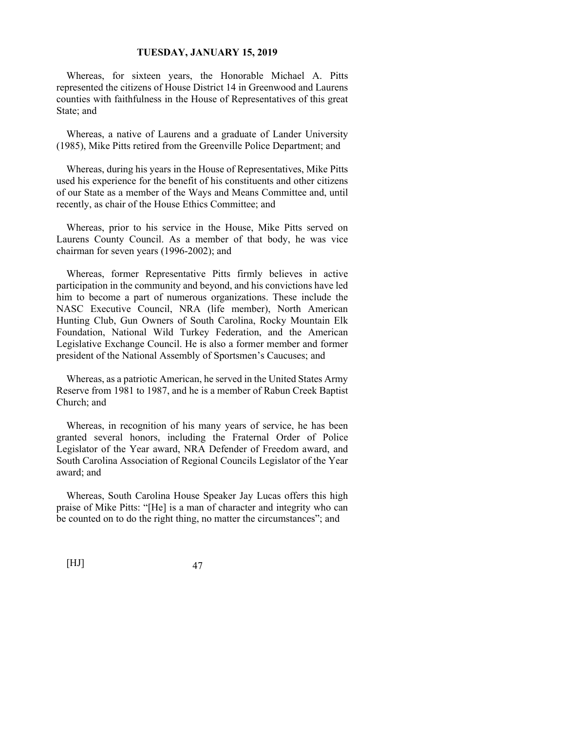Whereas, for sixteen years, the Honorable Michael A. Pitts represented the citizens of House District 14 in Greenwood and Laurens counties with faithfulness in the House of Representatives of this great State; and

Whereas, a native of Laurens and a graduate of Lander University (1985), Mike Pitts retired from the Greenville Police Department; and

Whereas, during his years in the House of Representatives, Mike Pitts used his experience for the benefit of his constituents and other citizens of our State as a member of the Ways and Means Committee and, until recently, as chair of the House Ethics Committee; and

Whereas, prior to his service in the House, Mike Pitts served on Laurens County Council. As a member of that body, he was vice chairman for seven years (1996-2002); and

Whereas, former Representative Pitts firmly believes in active participation in the community and beyond, and his convictions have led him to become a part of numerous organizations. These include the NASC Executive Council, NRA (life member), North American Hunting Club, Gun Owners of South Carolina, Rocky Mountain Elk Foundation, National Wild Turkey Federation, and the American Legislative Exchange Council. He is also a former member and former president of the National Assembly of Sportsmen's Caucuses; and

Whereas, as a patriotic American, he served in the United States Army Reserve from 1981 to 1987, and he is a member of Rabun Creek Baptist Church; and

Whereas, in recognition of his many years of service, he has been granted several honors, including the Fraternal Order of Police Legislator of the Year award, NRA Defender of Freedom award, and South Carolina Association of Regional Councils Legislator of the Year award; and

Whereas, South Carolina House Speaker Jay Lucas offers this high praise of Mike Pitts: "[He] is a man of character and integrity who can be counted on to do the right thing, no matter the circumstances"; and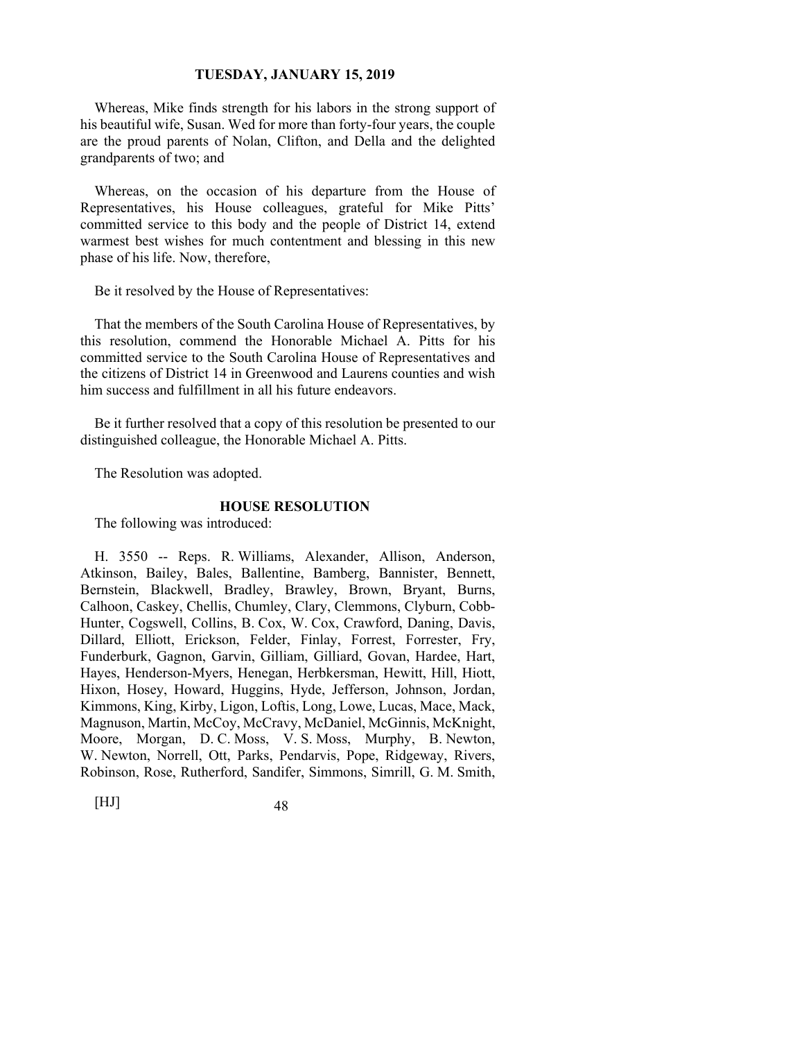Whereas, Mike finds strength for his labors in the strong support of his beautiful wife, Susan. Wed for more than forty-four years, the couple are the proud parents of Nolan, Clifton, and Della and the delighted grandparents of two; and

Whereas, on the occasion of his departure from the House of Representatives, his House colleagues, grateful for Mike Pitts' committed service to this body and the people of District 14, extend warmest best wishes for much contentment and blessing in this new phase of his life. Now, therefore,

Be it resolved by the House of Representatives:

That the members of the South Carolina House of Representatives, by this resolution, commend the Honorable Michael A. Pitts for his committed service to the South Carolina House of Representatives and the citizens of District 14 in Greenwood and Laurens counties and wish him success and fulfillment in all his future endeavors.

Be it further resolved that a copy of this resolution be presented to our distinguished colleague, the Honorable Michael A. Pitts.

The Resolution was adopted.

**HOUSE RESOLUTION**

The following was introduced:

H. 3550 -- Reps. R. Williams, Alexander, Allison, Anderson, Atkinson, Bailey, Bales, Ballentine, Bamberg, Bannister, Bennett, Bernstein, Blackwell, Bradley, Brawley, Brown, Bryant, Burns, Calhoon, Caskey, Chellis, Chumley, Clary, Clemmons, Clyburn, Cobb-Hunter, Cogswell, Collins, B. Cox, W. Cox, Crawford, Daning, Davis, Dillard, Elliott, Erickson, Felder, Finlay, Forrest, Forrester, Fry, Funderburk, Gagnon, Garvin, Gilliam, Gilliard, Govan, Hardee, Hart, Hayes, Henderson-Myers, Henegan, Herbkersman, Hewitt, Hill, Hiott, Hixon, Hosey, Howard, Huggins, Hyde, Jefferson, Johnson, Jordan, Kimmons, King, Kirby, Ligon, Loftis, Long, Lowe, Lucas, Mace, Mack, Magnuson, Martin, McCoy, McCravy, McDaniel, McGinnis, McKnight, Moore, Morgan, D. C. Moss, V. S. Moss, Murphy, B. Newton, W. Newton, Norrell, Ott, Parks, Pendarvis, Pope, Ridgeway, Rivers, Robinson, Rose, Rutherford, Sandifer, Simmons, Simrill, G. M. Smith,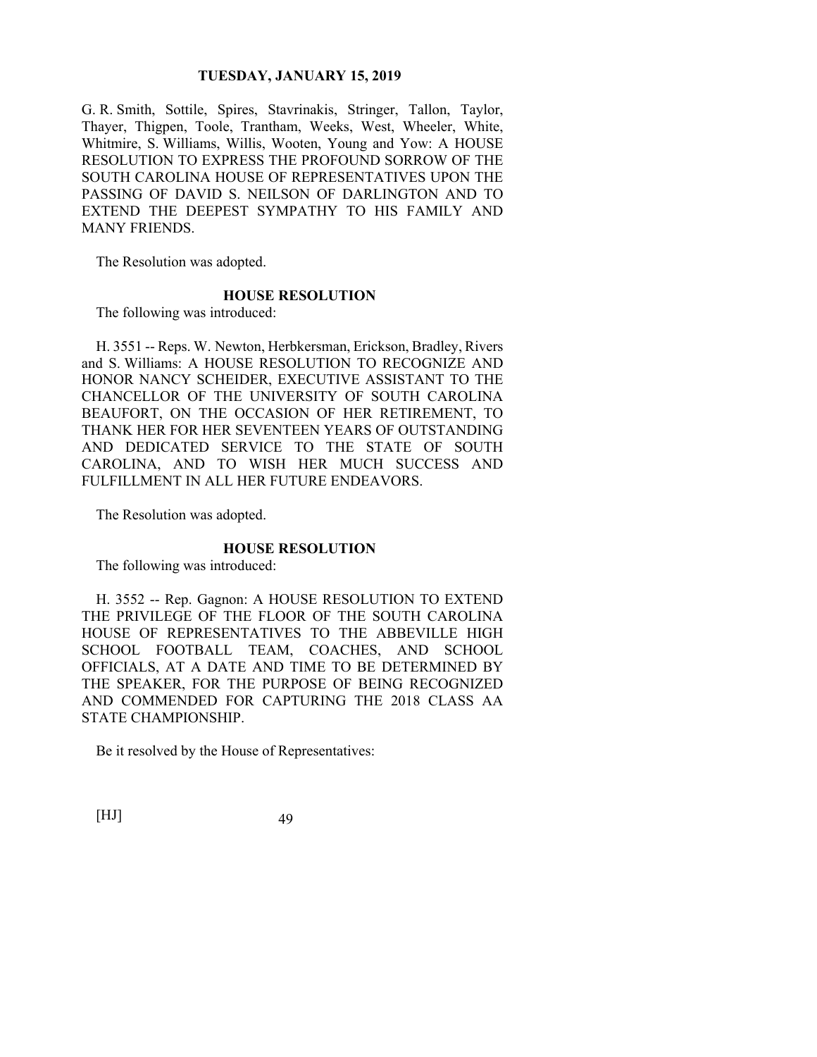G. R. Smith, Sottile, Spires, Stavrinakis, Stringer, Tallon, Taylor, Thayer, Thigpen, Toole, Trantham, Weeks, West, Wheeler, White, Whitmire, S. Williams, Willis, Wooten, Young and Yow: A HOUSE RESOLUTION TO EXPRESS THE PROFOUND SORROW OF THE SOUTH CAROLINA HOUSE OF REPRESENTATIVES UPON THE PASSING OF DAVID S. NEILSON OF DARLINGTON AND TO EXTEND THE DEEPEST SYMPATHY TO HIS FAMILY AND MANY FRIENDS.

The Resolution was adopted.

**HOUSE RESOLUTION**

The following was introduced:

H. 3551 -- Reps. W. Newton, Herbkersman, Erickson, Bradley, Rivers and S. Williams: A HOUSE RESOLUTION TO RECOGNIZE AND HONOR NANCY SCHEIDER, EXECUTIVE ASSISTANT TO THE CHANCELLOR OF THE UNIVERSITY OF SOUTH CAROLINA BEAUFORT, ON THE OCCASION OF HER RETIREMENT, TO THANK HER FOR HER SEVENTEEN YEARS OF OUTSTANDING AND DEDICATED SERVICE TO THE STATE OF SOUTH CAROLINA, AND TO WISH HER MUCH SUCCESS AND FULFILLMENT IN ALL HER FUTURE ENDEAVORS.

The Resolution was adopted.

**HOUSE RESOLUTION**

The following was introduced:

H. 3552 -- Rep. Gagnon: A HOUSE RESOLUTION TO EXTEND THE PRIVILEGE OF THE FLOOR OF THE SOUTH CAROLINA HOUSE OF REPRESENTATIVES TO THE ABBEVILLE HIGH SCHOOL FOOTBALL TEAM, COACHES, AND SCHOOL OFFICIALS, AT A DATE AND TIME TO BE DETERMINED BY THE SPEAKER, FOR THE PURPOSE OF BEING RECOGNIZED AND COMMENDED FOR CAPTURING THE 2018 CLASS AA STATE CHAMPIONSHIP.

Be it resolved by the House of Representatives: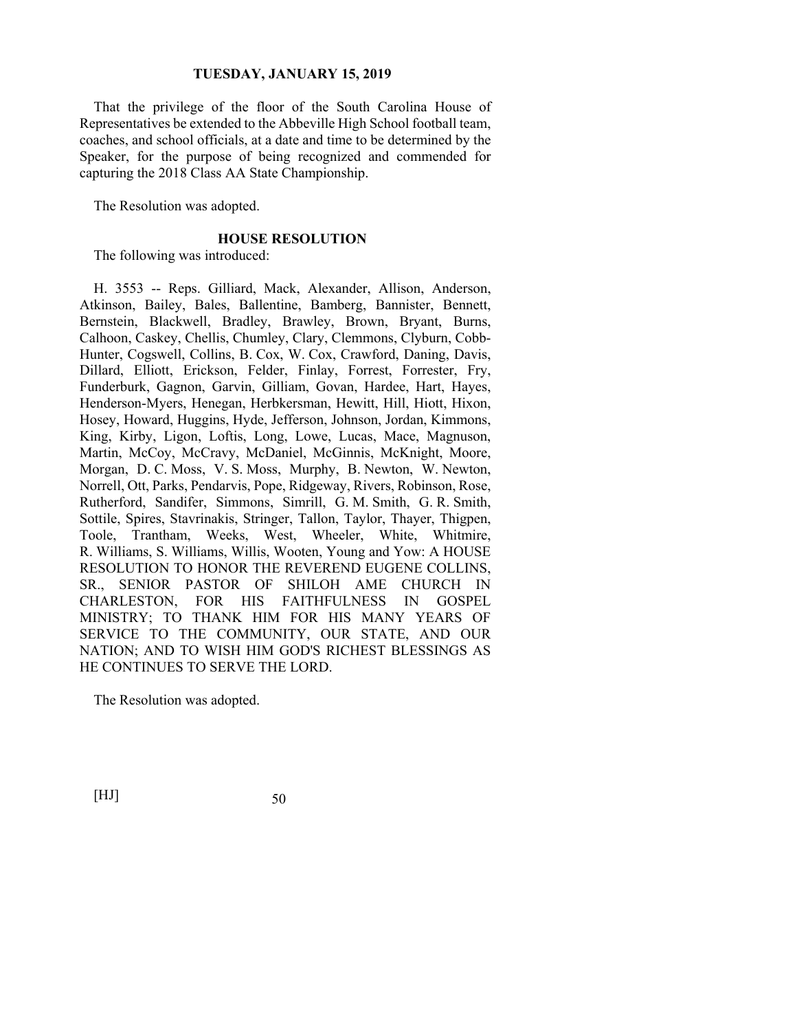That the privilege of the floor of the South Carolina House of Representatives be extended to the Abbeville High School football team, coaches, and school officials, at a date and time to be determined by the Speaker, for the purpose of being recognized and commended for capturing the 2018 Class AA State Championship.

The Resolution was adopted.

## HOUSE RESOLUTION

The following was introduced:

H. 3553 -- Reps. Gilliard, Mack, Alexander, Allison, Anderson, Atkinson, Bailey, Bales, Ballentine, Bamberg, Bannister, Bennett, Bernstein, Blackwell, Bradley, Brawley, Brown, Bryant, Burns, Calhoon, Caskey, Chellis, Chumley, Clary, Clemmons, Clyburn, Cobb-Hunter, Cogswell, Collins, B. Cox, W. Cox, Crawford, Daning, Davis, Dillard, Elliott, Erickson, Felder, Finlay, Forrest, Forrester, Fry, Funderburk, Gagnon, Garvin, Gilliam, Govan, Hardee, Hart, Hayes, Henderson-Myers, Henegan, Herbkersman, Hewitt, Hill, Hiott, Hixon, Hosey, Howard, Huggins, Hyde, Jefferson, Johnson, Jordan, Kimmons, King, Kirby, Ligon, Loftis, Long, Lowe, Lucas, Mace, Magnuson, Martin, McCoy, McCravy, McDaniel, McGinnis, McKnight, Moore, Morgan, D. C. Moss, V. S. Moss, Murphy, B. Newton, W. Newton, Norrell, Ott, Parks, Pendarvis, Pope, Ridgeway, Rivers, Robinson, Rose, Rutherford, Sandifer, Simmons, Simrill, G. M. Smith, G. R. Smith, Sottile, Spires, Stavrinakis, Stringer, Tallon, Taylor, Thayer, Thigpen, Toole, Trantham, Weeks, West, Wheeler, White, Whitmire, R. Williams, S. Williams, Willis, Wooten, Young and Yow: A HOUSE RESOLUTION TO HONOR THE REVEREND EUGENE COLLINS, SR., SENIOR PASTOR OF SHILOH AME CHURCH IN CHARLESTON, FOR HIS FAITHFULNESS IN GOSPEL MINISTRY; TO THANK HIM FOR HIS MANY YEARS OF SERVICE TO THE COMMUNITY, OUR STATE, AND OUR NATION; AND TO WISH HIM GOD'S RICHEST BLESSINGS AS HE CONTINUES TO SERVE THE LORD.

The Resolution was adopted.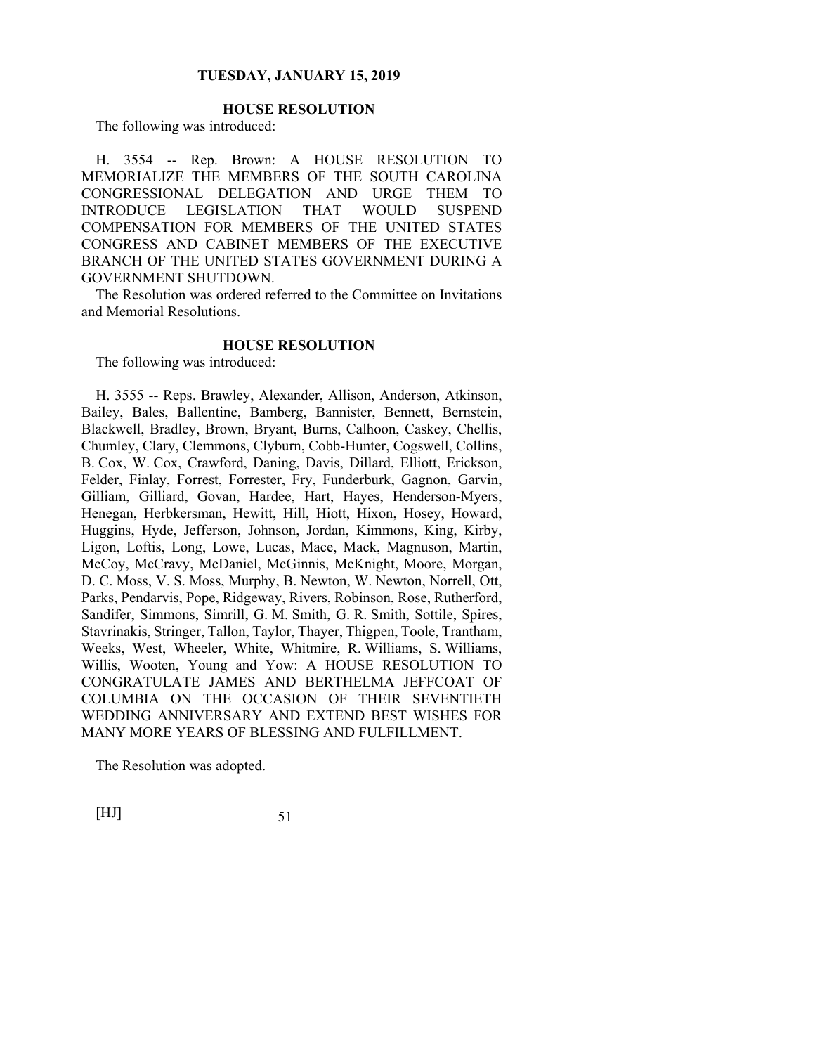## HOUSE RESOLUTION

The following was introduced:

H. 3554 -- Rep. Brown: A HOUSE RESOLUTION TO MEMORIALIZE THE MEMBERS OF THE SOUTH CAROLINA CONGRESSIONAL DELEGATION AND URGE THEM TO INTRODUCE LEGISLATION THAT WOULD SUSPEND COMPENSATION FOR MEMBERS OF THE UNITED STATES CONGRESS AND CABINET MEMBERS OF THE EXECUTIVE BRANCH OF THE UNITED STATES GOVERNMENT DURING A GOVERNMENT SHUTDOWN.

The Resolution was ordered referred to the Committee on Invitations and Memorial Resolutions.

## HOUSE RESOLUTION

The following was introduced:

H. 3555 -- Reps. Brawley, Alexander, Allison, Anderson, Atkinson, Bailey, Bales, Ballentine, Bamberg, Bannister, Bennett, Bernstein, Blackwell, Bradley, Brown, Bryant, Burns, Calhoon, Caskey, Chellis, Chumley, Clary, Clemmons, Clyburn, Cobb-Hunter, Cogswell, Collins, B. Cox, W. Cox, Crawford, Daning, Davis, Dillard, Elliott, Erickson, Felder, Finlay, Forrest, Forrester, Fry, Funderburk, Gagnon, Garvin, Gilliam, Gilliard, Govan, Hardee, Hart, Hayes, Henderson-Myers, Henegan, Herbkersman, Hewitt, Hill, Hiott, Hixon, Hosey, Howard, Huggins, Hyde, Jefferson, Johnson, Jordan, Kimmons, King, Kirby, Ligon, Loftis, Long, Lowe, Lucas, Mace, Mack, Magnuson, Martin, McCoy, McCravy, McDaniel, McGinnis, McKnight, Moore, Morgan, D. C. Moss, V. S. Moss, Murphy, B. Newton, W. Newton, Norrell, Ott, Parks, Pendarvis, Pope, Ridgeway, Rivers, Robinson, Rose, Rutherford, Sandifer, Simmons, Simrill, G. M. Smith, G. R. Smith, Sottile, Spires, Stavrinakis, Stringer, Tallon, Taylor, Thayer, Thigpen, Toole, Trantham, Weeks, West, Wheeler, White, Whitmire, R. Williams, S. Williams, Willis, Wooten, Young and Yow: A HOUSE RESOLUTION TO CONGRATULATE JAMES AND BERTHELMA JEFFCOAT OF COLUMBIA ON THE OCCASION OF THEIR SEVENTIETH WEDDING ANNIVERSARY AND EXTEND BEST WISHES FOR MANY MORE YEARS OF BLESSING AND FULFILLMENT.

The Resolution was adopted.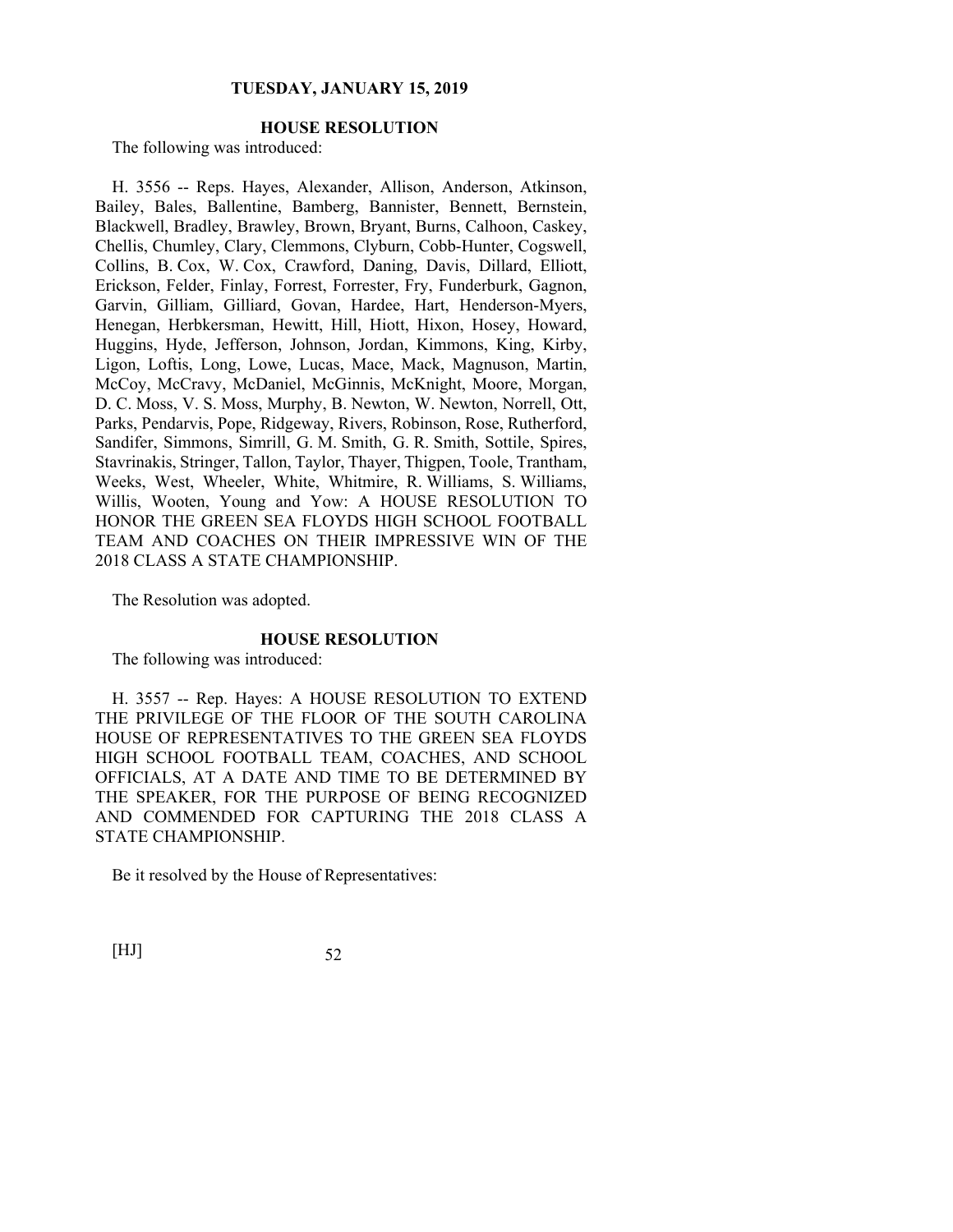## HOUSE RESOLUTION

The following was introduced:

H. 3556 -- Reps. Hayes, Alexander, Allison, Anderson, Atkinson, Bailey, Bales, Ballentine, Bamberg, Bannister, Bennett, Bernstein, Blackwell, Bradley, Brawley, Brown, Bryant, Burns, Calhoon, Caskey, Chellis, Chumley, Clary, Clemmons, Clyburn, Cobb-Hunter, Cogswell, Collins, B. Cox, W. Cox, Crawford, Daning, Davis, Dillard, Elliott, Erickson, Felder, Finlay, Forrest, Forrester, Fry, Funderburk, Gagnon, Garvin, Gilliam, Gilliard, Govan, Hardee, Hart, Henderson-Myers, Henegan, Herbkersman, Hewitt, Hill, Hiott, Hixon, Hosey, Howard, Huggins, Hyde, Jefferson, Johnson, Jordan, Kimmons, King, Kirby, Ligon, Loftis, Long, Lowe, Lucas, Mace, Mack, Magnuson, Martin, McCoy, McCravy, McDaniel, McGinnis, McKnight, Moore, Morgan, D. C. Moss, V. S. Moss, Murphy, B. Newton, W. Newton, Norrell, Ott, Parks, Pendarvis, Pope, Ridgeway, Rivers, Robinson, Rose, Rutherford, Sandifer, Simmons, Simrill, G. M. Smith, G. R. Smith, Sottile, Spires, Stavrinakis, Stringer, Tallon, Taylor, Thayer, Thigpen, Toole, Trantham, Weeks, West, Wheeler, White, Whitmire, R. Williams, S. Williams, Willis, Wooten, Young and Yow: A HOUSE RESOLUTION TO HONOR THE GREEN SEA FLOYDS HIGH SCHOOL FOOTBALL TEAM AND COACHES ON THEIR IMPRESSIVE WIN OF THE 2018 CLASS A STATE CHAMPIONSHIP.

The Resolution was adopted.

## HOUSE RESOLUTION

The following was introduced:

H. 3557 -- Rep. Hayes: A HOUSE RESOLUTION TO EXTEND THE PRIVILEGE OF THE FLOOR OF THE SOUTH CAROLINA HOUSE OF REPRESENTATIVES TO THE GREEN SEA FLOYDS HIGH SCHOOL FOOTBALL TEAM, COACHES, AND SCHOOL OFFICIALS, AT A DATE AND TIME TO BE DETERMINED BY THE SPEAKER, FOR THE PURPOSE OF BEING RECOGNIZED AND COMMENDED FOR CAPTURING THE 2018 CLASS A STATE CHAMPIONSHIP.

Be it resolved by the House of Representatives: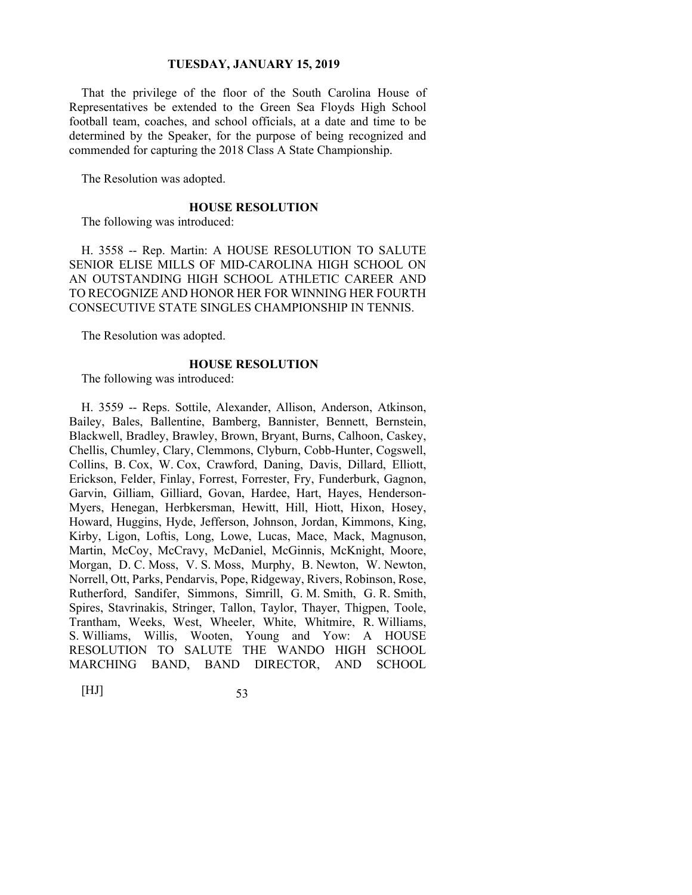That the privilege of the floor of the South Carolina House of Representatives be extended to the Green Sea Floyds High School football team, coaches, and school officials, at a date and time to be determined by the Speaker, for the purpose of being recognized and commended for capturing the 2018 Class A State Championship.

The Resolution was adopted.

### HOUSE RESOLUTION

The following was introduced:

H. 3558 -- Rep. Martin: A HOUSE RESOLUTION TO SALUTE SENIOR ELISE MILLS OF MID-CAROLINA HIGH SCHOOL ON AN OUTSTANDING HIGH SCHOOL ATHLETIC CAREER AND TO RECOGNIZE AND HONOR HER FOR WINNING HER FOURTH CONSECUTIVE STATE SINGLES CHAMPIONSHIP IN TENNIS.

The Resolution was adopted.

### HOUSE RESOLUTION

The following was introduced:

H. 3559 -- Reps. Sottile, Alexander, Allison, Anderson, Atkinson, Bailey, Bales, Ballentine, Bamberg, Bannister, Bennett, Bernstein, Blackwell, Bradley, Brawley, Brown, Bryant, Burns, Calhoon, Caskey, Chellis, Chumley, Clary, Clemmons, Clyburn, Cobb-Hunter, Cogswell, Collins, B. Cox, W. Cox, Crawford, Daning, Davis, Dillard, Elliott, Erickson, Felder, Finlay, Forrest, Forrester, Fry, Funderburk, Gagnon, Garvin, Gilliam, Gilliard, Govan, Hardee, Hart, Hayes, Henderson-Myers, Henegan, Herbkersman, Hewitt, Hill, Hiott, Hixon, Hosey, Howard, Huggins, Hyde, Jefferson, Johnson, Jordan, Kimmons, King, Kirby, Ligon, Loftis, Long, Lowe, Lucas, Mace, Mack, Magnuson, Martin, McCoy, McCravy, McDaniel, McGinnis, McKnight, Moore, Morgan, D. C. Moss, V. S. Moss, Murphy, B. Newton, W. Newton, Norrell, Ott, Parks, Pendarvis, Pope, Ridgeway, Rivers, Robinson, Rose, Rutherford, Sandifer, Simmons, Simrill, G. M. Smith, G. R. Smith, Spires, Stavrinakis, Stringer, Tallon, Taylor, Thayer, Thigpen, Toole, Trantham, Weeks, West, Wheeler, White, Whitmire, R. Williams, S. Williams, Willis, Wooten, Young and Yow: A HOUSE RESOLUTION TO SALUTE THE WANDO HIGH SCHOOL MARCHING BAND, BAND DIRECTOR, AND SCHOOL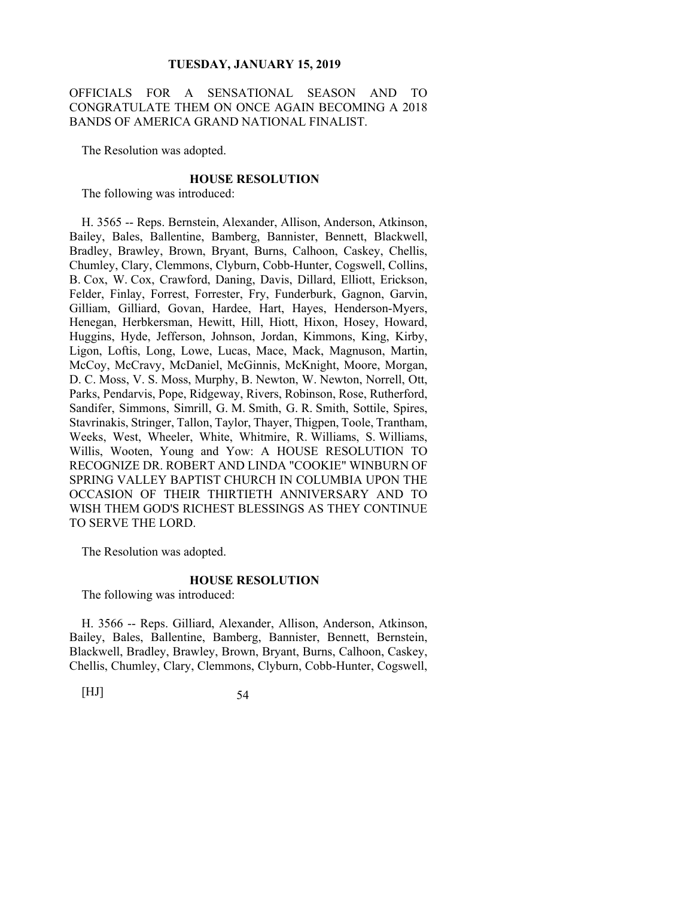OFFICIALS FOR A SENSATIONAL SEASON AND TO CONGRATULATE THEM ON ONCE AGAIN BECOMING A 2018 BANDS OF AMERICA GRAND NATIONAL FINALIST.

The Resolution was adopted.

### HOUSE RESOLUTION

The following was introduced:

H. 3565 -- Reps. Bernstein, Alexander, Allison, Anderson, Atkinson, Bailey, Bales, Ballentine, Bamberg, Bannister, Bennett, Blackwell, Bradley, Brawley, Brown, Bryant, Burns, Calhoon, Caskey, Chellis, Chumley, Clary, Clemmons, Clyburn, Cobb-Hunter, Cogswell, Collins, B. Cox, W. Cox, Crawford, Daning, Davis, Dillard, Elliott, Erickson, Felder, Finlay, Forrest, Forrester, Fry, Funderburk, Gagnon, Garvin, Gilliam, Gilliard, Govan, Hardee, Hart, Hayes, Henderson-Myers, Henegan, Herbkersman, Hewitt, Hill, Hiott, Hixon, Hosey, Howard, Huggins, Hyde, Jefferson, Johnson, Jordan, Kimmons, King, Kirby, Ligon, Loftis, Long, Lowe, Lucas, Mace, Mack, Magnuson, Martin, McCoy, McCravy, McDaniel, McGinnis, McKnight, Moore, Morgan, D. C. Moss, V. S. Moss, Murphy, B. Newton, W. Newton, Norrell, Ott, Parks, Pendarvis, Pope, Ridgeway, Rivers, Robinson, Rose, Rutherford, Sandifer, Simmons, Simrill, G. M. Smith, G. R. Smith, Sottile, Spires, Stavrinakis, Stringer, Tallon, Taylor, Thayer, Thigpen, Toole, Trantham, Weeks, West, Wheeler, White, Whitmire, R. Williams, S. Williams, Willis, Wooten, Young and Yow: A HOUSE RESOLUTION TO RECOGNIZE DR. ROBERT AND LINDA "COOKIE" WINBURN OF SPRING VALLEY BAPTIST CHURCH IN COLUMBIA UPON THE OCCASION OF THEIR THIRTIETH ANNIVERSARY AND TO WISH THEM GOD'S RICHEST BLESSINGS AS THEY CONTINUE TO SERVE THE LORD.

The Resolution was adopted.

### HOUSE RESOLUTION

The following was introduced:

H. 3566 -- Reps. Gilliard, Alexander, Allison, Anderson, Atkinson, Bailey, Bales, Ballentine, Bamberg, Bannister, Bennett, Bernstein, Blackwell, Bradley, Brawley, Brown, Bryant, Burns, Calhoon, Caskey, Chellis, Chumley, Clary, Clemmons, Clyburn, Cobb-Hunter, Cogswell,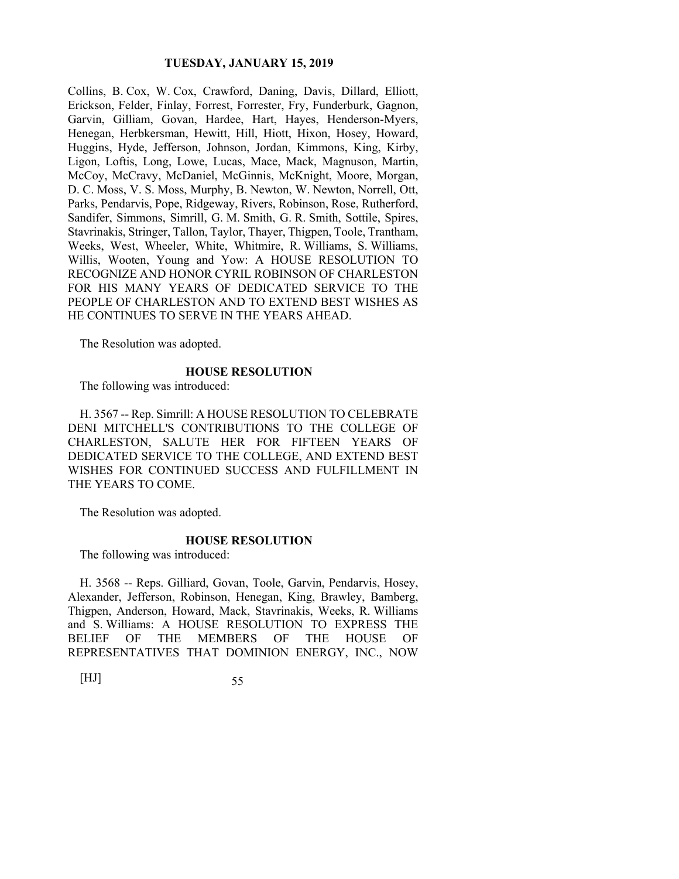Collins, B. Cox, W. Cox, Crawford, Daning, Davis, Dillard, Elliott, Erickson, Felder, Finlay, Forrest, Forrester, Fry, Funderburk, Gagnon, Garvin, Gilliam, Govan, Hardee, Hart, Hayes, Henderson-Myers, Henegan, Herbkersman, Hewitt, Hill, Hiott, Hixon, Hosey, Howard, Huggins, Hyde, Jefferson, Johnson, Jordan, Kimmons, King, Kirby, Ligon, Loftis, Long, Lowe, Lucas, Mace, Mack, Magnuson, Martin, McCoy, McCravy, McDaniel, McGinnis, McKnight, Moore, Morgan, D. C. Moss, V. S. Moss, Murphy, B. Newton, W. Newton, Norrell, Ott, Parks, Pendarvis, Pope, Ridgeway, Rivers, Robinson, Rose, Rutherford, Sandifer, Simmons, Simrill, G. M. Smith, G. R. Smith, Sottile, Spires, Stavrinakis, Stringer, Tallon, Taylor, Thayer, Thigpen, Toole, Trantham, Weeks, West, Wheeler, White, Whitmire, R. Williams, S. Williams, Willis, Wooten, Young and Yow: A HOUSE RESOLUTION TO RECOGNIZE AND HONOR CYRIL ROBINSON OF CHARLESTON FOR HIS MANY YEARS OF DEDICATED SERVICE TO THE PEOPLE OF CHARLESTON AND TO EXTEND BEST WISHES AS HE CONTINUES TO SERVE IN THE YEARS AHEAD.

The Resolution was adopted.

**HOUSE RESOLUTION**

The following was introduced:

H. 3567 -- Rep. Simrill: A HOUSE RESOLUTION TO CELEBRATE DENI MITCHELL'S CONTRIBUTIONS TO THE COLLEGE OF CHARLESTON, SALUTE HER FOR FIFTEEN YEARS OF DEDICATED SERVICE TO THE COLLEGE, AND EXTEND BEST WISHES FOR CONTINUED SUCCESS AND FULFILLMENT IN THE YEARS TO COME.

The Resolution was adopted.

**HOUSE RESOLUTION**

The following was introduced:

H. 3568 -- Reps. Gilliard, Govan, Toole, Garvin, Pendarvis, Hosey, Alexander, Jefferson, Robinson, Henegan, King, Brawley, Bamberg, Thigpen, Anderson, Howard, Mack, Stavrinakis, Weeks, R. Williams and S. Williams: A HOUSE RESOLUTION TO EXPRESS THE BELIEF OF THE MEMBERS OF THE HOUSE OF REPRESENTATIVES THAT DOMINION ENERGY, INC., NOW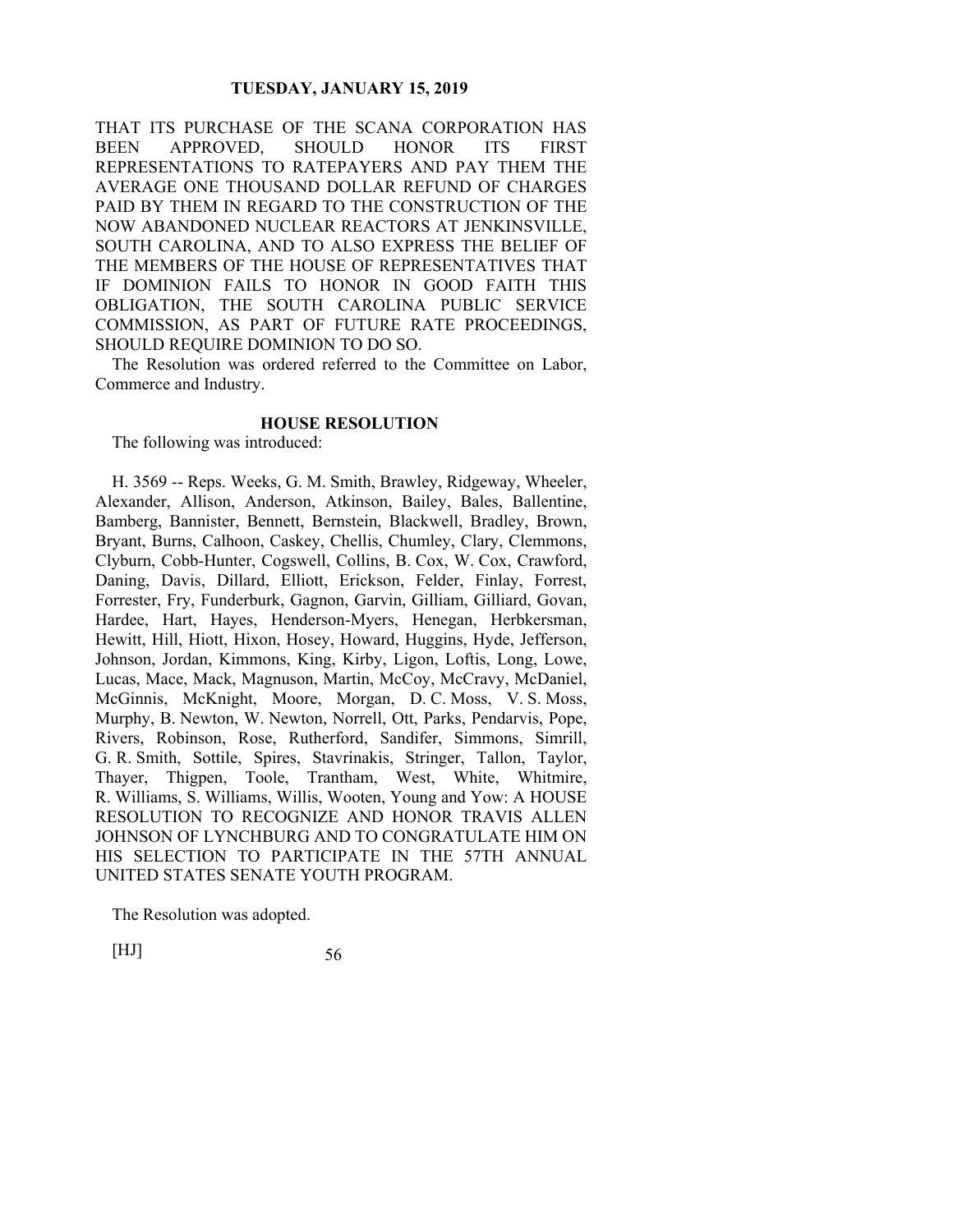THAT ITS PURCHASE OF THE SCANA CORPORATION HAS BEEN APPROVED, SHOULD HONOR ITS FIRST REPRESENTATIONS TO RATEPAYERS AND PAY THEM THE AVERAGE ONE THOUSAND DOLLAR REFUND OF CHARGES PAID BY THEM IN REGARD TO THE CONSTRUCTION OF THE NOW ABANDONED NUCLEAR REACTORS AT JENKINSVILLE, SOUTH CAROLINA, AND TO ALSO EXPRESS THE BELIEF OF THE MEMBERS OF THE HOUSE OF REPRESENTATIVES THAT IF DOMINION FAILS TO HONOR IN GOOD FAITH THIS OBLIGATION, THE SOUTH CAROLINA PUBLIC SERVICE COMMISSION, AS PART OF FUTURE RATE PROCEEDINGS, SHOULD REQUIRE DOMINION TO DO SO.

The Resolution was ordered referred to the Committee on Labor, Commerce and Industry.

**HOUSE RESOLUTION**

The following was introduced:

H. 3569 -- Reps. Weeks, G. M. Smith, Brawley, Ridgeway, Wheeler, Alexander, Allison, Anderson, Atkinson, Bailey, Bales, Ballentine, Bamberg, Bannister, Bennett, Bernstein, Blackwell, Bradley, Brown, Bryant, Burns, Calhoon, Caskey, Chellis, Chumley, Clary, Clemmons, Clyburn, Cobb-Hunter, Cogswell, Collins, B. Cox, W. Cox, Crawford, Daning, Davis, Dillard, Elliott, Erickson, Felder, Finlay, Forrest, Forrester, Fry, Funderburk, Gagnon, Garvin, Gilliam, Gilliard, Govan, Hardee, Hart, Hayes, Henderson-Myers, Henegan, Herbkersman, Hewitt, Hill, Hiott, Hixon, Hosey, Howard, Huggins, Hyde, Jefferson, Johnson, Jordan, Kimmons, King, Kirby, Ligon, Loftis, Long, Lowe, Lucas, Mace, Mack, Magnuson, Martin, McCoy, McCravy, McDaniel, McGinnis, McKnight, Moore, Morgan, D. C. Moss, V. S. Moss, Murphy, B. Newton, W. Newton, Norrell, Ott, Parks, Pendarvis, Pope, Rivers, Robinson, Rose, Rutherford, Sandifer, Simmons, Simrill, G. R. Smith, Sottile, Spires, Stavrinakis, Stringer, Tallon, Taylor, Thayer, Thigpen, Toole, Trantham, West, White, Whitmire, R. Williams, S. Williams, Willis, Wooten, Young and Yow: A HOUSE RESOLUTION TO RECOGNIZE AND HONOR TRAVIS ALLEN JOHNSON OF LYNCHBURG AND TO CONGRATULATE HIM ON HIS SELECTION TO PARTICIPATE IN THE 57TH ANNUAL UNITED STATES SENATE YOUTH PROGRAM.

The Resolution was adopted.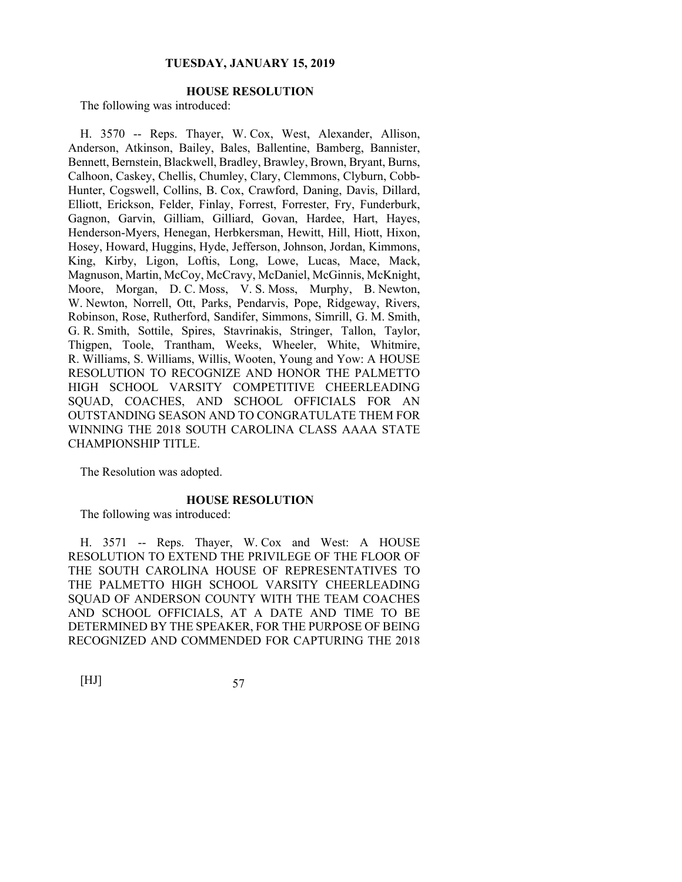## HOUSE RESOLUTION

The following was introduced:

H. 3570 -- Reps. Thayer, W. Cox, West, Alexander, Allison, Anderson, Atkinson, Bailey, Bales, Ballentine, Bamberg, Bannister, Bennett, Bernstein, Blackwell, Bradley, Brawley, Brown, Bryant, Burns, Calhoon, Caskey, Chellis, Chumley, Clary, Clemmons, Clyburn, Cobb-Hunter, Cogswell, Collins, B. Cox, Crawford, Daning, Davis, Dillard, Elliott, Erickson, Felder, Finlay, Forrest, Forrester, Fry, Funderburk, Gagnon, Garvin, Gilliam, Gilliard, Govan, Hardee, Hart, Hayes, Henderson-Myers, Henegan, Herbkersman, Hewitt, Hill, Hiott, Hixon, Hosey, Howard, Huggins, Hyde, Jefferson, Johnson, Jordan, Kimmons, King, Kirby, Ligon, Loftis, Long, Lowe, Lucas, Mace, Mack, Magnuson, Martin, McCoy, McCravy, McDaniel, McGinnis, McKnight, Moore, Morgan, D. C. Moss, V. S. Moss, Murphy, B. Newton, W. Newton, Norrell, Ott, Parks, Pendarvis, Pope, Ridgeway, Rivers, Robinson, Rose, Rutherford, Sandifer, Simmons, Simrill, G. M. Smith, G. R. Smith, Sottile, Spires, Stavrinakis, Stringer, Tallon, Taylor, Thigpen, Toole, Trantham, Weeks, Wheeler, White, Whitmire, R. Williams, S. Williams, Willis, Wooten, Young and Yow: A HOUSE RESOLUTION TO RECOGNIZE AND HONOR THE PALMETTO HIGH SCHOOL VARSITY COMPETITIVE CHEERLEADING SQUAD, COACHES, AND SCHOOL OFFICIALS FOR AN OUTSTANDING SEASON AND TO CONGRATULATE THEM FOR WINNING THE 2018 SOUTH CAROLINA CLASS AAAA STATE CHAMPIONSHIP TITLE.

The Resolution was adopted.

## HOUSE RESOLUTION

The following was introduced:

H. 3571 -- Reps. Thayer, W. Cox and West: A HOUSE RESOLUTION TO EXTEND THE PRIVILEGE OF THE FLOOR OF THE SOUTH CAROLINA HOUSE OF REPRESENTATIVES TO THE PALMETTO HIGH SCHOOL VARSITY CHEERLEADING SQUAD OF ANDERSON COUNTY WITH THE TEAM COACHES AND SCHOOL OFFICIALS, AT A DATE AND TIME TO BE DETERMINED BY THE SPEAKER, FOR THE PURPOSE OF BEING RECOGNIZED AND COMMENDED FOR CAPTURING THE 2018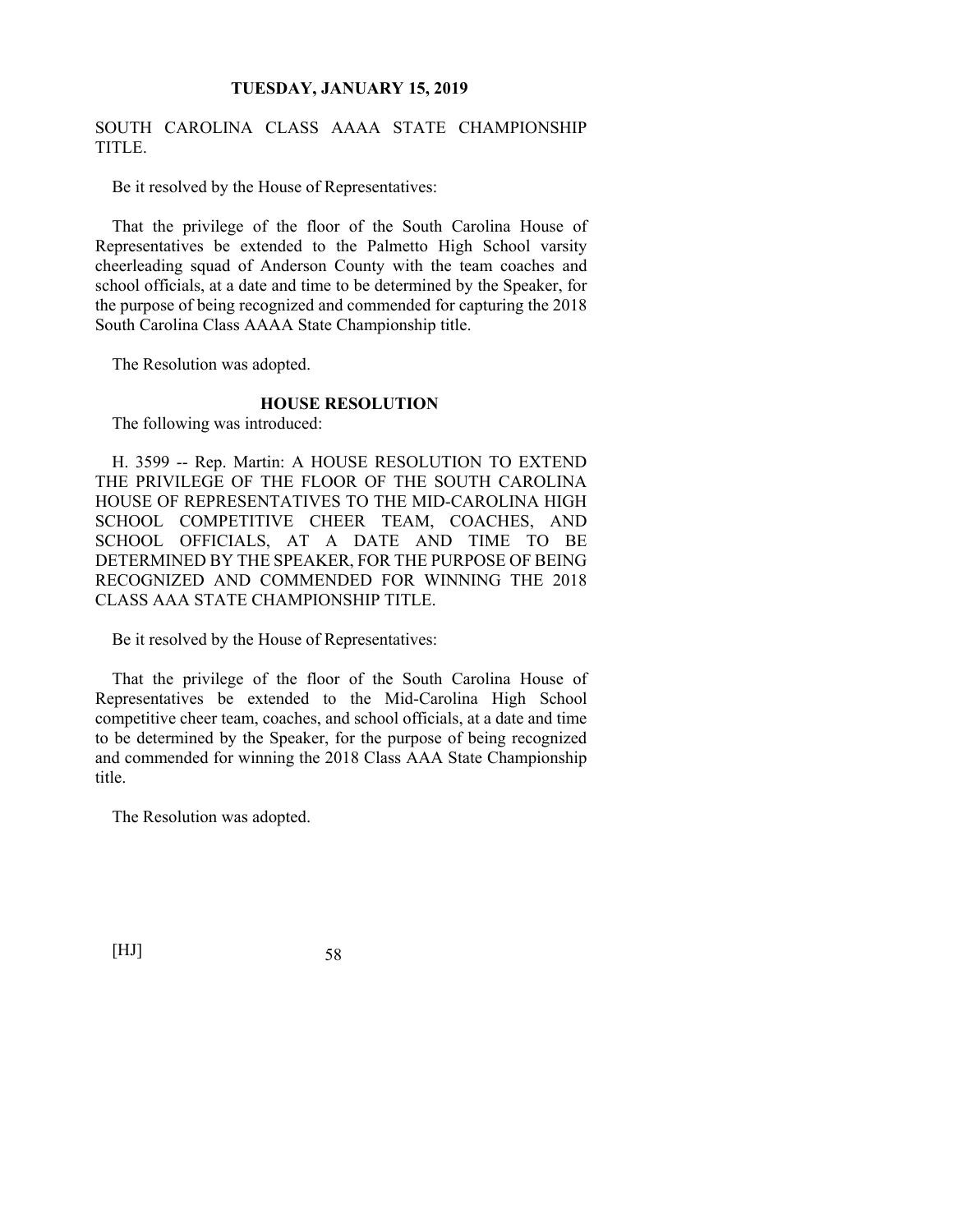SOUTH CAROLINA CLASS AAAA STATE CHAMPIONSHIP TITLE.

Be it resolved by the House of Representatives:

That the privilege of the floor of the South Carolina House of Representatives be extended to the Palmetto High School varsity cheerleading squad of Anderson County with the team coaches and school officials, at a date and time to be determined by the Speaker, for the purpose of being recognized and commended for capturing the 2018 South Carolina Class AAAA State Championship title.

The Resolution was adopted.

### HOUSE RESOLUTION

The following was introduced:

H. 3599 -- Rep. Martin: A HOUSE RESOLUTION TO EXTEND THE PRIVILEGE OF THE FLOOR OF THE SOUTH CAROLINA HOUSE OF REPRESENTATIVES TO THE MID-CAROLINA HIGH SCHOOL COMPETITIVE CHEER TEAM, COACHES, AND SCHOOL OFFICIALS, AT A DATE AND TIME TO BE DETERMINED BY THE SPEAKER, FOR THE PURPOSE OF BEING RECOGNIZED AND COMMENDED FOR WINNING THE 2018 CLASS AAA STATE CHAMPIONSHIP TITLE.

Be it resolved by the House of Representatives:

That the privilege of the floor of the South Carolina House of Representatives be extended to the Mid-Carolina High School competitive cheer team, coaches, and school officials, at a date and time to be determined by the Speaker, for the purpose of being recognized and commended for winning the 2018 Class AAA State Championship title.

The Resolution was adopted.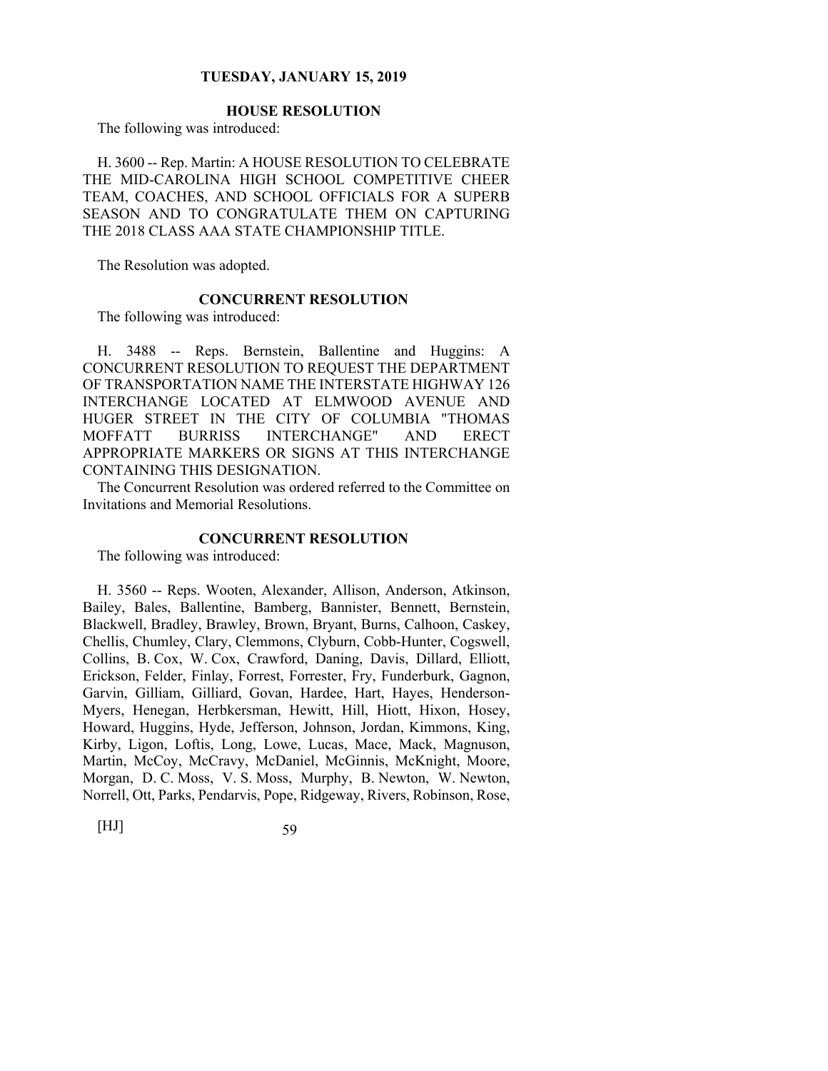**TUESDAY, JANUARY 15, 2019**

## HOUSE RESOLUTION

The following was introduced:

H. 3600 -- Rep. Martin: A HOUSE RESOLUTION TO CELEBRATE THE MID-CAROLINA HIGH SCHOOL COMPETITIVE CHEER TEAM, COACHES, AND SCHOOL OFFICIALS FOR A SUPERB SEASON AND TO CONGRATULATE THEM ON CAPTURING THE 2018 CLASS AAA STATE CHAMPIONSHIP TITLE.

The Resolution was adopted.

## CONCURRENT RESOLUTION

The following was introduced:

H. 3488 -- Reps. Bernstein, Ballentine and Huggins: A CONCURRENT RESOLUTION TO REQUEST THE DEPARTMENT OF TRANSPORTATION NAME THE INTERSTATE HIGHWAY 126 INTERCHANGE LOCATED AT ELMWOOD AVENUE AND HUGER STREET IN THE CITY OF COLUMBIA "THOMAS MOFFATT BURRISS INTERCHANGE" AND ERECT APPROPRIATE MARKERS OR SIGNS AT THIS INTERCHANGE CONTAINING THIS DESIGNATION.

The Concurrent Resolution was ordered referred to the Committee on Invitations and Memorial Resolutions.

## CONCURRENT RESOLUTION

The following was introduced:

H. 3560 -- Reps. Wooten, Alexander, Allison, Anderson, Atkinson, Bailey, Bales, Ballentine, Bamberg, Bannister, Bennett, Bernstein, Blackwell, Bradley, Brawley, Brown, Bryant, Burns, Calhoon, Caskey, Chellis, Chumley, Clary, Clemmons, Clyburn, Cobb-Hunter, Cogswell, Collins, B. Cox, W. Cox, Crawford, Daning, Davis, Dillard, Elliott, Erickson, Felder, Finlay, Forrest, Forrester, Fry, Funderburk, Gagnon, Garvin, Gilliam, Gilliard, Govan, Hardee, Hart, Hayes, Henderson-Myers, Henegan, Herbkersman, Hewitt, Hill, Hiott, Hixon, Hosey, Howard, Huggins, Hyde, Jefferson, Johnson, Jordan, Kimmons, King, Kirby, Ligon, Loftis, Long, Lowe, Lucas, Mace, Mack, Magnuson, Martin, McCoy, McCravy, McDaniel, McGinnis, McKnight, Moore, Morgan, D. C. Moss, V. S. Moss, Murphy, B. Newton, W. Newton, Norrell, Ott, Parks, Pendarvis, Pope, Ridgeway, Rivers, Robinson, Rose,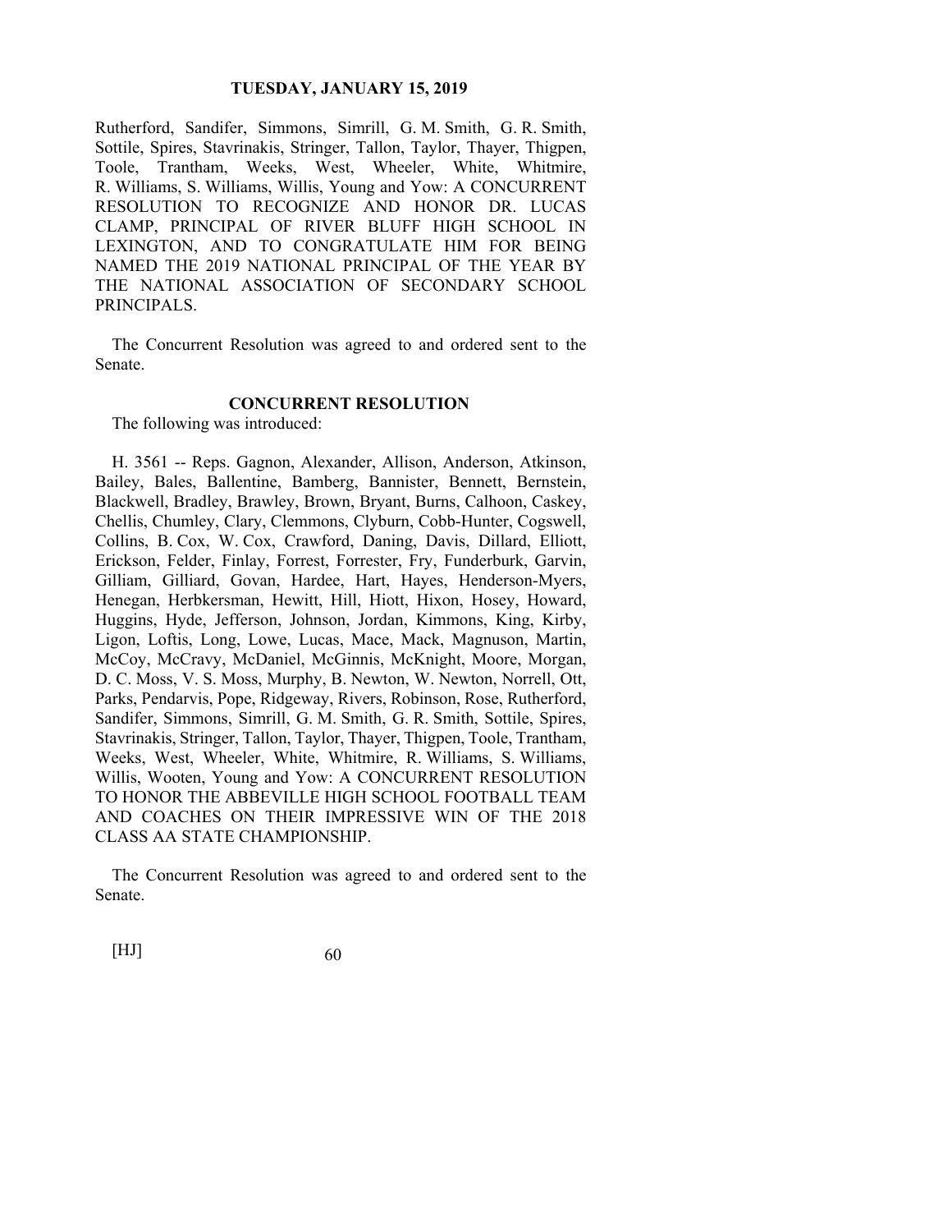Rutherford, Sandifer, Simmons, Simrill, G. M. Smith, G. R. Smith, Sottile, Spires, Stavrinakis, Stringer, Tallon, Taylor, Thayer, Thigpen, Toole, Trantham, Weeks, West, Wheeler, White, Whitmire, R. Williams, S. Williams, Willis, Young and Yow: A CONCURRENT RESOLUTION TO RECOGNIZE AND HONOR DR. LUCAS CLAMP, PRINCIPAL OF RIVER BLUFF HIGH SCHOOL IN LEXINGTON, AND TO CONGRATULATE HIM FOR BEING NAMED THE 2019 NATIONAL PRINCIPAL OF THE YEAR BY THE NATIONAL ASSOCIATION OF SECONDARY SCHOOL PRINCIPALS.

The Concurrent Resolution was agreed to and ordered sent to the Senate.

**CONCURRENT RESOLUTION**

The following was introduced:

H. 3561 -- Reps. Gagnon, Alexander, Allison, Anderson, Atkinson, Bailey, Bales, Ballentine, Bamberg, Bannister, Bennett, Bernstein, Blackwell, Bradley, Brawley, Brown, Bryant, Burns, Calhoon, Caskey, Chellis, Chumley, Clary, Clemmons, Clyburn, Cobb-Hunter, Cogswell, Collins, B. Cox, W. Cox, Crawford, Daning, Davis, Dillard, Elliott, Erickson, Felder, Finlay, Forrest, Forrester, Fry, Funderburk, Garvin, Gilliam, Gilliard, Govan, Hardee, Hart, Hayes, Henderson-Myers, Henegan, Herbkersman, Hewitt, Hill, Hiott, Hixon, Hosey, Howard, Huggins, Hyde, Jefferson, Johnson, Jordan, Kimmons, King, Kirby, Ligon, Loftis, Long, Lowe, Lucas, Mace, Mack, Magnuson, Martin, McCoy, McCravy, McDaniel, McGinnis, McKnight, Moore, Morgan, D. C. Moss, V. S. Moss, Murphy, B. Newton, W. Newton, Norrell, Ott, Parks, Pendarvis, Pope, Ridgeway, Rivers, Robinson, Rose, Rutherford, Sandifer, Simmons, Simrill, G. M. Smith, G. R. Smith, Sottile, Spires, Stavrinakis, Stringer, Tallon, Taylor, Thayer, Thigpen, Toole, Trantham, Weeks, West, Wheeler, White, Whitmire, R. Williams, S. Williams, Willis, Wooten, Young and Yow: A CONCURRENT RESOLUTION TO HONOR THE ABBEVILLE HIGH SCHOOL FOOTBALL TEAM AND COACHES ON THEIR IMPRESSIVE WIN OF THE 2018 CLASS AA STATE CHAMPIONSHIP.

The Concurrent Resolution was agreed to and ordered sent to the Senate.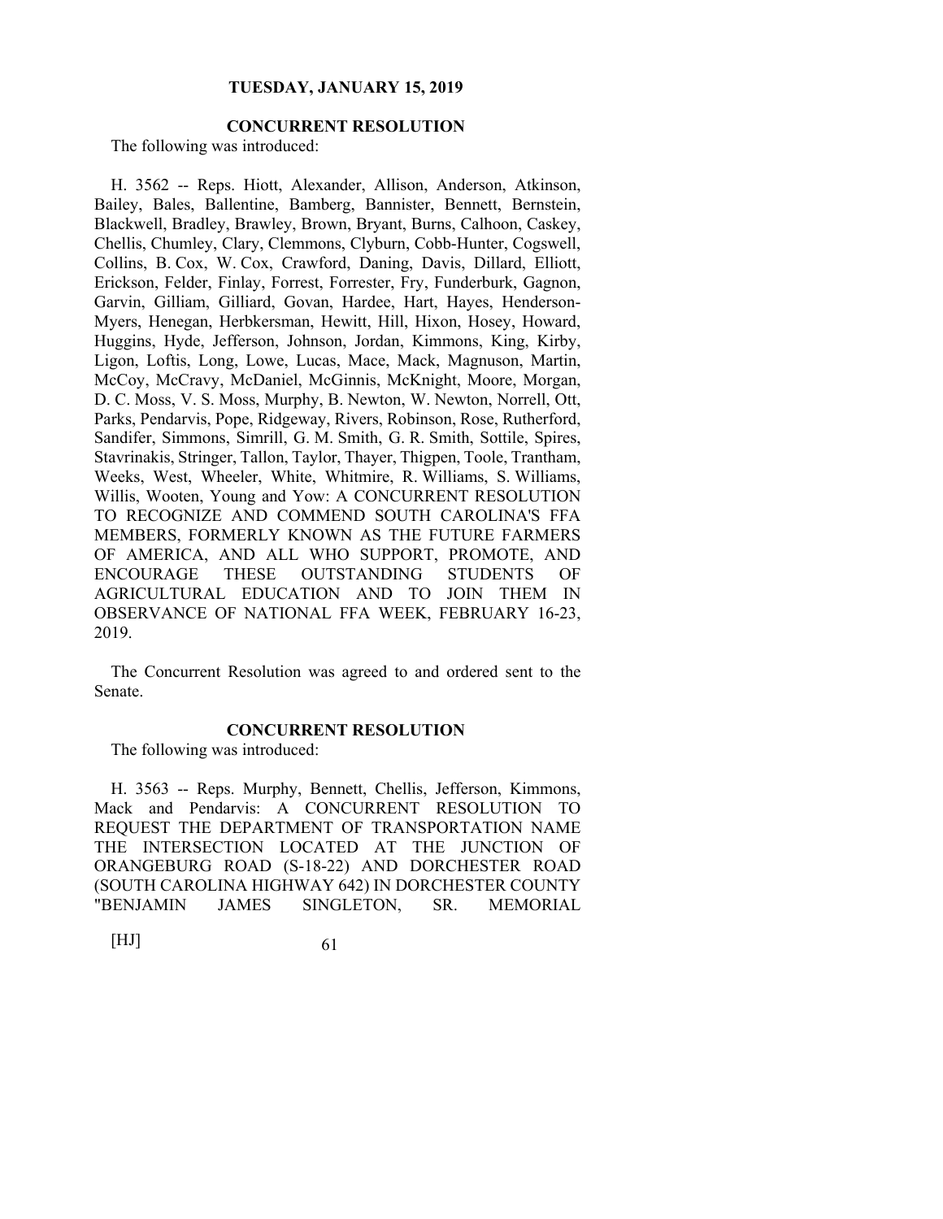**TUESDAY, JANUARY 15, 2019**

**CONCURRENT RESOLUTION**

The following was introduced:

H. 3562 -- Reps. Hiott, Alexander, Allison, Anderson, Atkinson, Bailey, Bales, Ballentine, Bamberg, Bannister, Bennett, Bernstein, Blackwell, Bradley, Brawley, Brown, Bryant, Burns, Calhoon, Caskey, Chellis, Chumley, Clary, Clemmons, Clyburn, Cobb-Hunter, Cogswell, Collins, B. Cox, W. Cox, Crawford, Daning, Davis, Dillard, Elliott, Erickson, Felder, Finlay, Forrest, Forrester, Fry, Funderburk, Gagnon, Garvin, Gilliam, Gilliard, Govan, Hardee, Hart, Hayes, Henderson-Myers, Henegan, Herbkersman, Hewitt, Hill, Hixon, Hosey, Howard, Huggins, Hyde, Jefferson, Johnson, Jordan, Kimmons, King, Kirby, Ligon, Loftis, Long, Lowe, Lucas, Mace, Mack, Magnuson, Martin, McCoy, McCravy, McDaniel, McGinnis, McKnight, Moore, Morgan, D. C. Moss, V. S. Moss, Murphy, B. Newton, W. Newton, Norrell, Ott, Parks, Pendarvis, Pope, Ridgeway, Rivers, Robinson, Rose, Rutherford, Sandifer, Simmons, Simrill, G. M. Smith, G. R. Smith, Sottile, Spires, Stavrinakis, Stringer, Tallon, Taylor, Thayer, Thigpen, Toole, Trantham, Weeks, West, Wheeler, White, Whitmire, R. Williams, S. Williams, Willis, Wooten, Young and Yow: A CONCURRENT RESOLUTION TO RECOGNIZE AND COMMEND SOUTH CAROLINA'S FFA MEMBERS, FORMERLY KNOWN AS THE FUTURE FARMERS OF AMERICA, AND ALL WHO SUPPORT, PROMOTE, AND ENCOURAGE THESE OUTSTANDING STUDENTS OF AGRICULTURAL EDUCATION AND TO JOIN THEM IN OBSERVANCE OF NATIONAL FFA WEEK, FEBRUARY 16-23, 2019.

The Concurrent Resolution was agreed to and ordered sent to the Senate.

**CONCURRENT RESOLUTION**

The following was introduced:

H. 3563 -- Reps. Murphy, Bennett, Chellis, Jefferson, Kimmons, Mack and Pendarvis: A CONCURRENT RESOLUTION TO REQUEST THE DEPARTMENT OF TRANSPORTATION NAME THE INTERSECTION LOCATED AT THE JUNCTION OF ORANGEBURG ROAD (S-18-22) AND DORCHESTER ROAD (SOUTH CAROLINA HIGHWAY 642) IN DORCHESTER COUNTY "BENJAMIN JAMES SINGLETON, SR. MEMORIAL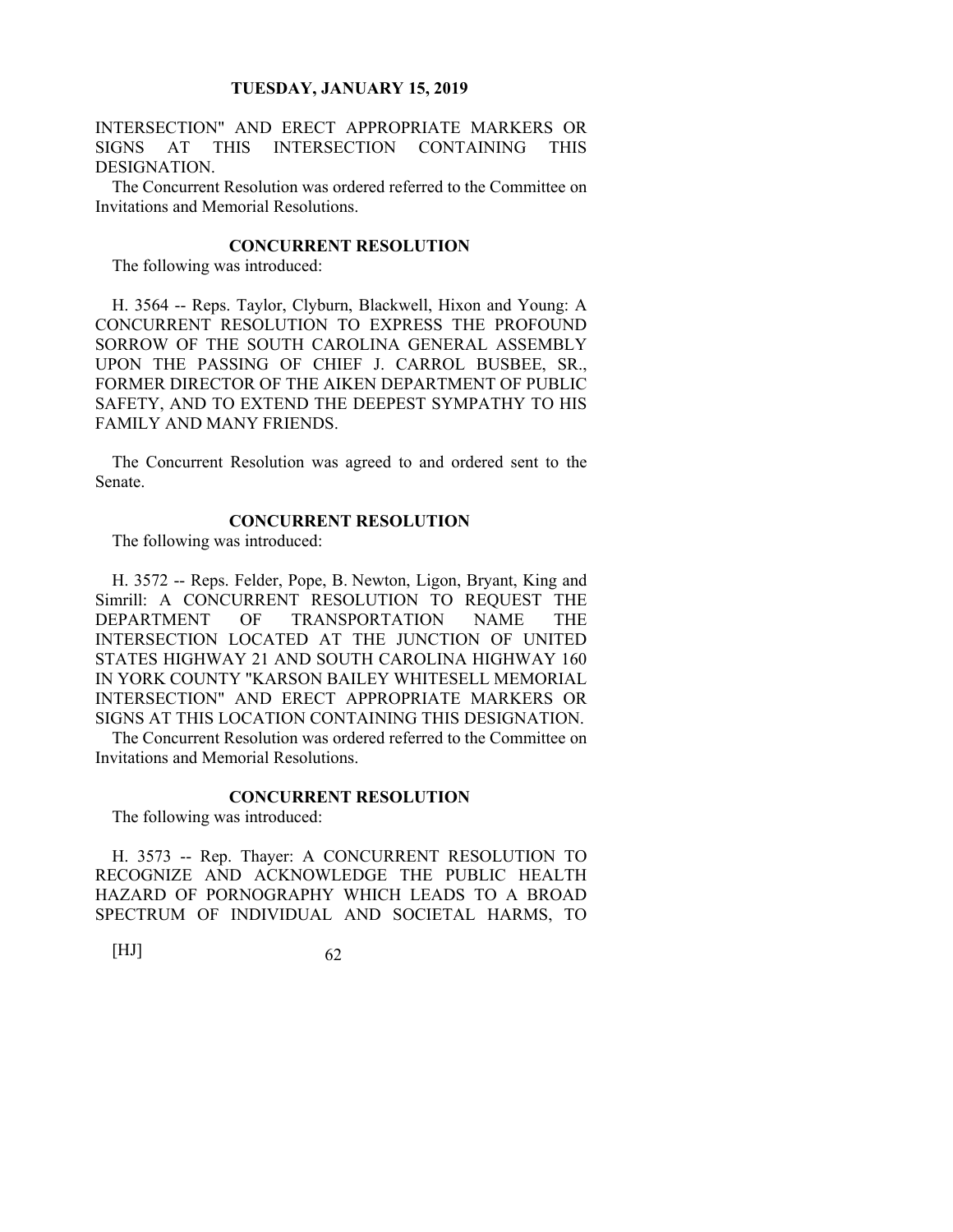INTERSECTION" AND ERECT APPROPRIATE MARKERS OR SIGNS AT THIS INTERSECTION CONTAINING THIS DESIGNATION.

The Concurrent Resolution was ordered referred to the Committee on Invitations and Memorial Resolutions.

**CONCURRENT RESOLUTION**

The following was introduced:

H. 3564 -- Reps. Taylor, Clyburn, Blackwell, Hixon and Young: A CONCURRENT RESOLUTION TO EXPRESS THE PROFOUND SORROW OF THE SOUTH CAROLINA GENERAL ASSEMBLY UPON THE PASSING OF CHIEF J. CARROL BUSBEE, SR., FORMER DIRECTOR OF THE AIKEN DEPARTMENT OF PUBLIC SAFETY, AND TO EXTEND THE DEEPEST SYMPATHY TO HIS FAMILY AND MANY FRIENDS.

The Concurrent Resolution was agreed to and ordered sent to the Senate.

**CONCURRENT RESOLUTION**

The following was introduced:

H. 3572 -- Reps. Felder, Pope, B. Newton, Ligon, Bryant, King and Simrill: A CONCURRENT RESOLUTION TO REQUEST THE DEPARTMENT OF TRANSPORTATION NAME THE INTERSECTION LOCATED AT THE JUNCTION OF UNITED STATES HIGHWAY 21 AND SOUTH CAROLINA HIGHWAY 160 IN YORK COUNTY "KARSON BAILEY WHITESELL MEMORIAL INTERSECTION" AND ERECT APPROPRIATE MARKERS OR SIGNS AT THIS LOCATION CONTAINING THIS DESIGNATION.

The Concurrent Resolution was ordered referred to the Committee on Invitations and Memorial Resolutions.

**CONCURRENT RESOLUTION**

The following was introduced:

H. 3573 -- Rep. Thayer: A CONCURRENT RESOLUTION TO RECOGNIZE AND ACKNOWLEDGE THE PUBLIC HEALTH HAZARD OF PORNOGRAPHY WHICH LEADS TO A BROAD SPECTRUM OF INDIVIDUAL AND SOCIETAL HARMS, TO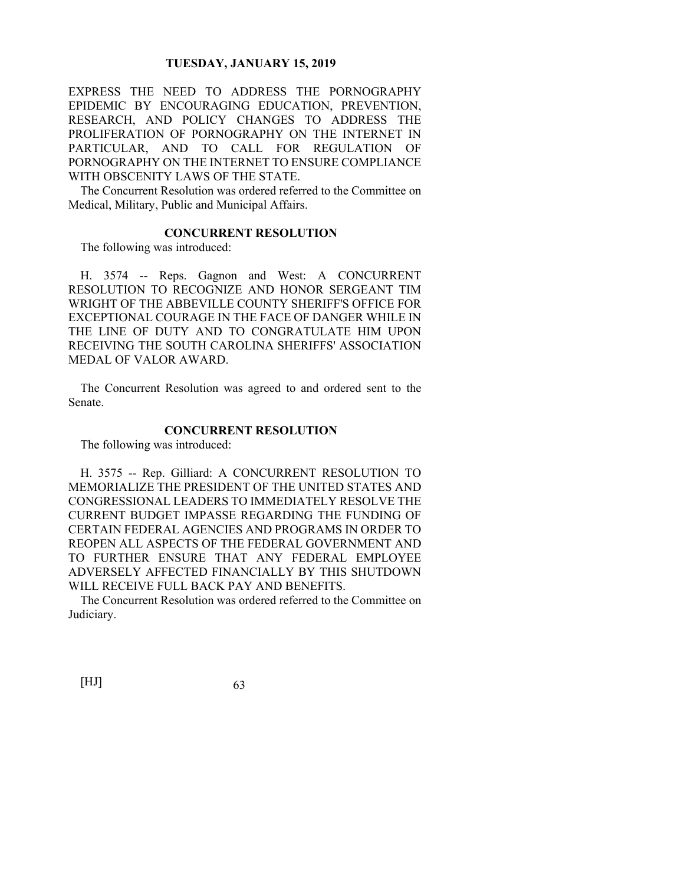EXPRESS THE NEED TO ADDRESS THE PORNOGRAPHY EPIDEMIC BY ENCOURAGING EDUCATION, PREVENTION, RESEARCH, AND POLICY CHANGES TO ADDRESS THE PROLIFERATION OF PORNOGRAPHY ON THE INTERNET IN PARTICULAR, AND TO CALL FOR REGULATION OF PORNOGRAPHY ON THE INTERNET TO ENSURE COMPLIANCE WITH OBSCENITY LAWS OF THE STATE.

The Concurrent Resolution was ordered referred to the Committee on Medical, Military, Public and Municipal Affairs.

### CONCURRENT RESOLUTION

The following was introduced:

H. 3574 -- Reps. Gagnon and West: A CONCURRENT RESOLUTION TO RECOGNIZE AND HONOR SERGEANT TIM WRIGHT OF THE ABBEVILLE COUNTY SHERIFF'S OFFICE FOR EXCEPTIONAL COURAGE IN THE FACE OF DANGER WHILE IN THE LINE OF DUTY AND TO CONGRATULATE HIM UPON RECEIVING THE SOUTH CAROLINA SHERIFFS' ASSOCIATION MEDAL OF VALOR AWARD.

The Concurrent Resolution was agreed to and ordered sent to the Senate.

### CONCURRENT RESOLUTION

The following was introduced:

H. 3575 -- Rep. Gilliard: A CONCURRENT RESOLUTION TO MEMORIALIZE THE PRESIDENT OF THE UNITED STATES AND CONGRESSIONAL LEADERS TO IMMEDIATELY RESOLVE THE CURRENT BUDGET IMPASSE REGARDING THE FUNDING OF CERTAIN FEDERAL AGENCIES AND PROGRAMS IN ORDER TO REOPEN ALL ASPECTS OF THE FEDERAL GOVERNMENT AND TO FURTHER ENSURE THAT ANY FEDERAL EMPLOYEE ADVERSELY AFFECTED FINANCIALLY BY THIS SHUTDOWN WILL RECEIVE FULL BACK PAY AND BENEFITS.

The Concurrent Resolution was ordered referred to the Committee on Judiciary.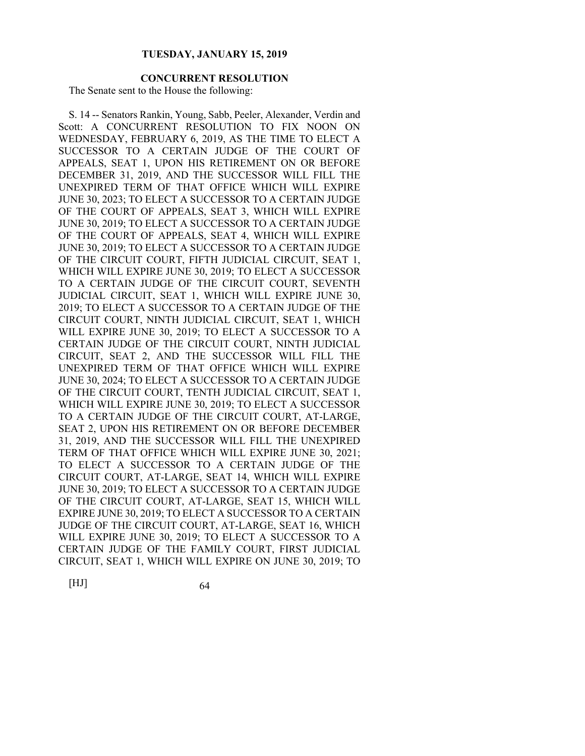**CONCURRENT RESOLUTION**

The Senate sent to the House the following:

S. 14 -- Senators Rankin, Young, Sabb, Peeler, Alexander, Verdin and Scott: A CONCURRENT RESOLUTION TO FIX NOON ON WEDNESDAY, FEBRUARY 6, 2019, AS THE TIME TO ELECT A SUCCESSOR TO A CERTAIN JUDGE OF THE COURT OF APPEALS, SEAT 1, UPON HIS RETIREMENT ON OR BEFORE DECEMBER 31, 2019, AND THE SUCCESSOR WILL FILL THE UNEXPIRED TERM OF THAT OFFICE WHICH WILL EXPIRE JUNE 30, 2023; TO ELECT A SUCCESSOR TO A CERTAIN JUDGE OF THE COURT OF APPEALS, SEAT 3, WHICH WILL EXPIRE JUNE 30, 2019; TO ELECT A SUCCESSOR TO A CERTAIN JUDGE OF THE COURT OF APPEALS, SEAT 4, WHICH WILL EXPIRE JUNE 30, 2019; TO ELECT A SUCCESSOR TO A CERTAIN JUDGE OF THE CIRCUIT COURT, FIFTH JUDICIAL CIRCUIT, SEAT 1, WHICH WILL EXPIRE JUNE 30, 2019; TO ELECT A SUCCESSOR TO A CERTAIN JUDGE OF THE CIRCUIT COURT, SEVENTH JUDICIAL CIRCUIT, SEAT 1, WHICH WILL EXPIRE JUNE 30, 2019; TO ELECT A SUCCESSOR TO A CERTAIN JUDGE OF THE CIRCUIT COURT, NINTH JUDICIAL CIRCUIT, SEAT 1, WHICH WILL EXPIRE JUNE 30, 2019; TO ELECT A SUCCESSOR TO A CERTAIN JUDGE OF THE CIRCUIT COURT, NINTH JUDICIAL CIRCUIT, SEAT 2, AND THE SUCCESSOR WILL FILL THE UNEXPIRED TERM OF THAT OFFICE WHICH WILL EXPIRE JUNE 30, 2024; TO ELECT A SUCCESSOR TO A CERTAIN JUDGE OF THE CIRCUIT COURT, TENTH JUDICIAL CIRCUIT, SEAT 1, WHICH WILL EXPIRE JUNE 30, 2019; TO ELECT A SUCCESSOR TO A CERTAIN JUDGE OF THE CIRCUIT COURT, AT-LARGE, SEAT 2, UPON HIS RETIREMENT ON OR BEFORE DECEMBER 31, 2019, AND THE SUCCESSOR WILL FILL THE UNEXPIRED TERM OF THAT OFFICE WHICH WILL EXPIRE JUNE 30, 2021; TO ELECT A SUCCESSOR TO A CERTAIN JUDGE OF THE CIRCUIT COURT, AT-LARGE, SEAT 14, WHICH WILL EXPIRE JUNE 30, 2019; TO ELECT A SUCCESSOR TO A CERTAIN JUDGE OF THE CIRCUIT COURT, AT-LARGE, SEAT 15, WHICH WILL EXPIRE JUNE 30, 2019; TO ELECT A SUCCESSOR TO A CERTAIN JUDGE OF THE CIRCUIT COURT, AT-LARGE, SEAT 16, WHICH WILL EXPIRE JUNE 30, 2019; TO ELECT A SUCCESSOR TO A CERTAIN JUDGE OF THE FAMILY COURT, FIRST JUDICIAL CIRCUIT, SEAT 1, WHICH WILL EXPIRE ON JUNE 30, 2019; TO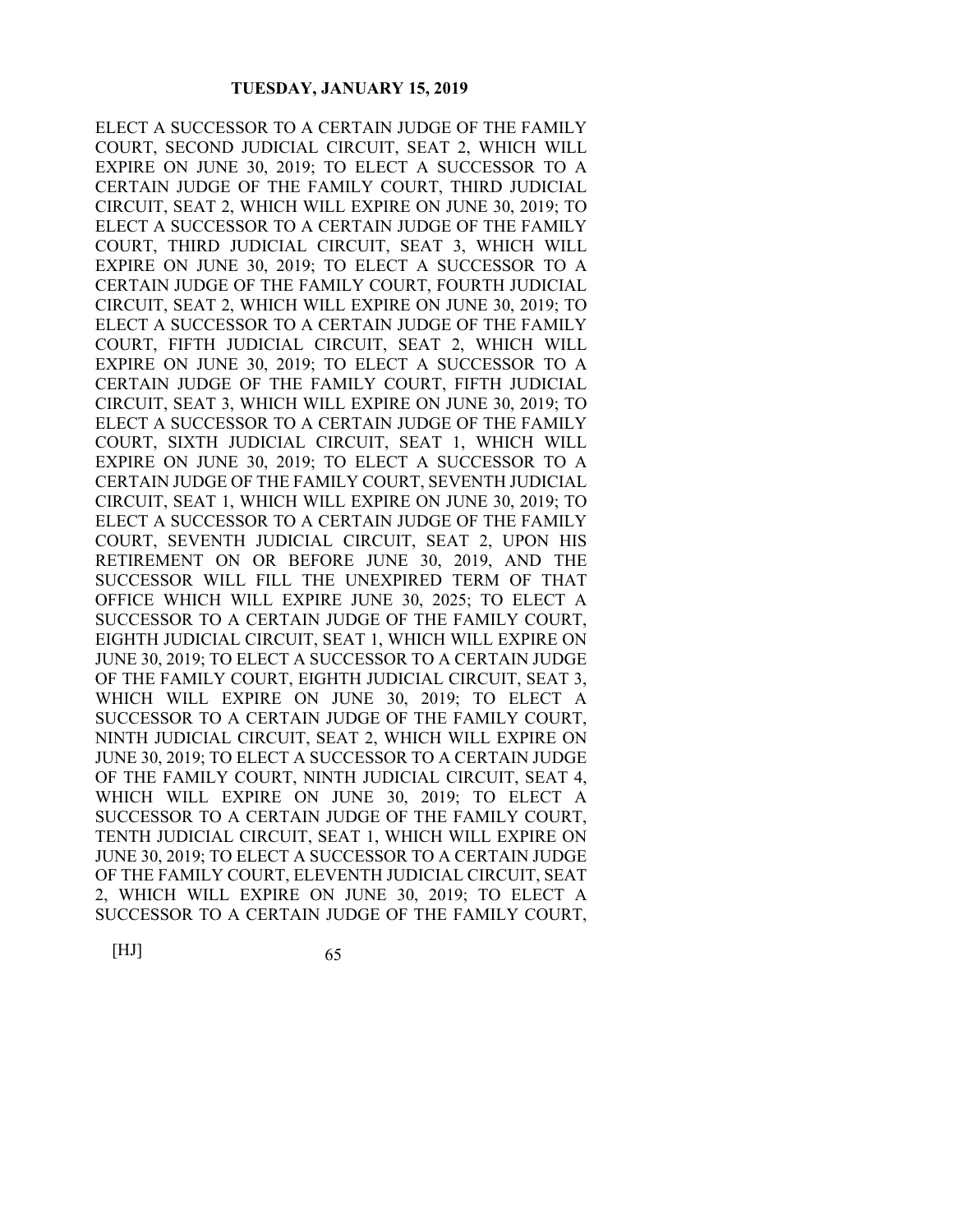ELECT A SUCCESSOR TO A CERTAIN JUDGE OF THE FAMILY COURT, SECOND JUDICIAL CIRCUIT, SEAT 2, WHICH WILL EXPIRE ON JUNE 30, 2019; TO ELECT A SUCCESSOR TO A CERTAIN JUDGE OF THE FAMILY COURT, THIRD JUDICIAL CIRCUIT, SEAT 2, WHICH WILL EXPIRE ON JUNE 30, 2019; TO ELECT A SUCCESSOR TO A CERTAIN JUDGE OF THE FAMILY COURT, THIRD JUDICIAL CIRCUIT, SEAT 3, WHICH WILL EXPIRE ON JUNE 30, 2019; TO ELECT A SUCCESSOR TO A CERTAIN JUDGE OF THE FAMILY COURT, FOURTH JUDICIAL CIRCUIT, SEAT 2, WHICH WILL EXPIRE ON JUNE 30, 2019; TO ELECT A SUCCESSOR TO A CERTAIN JUDGE OF THE FAMILY COURT, FIFTH JUDICIAL CIRCUIT, SEAT 2, WHICH WILL EXPIRE ON JUNE 30, 2019; TO ELECT A SUCCESSOR TO A CERTAIN JUDGE OF THE FAMILY COURT, FIFTH JUDICIAL CIRCUIT, SEAT 3, WHICH WILL EXPIRE ON JUNE 30, 2019; TO ELECT A SUCCESSOR TO A CERTAIN JUDGE OF THE FAMILY COURT, SIXTH JUDICIAL CIRCUIT, SEAT 1, WHICH WILL EXPIRE ON JUNE 30, 2019; TO ELECT A SUCCESSOR TO A CERTAIN JUDGE OF THE FAMILY COURT, SEVENTH JUDICIAL CIRCUIT, SEAT 1, WHICH WILL EXPIRE ON JUNE 30, 2019; TO ELECT A SUCCESSOR TO A CERTAIN JUDGE OF THE FAMILY COURT, SEVENTH JUDICIAL CIRCUIT, SEAT 2, UPON HIS RETIREMENT ON OR BEFORE JUNE 30, 2019, AND THE SUCCESSOR WILL FILL THE UNEXPIRED TERM OF THAT OFFICE WHICH WILL EXPIRE JUNE 30, 2025; TO ELECT A SUCCESSOR TO A CERTAIN JUDGE OF THE FAMILY COURT, EIGHTH JUDICIAL CIRCUIT, SEAT 1, WHICH WILL EXPIRE ON JUNE 30, 2019; TO ELECT A SUCCESSOR TO A CERTAIN JUDGE OF THE FAMILY COURT, EIGHTH JUDICIAL CIRCUIT, SEAT 3, WHICH WILL EXPIRE ON JUNE 30, 2019; TO ELECT A SUCCESSOR TO A CERTAIN JUDGE OF THE FAMILY COURT, NINTH JUDICIAL CIRCUIT, SEAT 2, WHICH WILL EXPIRE ON JUNE 30, 2019; TO ELECT A SUCCESSOR TO A CERTAIN JUDGE OF THE FAMILY COURT, NINTH JUDICIAL CIRCUIT, SEAT 4, WHICH WILL EXPIRE ON JUNE 30, 2019; TO ELECT A SUCCESSOR TO A CERTAIN JUDGE OF THE FAMILY COURT, TENTH JUDICIAL CIRCUIT, SEAT 1, WHICH WILL EXPIRE ON JUNE 30, 2019; TO ELECT A SUCCESSOR TO A CERTAIN JUDGE OF THE FAMILY COURT, ELEVENTH JUDICIAL CIRCUIT, SEAT 2, WHICH WILL EXPIRE ON JUNE 30, 2019; TO ELECT A SUCCESSOR TO A CERTAIN JUDGE OF THE FAMILY COURT,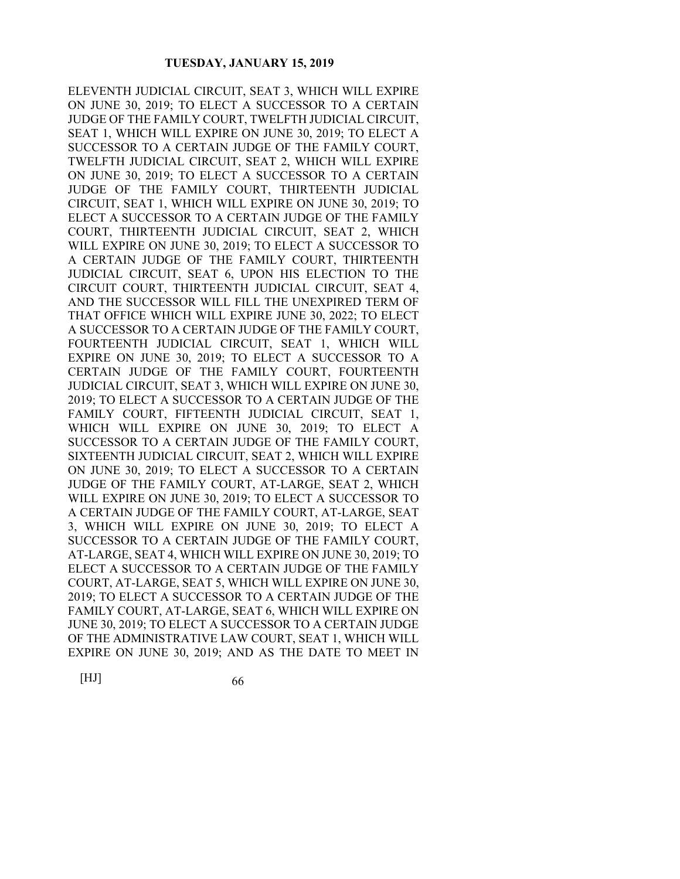ELEVENTH JUDICIAL CIRCUIT, SEAT 3, WHICH WILL EXPIRE ON JUNE 30, 2019; TO ELECT A SUCCESSOR TO A CERTAIN JUDGE OF THE FAMILY COURT, TWELFTH JUDICIAL CIRCUIT, SEAT 1, WHICH WILL EXPIRE ON JUNE 30, 2019; TO ELECT A SUCCESSOR TO A CERTAIN JUDGE OF THE FAMILY COURT, TWELFTH JUDICIAL CIRCUIT, SEAT 2, WHICH WILL EXPIRE ON JUNE 30, 2019; TO ELECT A SUCCESSOR TO A CERTAIN JUDGE OF THE FAMILY COURT, THIRTEENTH JUDICIAL CIRCUIT, SEAT 1, WHICH WILL EXPIRE ON JUNE 30, 2019; TO ELECT A SUCCESSOR TO A CERTAIN JUDGE OF THE FAMILY COURT, THIRTEENTH JUDICIAL CIRCUIT, SEAT 2, WHICH WILL EXPIRE ON JUNE 30, 2019; TO ELECT A SUCCESSOR TO A CERTAIN JUDGE OF THE FAMILY COURT, THIRTEENTH JUDICIAL CIRCUIT, SEAT 6, UPON HIS ELECTION TO THE CIRCUIT COURT, THIRTEENTH JUDICIAL CIRCUIT, SEAT 4, AND THE SUCCESSOR WILL FILL THE UNEXPIRED TERM OF THAT OFFICE WHICH WILL EXPIRE JUNE 30, 2022; TO ELECT A SUCCESSOR TO A CERTAIN JUDGE OF THE FAMILY COURT, FOURTEENTH JUDICIAL CIRCUIT, SEAT 1, WHICH WILL EXPIRE ON JUNE 30, 2019; TO ELECT A SUCCESSOR TO A CERTAIN JUDGE OF THE FAMILY COURT, FOURTEENTH JUDICIAL CIRCUIT, SEAT 3, WHICH WILL EXPIRE ON JUNE 30, 2019; TO ELECT A SUCCESSOR TO A CERTAIN JUDGE OF THE FAMILY COURT, FIFTEENTH JUDICIAL CIRCUIT, SEAT 1, WHICH WILL EXPIRE ON JUNE 30, 2019; TO ELECT A SUCCESSOR TO A CERTAIN JUDGE OF THE FAMILY COURT, SIXTEENTH JUDICIAL CIRCUIT, SEAT 2, WHICH WILL EXPIRE ON JUNE 30, 2019; TO ELECT A SUCCESSOR TO A CERTAIN JUDGE OF THE FAMILY COURT, AT-LARGE, SEAT 2, WHICH WILL EXPIRE ON JUNE 30, 2019; TO ELECT A SUCCESSOR TO A CERTAIN JUDGE OF THE FAMILY COURT, AT-LARGE, SEAT 3, WHICH WILL EXPIRE ON JUNE 30, 2019; TO ELECT A SUCCESSOR TO A CERTAIN JUDGE OF THE FAMILY COURT, AT-LARGE, SEAT 4, WHICH WILL EXPIRE ON JUNE 30, 2019; TO ELECT A SUCCESSOR TO A CERTAIN JUDGE OF THE FAMILY COURT, AT-LARGE, SEAT 5, WHICH WILL EXPIRE ON JUNE 30, 2019; TO ELECT A SUCCESSOR TO A CERTAIN JUDGE OF THE FAMILY COURT, AT-LARGE, SEAT 6, WHICH WILL EXPIRE ON JUNE 30, 2019; TO ELECT A SUCCESSOR TO A CERTAIN JUDGE OF THE ADMINISTRATIVE LAW COURT, SEAT 1, WHICH WILL EXPIRE ON JUNE 30, 2019; AND AS THE DATE TO MEET IN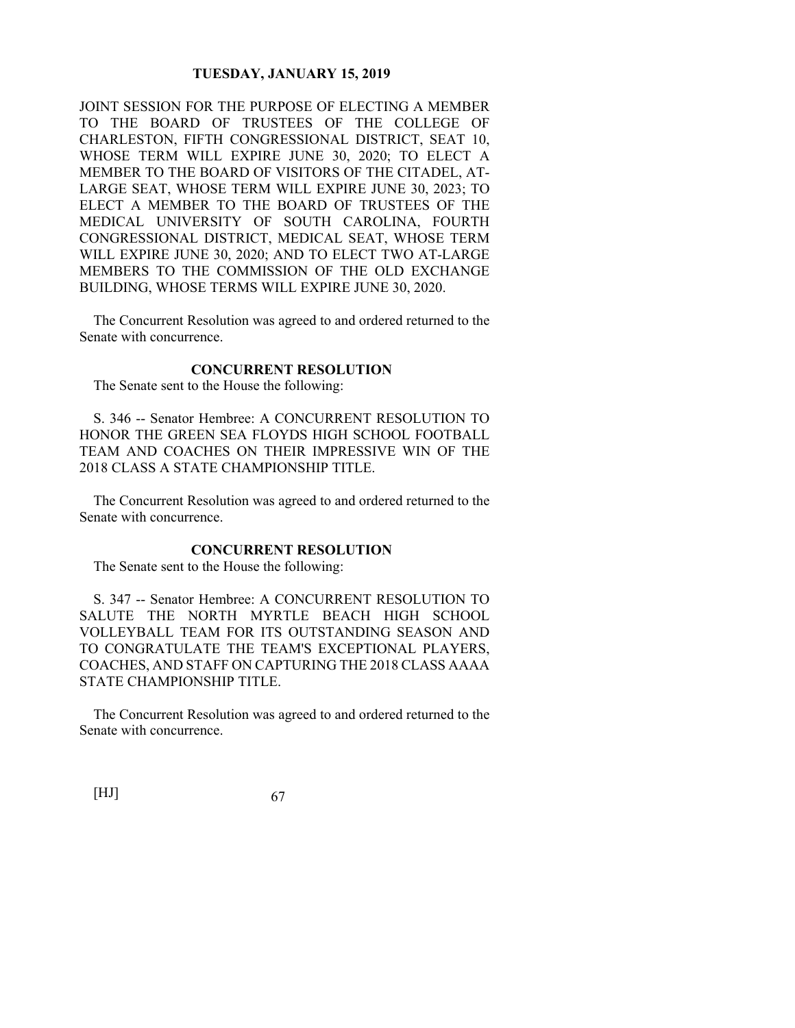JOINT SESSION FOR THE PURPOSE OF ELECTING A MEMBER TO THE BOARD OF TRUSTEES OF THE COLLEGE OF CHARLESTON, FIFTH CONGRESSIONAL DISTRICT, SEAT 10, WHOSE TERM WILL EXPIRE JUNE 30, 2020; TO ELECT A MEMBER TO THE BOARD OF VISITORS OF THE CITADEL, AT-LARGE SEAT, WHOSE TERM WILL EXPIRE JUNE 30, 2023; TO ELECT A MEMBER TO THE BOARD OF TRUSTEES OF THE MEDICAL UNIVERSITY OF SOUTH CAROLINA, FOURTH CONGRESSIONAL DISTRICT, MEDICAL SEAT, WHOSE TERM WILL EXPIRE JUNE 30, 2020; AND TO ELECT TWO AT-LARGE MEMBERS TO THE COMMISSION OF THE OLD EXCHANGE BUILDING, WHOSE TERMS WILL EXPIRE JUNE 30, 2020.

The Concurrent Resolution was agreed to and ordered returned to the Senate with concurrence.

### CONCURRENT RESOLUTION

The Senate sent to the House the following:

S. 346 -- Senator Hembree: A CONCURRENT RESOLUTION TO HONOR THE GREEN SEA FLOYDS HIGH SCHOOL FOOTBALL TEAM AND COACHES ON THEIR IMPRESSIVE WIN OF THE 2018 CLASS A STATE CHAMPIONSHIP TITLE.

The Concurrent Resolution was agreed to and ordered returned to the Senate with concurrence.

### CONCURRENT RESOLUTION

The Senate sent to the House the following:

S. 347 -- Senator Hembree: A CONCURRENT RESOLUTION TO SALUTE THE NORTH MYRTLE BEACH HIGH SCHOOL VOLLEYBALL TEAM FOR ITS OUTSTANDING SEASON AND TO CONGRATULATE THE TEAM'S EXCEPTIONAL PLAYERS, COACHES, AND STAFF ON CAPTURING THE 2018 CLASS AAAA STATE CHAMPIONSHIP TITLE.

The Concurrent Resolution was agreed to and ordered returned to the Senate with concurrence.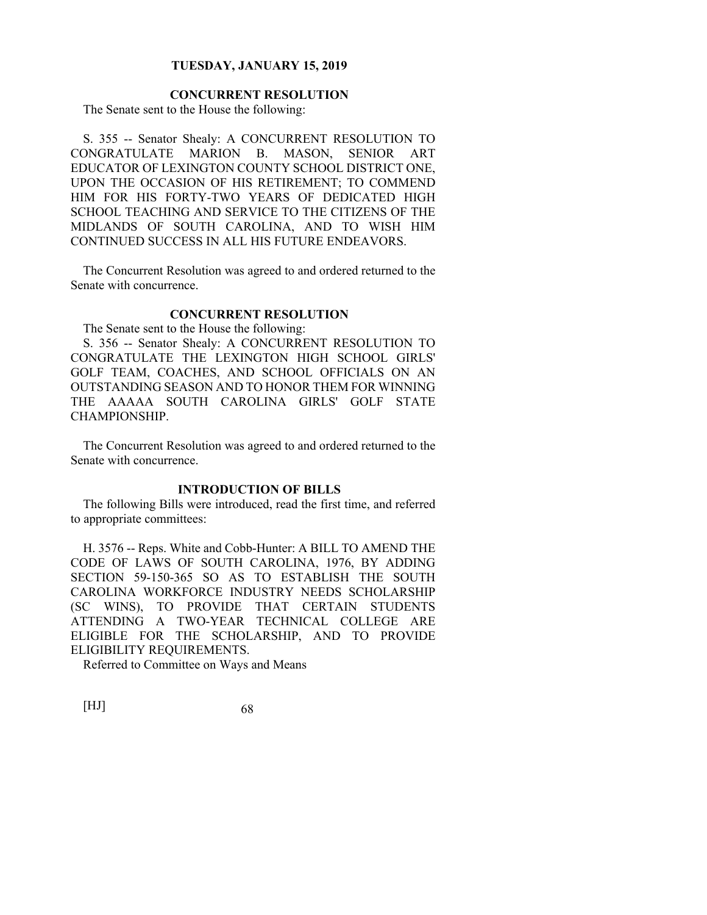## CONCURRENT RESOLUTION

The Senate sent to the House the following:

S. 355 -- Senator Shealy: A CONCURRENT RESOLUTION TO CONGRATULATE MARION B. MASON, SENIOR ART EDUCATOR OF LEXINGTON COUNTY SCHOOL DISTRICT ONE, UPON THE OCCASION OF HIS RETIREMENT; TO COMMEND HIM FOR HIS FORTY-TWO YEARS OF DEDICATED HIGH SCHOOL TEACHING AND SERVICE TO THE CITIZENS OF THE MIDLANDS OF SOUTH CAROLINA, AND TO WISH HIM CONTINUED SUCCESS IN ALL HIS FUTURE ENDEAVORS.

The Concurrent Resolution was agreed to and ordered returned to the Senate with concurrence.

## CONCURRENT RESOLUTION

The Senate sent to the House the following:

S. 356 -- Senator Shealy: A CONCURRENT RESOLUTION TO CONGRATULATE THE LEXINGTON HIGH SCHOOL GIRLS' GOLF TEAM, COACHES, AND SCHOOL OFFICIALS ON AN OUTSTANDING SEASON AND TO HONOR THEM FOR WINNING THE AAAAA SOUTH CAROLINA GIRLS' GOLF STATE CHAMPIONSHIP.

The Concurrent Resolution was agreed to and ordered returned to the Senate with concurrence.

## INTRODUCTION OF BILLS

The following Bills were introduced, read the first time, and referred to appropriate committees:

H. 3576 -- Reps. White and Cobb-Hunter: A BILL TO AMEND THE CODE OF LAWS OF SOUTH CAROLINA, 1976, BY ADDING SECTION 59-150-365 SO AS TO ESTABLISH THE SOUTH CAROLINA WORKFORCE INDUSTRY NEEDS SCHOLARSHIP (SC WINS), TO PROVIDE THAT CERTAIN STUDENTS ATTENDING A TWO-YEAR TECHNICAL COLLEGE ARE ELIGIBLE FOR THE SCHOLARSHIP, AND TO PROVIDE ELIGIBILITY REQUIREMENTS.

Referred to Committee on Ways and Means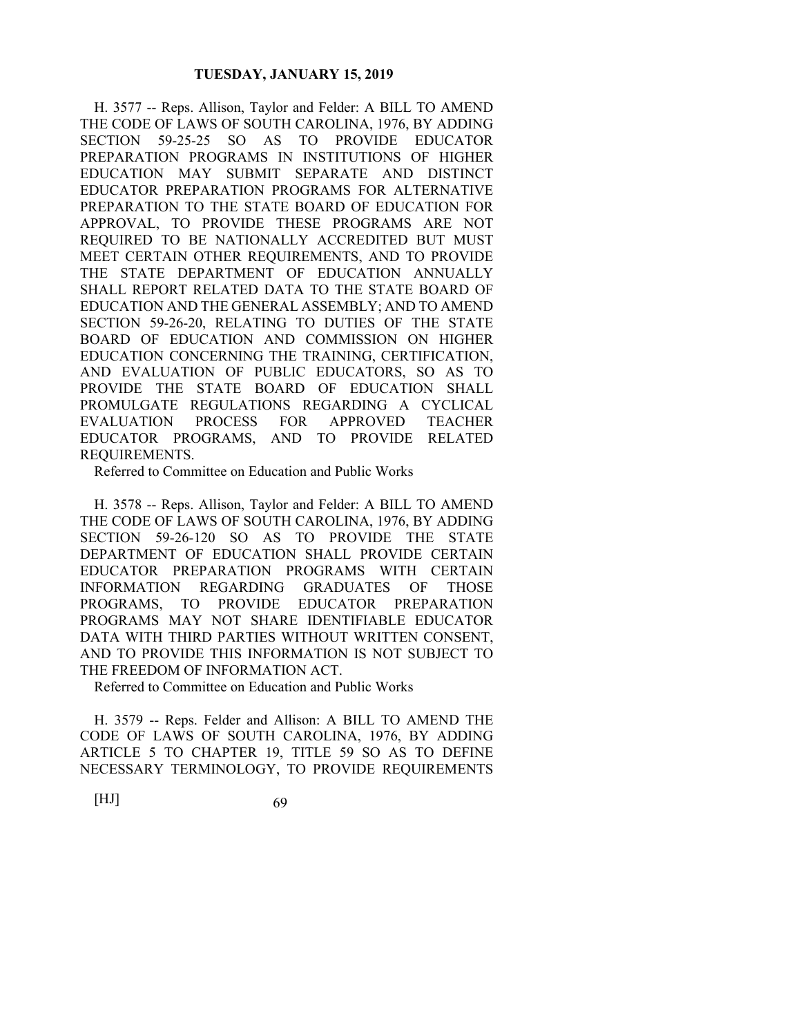H. 3577 -- Reps. Allison, Taylor and Felder: A BILL TO AMEND THE CODE OF LAWS OF SOUTH CAROLINA, 1976, BY ADDING SECTION 59-25-25 SO AS TO PROVIDE EDUCATOR PREPARATION PROGRAMS IN INSTITUTIONS OF HIGHER EDUCATION MAY SUBMIT SEPARATE AND DISTINCT EDUCATOR PREPARATION PROGRAMS FOR ALTERNATIVE PREPARATION TO THE STATE BOARD OF EDUCATION FOR APPROVAL, TO PROVIDE THESE PROGRAMS ARE NOT REQUIRED TO BE NATIONALLY ACCREDITED BUT MUST MEET CERTAIN OTHER REQUIREMENTS, AND TO PROVIDE THE STATE DEPARTMENT OF EDUCATION ANNUALLY SHALL REPORT RELATED DATA TO THE STATE BOARD OF EDUCATION AND THE GENERAL ASSEMBLY; AND TO AMEND SECTION 59-26-20, RELATING TO DUTIES OF THE STATE BOARD OF EDUCATION AND COMMISSION ON HIGHER EDUCATION CONCERNING THE TRAINING, CERTIFICATION, AND EVALUATION OF PUBLIC EDUCATORS, SO AS TO PROVIDE THE STATE BOARD OF EDUCATION SHALL PROMULGATE REGULATIONS REGARDING A CYCLICAL EVALUATION PROCESS FOR APPROVED TEACHER EDUCATOR PROGRAMS, AND TO PROVIDE RELATED REQUIREMENTS.

Referred to Committee on Education and Public Works

H. 3578 -- Reps. Allison, Taylor and Felder: A BILL TO AMEND THE CODE OF LAWS OF SOUTH CAROLINA, 1976, BY ADDING SECTION 59-26-120 SO AS TO PROVIDE THE STATE DEPARTMENT OF EDUCATION SHALL PROVIDE CERTAIN EDUCATOR PREPARATION PROGRAMS WITH CERTAIN INFORMATION REGARDING GRADUATES OF THOSE PROGRAMS, TO PROVIDE EDUCATOR PREPARATION PROGRAMS MAY NOT SHARE IDENTIFIABLE EDUCATOR DATA WITH THIRD PARTIES WITHOUT WRITTEN CONSENT, AND TO PROVIDE THIS INFORMATION IS NOT SUBJECT TO THE FREEDOM OF INFORMATION ACT.

Referred to Committee on Education and Public Works

H. 3579 -- Reps. Felder and Allison: A BILL TO AMEND THE CODE OF LAWS OF SOUTH CAROLINA, 1976, BY ADDING ARTICLE 5 TO CHAPTER 19, TITLE 59 SO AS TO DEFINE NECESSARY TERMINOLOGY, TO PROVIDE REQUIREMENTS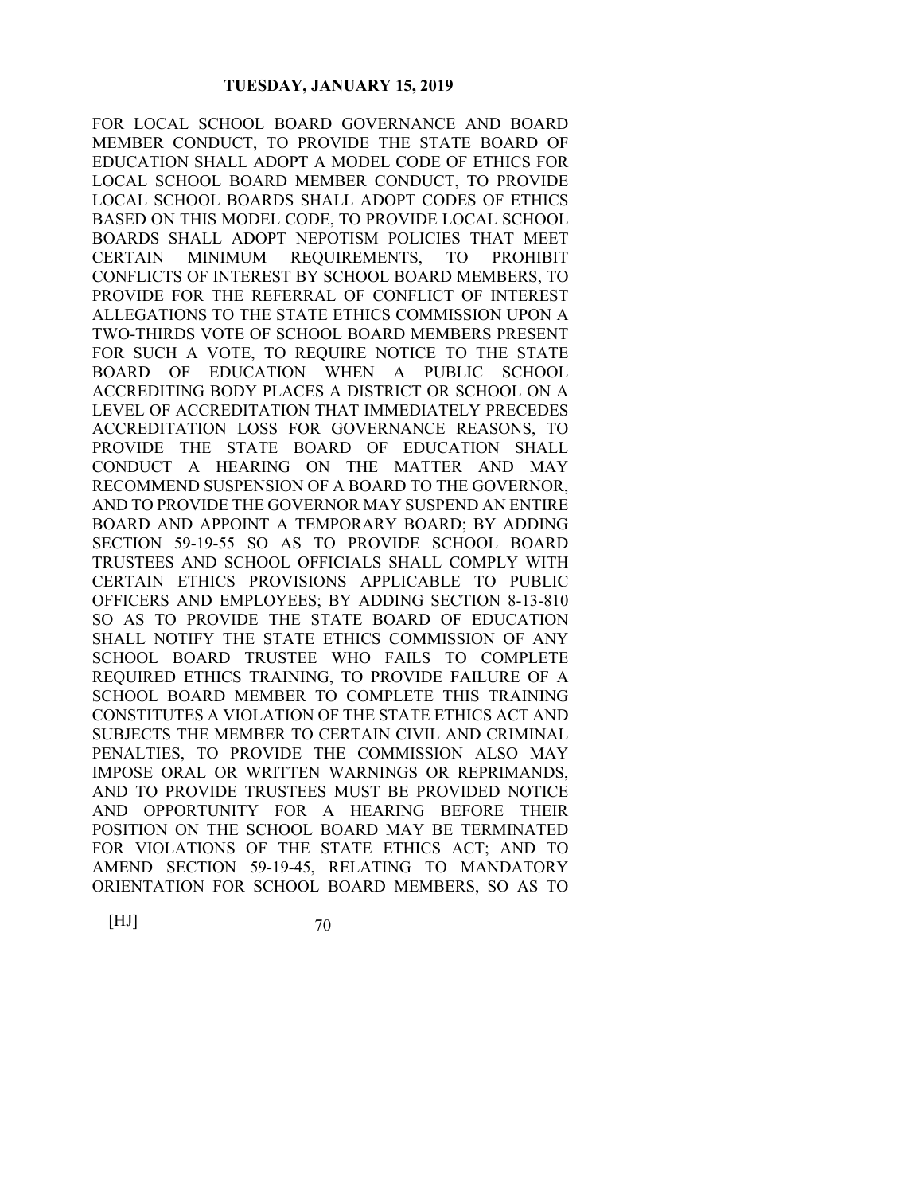FOR LOCAL SCHOOL BOARD GOVERNANCE AND BOARD MEMBER CONDUCT, TO PROVIDE THE STATE BOARD OF EDUCATION SHALL ADOPT A MODEL CODE OF ETHICS FOR LOCAL SCHOOL BOARD MEMBER CONDUCT, TO PROVIDE LOCAL SCHOOL BOARDS SHALL ADOPT CODES OF ETHICS BASED ON THIS MODEL CODE, TO PROVIDE LOCAL SCHOOL BOARDS SHALL ADOPT NEPOTISM POLICIES THAT MEET CERTAIN MINIMUM REQUIREMENTS, TO PROHIBIT CONFLICTS OF INTEREST BY SCHOOL BOARD MEMBERS, TO PROVIDE FOR THE REFERRAL OF CONFLICT OF INTEREST ALLEGATIONS TO THE STATE ETHICS COMMISSION UPON A TWO-THIRDS VOTE OF SCHOOL BOARD MEMBERS PRESENT FOR SUCH A VOTE, TO REQUIRE NOTICE TO THE STATE BOARD OF EDUCATION WHEN A PUBLIC SCHOOL ACCREDITING BODY PLACES A DISTRICT OR SCHOOL ON A LEVEL OF ACCREDITATION THAT IMMEDIATELY PRECEDES ACCREDITATION LOSS FOR GOVERNANCE REASONS, TO PROVIDE THE STATE BOARD OF EDUCATION SHALL CONDUCT A HEARING ON THE MATTER AND MAY RECOMMEND SUSPENSION OF A BOARD TO THE GOVERNOR, AND TO PROVIDE THE GOVERNOR MAY SUSPEND AN ENTIRE BOARD AND APPOINT A TEMPORARY BOARD; BY ADDING SECTION 59-19-55 SO AS TO PROVIDE SCHOOL BOARD TRUSTEES AND SCHOOL OFFICIALS SHALL COMPLY WITH CERTAIN ETHICS PROVISIONS APPLICABLE TO PUBLIC OFFICERS AND EMPLOYEES; BY ADDING SECTION 8-13-810 SO AS TO PROVIDE THE STATE BOARD OF EDUCATION SHALL NOTIFY THE STATE ETHICS COMMISSION OF ANY SCHOOL BOARD TRUSTEE WHO FAILS TO COMPLETE REQUIRED ETHICS TRAINING, TO PROVIDE FAILURE OF A SCHOOL BOARD MEMBER TO COMPLETE THIS TRAINING CONSTITUTES A VIOLATION OF THE STATE ETHICS ACT AND SUBJECTS THE MEMBER TO CERTAIN CIVIL AND CRIMINAL PENALTIES, TO PROVIDE THE COMMISSION ALSO MAY IMPOSE ORAL OR WRITTEN WARNINGS OR REPRIMANDS, AND TO PROVIDE TRUSTEES MUST BE PROVIDED NOTICE AND OPPORTUNITY FOR A HEARING BEFORE THEIR POSITION ON THE SCHOOL BOARD MAY BE TERMINATED FOR VIOLATIONS OF THE STATE ETHICS ACT; AND TO AMEND SECTION 59-19-45, RELATING TO MANDATORY ORIENTATION FOR SCHOOL BOARD MEMBERS, SO AS TO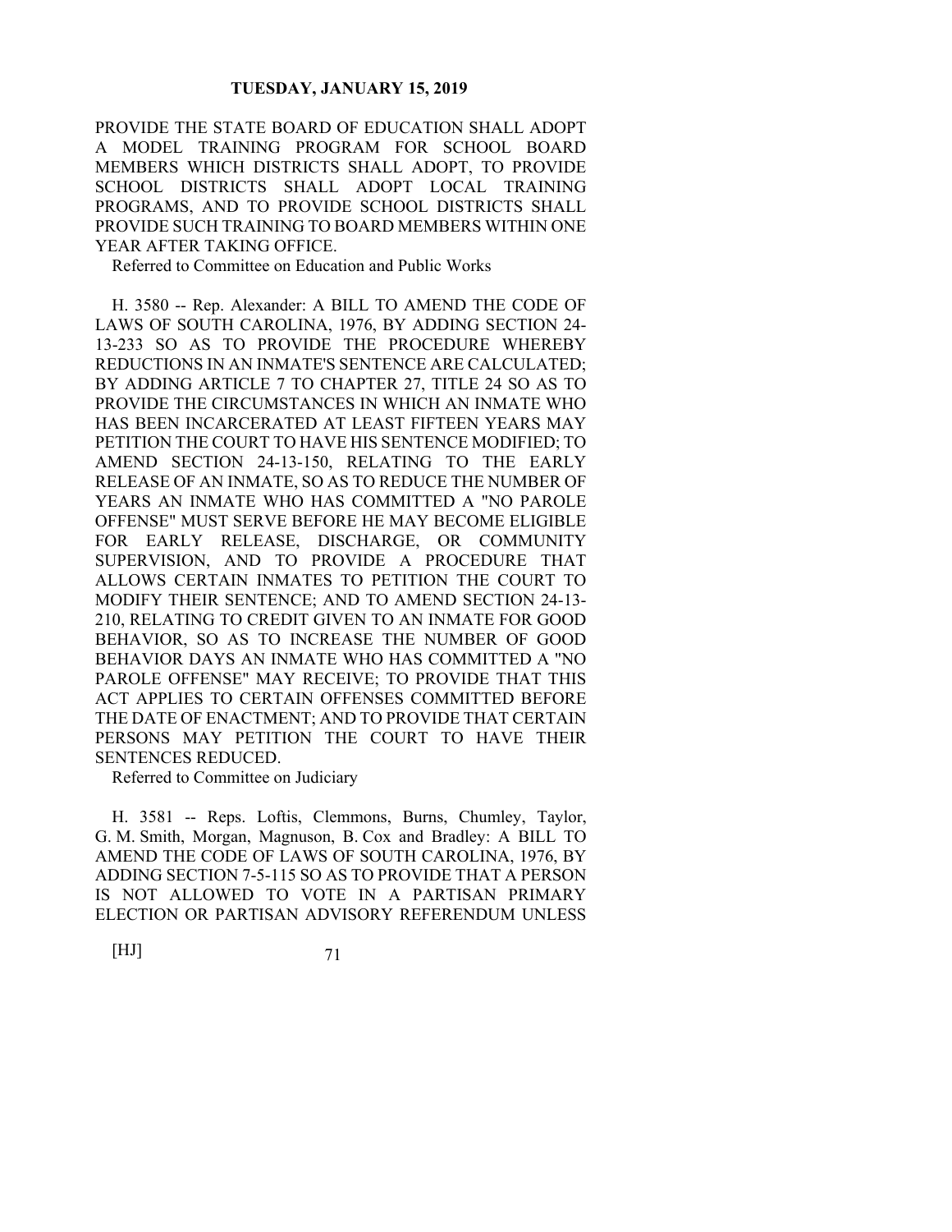PROVIDE THE STATE BOARD OF EDUCATION SHALL ADOPT A MODEL TRAINING PROGRAM FOR SCHOOL BOARD MEMBERS WHICH DISTRICTS SHALL ADOPT, TO PROVIDE SCHOOL DISTRICTS SHALL ADOPT LOCAL TRAINING PROGRAMS, AND TO PROVIDE SCHOOL DISTRICTS SHALL PROVIDE SUCH TRAINING TO BOARD MEMBERS WITHIN ONE YEAR AFTER TAKING OFFICE.

Referred to Committee on Education and Public Works

H. 3580 -- Rep. Alexander: A BILL TO AMEND THE CODE OF LAWS OF SOUTH CAROLINA, 1976, BY ADDING SECTION 24-13-233 SO AS TO PROVIDE THE PROCEDURE WHEREBY REDUCTIONS IN AN INMATE'S SENTENCE ARE CALCULATED; BY ADDING ARTICLE 7 TO CHAPTER 27, TITLE 24 SO AS TO PROVIDE THE CIRCUMSTANCES IN WHICH AN INMATE WHO HAS BEEN INCARCERATED AT LEAST FIFTEEN YEARS MAY PETITION THE COURT TO HAVE HIS SENTENCE MODIFIED; TO AMEND SECTION 24-13-150, RELATING TO THE EARLY RELEASE OF AN INMATE, SO AS TO REDUCE THE NUMBER OF YEARS AN INMATE WHO HAS COMMITTED A "NO PAROLE OFFENSE" MUST SERVE BEFORE HE MAY BECOME ELIGIBLE FOR EARLY RELEASE, DISCHARGE, OR COMMUNITY SUPERVISION, AND TO PROVIDE A PROCEDURE THAT ALLOWS CERTAIN INMATES TO PETITION THE COURT TO MODIFY THEIR SENTENCE; AND TO AMEND SECTION 24-13-210, RELATING TO CREDIT GIVEN TO AN INMATE FOR GOOD BEHAVIOR, SO AS TO INCREASE THE NUMBER OF GOOD BEHAVIOR DAYS AN INMATE WHO HAS COMMITTED A "NO PAROLE OFFENSE" MAY RECEIVE; TO PROVIDE THAT THIS ACT APPLIES TO CERTAIN OFFENSES COMMITTED BEFORE THE DATE OF ENACTMENT; AND TO PROVIDE THAT CERTAIN PERSONS MAY PETITION THE COURT TO HAVE THEIR SENTENCES REDUCED.

Referred to Committee on Judiciary

H. 3581 -- Reps. Loftis, Clemmons, Burns, Chumley, Taylor, G. M. Smith, Morgan, Magnuson, B. Cox and Bradley: A BILL TO AMEND THE CODE OF LAWS OF SOUTH CAROLINA, 1976, BY ADDING SECTION 7-5-115 SO AS TO PROVIDE THAT A PERSON IS NOT ALLOWED TO VOTE IN A PARTISAN PRIMARY ELECTION OR PARTISAN ADVISORY REFERENDUM UNLESS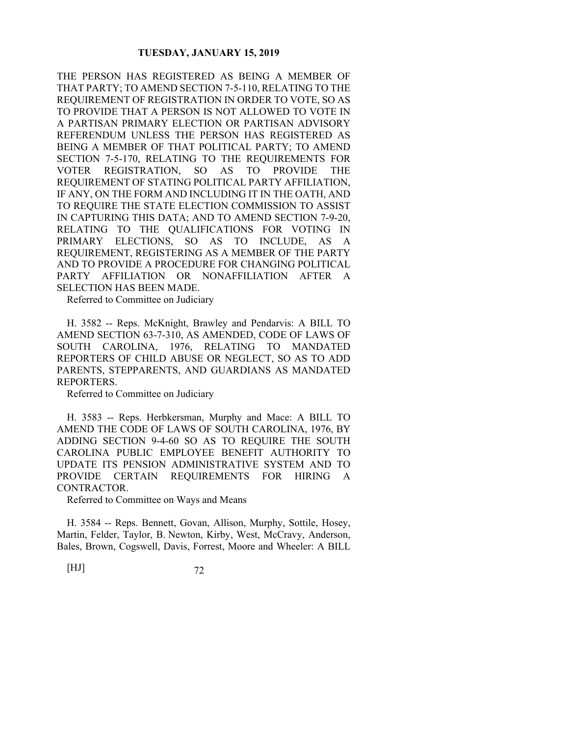THE PERSON HAS REGISTERED AS BEING A MEMBER OF THAT PARTY; TO AMEND SECTION 7-5-110, RELATING TO THE REQUIREMENT OF REGISTRATION IN ORDER TO VOTE, SO AS TO PROVIDE THAT A PERSON IS NOT ALLOWED TO VOTE IN A PARTISAN PRIMARY ELECTION OR PARTISAN ADVISORY REFERENDUM UNLESS THE PERSON HAS REGISTERED AS BEING A MEMBER OF THAT POLITICAL PARTY; TO AMEND SECTION 7-5-170, RELATING TO THE REQUIREMENTS FOR VOTER REGISTRATION, SO AS TO PROVIDE THE REQUIREMENT OF STATING POLITICAL PARTY AFFILIATION, IF ANY, ON THE FORM AND INCLUDING IT IN THE OATH, AND TO REQUIRE THE STATE ELECTION COMMISSION TO ASSIST IN CAPTURING THIS DATA; AND TO AMEND SECTION 7-9-20, RELATING TO THE QUALIFICATIONS FOR VOTING IN PRIMARY ELECTIONS, SO AS TO INCLUDE, AS A REQUIREMENT, REGISTERING AS A MEMBER OF THE PARTY AND TO PROVIDE A PROCEDURE FOR CHANGING POLITICAL PARTY AFFILIATION OR NONAFFILIATION AFTER A SELECTION HAS BEEN MADE.

Referred to Committee on Judiciary

H. 3582 -- Reps. McKnight, Brawley and Pendarvis: A BILL TO AMEND SECTION 63-7-310, AS AMENDED, CODE OF LAWS OF SOUTH CAROLINA, 1976, RELATING TO MANDATED REPORTERS OF CHILD ABUSE OR NEGLECT, SO AS TO ADD PARENTS, STEPPARENTS, AND GUARDIANS AS MANDATED REPORTERS.

Referred to Committee on Judiciary

H. 3583 -- Reps. Herbkersman, Murphy and Mace: A BILL TO AMEND THE CODE OF LAWS OF SOUTH CAROLINA, 1976, BY ADDING SECTION 9-4-60 SO AS TO REQUIRE THE SOUTH CAROLINA PUBLIC EMPLOYEE BENEFIT AUTHORITY TO UPDATE ITS PENSION ADMINISTRATIVE SYSTEM AND TO PROVIDE CERTAIN REQUIREMENTS FOR HIRING A CONTRACTOR.

Referred to Committee on Ways and Means

H. 3584 -- Reps. Bennett, Govan, Allison, Murphy, Sottile, Hosey, Martin, Felder, Taylor, B. Newton, Kirby, West, McCravy, Anderson, Bales, Brown, Cogswell, Davis, Forrest, Moore and Wheeler: A BILL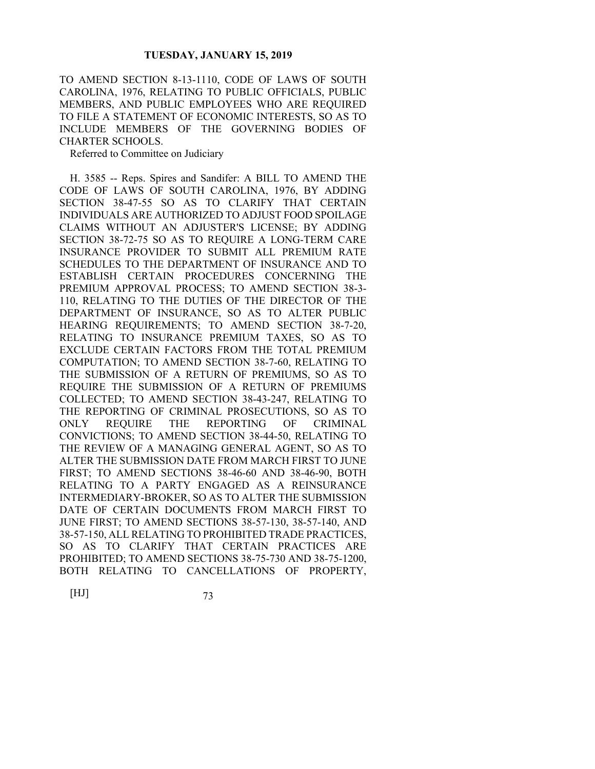TO AMEND SECTION 8-13-1110, CODE OF LAWS OF SOUTH CAROLINA, 1976, RELATING TO PUBLIC OFFICIALS, PUBLIC MEMBERS, AND PUBLIC EMPLOYEES WHO ARE REQUIRED TO FILE A STATEMENT OF ECONOMIC INTERESTS, SO AS TO INCLUDE MEMBERS OF THE GOVERNING BODIES OF CHARTER SCHOOLS.

Referred to Committee on Judiciary

H. 3585 -- Reps. Spires and Sandifer: A BILL TO AMEND THE CODE OF LAWS OF SOUTH CAROLINA, 1976, BY ADDING SECTION 38-47-55 SO AS TO CLARIFY THAT CERTAIN INDIVIDUALS ARE AUTHORIZED TO ADJUST FOOD SPOILAGE CLAIMS WITHOUT AN ADJUSTER'S LICENSE; BY ADDING SECTION 38-72-75 SO AS TO REQUIRE A LONG-TERM CARE INSURANCE PROVIDER TO SUBMIT ALL PREMIUM RATE SCHEDULES TO THE DEPARTMENT OF INSURANCE AND TO ESTABLISH CERTAIN PROCEDURES CONCERNING THE PREMIUM APPROVAL PROCESS; TO AMEND SECTION 38-3-110, RELATING TO THE DUTIES OF THE DIRECTOR OF THE DEPARTMENT OF INSURANCE, SO AS TO ALTER PUBLIC HEARING REQUIREMENTS; TO AMEND SECTION 38-7-20, RELATING TO INSURANCE PREMIUM TAXES, SO AS TO EXCLUDE CERTAIN FACTORS FROM THE TOTAL PREMIUM COMPUTATION; TO AMEND SECTION 38-7-60, RELATING TO THE SUBMISSION OF A RETURN OF PREMIUMS, SO AS TO REQUIRE THE SUBMISSION OF A RETURN OF PREMIUMS COLLECTED; TO AMEND SECTION 38-43-247, RELATING TO THE REPORTING OF CRIMINAL PROSECUTIONS, SO AS TO ONLY REQUIRE THE REPORTING OF CRIMINAL CONVICTIONS; TO AMEND SECTION 38-44-50, RELATING TO THE REVIEW OF A MANAGING GENERAL AGENT, SO AS TO ALTER THE SUBMISSION DATE FROM MARCH FIRST TO JUNE FIRST; TO AMEND SECTIONS 38-46-60 AND 38-46-90, BOTH RELATING TO A PARTY ENGAGED AS A REINSURANCE INTERMEDIARY-BROKER, SO AS TO ALTER THE SUBMISSION DATE OF CERTAIN DOCUMENTS FROM MARCH FIRST TO JUNE FIRST; TO AMEND SECTIONS 38-57-130, 38-57-140, AND 38-57-150, ALL RELATING TO PROHIBITED TRADE PRACTICES, SO AS TO CLARIFY THAT CERTAIN PRACTICES ARE PROHIBITED; TO AMEND SECTIONS 38-75-730 AND 38-75-1200, BOTH RELATING TO CANCELLATIONS OF PROPERTY,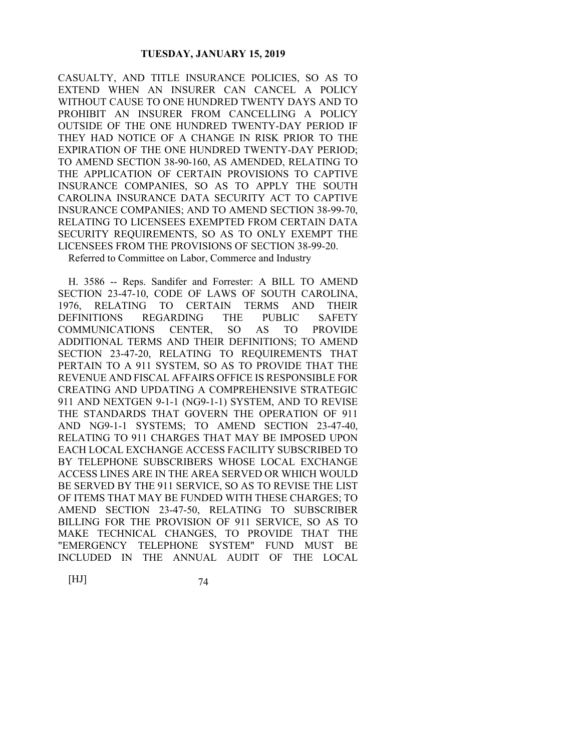CASUALTY, AND TITLE INSURANCE POLICIES, SO AS TO EXTEND WHEN AN INSURER CAN CANCEL A POLICY WITHOUT CAUSE TO ONE HUNDRED TWENTY DAYS AND TO PROHIBIT AN INSURER FROM CANCELLING A POLICY OUTSIDE OF THE ONE HUNDRED TWENTY-DAY PERIOD IF THEY HAD NOTICE OF A CHANGE IN RISK PRIOR TO THE EXPIRATION OF THE ONE HUNDRED TWENTY-DAY PERIOD; TO AMEND SECTION 38-90-160, AS AMENDED, RELATING TO THE APPLICATION OF CERTAIN PROVISIONS TO CAPTIVE INSURANCE COMPANIES, SO AS TO APPLY THE SOUTH CAROLINA INSURANCE DATA SECURITY ACT TO CAPTIVE INSURANCE COMPANIES; AND TO AMEND SECTION 38-99-70, RELATING TO LICENSEES EXEMPTED FROM CERTAIN DATA SECURITY REQUIREMENTS, SO AS TO ONLY EXEMPT THE LICENSEES FROM THE PROVISIONS OF SECTION 38-99-20.

Referred to Committee on Labor, Commerce and Industry

H. 3586 -- Reps. Sandifer and Forrester: A BILL TO AMEND SECTION 23-47-10, CODE OF LAWS OF SOUTH CAROLINA, 1976, RELATING TO CERTAIN TERMS AND THEIR DEFINITIONS REGARDING THE PUBLIC SAFETY COMMUNICATIONS CENTER, SO AS TO PROVIDE ADDITIONAL TERMS AND THEIR DEFINITIONS; TO AMEND SECTION 23-47-20, RELATING TO REQUIREMENTS THAT PERTAIN TO A 911 SYSTEM, SO AS TO PROVIDE THAT THE REVENUE AND FISCAL AFFAIRS OFFICE IS RESPONSIBLE FOR CREATING AND UPDATING A COMPREHENSIVE STRATEGIC 911 AND NEXTGEN 9-1-1 (NG9-1-1) SYSTEM, AND TO REVISE THE STANDARDS THAT GOVERN THE OPERATION OF 911 AND NG9-1-1 SYSTEMS; TO AMEND SECTION 23-47-40, RELATING TO 911 CHARGES THAT MAY BE IMPOSED UPON EACH LOCAL EXCHANGE ACCESS FACILITY SUBSCRIBED TO BY TELEPHONE SUBSCRIBERS WHOSE LOCAL EXCHANGE ACCESS LINES ARE IN THE AREA SERVED OR WHICH WOULD BE SERVED BY THE 911 SERVICE, SO AS TO REVISE THE LIST OF ITEMS THAT MAY BE FUNDED WITH THESE CHARGES; TO AMEND SECTION 23-47-50, RELATING TO SUBSCRIBER BILLING FOR THE PROVISION OF 911 SERVICE, SO AS TO MAKE TECHNICAL CHANGES, TO PROVIDE THAT THE "EMERGENCY TELEPHONE SYSTEM" FUND MUST BE INCLUDED IN THE ANNUAL AUDIT OF THE LOCAL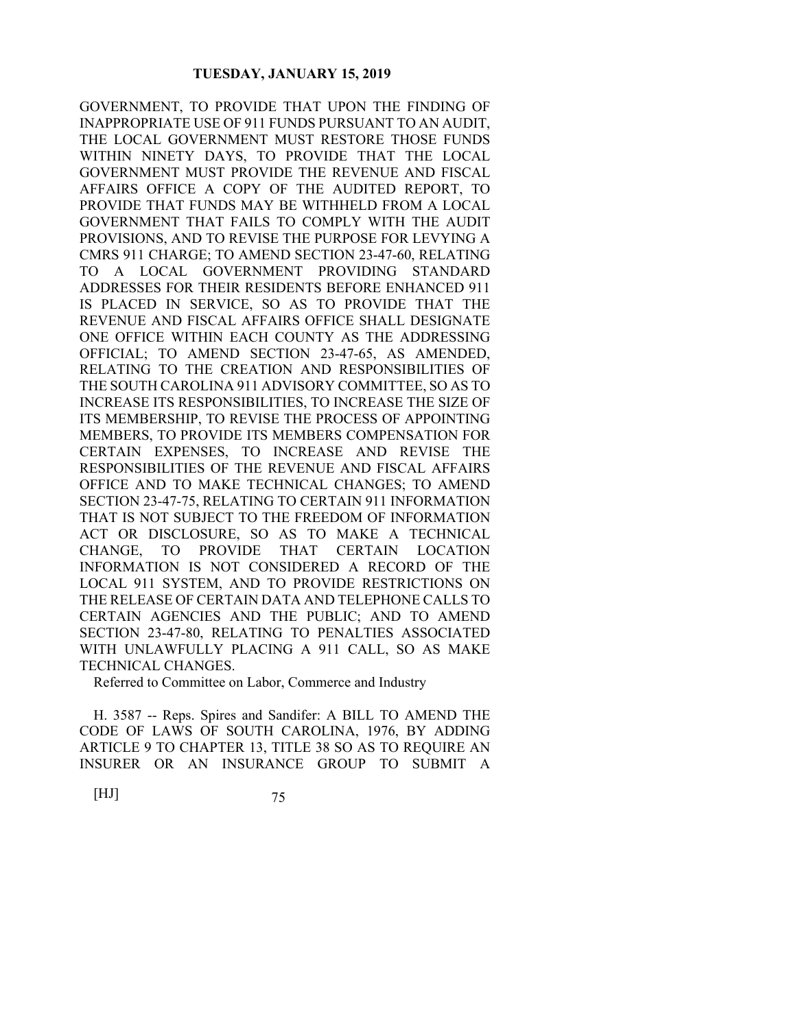GOVERNMENT, TO PROVIDE THAT UPON THE FINDING OF INAPPROPRIATE USE OF 911 FUNDS PURSUANT TO AN AUDIT, THE LOCAL GOVERNMENT MUST RESTORE THOSE FUNDS WITHIN NINETY DAYS, TO PROVIDE THAT THE LOCAL GOVERNMENT MUST PROVIDE THE REVENUE AND FISCAL AFFAIRS OFFICE A COPY OF THE AUDITED REPORT, TO PROVIDE THAT FUNDS MAY BE WITHHELD FROM A LOCAL GOVERNMENT THAT FAILS TO COMPLY WITH THE AUDIT PROVISIONS, AND TO REVISE THE PURPOSE FOR LEVYING A CMRS 911 CHARGE; TO AMEND SECTION 23-47-60, RELATING TO A LOCAL GOVERNMENT PROVIDING STANDARD ADDRESSES FOR THEIR RESIDENTS BEFORE ENHANCED 911 IS PLACED IN SERVICE, SO AS TO PROVIDE THAT THE REVENUE AND FISCAL AFFAIRS OFFICE SHALL DESIGNATE ONE OFFICE WITHIN EACH COUNTY AS THE ADDRESSING OFFICIAL; TO AMEND SECTION 23-47-65, AS AMENDED, RELATING TO THE CREATION AND RESPONSIBILITIES OF THE SOUTH CAROLINA 911 ADVISORY COMMITTEE, SO AS TO INCREASE ITS RESPONSIBILITIES, TO INCREASE THE SIZE OF ITS MEMBERSHIP, TO REVISE THE PROCESS OF APPOINTING MEMBERS, TO PROVIDE ITS MEMBERS COMPENSATION FOR CERTAIN EXPENSES, TO INCREASE AND REVISE THE RESPONSIBILITIES OF THE REVENUE AND FISCAL AFFAIRS OFFICE AND TO MAKE TECHNICAL CHANGES; TO AMEND SECTION 23-47-75, RELATING TO CERTAIN 911 INFORMATION THAT IS NOT SUBJECT TO THE FREEDOM OF INFORMATION ACT OR DISCLOSURE, SO AS TO MAKE A TECHNICAL CHANGE, TO PROVIDE THAT CERTAIN LOCATION INFORMATION IS NOT CONSIDERED A RECORD OF THE LOCAL 911 SYSTEM, AND TO PROVIDE RESTRICTIONS ON THE RELEASE OF CERTAIN DATA AND TELEPHONE CALLS TO CERTAIN AGENCIES AND THE PUBLIC; AND TO AMEND SECTION 23-47-80, RELATING TO PENALTIES ASSOCIATED WITH UNLAWFULLY PLACING A 911 CALL, SO AS MAKE TECHNICAL CHANGES.

Referred to Committee on Labor, Commerce and Industry

H. 3587 -- Reps. Spires and Sandifer: A BILL TO AMEND THE CODE OF LAWS OF SOUTH CAROLINA, 1976, BY ADDING ARTICLE 9 TO CHAPTER 13, TITLE 38 SO AS TO REQUIRE AN INSURER OR AN INSURANCE GROUP TO SUBMIT A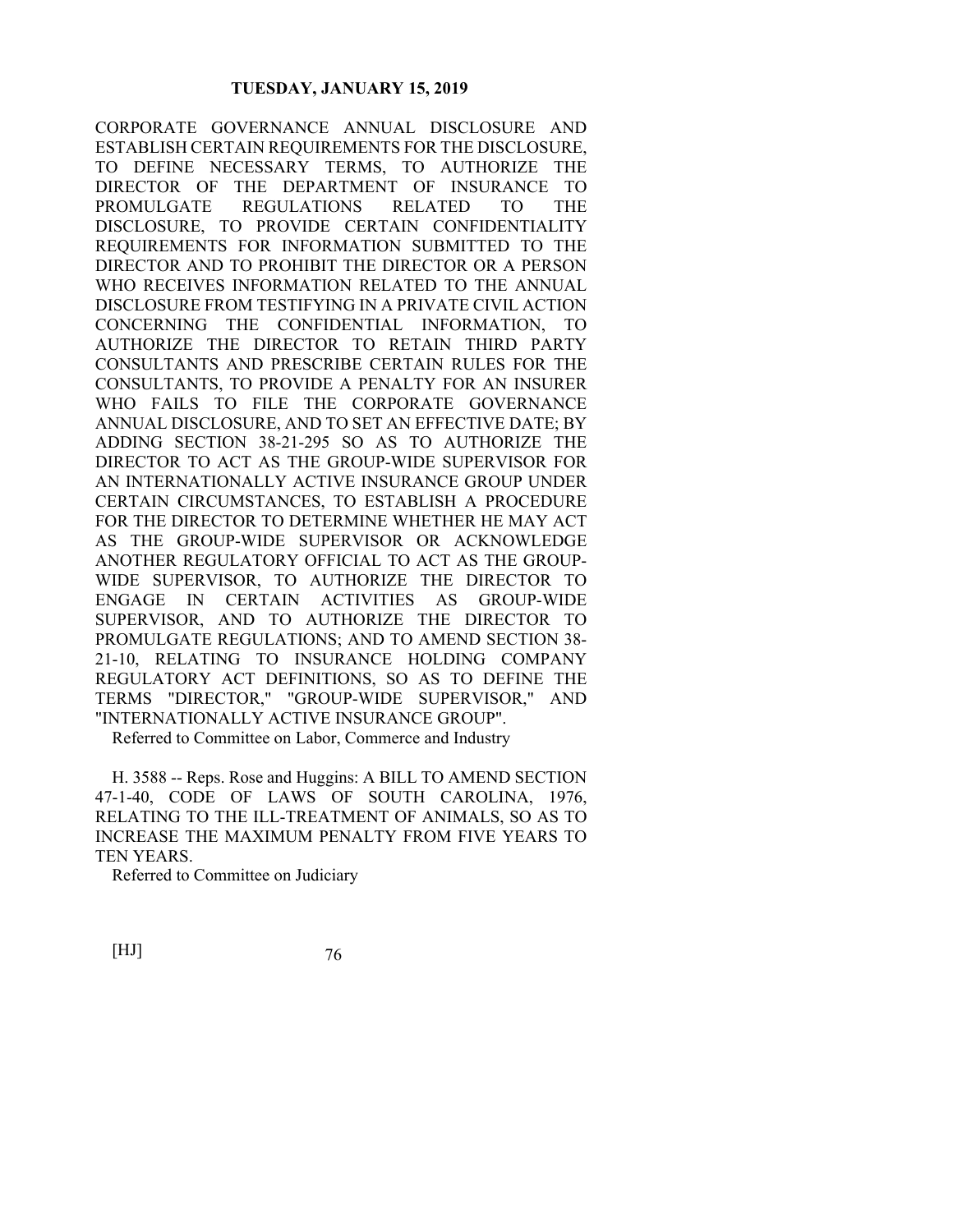CORPORATE GOVERNANCE ANNUAL DISCLOSURE AND ESTABLISH CERTAIN REQUIREMENTS FOR THE DISCLOSURE, TO DEFINE NECESSARY TERMS, TO AUTHORIZE THE DIRECTOR OF THE DEPARTMENT OF INSURANCE TO PROMULGATE REGULATIONS RELATED TO THE DISCLOSURE, TO PROVIDE CERTAIN CONFIDENTIALITY REQUIREMENTS FOR INFORMATION SUBMITTED TO THE DIRECTOR AND TO PROHIBIT THE DIRECTOR OR A PERSON WHO RECEIVES INFORMATION RELATED TO THE ANNUAL DISCLOSURE FROM TESTIFYING IN A PRIVATE CIVIL ACTION CONCERNING THE CONFIDENTIAL INFORMATION, TO AUTHORIZE THE DIRECTOR TO RETAIN THIRD PARTY CONSULTANTS AND PRESCRIBE CERTAIN RULES FOR THE CONSULTANTS, TO PROVIDE A PENALTY FOR AN INSURER WHO FAILS TO FILE THE CORPORATE GOVERNANCE ANNUAL DISCLOSURE, AND TO SET AN EFFECTIVE DATE; BY ADDING SECTION 38-21-295 SO AS TO AUTHORIZE THE DIRECTOR TO ACT AS THE GROUP-WIDE SUPERVISOR FOR AN INTERNATIONALLY ACTIVE INSURANCE GROUP UNDER CERTAIN CIRCUMSTANCES, TO ESTABLISH A PROCEDURE FOR THE DIRECTOR TO DETERMINE WHETHER HE MAY ACT AS THE GROUP-WIDE SUPERVISOR OR ACKNOWLEDGE ANOTHER REGULATORY OFFICIAL TO ACT AS THE GROUP-WIDE SUPERVISOR, TO AUTHORIZE THE DIRECTOR TO ENGAGE IN CERTAIN ACTIVITIES AS GROUP-WIDE SUPERVISOR, AND TO AUTHORIZE THE DIRECTOR TO PROMULGATE REGULATIONS; AND TO AMEND SECTION 38-21-10, RELATING TO INSURANCE HOLDING COMPANY REGULATORY ACT DEFINITIONS, SO AS TO DEFINE THE TERMS "DIRECTOR," "GROUP-WIDE SUPERVISOR," AND "INTERNATIONALLY ACTIVE INSURANCE GROUP".

Referred to Committee on Labor, Commerce and Industry

H. 3588 -- Reps. Rose and Huggins: A BILL TO AMEND SECTION 47-1-40, CODE OF LAWS OF SOUTH CAROLINA, 1976, RELATING TO THE ILL-TREATMENT OF ANIMALS, SO AS TO INCREASE THE MAXIMUM PENALTY FROM FIVE YEARS TO TEN YEARS.

Referred to Committee on Judiciary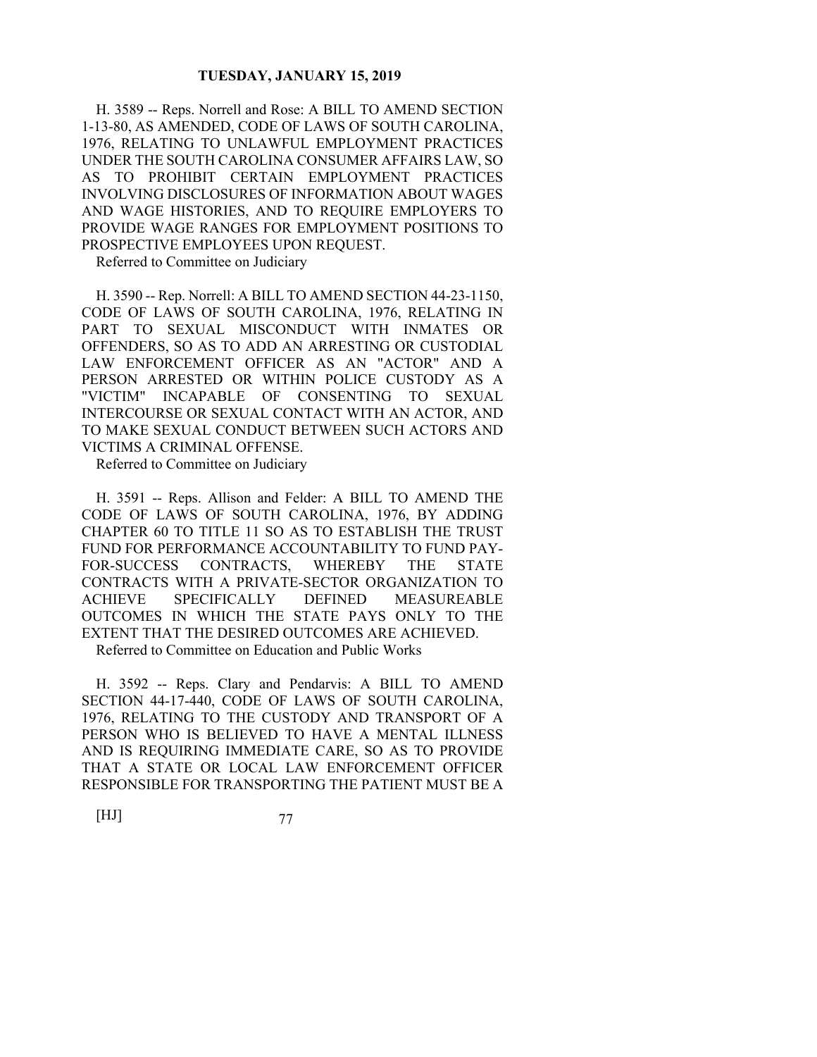H. 3589 -- Reps. Norrell and Rose: A BILL TO AMEND SECTION 1-13-80, AS AMENDED, CODE OF LAWS OF SOUTH CAROLINA, 1976, RELATING TO UNLAWFUL EMPLOYMENT PRACTICES UNDER THE SOUTH CAROLINA CONSUMER AFFAIRS LAW, SO AS TO PROHIBIT CERTAIN EMPLOYMENT PRACTICES INVOLVING DISCLOSURES OF INFORMATION ABOUT WAGES AND WAGE HISTORIES, AND TO REQUIRE EMPLOYERS TO PROVIDE WAGE RANGES FOR EMPLOYMENT POSITIONS TO PROSPECTIVE EMPLOYEES UPON REQUEST.

Referred to Committee on Judiciary

H. 3590 -- Rep. Norrell: A BILL TO AMEND SECTION 44-23-1150, CODE OF LAWS OF SOUTH CAROLINA, 1976, RELATING IN PART TO SEXUAL MISCONDUCT WITH INMATES OR OFFENDERS, SO AS TO ADD AN ARRESTING OR CUSTODIAL LAW ENFORCEMENT OFFICER AS AN "ACTOR" AND A PERSON ARRESTED OR WITHIN POLICE CUSTODY AS A "VICTIM" INCAPABLE OF CONSENTING TO SEXUAL INTERCOURSE OR SEXUAL CONTACT WITH AN ACTOR, AND TO MAKE SEXUAL CONDUCT BETWEEN SUCH ACTORS AND VICTIMS A CRIMINAL OFFENSE.

Referred to Committee on Judiciary

H. 3591 -- Reps. Allison and Felder: A BILL TO AMEND THE CODE OF LAWS OF SOUTH CAROLINA, 1976, BY ADDING CHAPTER 60 TO TITLE 11 SO AS TO ESTABLISH THE TRUST FUND FOR PERFORMANCE ACCOUNTABILITY TO FUND PAY-FOR-SUCCESS CONTRACTS, WHEREBY THE STATE CONTRACTS WITH A PRIVATE-SECTOR ORGANIZATION TO ACHIEVE SPECIFICALLY DEFINED MEASUREABLE OUTCOMES IN WHICH THE STATE PAYS ONLY TO THE EXTENT THAT THE DESIRED OUTCOMES ARE ACHIEVED.

Referred to Committee on Education and Public Works

H. 3592 -- Reps. Clary and Pendarvis: A BILL TO AMEND SECTION 44-17-440, CODE OF LAWS OF SOUTH CAROLINA, 1976, RELATING TO THE CUSTODY AND TRANSPORT OF A PERSON WHO IS BELIEVED TO HAVE A MENTAL ILLNESS AND IS REQUIRING IMMEDIATE CARE, SO AS TO PROVIDE THAT A STATE OR LOCAL LAW ENFORCEMENT OFFICER RESPONSIBLE FOR TRANSPORTING THE PATIENT MUST BE A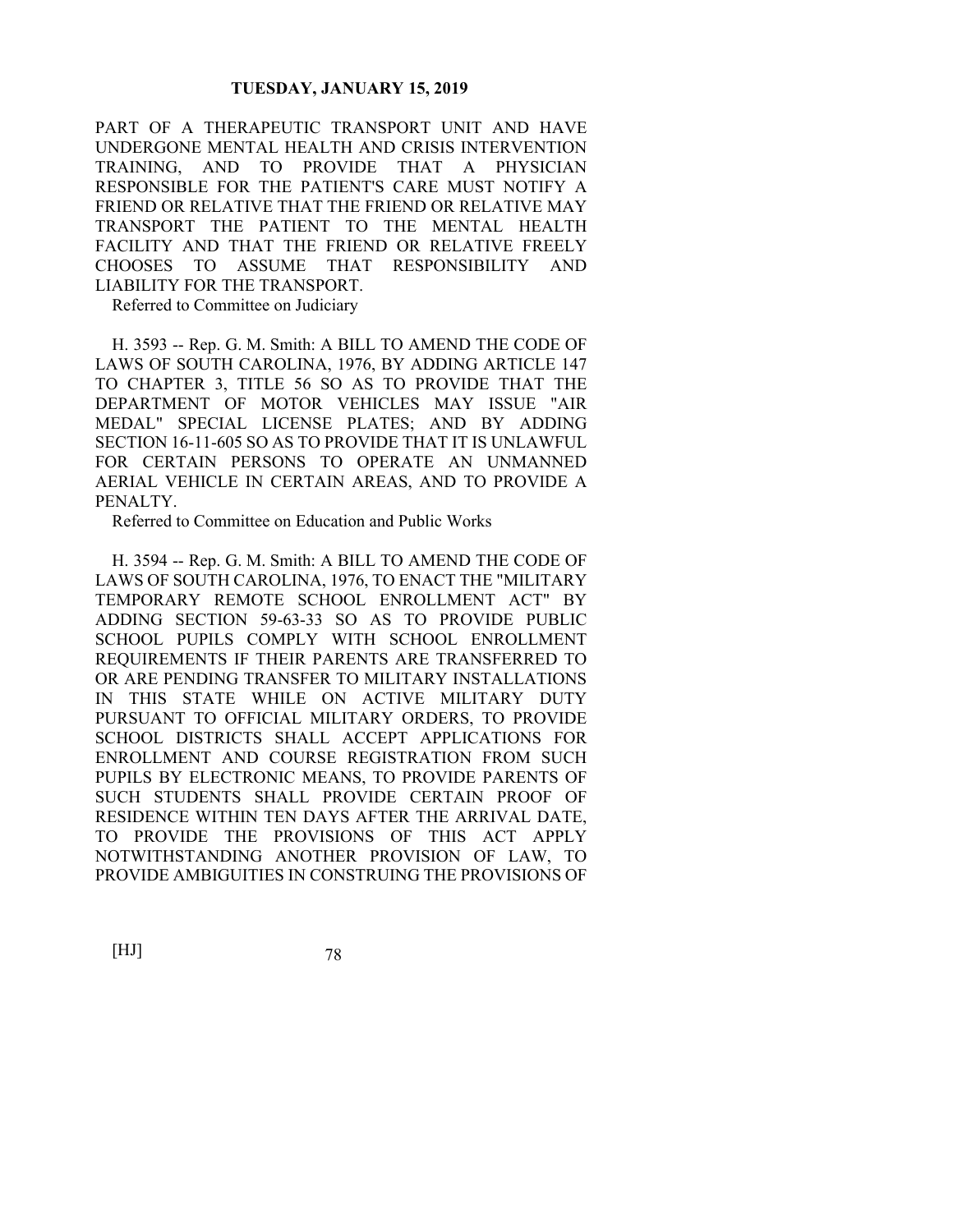PART OF A THERAPEUTIC TRANSPORT UNIT AND HAVE UNDERGONE MENTAL HEALTH AND CRISIS INTERVENTION TRAINING, AND TO PROVIDE THAT A PHYSICIAN RESPONSIBLE FOR THE PATIENT'S CARE MUST NOTIFY A FRIEND OR RELATIVE THAT THE FRIEND OR RELATIVE MAY TRANSPORT THE PATIENT TO THE MENTAL HEALTH FACILITY AND THAT THE FRIEND OR RELATIVE FREELY CHOOSES TO ASSUME THAT RESPONSIBILITY AND LIABILITY FOR THE TRANSPORT.

Referred to Committee on Judiciary

H. 3593 -- Rep. G. M. Smith: A BILL TO AMEND THE CODE OF LAWS OF SOUTH CAROLINA, 1976, BY ADDING ARTICLE 147 TO CHAPTER 3, TITLE 56 SO AS TO PROVIDE THAT THE DEPARTMENT OF MOTOR VEHICLES MAY ISSUE "AIR MEDAL" SPECIAL LICENSE PLATES; AND BY ADDING SECTION 16-11-605 SO AS TO PROVIDE THAT IT IS UNLAWFUL FOR CERTAIN PERSONS TO OPERATE AN UNMANNED AERIAL VEHICLE IN CERTAIN AREAS, AND TO PROVIDE A PENALTY.

Referred to Committee on Education and Public Works

H. 3594 -- Rep. G. M. Smith: A BILL TO AMEND THE CODE OF LAWS OF SOUTH CAROLINA, 1976, TO ENACT THE "MILITARY TEMPORARY REMOTE SCHOOL ENROLLMENT ACT" BY ADDING SECTION 59-63-33 SO AS TO PROVIDE PUBLIC SCHOOL PUPILS COMPLY WITH SCHOOL ENROLLMENT REQUIREMENTS IF THEIR PARENTS ARE TRANSFERRED TO OR ARE PENDING TRANSFER TO MILITARY INSTALLATIONS IN THIS STATE WHILE ON ACTIVE MILITARY DUTY PURSUANT TO OFFICIAL MILITARY ORDERS, TO PROVIDE SCHOOL DISTRICTS SHALL ACCEPT APPLICATIONS FOR ENROLLMENT AND COURSE REGISTRATION FROM SUCH PUPILS BY ELECTRONIC MEANS, TO PROVIDE PARENTS OF SUCH STUDENTS SHALL PROVIDE CERTAIN PROOF OF RESIDENCE WITHIN TEN DAYS AFTER THE ARRIVAL DATE, TO PROVIDE THE PROVISIONS OF THIS ACT APPLY NOTWITHSTANDING ANOTHER PROVISION OF LAW, TO PROVIDE AMBIGUITIES IN CONSTRUING THE PROVISIONS OF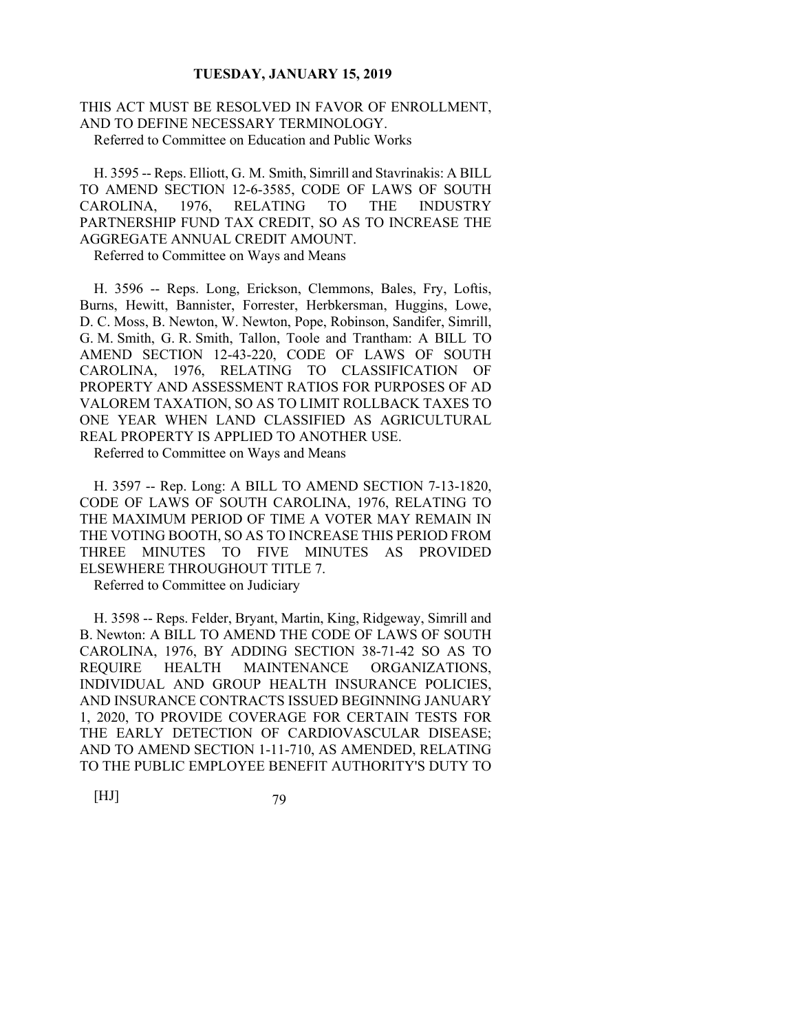THIS ACT MUST BE RESOLVED IN FAVOR OF ENROLLMENT, AND TO DEFINE NECESSARY TERMINOLOGY.

Referred to Committee on Education and Public Works

H. 3595 -- Reps. Elliott, G. M. Smith, Simrill and Stavrinakis: A BILL TO AMEND SECTION 12-6-3585, CODE OF LAWS OF SOUTH CAROLINA, 1976, RELATING TO THE INDUSTRY PARTNERSHIP FUND TAX CREDIT, SO AS TO INCREASE THE AGGREGATE ANNUAL CREDIT AMOUNT.

Referred to Committee on Ways and Means

H. 3596 -- Reps. Long, Erickson, Clemmons, Bales, Fry, Loftis, Burns, Hewitt, Bannister, Forrester, Herbkersman, Huggins, Lowe, D. C. Moss, B. Newton, W. Newton, Pope, Robinson, Sandifer, Simrill, G. M. Smith, G. R. Smith, Tallon, Toole and Trantham: A BILL TO AMEND SECTION 12-43-220, CODE OF LAWS OF SOUTH CAROLINA, 1976, RELATING TO CLASSIFICATION OF PROPERTY AND ASSESSMENT RATIOS FOR PURPOSES OF AD VALOREM TAXATION, SO AS TO LIMIT ROLLBACK TAXES TO ONE YEAR WHEN LAND CLASSIFIED AS AGRICULTURAL REAL PROPERTY IS APPLIED TO ANOTHER USE.

Referred to Committee on Ways and Means

H. 3597 -- Rep. Long: A BILL TO AMEND SECTION 7-13-1820, CODE OF LAWS OF SOUTH CAROLINA, 1976, RELATING TO THE MAXIMUM PERIOD OF TIME A VOTER MAY REMAIN IN THE VOTING BOOTH, SO AS TO INCREASE THIS PERIOD FROM THREE MINUTES TO FIVE MINUTES AS PROVIDED ELSEWHERE THROUGHOUT TITLE 7.

Referred to Committee on Judiciary

H. 3598 -- Reps. Felder, Bryant, Martin, King, Ridgeway, Simrill and B. Newton: A BILL TO AMEND THE CODE OF LAWS OF SOUTH CAROLINA, 1976, BY ADDING SECTION 38-71-42 SO AS TO REQUIRE HEALTH MAINTENANCE ORGANIZATIONS, INDIVIDUAL AND GROUP HEALTH INSURANCE POLICIES, AND INSURANCE CONTRACTS ISSUED BEGINNING JANUARY 1, 2020, TO PROVIDE COVERAGE FOR CERTAIN TESTS FOR THE EARLY DETECTION OF CARDIOVASCULAR DISEASE; AND TO AMEND SECTION 1-11-710, AS AMENDED, RELATING TO THE PUBLIC EMPLOYEE BENEFIT AUTHORITY'S DUTY TO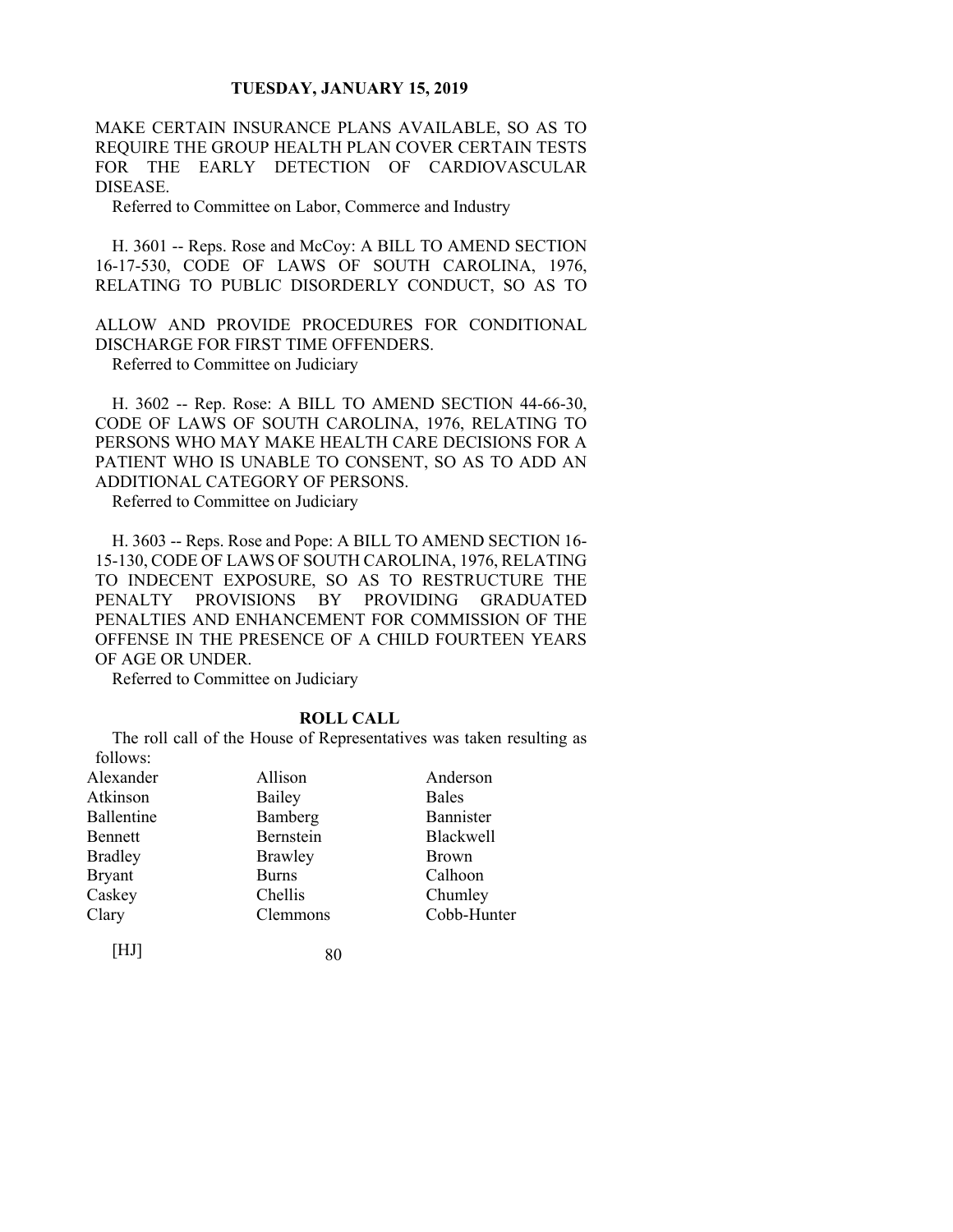MAKE CERTAIN INSURANCE PLANS AVAILABLE, SO AS TO REQUIRE THE GROUP HEALTH PLAN COVER CERTAIN TESTS FOR THE EARLY DETECTION OF CARDIOVASCULAR DISEASE.

Referred to Committee on Labor, Commerce and Industry

H. 3601 -- Reps. Rose and McCoy: A BILL TO AMEND SECTION 16-17-530, CODE OF LAWS OF SOUTH CAROLINA, 1976, RELATING TO PUBLIC DISORDERLY CONDUCT, SO AS TO ALLOW AND PROVIDE PROCEDURES FOR CONDITIONAL DISCHARGE FOR FIRST TIME OFFENDERS.

Referred to Committee on Judiciary

H. 3602 -- Rep. Rose: A BILL TO AMEND SECTION 44-66-30, CODE OF LAWS OF SOUTH CAROLINA, 1976, RELATING TO PERSONS WHO MAY MAKE HEALTH CARE DECISIONS FOR A PATIENT WHO IS UNABLE TO CONSENT, SO AS TO ADD AN ADDITIONAL CATEGORY OF PERSONS.

Referred to Committee on Judiciary

H. 3603 -- Reps. Rose and Pope: A BILL TO AMEND SECTION 16-15-130, CODE OF LAWS OF SOUTH CAROLINA, 1976, RELATING TO INDECENT EXPOSURE, SO AS TO RESTRUCTURE THE PENALTY PROVISIONS BY PROVIDING GRADUATED PENALTIES AND ENHANCEMENT FOR COMMISSION OF THE OFFENSE IN THE PRESENCE OF A CHILD FOURTEEN YEARS OF AGE OR UNDER.

Referred to Committee on Judiciary

## ROLL CALL

The roll call of the House of Representatives was taken resulting as follows:

| | | |
|---|---|---|
| Alexander | Allison | Anderson |
| Atkinson | Bailey | Bales |
| Ballentine | Bamberg | Bannister |
| Bennett | Bernstein | Blackwell |
| Bradley | Brawley | Brown |
| Bryant | Burns | Calhoon |
| Caskey | Chellis | Chumley |
| Clary | Clemmons | Cobb-Hunter |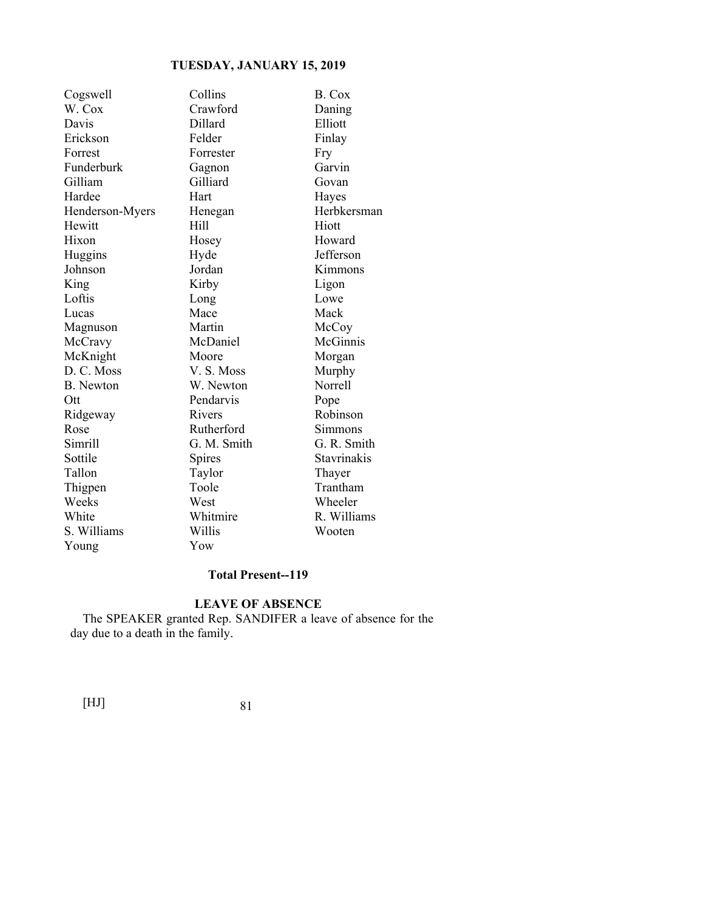| | | |
|---|---|---|
| Cogswell | Collins | B. Cox |
| W. Cox | Crawford | Daning |
| Davis | Dillard | Elliott |
| Erickson | Felder | Finlay |
| Forrest | Forrester | Fry |
| Funderburk | Gagnon | Garvin |
| Gilliam | Gilliard | Govan |
| Hardee | Hart | Hayes |
| Henderson-Myers | Henegan | Herbkersman |
| Hewitt | Hill | Hiott |
| Hixon | Hosey | Howard |
| Huggins | Hyde | Jefferson |
| Johnson | Jordan | Kimmons |
| King | Kirby | Ligon |
| Loftis | Long | Lowe |
| Lucas | Mace | Mack |
| Magnuson | Martin | McCoy |
| McCravy | McDaniel | McGinnis |
| McKnight | Moore | Morgan |
| D. C. Moss | V. S. Moss | Murphy |
| B. Newton | W. Newton | Norrell |
| Ott | Pendarvis | Pope |
| Ridgeway | Rivers | Robinson |
| Rose | Rutherford | Simmons |
| Simrill | G. M. Smith | G. R. Smith |
| Sottile | Spires | Stavrinakis |
| Tallon | Taylor | Thayer |
| Thigpen | Toole | Trantham |
| Weeks | West | Wheeler |
| White | Whitmire | R. Williams |
| S. Williams | Willis | Wooten |
| Young | Yow | |

**Total Present--119**

**LEAVE OF ABSENCE**

The SPEAKER granted Rep. SANDIFER a leave of absence for the day due to a death in the family.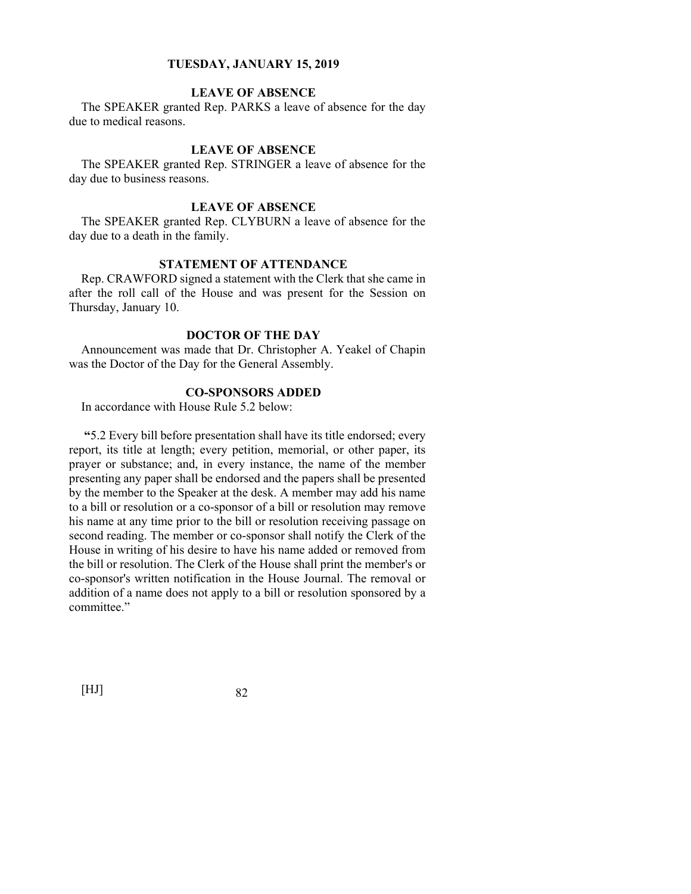# TUESDAY, JANUARY 15, 2019

## LEAVE OF ABSENCE

The SPEAKER granted Rep. PARKS a leave of absence for the day due to medical reasons.

## LEAVE OF ABSENCE

The SPEAKER granted Rep. STRINGER a leave of absence for the day due to business reasons.

## LEAVE OF ABSENCE

The SPEAKER granted Rep. CLYBURN a leave of absence for the day due to a death in the family.

## STATEMENT OF ATTENDANCE

Rep. CRAWFORD signed a statement with the Clerk that she came in after the roll call of the House and was present for the Session on Thursday, January 10.

## DOCTOR OF THE DAY

Announcement was made that Dr. Christopher A. Yeakel of Chapin was the Doctor of the Day for the General Assembly.

## CO-SPONSORS ADDED

In accordance with House Rule 5.2 below:

"5.2 Every bill before presentation shall have its title endorsed; every report, its title at length; every petition, memorial, or other paper, its prayer or substance; and, in every instance, the name of the member presenting any paper shall be endorsed and the papers shall be presented by the member to the Speaker at the desk. A member may add his name to a bill or resolution or a co-sponsor of a bill or resolution may remove his name at any time prior to the bill or resolution receiving passage on second reading. The member or co-sponsor shall notify the Clerk of the House in writing of his desire to have his name added or removed from the bill or resolution. The Clerk of the House shall print the member's or co-sponsor's written notification in the House Journal. The removal or addition of a name does not apply to a bill or resolution sponsored by a committee."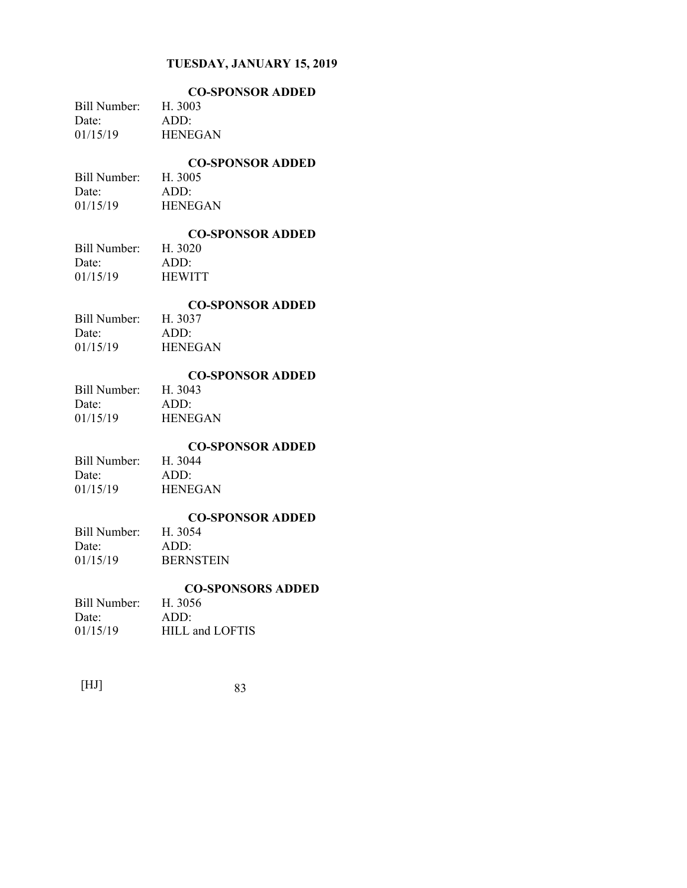## CO-SPONSOR ADDED

| Bill Number: | H. 3003 |
|---|---|
| Date: | ADD: |
| 01/15/19 | HENEGAN |

## CO-SPONSOR ADDED

| Bill Number: | H. 3005 |
|---|---|
| Date: | ADD: |
| 01/15/19 | HENEGAN |

## CO-SPONSOR ADDED

| Bill Number: | H. 3020 |
|---|---|
| Date: | ADD: |
| 01/15/19 | HEWITT |

## CO-SPONSOR ADDED

| Bill Number: | H. 3037 |
|---|---|
| Date: | ADD: |
| 01/15/19 | HENEGAN |

## CO-SPONSOR ADDED

| Bill Number: | H. 3043 |
|---|---|
| Date: | ADD: |
| 01/15/19 | HENEGAN |

## CO-SPONSOR ADDED

| Bill Number: | H. 3044 |
|---|---|
| Date: | ADD: |
| 01/15/19 | HENEGAN |

## CO-SPONSOR ADDED

| Bill Number: | H. 3054 |
|---|---|
| Date: | ADD: |
| 01/15/19 | BERNSTEIN |

## CO-SPONSORS ADDED

| Bill Number: | H. 3056 |
|---|---|
| Date: | ADD: |
| 01/15/19 | HILL and LOFTIS |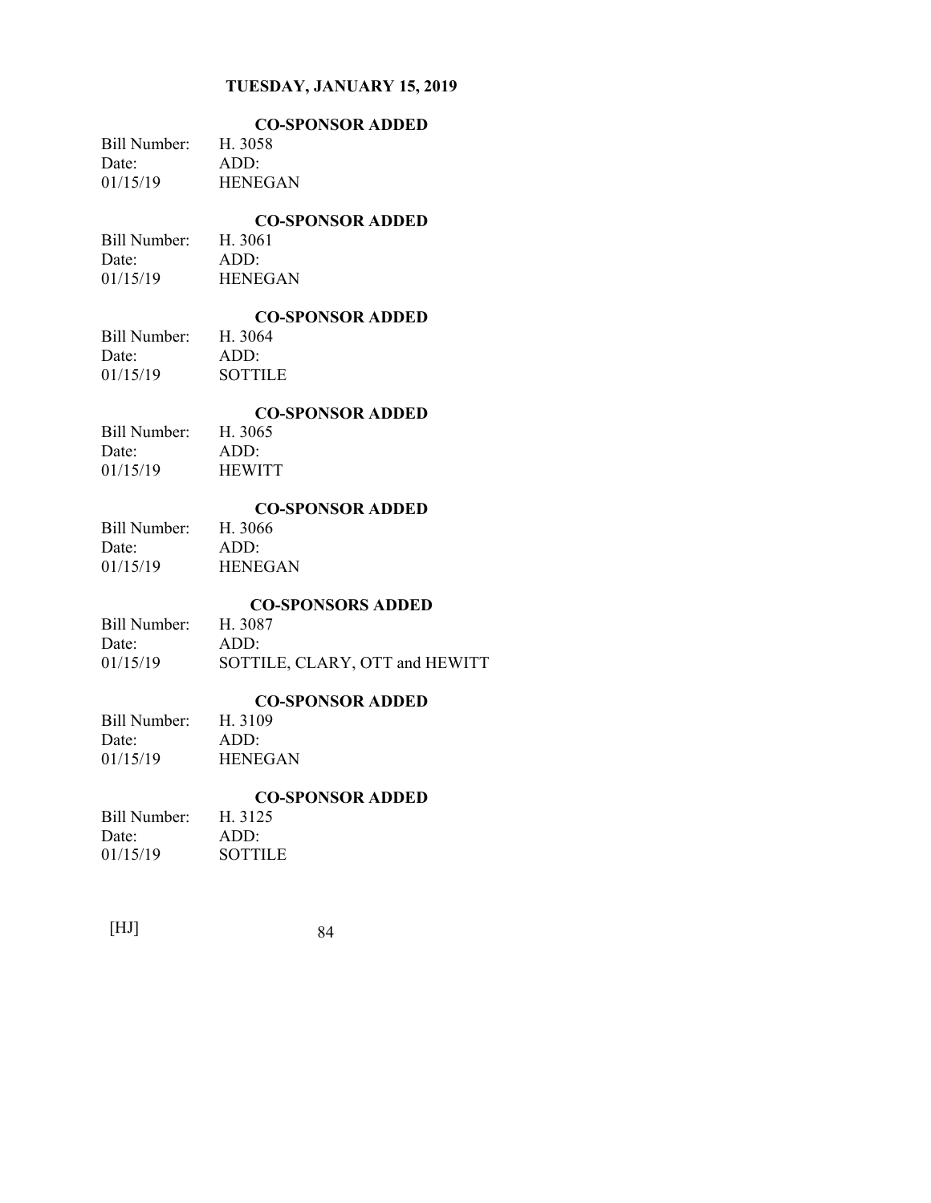## TUESDAY, JANUARY 15, 2019

### CO-SPONSOR ADDED

Bill Number: H. 3058
Date: ADD:
01/15/19 HENEGAN

### CO-SPONSOR ADDED

Bill Number: H. 3061
Date: ADD:
01/15/19 HENEGAN

### CO-SPONSOR ADDED

Bill Number: H. 3064
Date: ADD:
01/15/19 SOTTILE

### CO-SPONSOR ADDED

Bill Number: H. 3065
Date: ADD:
01/15/19 HEWITT

### CO-SPONSOR ADDED

Bill Number: H. 3066
Date: ADD:
01/15/19 HENEGAN

### CO-SPONSORS ADDED

Bill Number: H. 3087
Date: ADD:
01/15/19 SOTTILE, CLARY, OTT and HEWITT

### CO-SPONSOR ADDED

Bill Number: H. 3109
Date: ADD:
01/15/19 HENEGAN

### CO-SPONSOR ADDED

Bill Number: H. 3125
Date: ADD:
01/15/19 SOTTILE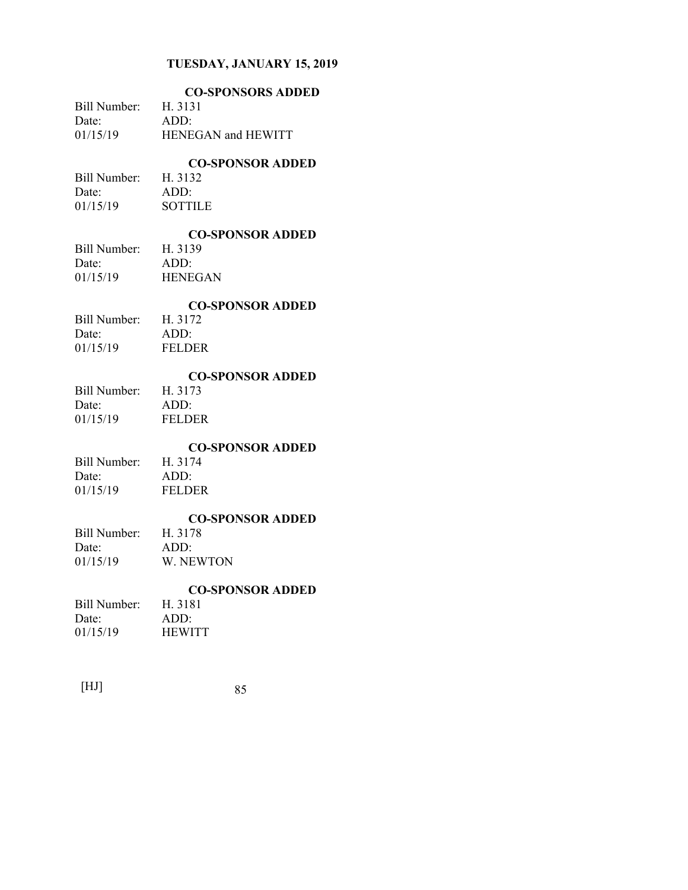**TUESDAY, JANUARY 15, 2019**

### CO-SPONSORS ADDED

| | |
|---|---|
| Bill Number: | H. 3131 |
| Date: | ADD: |
| 01/15/19 | HENEGAN and HEWITT |

### CO-SPONSOR ADDED

| | |
|---|---|
| Bill Number: | H. 3132 |
| Date: | ADD: |
| 01/15/19 | SOTTILE |

### CO-SPONSOR ADDED

| | |
|---|---|
| Bill Number: | H. 3139 |
| Date: | ADD: |
| 01/15/19 | HENEGAN |

### CO-SPONSOR ADDED

| | |
|---|---|
| Bill Number: | H. 3172 |
| Date: | ADD: |
| 01/15/19 | FELDER |

### CO-SPONSOR ADDED

| | |
|---|---|
| Bill Number: | H. 3173 |
| Date: | ADD: |
| 01/15/19 | FELDER |

### CO-SPONSOR ADDED

| | |
|---|---|
| Bill Number: | H. 3174 |
| Date: | ADD: |
| 01/15/19 | FELDER |

### CO-SPONSOR ADDED

| | |
|---|---|
| Bill Number: | H. 3178 |
| Date: | ADD: |
| 01/15/19 | W. NEWTON |

### CO-SPONSOR ADDED

| | |
|---|---|
| Bill Number: | H. 3181 |
| Date: | ADD: |
| 01/15/19 | HEWITT |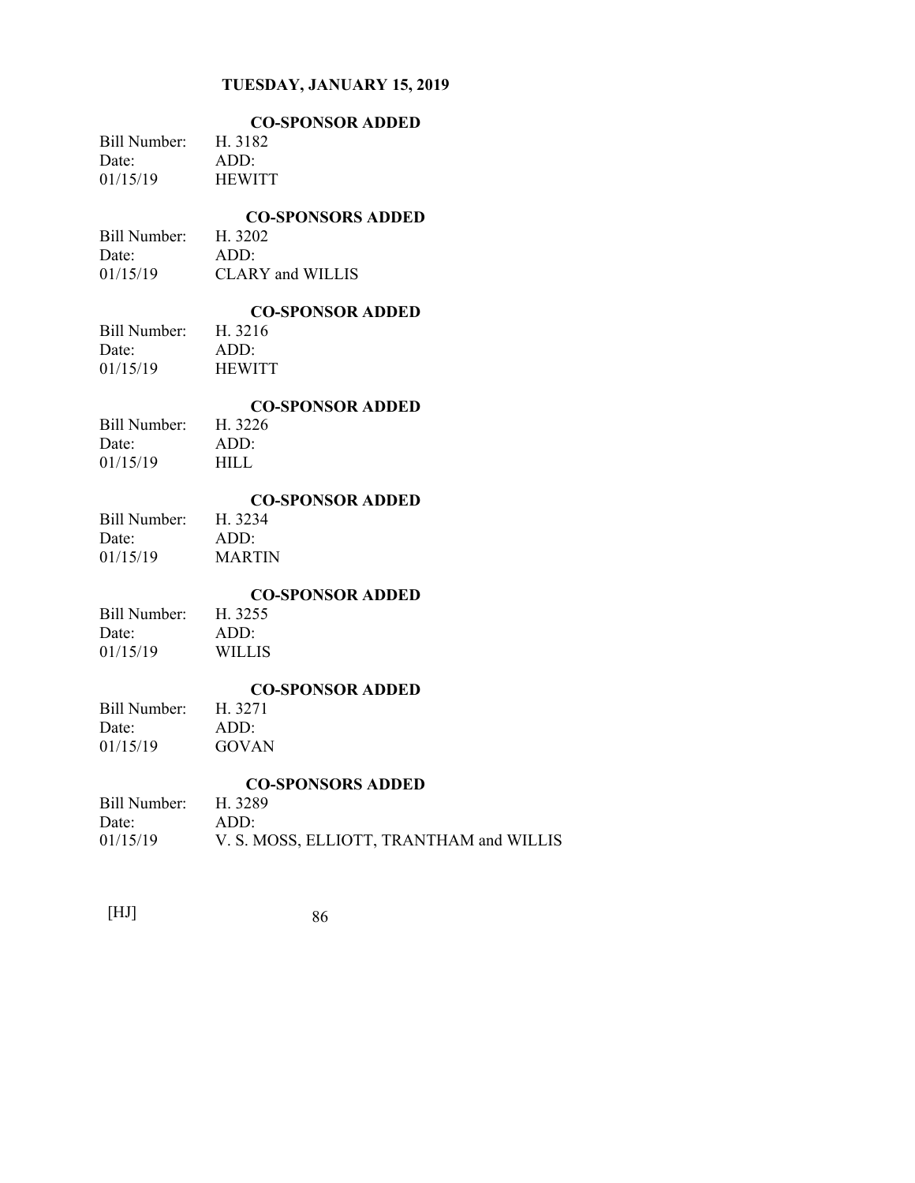**TUESDAY, JANUARY 15, 2019**

**CO-SPONSOR ADDED**

| Bill Number: | H. 3182 |
| --- | --- |
| Date: | ADD: |
| 01/15/19 | HEWITT |

**CO-SPONSORS ADDED**

| Bill Number: | H. 3202 |
| --- | --- |
| Date: | ADD: |
| 01/15/19 | CLARY and WILLIS |

**CO-SPONSOR ADDED**

| Bill Number: | H. 3216 |
| --- | --- |
| Date: | ADD: |
| 01/15/19 | HEWITT |

**CO-SPONSOR ADDED**

| Bill Number: | H. 3226 |
| --- | --- |
| Date: | ADD: |
| 01/15/19 | HILL |

**CO-SPONSOR ADDED**

| Bill Number: | H. 3234 |
| --- | --- |
| Date: | ADD: |
| 01/15/19 | MARTIN |

**CO-SPONSOR ADDED**

| Bill Number: | H. 3255 |
| --- | --- |
| Date: | ADD: |
| 01/15/19 | WILLIS |

**CO-SPONSOR ADDED**

| Bill Number: | H. 3271 |
| --- | --- |
| Date: | ADD: |
| 01/15/19 | GOVAN |

**CO-SPONSORS ADDED**

| Bill Number: | H. 3289 |
| --- | --- |
| Date: | ADD: |
| 01/15/19 | V. S. MOSS, ELLIOTT, TRANTHAM and WILLIS |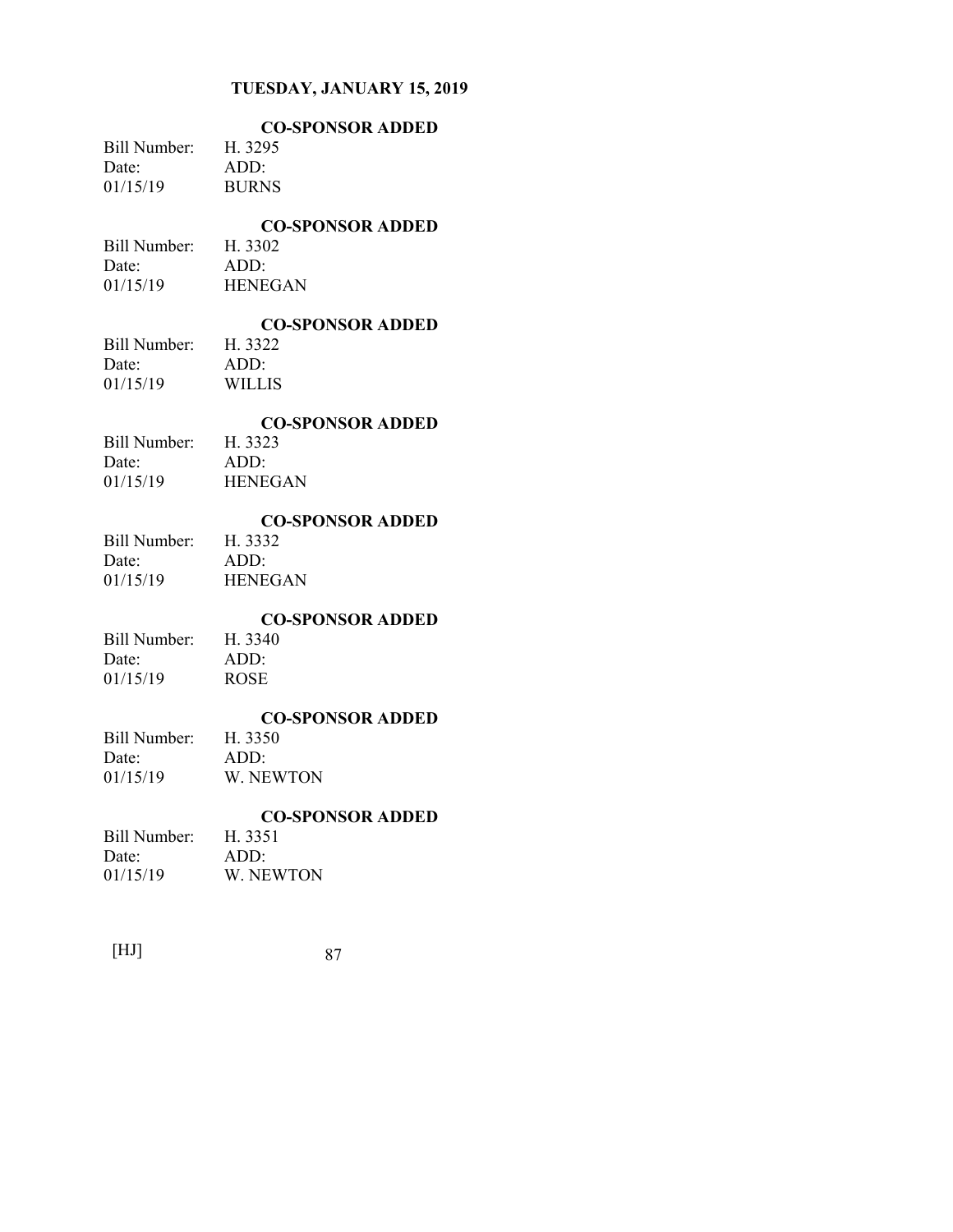**TUESDAY, JANUARY 15, 2019**

**CO-SPONSOR ADDED**

| Bill Number: | H. 3295 |
| --- | --- |
| Date: | ADD: |
| 01/15/19 | BURNS |

**CO-SPONSOR ADDED**

| Bill Number: | H. 3302 |
| --- | --- |
| Date: | ADD: |
| 01/15/19 | HENEGAN |

**CO-SPONSOR ADDED**

| Bill Number: | H. 3322 |
| --- | --- |
| Date: | ADD: |
| 01/15/19 | WILLIS |

**CO-SPONSOR ADDED**

| Bill Number: | H. 3323 |
| --- | --- |
| Date: | ADD: |
| 01/15/19 | HENEGAN |

**CO-SPONSOR ADDED**

| Bill Number: | H. 3332 |
| --- | --- |
| Date: | ADD: |
| 01/15/19 | HENEGAN |

**CO-SPONSOR ADDED**

| Bill Number: | H. 3340 |
| --- | --- |
| Date: | ADD: |
| 01/15/19 | ROSE |

**CO-SPONSOR ADDED**

| Bill Number: | H. 3350 |
| --- | --- |
| Date: | ADD: |
| 01/15/19 | W. NEWTON |

**CO-SPONSOR ADDED**

| Bill Number: | H. 3351 |
| --- | --- |
| Date: | ADD: |
| 01/15/19 | W. NEWTON |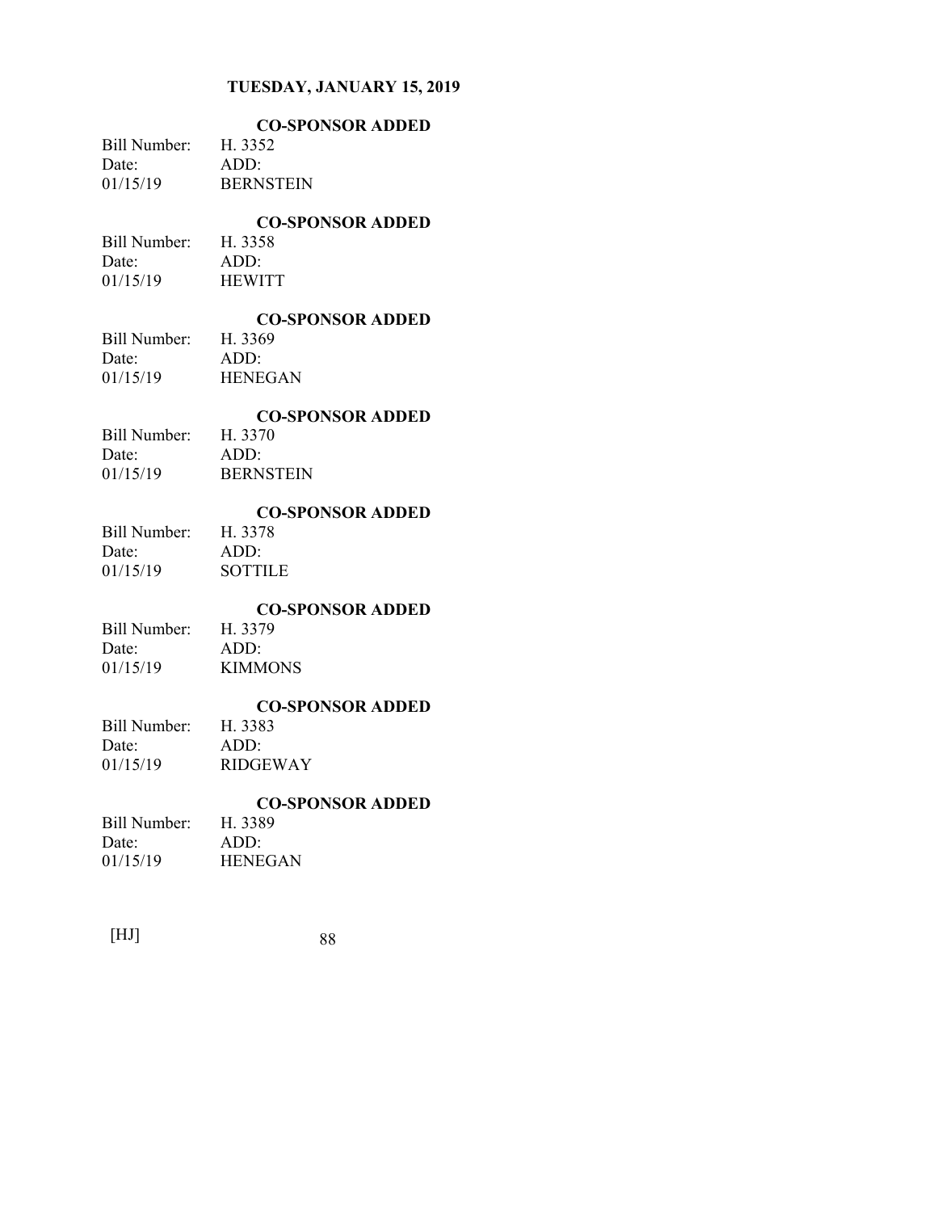**TUESDAY, JANUARY 15, 2019**

**CO-SPONSOR ADDED**

| Bill Number: | H. 3352 |
| --- | --- |
| Date: | ADD: |
| 01/15/19 | BERNSTEIN |

**CO-SPONSOR ADDED**

| Bill Number: | H. 3358 |
| --- | --- |
| Date: | ADD: |
| 01/15/19 | HEWITT |

**CO-SPONSOR ADDED**

| Bill Number: | H. 3369 |
| --- | --- |
| Date: | ADD: |
| 01/15/19 | HENEGAN |

**CO-SPONSOR ADDED**

| Bill Number: | H. 3370 |
| --- | --- |
| Date: | ADD: |
| 01/15/19 | BERNSTEIN |

**CO-SPONSOR ADDED**

| Bill Number: | H. 3378 |
| --- | --- |
| Date: | ADD: |
| 01/15/19 | SOTTILE |

**CO-SPONSOR ADDED**

| Bill Number: | H. 3379 |
| --- | --- |
| Date: | ADD: |
| 01/15/19 | KIMMONS |

**CO-SPONSOR ADDED**

| Bill Number: | H. 3383 |
| --- | --- |
| Date: | ADD: |
| 01/15/19 | RIDGEWAY |

**CO-SPONSOR ADDED**

| Bill Number: | H. 3389 |
| --- | --- |
| Date: | ADD: |
| 01/15/19 | HENEGAN |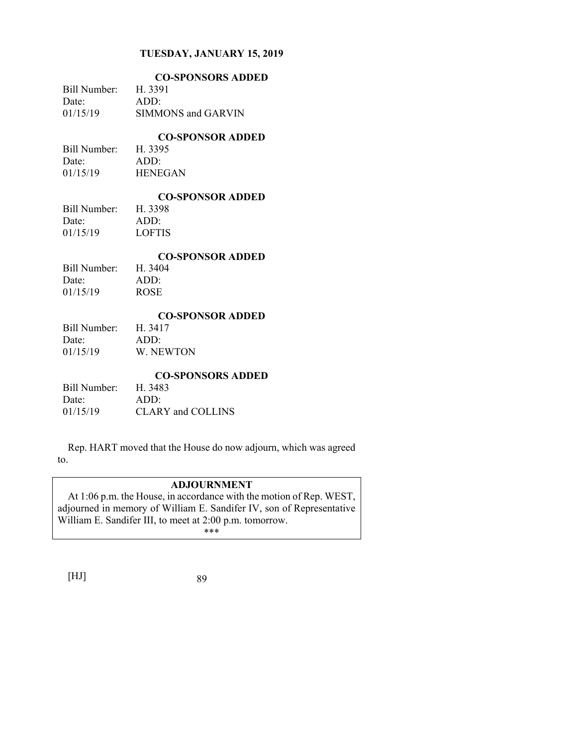## CO-SPONSORS ADDED

| Bill Number: | H. 3391 |
| --- | --- |
| Date: | ADD: |
| 01/15/19 | SIMMONS and GARVIN |

## CO-SPONSOR ADDED

| Bill Number: | H. 3395 |
| --- | --- |
| Date: | ADD: |
| 01/15/19 | HENEGAN |

## CO-SPONSOR ADDED

| Bill Number: | H. 3398 |
| --- | --- |
| Date: | ADD: |
| 01/15/19 | LOFTIS |

## CO-SPONSOR ADDED

| Bill Number: | H. 3404 |
| --- | --- |
| Date: | ADD: |
| 01/15/19 | ROSE |

## CO-SPONSOR ADDED

| Bill Number: | H. 3417 |
| --- | --- |
| Date: | ADD: |
| 01/15/19 | W. NEWTON |

## CO-SPONSORS ADDED

| Bill Number: | H. 3483 |
| --- | --- |
| Date: | ADD: |
| 01/15/19 | CLARY and COLLINS |

Rep. HART moved that the House do now adjourn, which was agreed to.

## ADJOURNMENT

At 1:06 p.m. the House, in accordance with the motion of Rep. WEST, adjourned in memory of William E. Sandifer IV, son of Representative William E. Sandifer III, to meet at 2:00 p.m. tomorrow.

***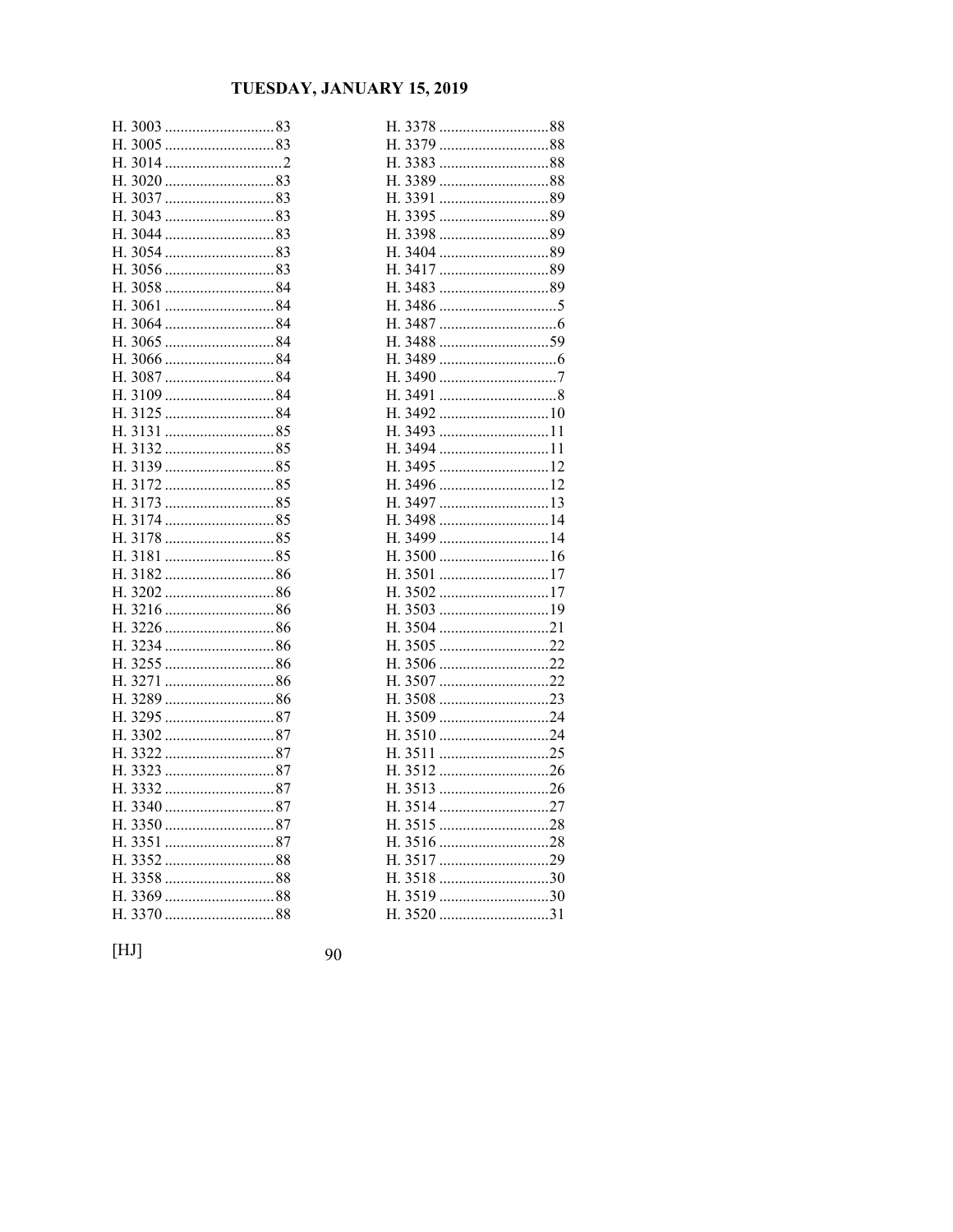H. 3003 ............................ 83
H. 3005 ............................ 83
H. 3014 .............................. 2
H. 3020 ............................ 83
H. 3037 ............................ 83
H. 3043 ............................ 83
H. 3044 ............................ 83
H. 3054 ............................ 83
H. 3056 ............................ 83
H. 3058 ............................ 84
H. 3061 ............................ 84
H. 3064 ............................ 84
H. 3065 ............................ 84
H. 3066 ............................ 84
H. 3087 ............................ 84
H. 3109 ............................ 84
H. 3125 ............................ 84
H. 3131 ............................ 85
H. 3132 ............................ 85
H. 3139 ............................ 85
H. 3172 ............................ 85
H. 3173 ............................ 85
H. 3174 ............................ 85
H. 3178 ............................ 85
H. 3181 ............................ 85
H. 3182 ............................ 86
H. 3202 ............................ 86
H. 3216 ............................ 86
H. 3226 ............................ 86
H. 3234 ............................ 86
H. 3255 ............................ 86
H. 3271 ............................ 86
H. 3289 ............................ 86
H. 3295 ............................ 87
H. 3302 ............................ 87
H. 3322 ............................ 87
H. 3323 ............................ 87
H. 3332 ............................ 87
H. 3340 ............................ 87
H. 3350 ............................ 87
H. 3351 ............................ 87
H. 3352 ............................ 88
H. 3358 ............................ 88
H. 3369 ............................ 88
H. 3370 ............................ 88
H. 3378 ............................ 88
H. 3379 ............................ 88
H. 3383 ............................ 88
H. 3389 ............................ 88
H. 3391 ............................ 89
H. 3395 ............................ 89
H. 3398 ............................ 89
H. 3404 ............................ 89
H. 3417 ............................ 89
H. 3483 ............................ 89
H. 3486 .............................. 5
H. 3487 .............................. 6
H. 3488 ............................ 59
H. 3489 .............................. 6
H. 3490 .............................. 7
H. 3491 .............................. 8
H. 3492 ............................ 10
H. 3493 ............................ 11
H. 3494 ............................ 11
H. 3495 ............................ 12
H. 3496 ............................ 12
H. 3497 ............................ 13
H. 3498 ............................ 14
H. 3499 ............................ 14
H. 3500 ............................ 16
H. 3501 ............................ 17
H. 3502 ............................ 17
H. 3503 ............................ 19
H. 3504 ............................ 21
H. 3505 ............................ 22
H. 3506 ............................ 22
H. 3507 ............................ 22
H. 3508 ............................ 23
H. 3509 ............................ 24
H. 3510 ............................ 24
H. 3511 ............................ 25
H. 3512 ............................ 26
H. 3513 ............................ 26
H. 3514 ............................ 27
H. 3515 ............................ 28
H. 3516 ............................ 28
H. 3517 ............................ 29
H. 3518 ............................ 30
H. 3519 ............................ 30
H. 3520 ............................ 31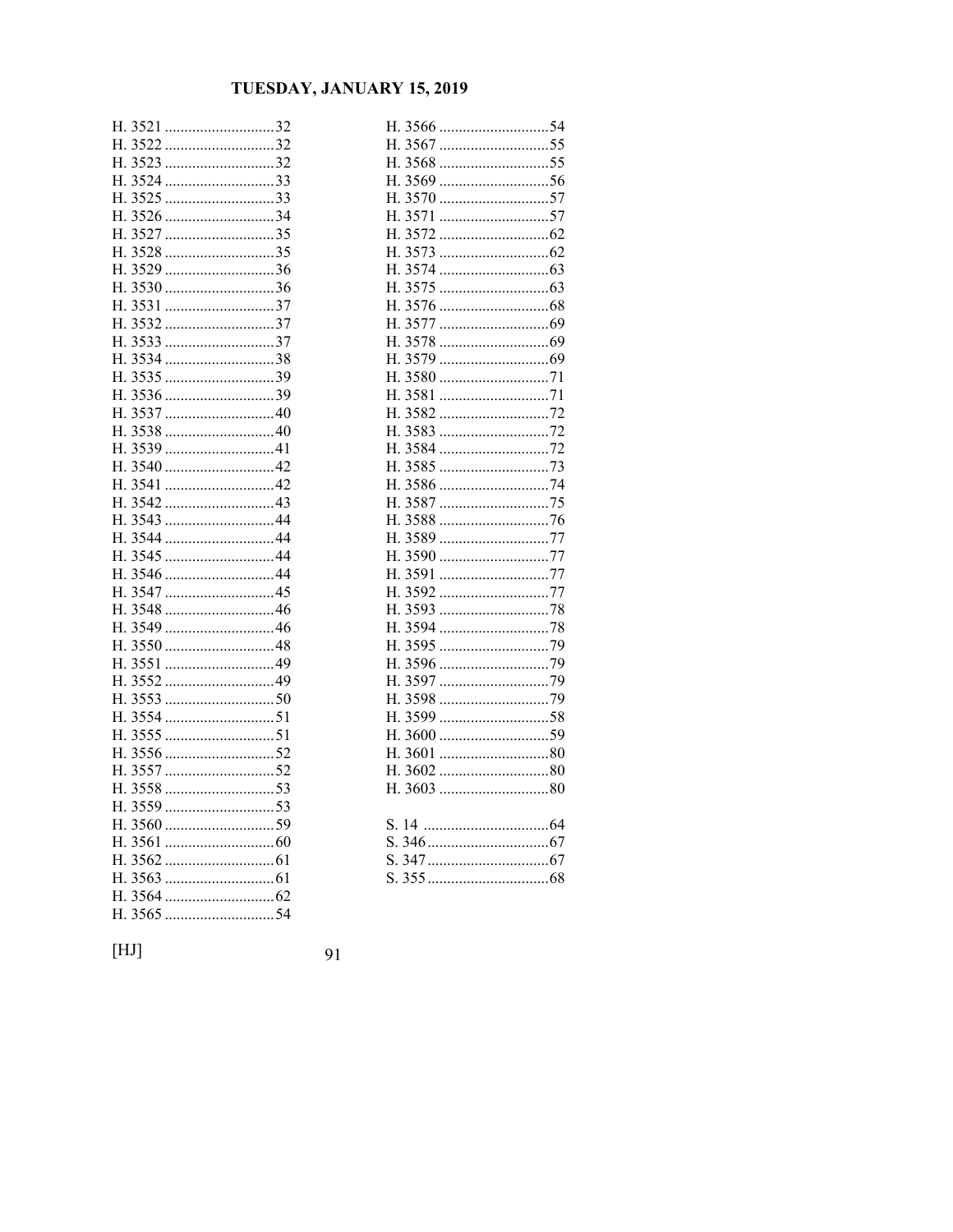H. 3521 ............................32
H. 3522 ............................32
H. 3523 ............................32
H. 3524 ............................33
H. 3525 ............................33
H. 3526 ............................34
H. 3527 ............................35
H. 3528 ............................35
H. 3529 ............................36
H. 3530 ............................36
H. 3531 ............................37
H. 3532 ............................37
H. 3533 ............................37
H. 3534 ............................38
H. 3535 ............................39
H. 3536 ............................39
H. 3537 ............................40
H. 3538 ............................40
H. 3539 ............................41
H. 3540 ............................42
H. 3541 ............................42
H. 3542 ............................43
H. 3543 ............................44
H. 3544 ............................44
H. 3545 ............................44
H. 3546 ............................44
H. 3547 ............................45
H. 3548 ............................46
H. 3549 ............................46
H. 3550 ............................48
H. 3551 ............................49
H. 3552 ............................49
H. 3553 ............................50
H. 3554 ............................51
H. 3555 ............................51
H. 3556 ............................52
H. 3557 ............................52
H. 3558 ............................53
H. 3559 ............................53
H. 3560 ............................59
H. 3561 ............................60
H. 3562 ............................61
H. 3563 ............................61
H. 3564 ............................62
H. 3565 ............................54
H. 3566 ............................54
H. 3567 ............................55
H. 3568 ............................55
H. 3569 ............................56
H. 3570 ............................57
H. 3571 ............................57
H. 3572 ............................62
H. 3573 ............................62
H. 3574 ............................63
H. 3575 ............................63
H. 3576 ............................68
H. 3577 ............................69
H. 3578 ............................69
H. 3579 ............................69
H. 3580 ............................71
H. 3581 ............................71
H. 3582 ............................72
H. 3583 ............................72
H. 3584 ............................72
H. 3585 ............................73
H. 3586 ............................74
H. 3587 ............................75
H. 3588 ............................76
H. 3589 ............................77
H. 3590 ............................77
H. 3591 ............................77
H. 3592 ............................77
H. 3593 ............................78
H. 3594 ............................78
H. 3595 ............................79
H. 3596 ............................79
H. 3597 ............................79
H. 3598 ............................79
H. 3599 ............................58
H. 3600 ............................59
H. 3601 ............................80
H. 3602 ............................80
H. 3603 ............................80

S. 14 ................................64
S. 346...............................67
S. 347...............................67
S. 355...............................68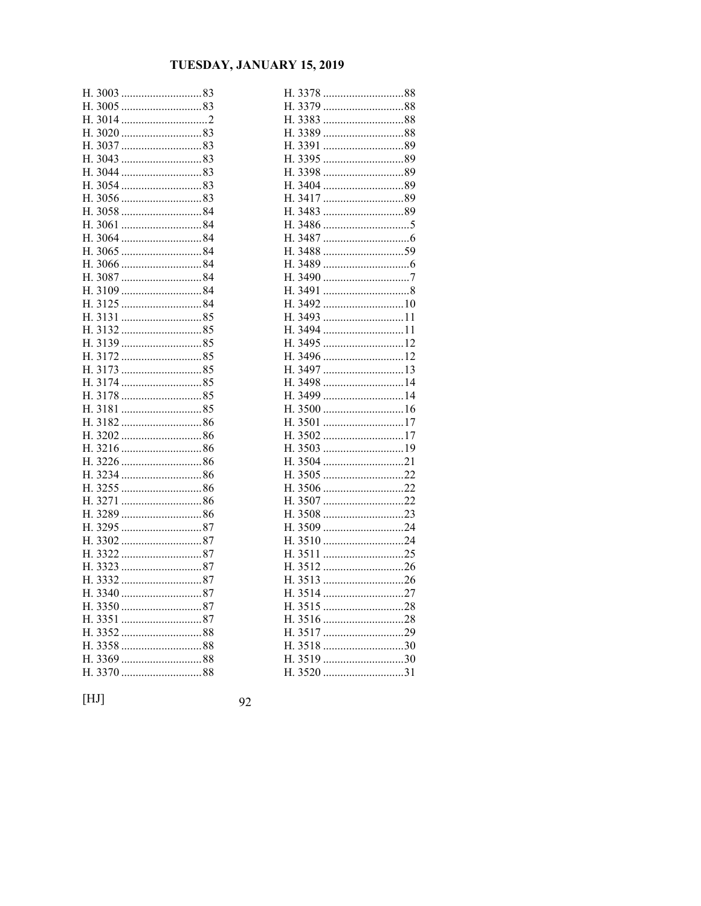H. 3003 ............................ 83
H. 3005 ............................ 83
H. 3014 .............................. 2
H. 3020 ............................ 83
H. 3037 ............................ 83
H. 3043 ............................ 83
H. 3044 ............................ 83
H. 3054 ............................ 83
H. 3056 ............................ 83
H. 3058 ............................ 84
H. 3061 ............................ 84
H. 3064 ............................ 84
H. 3065 ............................ 84
H. 3066 ............................ 84
H. 3087 ............................ 84
H. 3109 ............................ 84
H. 3125 ............................ 84
H. 3131 ............................ 85
H. 3132 ............................ 85
H. 3139 ............................ 85
H. 3172 ............................ 85
H. 3173 ............................ 85
H. 3174 ............................ 85
H. 3178 ............................ 85
H. 3181 ............................ 85
H. 3182 ............................ 86
H. 3202 ............................ 86
H. 3216 ............................ 86
H. 3226 ............................ 86
H. 3234 ............................ 86
H. 3255 ............................ 86
H. 3271 ............................ 86
H. 3289 ............................ 86
H. 3295 ............................ 87
H. 3302 ............................ 87
H. 3322 ............................ 87
H. 3323 ............................ 87
H. 3332 ............................ 87
H. 3340 ............................ 87
H. 3350 ............................ 87
H. 3351 ............................ 87
H. 3352 ............................ 88
H. 3358 ............................ 88
H. 3369 ............................ 88
H. 3370 ............................ 88
H. 3378 ............................ 88
H. 3379 ............................ 88
H. 3383 ............................ 88
H. 3389 ............................ 88
H. 3391 ............................ 89
H. 3395 ............................ 89
H. 3398 ............................ 89
H. 3404 ............................ 89
H. 3417 ............................ 89
H. 3483 ............................ 89
H. 3486 .............................. 5
H. 3487 .............................. 6
H. 3488 ............................ 59
H. 3489 .............................. 6
H. 3490 .............................. 7
H. 3491 .............................. 8
H. 3492 ............................ 10
H. 3493 ............................ 11
H. 3494 ............................ 11
H. 3495 ............................ 12
H. 3496 ............................ 12
H. 3497 ............................ 13
H. 3498 ............................ 14
H. 3499 ............................ 14
H. 3500 ............................ 16
H. 3501 ............................ 17
H. 3502 ............................ 17
H. 3503 ............................ 19
H. 3504 ............................ 21
H. 3505 ............................ 22
H. 3506 ............................ 22
H. 3507 ............................ 22
H. 3508 ............................ 23
H. 3509 ............................ 24
H. 3510 ............................ 24
H. 3511 ............................ 25
H. 3512 ............................ 26
H. 3513 ............................ 26
H. 3514 ............................ 27
H. 3515 ............................ 28
H. 3516 ............................ 28
H. 3517 ............................ 29
H. 3518 ............................ 30
H. 3519 ............................ 30
H. 3520 ............................ 31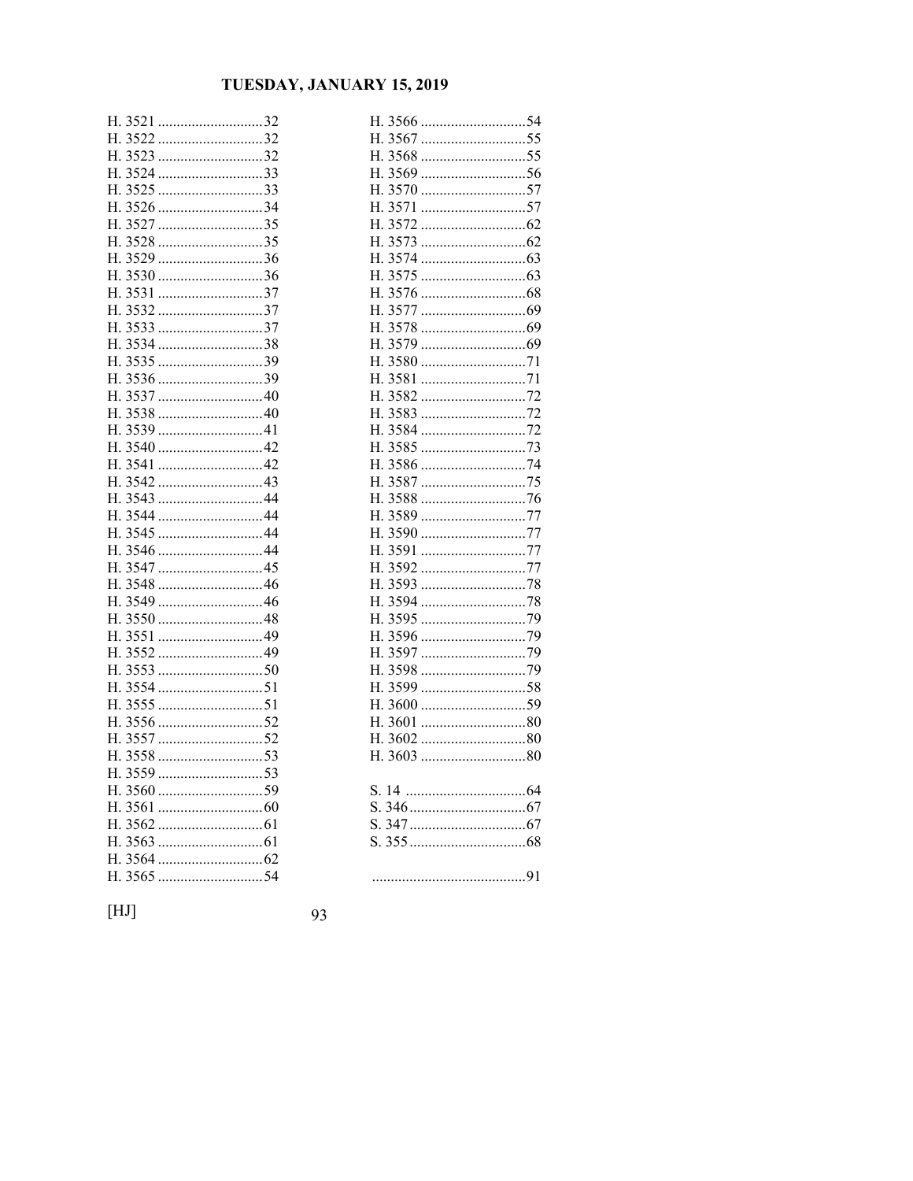H. 3521 ............................32
H. 3522 ............................32
H. 3523 ............................32
H. 3524 ............................33
H. 3525 ............................33
H. 3526 ............................34
H. 3527 ............................35
H. 3528 ............................35
H. 3529 ............................36
H. 3530 ............................36
H. 3531 ............................37
H. 3532 ............................37
H. 3533 ............................37
H. 3534 ............................38
H. 3535 ............................39
H. 3536 ............................39
H. 3537 ............................40
H. 3538 ............................40
H. 3539 ............................41
H. 3540 ............................42
H. 3541 ............................42
H. 3542 ............................43
H. 3543 ............................44
H. 3544 ............................44
H. 3545 ............................44
H. 3546 ............................44
H. 3547 ............................45
H. 3548 ............................46
H. 3549 ............................46
H. 3550 ............................48
H. 3551 ............................49
H. 3552 ............................49
H. 3553 ............................50
H. 3554 ............................51
H. 3555 ............................51
H. 3556 ............................52
H. 3557 ............................52
H. 3558 ............................53
H. 3559 ............................53
H. 3560 ............................59
H. 3561 ............................60
H. 3562 ............................61
H. 3563 ............................61
H. 3564 ............................62
H. 3565 ............................54
H. 3566 ............................54
H. 3567 ............................55
H. 3568 ............................55
H. 3569 ............................56
H. 3570 ............................57
H. 3571 ............................57
H. 3572 ............................62
H. 3573 ............................62
H. 3574 ............................63
H. 3575 ............................63
H. 3576 ............................68
H. 3577 ............................69
H. 3578 ............................69
H. 3579 ............................69
H. 3580 ............................71
H. 3581 ............................71
H. 3582 ............................72
H. 3583 ............................72
H. 3584 ............................72
H. 3585 ............................73
H. 3586 ............................74
H. 3587 ............................75
H. 3588 ............................76
H. 3589 ............................77
H. 3590 ............................77
H. 3591 ............................77
H. 3592 ............................77
H. 3593 ............................78
H. 3594 ............................78
H. 3595 ............................79
H. 3596 ............................79
H. 3597 ............................79
H. 3598 ............................79
H. 3599 ............................58
H. 3600 ............................59
H. 3601 ............................80
H. 3602 ............................80
H. 3603 ............................80

S. 14 ................................64
S. 346...............................67
S. 347...............................67
S. 355...............................68

.........................................91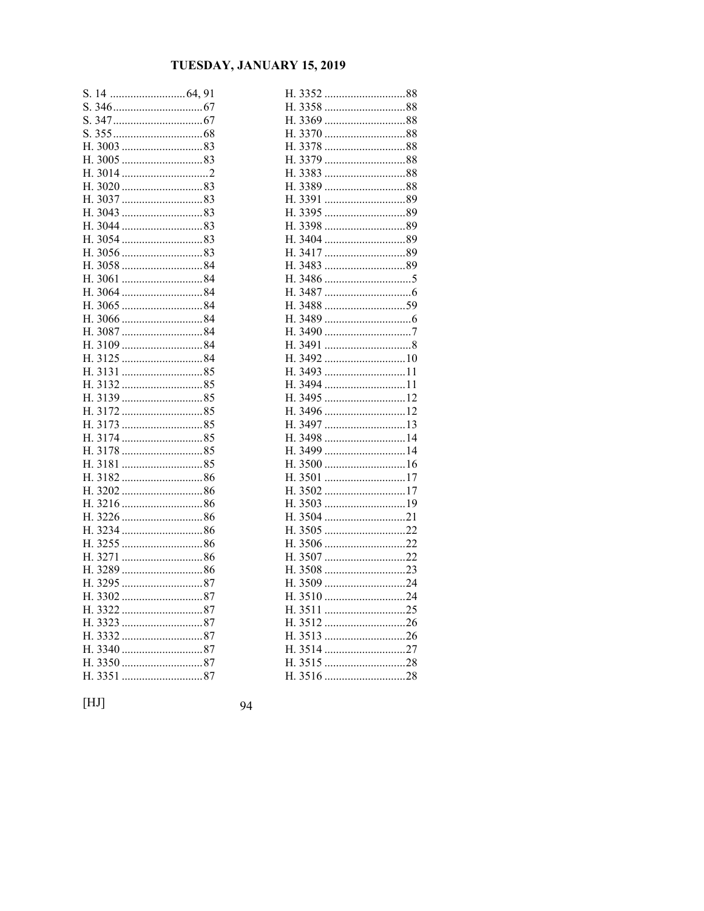S. 14 .......................... 64, 91
S. 346 .............................. 67
S. 347 .............................. 67
S. 355 .............................. 68
H. 3003 ............................ 83
H. 3005 ............................ 83
H. 3014 .............................. 2
H. 3020 ............................ 83
H. 3037 ............................ 83
H. 3043 ............................ 83
H. 3044 ............................ 83
H. 3054 ............................ 83
H. 3056 ............................ 83
H. 3058 ............................ 84
H. 3061 ............................ 84
H. 3064 ............................ 84
H. 3065 ............................ 84
H. 3066 ............................ 84
H. 3087 ............................ 84
H. 3109 ............................ 84
H. 3125 ............................ 84
H. 3131 ............................ 85
H. 3132 ............................ 85
H. 3139 ............................ 85
H. 3172 ............................ 85
H. 3173 ............................ 85
H. 3174 ............................ 85
H. 3178 ............................ 85
H. 3181 ............................ 85
H. 3182 ............................ 86
H. 3202 ............................ 86
H. 3216 ............................ 86
H. 3226 ............................ 86
H. 3234 ............................ 86
H. 3255 ............................ 86
H. 3271 ............................ 86
H. 3289 ............................ 86
H. 3295 ............................ 87
H. 3302 ............................ 87
H. 3322 ............................ 87
H. 3323 ............................ 87
H. 3332 ............................ 87
H. 3340 ............................ 87
H. 3350 ............................ 87
H. 3351 ............................ 87
H. 3352 ............................ 88
H. 3358 ............................ 88
H. 3369 ............................ 88
H. 3370 ............................ 88
H. 3378 ............................ 88
H. 3379 ............................ 88
H. 3383 ............................ 88
H. 3389 ............................ 88
H. 3391 ............................ 89
H. 3395 ............................ 89
H. 3398 ............................ 89
H. 3404 ............................ 89
H. 3417 ............................ 89
H. 3483 ............................ 89
H. 3486 .............................. 5
H. 3487 .............................. 6
H. 3488 ............................ 59
H. 3489 .............................. 6
H. 3490 .............................. 7
H. 3491 .............................. 8
H. 3492 ............................ 10
H. 3493 ............................ 11
H. 3494 ............................ 11
H. 3495 ............................ 12
H. 3496 ............................ 12
H. 3497 ............................ 13
H. 3498 ............................ 14
H. 3499 ............................ 14
H. 3500 ............................ 16
H. 3501 ............................ 17
H. 3502 ............................ 17
H. 3503 ............................ 19
H. 3504 ............................ 21
H. 3505 ............................ 22
H. 3506 ............................ 22
H. 3507 ............................ 22
H. 3508 ............................ 23
H. 3509 ............................ 24
H. 3510 ............................ 24
H. 3511 ............................ 25
H. 3512 ............................ 26
H. 3513 ............................ 26
H. 3514 ............................ 27
H. 3515 ............................ 28
H. 3516 ............................ 28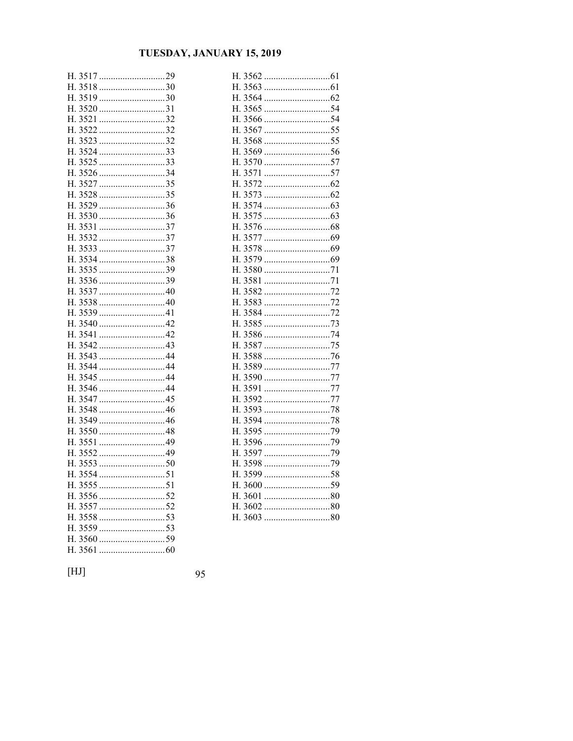H. 3517 ............................29
H. 3518 ............................30
H. 3519 ............................30
H. 3520 ............................31
H. 3521 ............................32
H. 3522 ............................32
H. 3523 ............................32
H. 3524 ............................33
H. 3525 ............................33
H. 3526 ............................34
H. 3527 ............................35
H. 3528 ............................35
H. 3529 ............................36
H. 3530 ............................36
H. 3531 ............................37
H. 3532 ............................37
H. 3533 ............................37
H. 3534 ............................38
H. 3535 ............................39
H. 3536 ............................39
H. 3537 ............................40
H. 3538 ............................40
H. 3539 ............................41
H. 3540 ............................42
H. 3541 ............................42
H. 3542 ............................43
H. 3543 ............................44
H. 3544 ............................44
H. 3545 ............................44
H. 3546 ............................44
H. 3547 ............................45
H. 3548 ............................46
H. 3549 ............................46
H. 3550 ............................48
H. 3551 ............................49
H. 3552 ............................49
H. 3553 ............................50
H. 3554 ............................51
H. 3555 ............................51
H. 3556 ............................52
H. 3557 ............................52
H. 3558 ............................53
H. 3559 ............................53
H. 3560 ............................59
H. 3561 ............................60
H. 3562 ............................61
H. 3563 ............................61
H. 3564 ............................62
H. 3565 ............................54
H. 3566 ............................54
H. 3567 ............................55
H. 3568 ............................55
H. 3569 ............................56
H. 3570 ............................57
H. 3571 ............................57
H. 3572 ............................62
H. 3573 ............................62
H. 3574 ............................63
H. 3575 ............................63
H. 3576 ............................68
H. 3577 ............................69
H. 3578 ............................69
H. 3579 ............................69
H. 3580 ............................71
H. 3581 ............................71
H. 3582 ............................72
H. 3583 ............................72
H. 3584 ............................72
H. 3585 ............................73
H. 3586 ............................74
H. 3587 ............................75
H. 3588 ............................76
H. 3589 ............................77
H. 3590 ............................77
H. 3591 ............................77
H. 3592 ............................77
H. 3593 ............................78
H. 3594 ............................78
H. 3595 ............................79
H. 3596 ............................79
H. 3597 ............................79
H. 3598 ............................79
H. 3599 ............................58
H. 3600 ............................59
H. 3601 ............................80
H. 3602 ............................80
H. 3603 ............................80